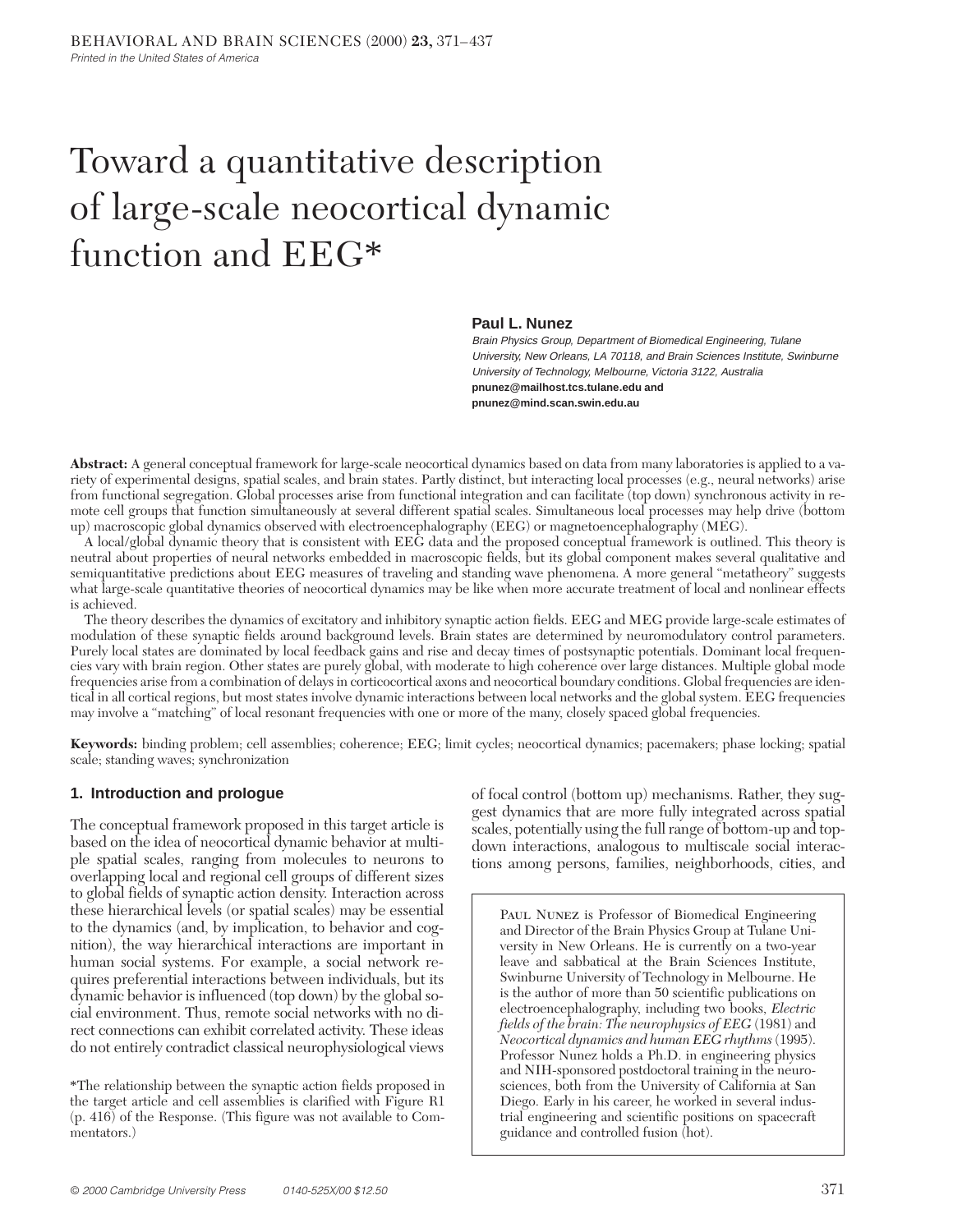# Toward a quantitative description of large-scale neocortical dynamic function and EEG*

**Paul L. Nunez**

*Brain Physics Group, Department of Biomedical Engineering, Tulane University, New Orleans, LA 70118, and Brain Sciences Institute, Swinburne University of Technology, Melbourne, Victoria 3122, Australia*
**pnunez@mailhost.tcs.tulane.edu and pnunez@mind.scan.swin.edu.au**

**Abstract:** A general conceptual framework for large-scale neocortical dynamics based on data from many laboratories is applied to a variety of experimental designs, spatial scales, and brain states. Partly distinct, but interacting local processes (e.g., neural networks) arise from functional segregation. Global processes arise from functional integration and can facilitate (top down) synchronous activity in remote cell groups that function simultaneously at several different spatial scales. Simultaneous local processes may help drive (bottom up) macroscopic global dynamics observed with electroencephalography (EEG) or magnetoencephalography (MEG).

A local/global dynamic theory that is consistent with EEG data and the proposed conceptual framework is outlined. This theory is neutral about properties of neural networks embedded in macroscopic fields, but its global component makes several qualitative and semiquantitative predictions about EEG measures of traveling and standing wave phenomena. A more general "metatheory" suggests what large-scale quantitative theories of neocortical dynamics may be like when more accurate treatment of local and nonlinear effects is achieved.

The theory describes the dynamics of excitatory and inhibitory synaptic action fields. EEG and MEG provide large-scale estimates of modulation of these synaptic fields around background levels. Brain states are determined by neuromodulatory control parameters. Purely local states are dominated by local feedback gains and rise and decay times of postsynaptic potentials. Dominant local frequencies vary with brain region. Other states are purely global, with moderate to high coherence over large distances. Multiple global mode frequencies arise from a combination of delays in corticocortical axons and neocortical boundary conditions. Global frequencies are identical in all cortical regions, but most states involve dynamic interactions between local networks and the global system. EEG frequencies may involve a "matching" of local resonant frequencies with one or more of the many, closely spaced global frequencies.

**Keywords:** binding problem; cell assemblies; coherence; EEG; limit cycles; neocortical dynamics; pacemakers; phase locking; spatial scale; standing waves; synchronization

## 1. Introduction and prologue

The conceptual framework proposed in this target article is based on the idea of neocortical dynamic behavior at multiple spatial scales, ranging from molecules to neurons to overlapping local and regional cell groups of different sizes to global fields of synaptic action density. Interaction across these hierarchical levels (or spatial scales) may be essential to the dynamics (and, by implication, to behavior and cognition), the way hierarchical interactions are important in human social systems. For example, a social network requires preferential interactions between individuals, but its dynamic behavior is influenced (top down) by the global social environment. Thus, remote social networks with no direct connections can exhibit correlated activity. These ideas do not entirely contradict classical neurophysiological views of focal control (bottom up) mechanisms. Rather, they suggest dynamics that are more fully integrated across spatial scales, potentially using the full range of bottom-up and top-down interactions, analogous to multiscale social interactions among persons, families, neighborhoods, cities, and

*The relationship between the synaptic action fields proposed in the target article and cell assemblies is clarified with Figure R1 (p. 416) of the Response. (This figure was not available to Commentators.)

Paul Nunez is Professor of Biomedical Engineering and Director of the Brain Physics Group at Tulane University in New Orleans. He is currently on a two-year leave and sabbatical at the Brain Sciences Institute, Swinburne University of Technology in Melbourne. He is the author of more than 50 scientific publications on electroencephalography, including two books, *Electric fields of the brain: The neurophysics of EEG* (1981) and *Neocortical dynamics and human EEG rhythms* (1995). Professor Nunez holds a Ph.D. in engineering physics and NIH-sponsored postdoctoral training in the neurosciences, both from the University of California at San Diego. Early in his career, he worked in several industrial engineering and scientific positions on spacecraft guidance and controlled fusion (hot).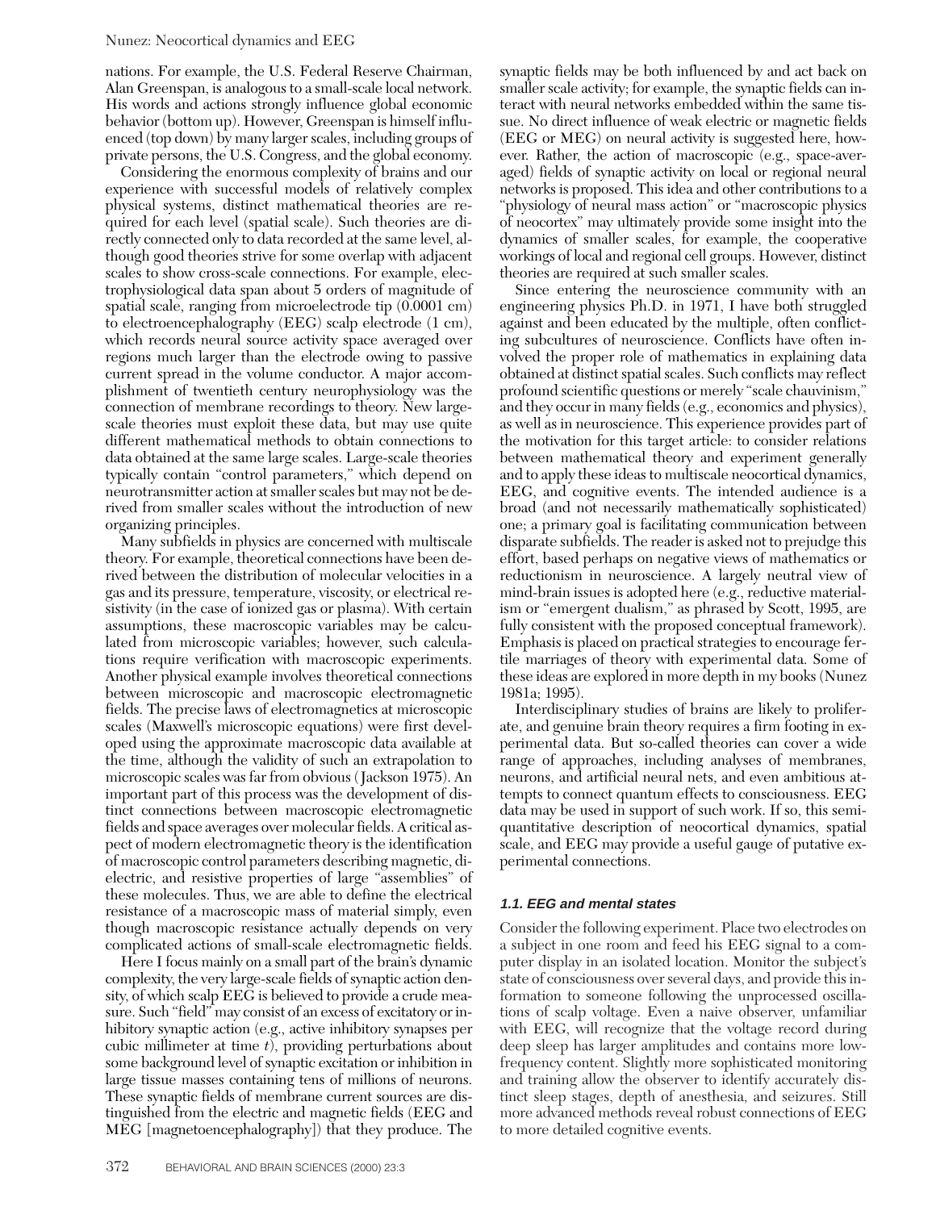nations. For example, the U.S. Federal Reserve Chairman, Alan Greenspan, is analogous to a small-scale local network. His words and actions strongly influence global economic behavior (bottom up). However, Greenspan is himself influenced (top down) by many larger scales, including groups of private persons, the U.S. Congress, and the global economy.

Considering the enormous complexity of brains and our experience with successful models of relatively complex physical systems, distinct mathematical theories are required for each level (spatial scale). Such theories are directly connected only to data recorded at the same level, although good theories strive for some overlap with adjacent scales to show cross-scale connections. For example, electrophysiological data span about 5 orders of magnitude of spatial scale, ranging from microelectrode tip (0.0001 cm) to electroencephalography (EEG) scalp electrode (1 cm), which records neural source activity space averaged over regions much larger than the electrode owing to passive current spread in the volume conductor. A major accomplishment of twentieth century neurophysiology was the connection of membrane recordings to theory. New large-scale theories must exploit these data, but may use quite different mathematical methods to obtain connections to data obtained at the same large scales. Large-scale theories typically contain "control parameters," which depend on neurotransmitter action at smaller scales but may not be derived from smaller scales without the introduction of new organizing principles.

Many subfields in physics are concerned with multiscale theory. For example, theoretical connections have been derived between the distribution of molecular velocities in a gas and its pressure, temperature, viscosity, or electrical resistivity (in the case of ionized gas or plasma). With certain assumptions, these macroscopic variables may be calculated from microscopic variables; however, such calculations require verification with macroscopic experiments. Another physical example involves theoretical connections between microscopic and macroscopic electromagnetic fields. The precise laws of electromagnetics at microscopic scales (Maxwell's microscopic equations) were first developed using the approximate macroscopic data available at the time, although the validity of such an extrapolation to microscopic scales was far from obvious (Jackson 1975). An important part of this process was the development of distinct connections between macroscopic electromagnetic fields and space averages over molecular fields. A critical aspect of modern electromagnetic theory is the identification of macroscopic control parameters describing magnetic, dielectric, and resistive properties of large "assemblies" of these molecules. Thus, we are able to define the electrical resistance of a macroscopic mass of material simply, even though macroscopic resistance actually depends on very complicated actions of small-scale electromagnetic fields.

Here I focus mainly on a small part of the brain's dynamic complexity, the very large-scale fields of synaptic action density, of which scalp EEG is believed to provide a crude measure. Such "field" may consist of an excess of excitatory or inhibitory synaptic action (e.g., active inhibitory synapses per cubic millimeter at time *t*), providing perturbations about some background level of synaptic excitation or inhibition in large tissue masses containing tens of millions of neurons. These synaptic fields of membrane current sources are distinguished from the electric and magnetic fields (EEG and MEG [magnetoencephalography]) that they produce. The synaptic fields may be both influenced by and act back on smaller scale activity; for example, the synaptic fields can interact with neural networks embedded within the same tissue. No direct influence of weak electric or magnetic fields (EEG or MEG) on neural activity is suggested here, however. Rather, the action of macroscopic (e.g., space-averaged) fields of synaptic activity on local or regional neural networks is proposed. This idea and other contributions to a "physiology of neural mass action" or "macroscopic physics of neocortex" may ultimately provide some insight into the dynamics of smaller scales, for example, the cooperative workings of local and regional cell groups. However, distinct theories are required at such smaller scales.

Since entering the neuroscience community with an engineering physics Ph.D. in 1971, I have both struggled against and been educated by the multiple, often conflicting subcultures of neuroscience. Conflicts have often involved the proper role of mathematics in explaining data obtained at distinct spatial scales. Such conflicts may reflect profound scientific questions or merely "scale chauvinism," and they occur in many fields (e.g., economics and physics), as well as in neuroscience. This experience provides part of the motivation for this target article: to consider relations between mathematical theory and experiment generally and to apply these ideas to multiscale neocortical dynamics, EEG, and cognitive events. The intended audience is a broad (and not necessarily mathematically sophisticated) one; a primary goal is facilitating communication between disparate subfields. The reader is asked not to prejudge this effort, based perhaps on negative views of mathematics or reductionism in neuroscience. A largely neutral view of mind-brain issues is adopted here (e.g., reductive materialism or "emergent dualism," as phrased by Scott, 1995, are fully consistent with the proposed conceptual framework). Emphasis is placed on practical strategies to encourage fertile marriages of theory with experimental data. Some of these ideas are explored in more depth in my books (Nunez 1981a; 1995).

Interdisciplinary studies of brains are likely to proliferate, and genuine brain theory requires a firm footing in experimental data. But so-called theories can cover a wide range of approaches, including analyses of membranes, neurons, and artificial neural nets, and even ambitious attempts to connect quantum effects to consciousness. EEG data may be used in support of such work. If so, this semi-quantitative description of neocortical dynamics, spatial scale, and EEG may provide a useful gauge of putative experimental connections.

### 1.1. EEG and mental states

Consider the following experiment. Place two electrodes on a subject in one room and feed his EEG signal to a computer display in an isolated location. Monitor the subject's state of consciousness over several days, and provide this information to someone following the unprocessed oscillations of scalp voltage. Even a naive observer, unfamiliar with EEG, will recognize that the voltage record during deep sleep has larger amplitudes and contains more low-frequency content. Slightly more sophisticated monitoring and training allow the observer to identify accurately distinct sleep stages, depth of anesthesia, and seizures. Still more advanced methods reveal robust connections of EEG to more detailed cognitive events.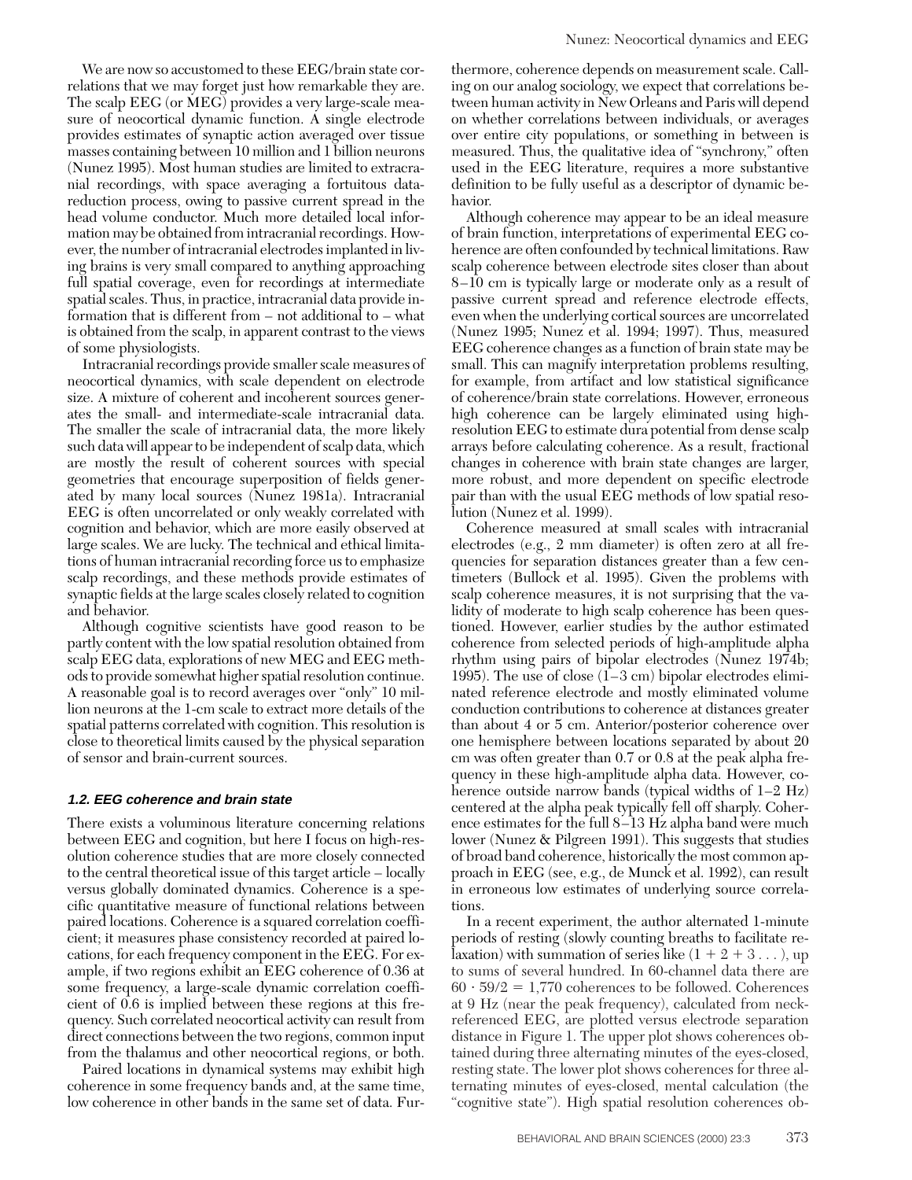We are now so accustomed to these EEG/brain state correlations that we may forget just how remarkable they are. The scalp EEG (or MEG) provides a very large-scale measure of neocortical dynamic function. A single electrode provides estimates of synaptic action averaged over tissue masses containing between 10 million and 1 billion neurons (Nunez 1995). Most human studies are limited to extracranial recordings, with space averaging a fortuitous data-reduction process, owing to passive current spread in the head volume conductor. Much more detailed local information may be obtained from intracranial recordings. However, the number of intracranial electrodes implanted in living brains is very small compared to anything approaching full spatial coverage, even for recordings at intermediate spatial scales. Thus, in practice, intracranial data provide information that is different from – not additional to – what is obtained from the scalp, in apparent contrast to the views of some physiologists.

Intracranial recordings provide smaller scale measures of neocortical dynamics, with scale dependent on electrode size. A mixture of coherent and incoherent sources generates the small- and intermediate-scale intracranial data. The smaller the scale of intracranial data, the more likely such data will appear to be independent of scalp data, which are mostly the result of coherent sources with special geometries that encourage superposition of fields generated by many local sources (Nunez 1981a). Intracranial EEG is often uncorrelated or only weakly correlated with cognition and behavior, which are more easily observed at large scales. We are lucky. The technical and ethical limitations of human intracranial recording force us to emphasize scalp recordings, and these methods provide estimates of synaptic fields at the large scales closely related to cognition and behavior.

Although cognitive scientists have good reason to be partly content with the low spatial resolution obtained from scalp EEG data, explorations of new MEG and EEG methods to provide somewhat higher spatial resolution continue. A reasonable goal is to record averages over "only" 10 million neurons at the 1-cm scale to extract more details of the spatial patterns correlated with cognition. This resolution is close to theoretical limits caused by the physical separation of sensor and brain-current sources.

### 1.2. EEG coherence and brain state

There exists a voluminous literature concerning relations between EEG and cognition, but here I focus on high-resolution coherence studies that are more closely connected to the central theoretical issue of this target article – locally versus globally dominated dynamics. Coherence is a specific quantitative measure of functional relations between paired locations. Coherence is a squared correlation coefficient; it measures phase consistency recorded at paired locations, for each frequency component in the EEG. For example, if two regions exhibit an EEG coherence of 0.36 at some frequency, a large-scale dynamic correlation coefficient of 0.6 is implied between these regions at this frequency. Such correlated neocortical activity can result from direct connections between the two regions, common input from the thalamus and other neocortical regions, or both.

Paired locations in dynamical systems may exhibit high coherence in some frequency bands and, at the same time, low coherence in other bands in the same set of data. Furthermore, coherence depends on measurement scale. Calling on our analog sociology, we expect that correlations between human activity in New Orleans and Paris will depend on whether correlations between individuals, or averages over entire city populations, or something in between is measured. Thus, the qualitative idea of "synchrony," often used in the EEG literature, requires a more substantive definition to be fully useful as a descriptor of dynamic behavior.

Although coherence may appear to be an ideal measure of brain function, interpretations of experimental EEG coherence are often confounded by technical limitations. Raw scalp coherence between electrode sites closer than about 8–10 cm is typically large or moderate only as a result of passive current spread and reference electrode effects, even when the underlying cortical sources are uncorrelated (Nunez 1995; Nunez et al. 1994; 1997). Thus, measured EEG coherence changes as a function of brain state may be small. This can magnify interpretation problems resulting, for example, from artifact and low statistical significance of coherence/brain state correlations. However, erroneous high coherence can be largely eliminated using high-resolution EEG to estimate dura potential from dense scalp arrays before calculating coherence. As a result, fractional changes in coherence with brain state changes are larger, more robust, and more dependent on specific electrode pair than with the usual EEG methods of low spatial resolution (Nunez et al. 1999).

Coherence measured at small scales with intracranial electrodes (e.g., 2 mm diameter) is often zero at all frequencies for separation distances greater than a few centimeters (Bullock et al. 1995). Given the problems with scalp coherence measures, it is not surprising that the validity of moderate to high scalp coherence has been questioned. However, earlier studies by the author estimated coherence from selected periods of high-amplitude alpha rhythm using pairs of bipolar electrodes (Nunez 1974b; 1995). The use of close (1–3 cm) bipolar electrodes eliminated reference electrode and mostly eliminated volume conduction contributions to coherence at distances greater than about 4 or 5 cm. Anterior/posterior coherence over one hemisphere between locations separated by about 20 cm was often greater than 0.7 or 0.8 at the peak alpha frequency in these high-amplitude alpha data. However, coherence outside narrow bands (typical widths of 1–2 Hz) centered at the alpha peak typically fell off sharply. Coherence estimates for the full 8–13 Hz alpha band were much lower (Nunez & Pilgreen 1991). This suggests that studies of broad band coherence, historically the most common approach in EEG (see, e.g., de Munck et al. 1992), can result in erroneous low estimates of underlying source correlations.

In a recent experiment, the author alternated 1-minute periods of resting (slowly counting breaths to facilitate relaxation) with summation of series like $(1 + 2 + 3 \ldots)$, up to sums of several hundred. In 60-channel data there are $60 \cdot 59/2 = 1{,}770$ coherences to be followed. Coherences at 9 Hz (near the peak frequency), calculated from neck-referenced EEG, are plotted versus electrode separation distance in Figure 1. The upper plot shows coherences obtained during three alternating minutes of the eyes-closed, resting state. The lower plot shows coherences for three alternating minutes of eyes-closed, mental calculation (the "cognitive state"). High spatial resolution coherences ob-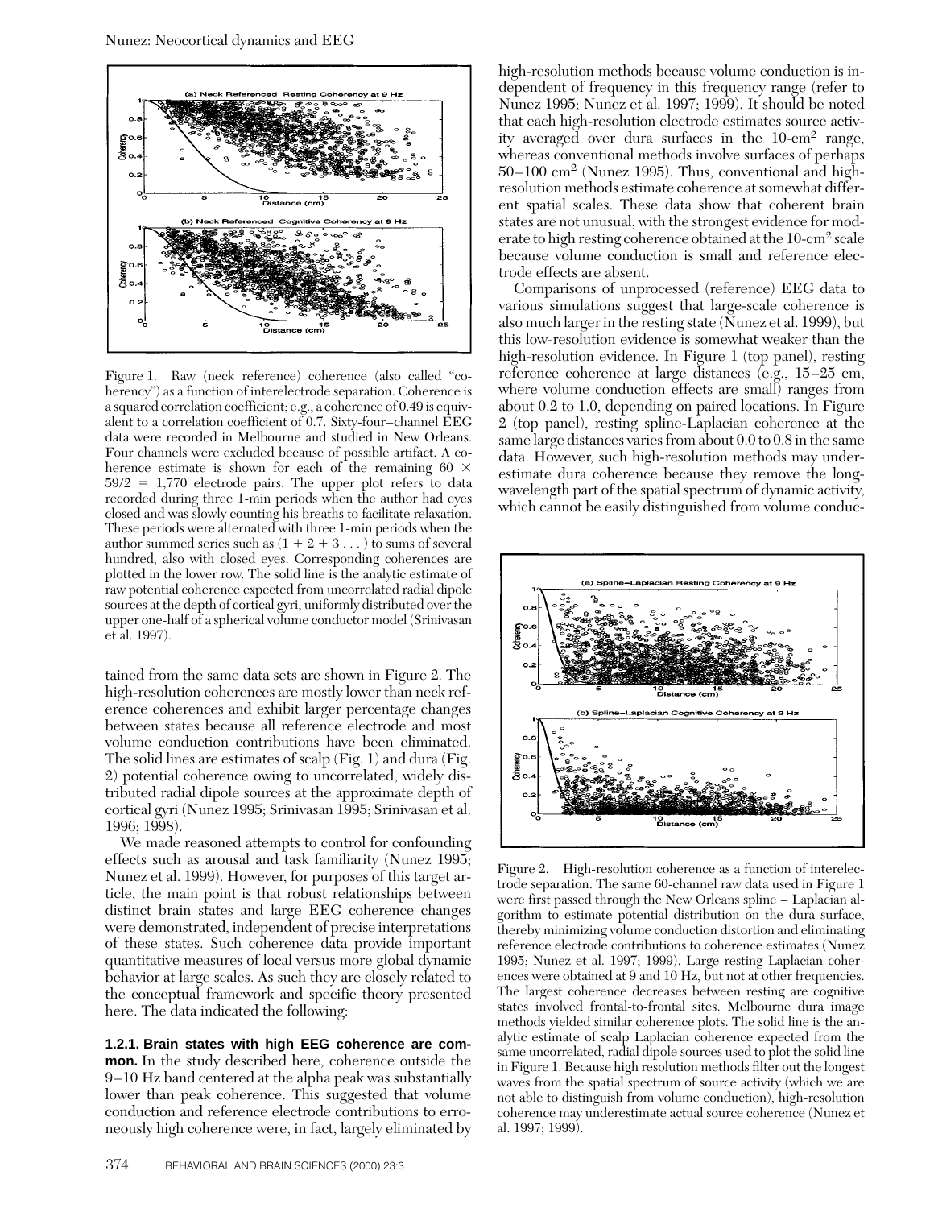Figure 1. Raw (neck reference) coherence (also called "coherency") as a function of interelectrode separation. Coherence is a squared correlation coefficient; e.g., a coherence of 0.49 is equivalent to a correlation coefficient of 0.7. Sixty-four–channel EEG data were recorded in Melbourne and studied in New Orleans. Four channels were excluded because of possible artifact. A coherence estimate is shown for each of the remaining $60 \times 59/2 = 1{,}770$ electrode pairs. The upper plot refers to data recorded during three 1-min periods when the author had eyes closed and was slowly counting his breaths to facilitate relaxation. These periods were alternated with three 1-min periods when the author summed series such as $(1 + 2 + 3 \ldots)$ to sums of several hundred, also with closed eyes. Corresponding coherences are plotted in the lower row. The solid line is the analytic estimate of raw potential coherence expected from uncorrelated radial dipole sources at the depth of cortical gyri, uniformly distributed over the upper one-half of a spherical volume conductor model (Srinivasan et al. 1997).

tained from the same data sets are shown in Figure 2. The high-resolution coherences are mostly lower than neck reference coherences and exhibit larger percentage changes between states because all reference electrode and most volume conduction contributions have been eliminated. The solid lines are estimates of scalp (Fig. 1) and dura (Fig. 2) potential coherence owing to uncorrelated, widely distributed radial dipole sources at the approximate depth of cortical gyri (Nunez 1995; Srinivasan 1995; Srinivasan et al. 1996; 1998).

We made reasoned attempts to control for confounding effects such as arousal and task familiarity (Nunez 1995; Nunez et al. 1999). However, for purposes of this target article, the main point is that robust relationships between distinct brain states and large EEG coherence changes were demonstrated, independent of precise interpretations of these states. Such coherence data provide important quantitative measures of local versus more global dynamic behavior at large scales. As such they are closely related to the conceptual framework and specific theory presented here. The data indicated the following:

**1.2.1. Brain states with high EEG coherence are common.** In the study described here, coherence outside the 9–10 Hz band centered at the alpha peak was substantially lower than peak coherence. This suggested that volume conduction and reference electrode contributions to erroneously high coherence were, in fact, largely eliminated by high-resolution methods because volume conduction is independent of frequency in this frequency range (refer to Nunez 1995; Nunez et al. 1997; 1999). It should be noted that each high-resolution electrode estimates source activity averaged over dura surfaces in the 10-cm$^2$ range, whereas conventional methods involve surfaces of perhaps 50–100 cm$^2$ (Nunez 1995). Thus, conventional and high-resolution methods estimate coherence at somewhat different spatial scales. These data show that coherent brain states are not unusual, with the strongest evidence for moderate to high resting coherence obtained at the 10-cm$^2$ scale because volume conduction is small and reference electrode effects are absent.

Comparisons of unprocessed (reference) EEG data to various simulations suggest that large-scale coherence is also much larger in the resting state (Nunez et al. 1999), but this low-resolution evidence is somewhat weaker than the high-resolution evidence. In Figure 1 (top panel), resting reference coherence at large distances (e.g., 15–25 cm, where volume conduction effects are small) ranges from about 0.2 to 1.0, depending on paired locations. In Figure 2 (top panel), resting spline-Laplacian coherence at the same large distances varies from about 0.0 to 0.8 in the same data. However, such high-resolution methods may underestimate dura coherence because they remove the long-wavelength part of the spatial spectrum of dynamic activity, which cannot be easily distinguished from volume conduc-

Figure 2. High-resolution coherence as a function of interelectrode separation. The same 60-channel raw data used in Figure 1 were first passed through the New Orleans spline – Laplacian algorithm to estimate potential distribution on the dura surface, thereby minimizing volume conduction distortion and eliminating reference electrode contributions to coherence estimates (Nunez 1995; Nunez et al. 1997; 1999). Large resting Laplacian coherences were obtained at 9 and 10 Hz, but not at other frequencies. The largest coherence decreases between resting are cognitive states involved frontal-to-frontal sites. Melbourne dura image methods yielded similar coherence plots. The solid line is the analytic estimate of scalp Laplacian coherence expected from the same uncorrelated, radial dipole sources used to plot the solid line in Figure 1. Because high resolution methods filter out the longest waves from the spatial spectrum of source activity (which we are not able to distinguish from volume conduction), high-resolution coherence may underestimate actual source coherence (Nunez et al. 1997; 1999).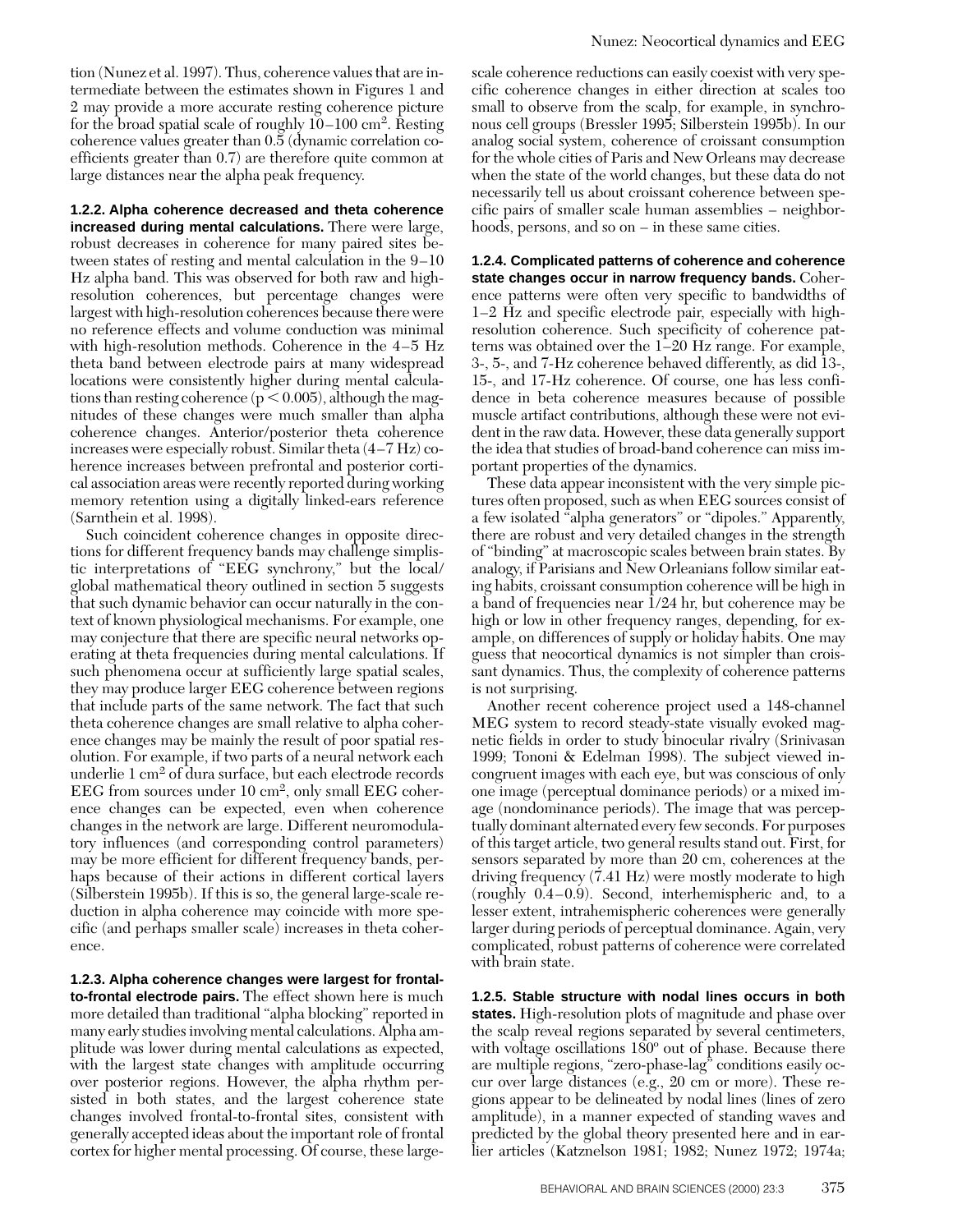tion (Nunez et al. 1997). Thus, coherence values that are intermediate between the estimates shown in Figures 1 and 2 may provide a more accurate resting coherence picture for the broad spatial scale of roughly 10–100 cm$^2$. Resting coherence values greater than 0.5 (dynamic correlation coefficients greater than 0.7) are therefore quite common at large distances near the alpha peak frequency.

**1.2.2. Alpha coherence decreased and theta coherence increased during mental calculations.** There were large, robust decreases in coherence for many paired sites between states of resting and mental calculation in the 9–10 Hz alpha band. This was observed for both raw and high-resolution coherences, but percentage changes were largest with high-resolution coherences because there were no reference effects and volume conduction was minimal with high-resolution methods. Coherence in the 4–5 Hz theta band between electrode pairs at many widespread locations were consistently higher during mental calculations than resting coherence ($p < 0.005$), although the magnitudes of these changes were much smaller than alpha coherence changes. Anterior/posterior theta coherence increases were especially robust. Similar theta (4–7 Hz) coherence increases between prefrontal and posterior cortical association areas were recently reported during working memory retention using a digitally linked-ears reference (Sarnthein et al. 1998).

Such coincident coherence changes in opposite directions for different frequency bands may challenge simplistic interpretations of "EEG synchrony," but the local/global mathematical theory outlined in section 5 suggests that such dynamic behavior can occur naturally in the context of known physiological mechanisms. For example, one may conjecture that there are specific neural networks operating at theta frequencies during mental calculations. If such phenomena occur at sufficiently large spatial scales, they may produce larger EEG coherence between regions that include parts of the same network. The fact that such theta coherence changes are small relative to alpha coherence changes may be mainly the result of poor spatial resolution. For example, if two parts of a neural network each underlie 1 cm$^2$ of dura surface, but each electrode records EEG from sources under 10 cm$^2$, only small EEG coherence changes can be expected, even when coherence changes in the network are large. Different neuromodulatory influences (and corresponding control parameters) may be more efficient for different frequency bands, perhaps because of their actions in different cortical layers (Silberstein 1995b). If this is so, the general large-scale reduction in alpha coherence may coincide with more specific (and perhaps smaller scale) increases in theta coherence.

**1.2.3. Alpha coherence changes were largest for frontal-to-frontal electrode pairs.** The effect shown here is much more detailed than traditional "alpha blocking" reported in many early studies involving mental calculations. Alpha amplitude was lower during mental calculations as expected, with the largest state changes with amplitude occurring over posterior regions. However, the alpha rhythm persisted in both states, and the largest coherence state changes involved frontal-to-frontal sites, consistent with generally accepted ideas about the important role of frontal cortex for higher mental processing. Of course, these large-scale coherence reductions can easily coexist with very specific coherence changes in either direction at scales too small to observe from the scalp, for example, in synchronous cell groups (Bressler 1995; Silberstein 1995b). In our analog social system, coherence of croissant consumption for the whole cities of Paris and New Orleans may decrease when the state of the world changes, but these data do not necessarily tell us about croissant coherence between specific pairs of smaller scale human assemblies – neighborhoods, persons, and so on – in these same cities.

**1.2.4. Complicated patterns of coherence and coherence state changes occur in narrow frequency bands.** Coherence patterns were often very specific to bandwidths of 1–2 Hz and specific electrode pair, especially with high-resolution coherence. Such specificity of coherence patterns was obtained over the 1–20 Hz range. For example, 3-, 5-, and 7-Hz coherence behaved differently, as did 13-, 15-, and 17-Hz coherence. Of course, one has less confidence in beta coherence measures because of possible muscle artifact contributions, although these were not evident in the raw data. However, these data generally support the idea that studies of broad-band coherence can miss important properties of the dynamics.

These data appear inconsistent with the very simple pictures often proposed, such as when EEG sources consist of a few isolated "alpha generators" or "dipoles." Apparently, there are robust and very detailed changes in the strength of "binding" at macroscopic scales between brain states. By analogy, if Parisians and New Orleanians follow similar eating habits, croissant consumption coherence will be high in a band of frequencies near 1/24 hr, but coherence may be high or low in other frequency ranges, depending, for example, on differences of supply or holiday habits. One may guess that neocortical dynamics is not simpler than croissant dynamics. Thus, the complexity of coherence patterns is not surprising.

Another recent coherence project used a 148-channel MEG system to record steady-state visually evoked magnetic fields in order to study binocular rivalry (Srinivasan 1999; Tononi & Edelman 1998). The subject viewed incongruent images with each eye, but was conscious of only one image (perceptual dominance periods) or a mixed image (nondominance periods). The image that was perceptually dominant alternated every few seconds. For purposes of this target article, two general results stand out. First, for sensors separated by more than 20 cm, coherences at the driving frequency (7.41 Hz) were mostly moderate to high (roughly 0.4–0.9). Second, interhemispheric and, to a lesser extent, intrahemispheric coherences were generally larger during periods of perceptual dominance. Again, very complicated, robust patterns of coherence were correlated with brain state.

**1.2.5. Stable structure with nodal lines occurs in both states.** High-resolution plots of magnitude and phase over the scalp reveal regions separated by several centimeters, with voltage oscillations 180° out of phase. Because there are multiple regions, "zero-phase-lag" conditions easily occur over large distances (e.g., 20 cm or more). These regions appear to be delineated by nodal lines (lines of zero amplitude), in a manner expected of standing waves and predicted by the global theory presented here and in earlier articles (Katznelson 1981; 1982; Nunez 1972; 1974a;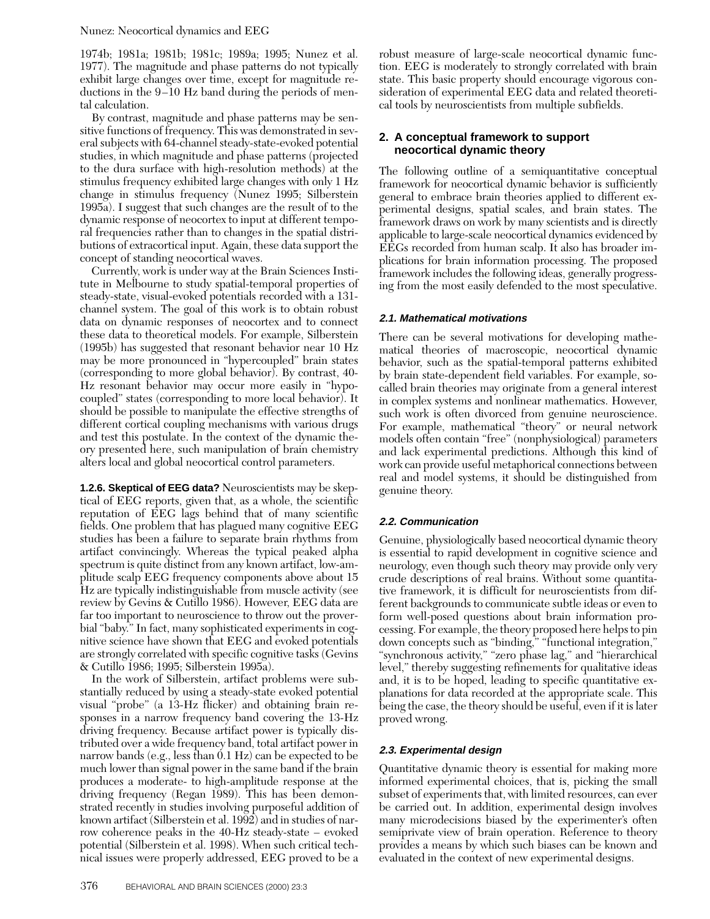1974b; 1981a; 1981b; 1981c; 1989a; 1995; Nunez et al. 1977). The magnitude and phase patterns do not typically exhibit large changes over time, except for magnitude reductions in the 9–10 Hz band during the periods of mental calculation.

By contrast, magnitude and phase patterns may be sensitive functions of frequency. This was demonstrated in several subjects with 64-channel steady-state-evoked potential studies, in which magnitude and phase patterns (projected to the dura surface with high-resolution methods) at the stimulus frequency exhibited large changes with only 1 Hz change in stimulus frequency (Nunez 1995; Silberstein 1995a). I suggest that such changes are the result of to the dynamic response of neocortex to input at different temporal frequencies rather than to changes in the spatial distributions of extracortical input. Again, these data support the concept of standing neocortical waves.

Currently, work is under way at the Brain Sciences Institute in Melbourne to study spatial-temporal properties of steady-state, visual-evoked potentials recorded with a 131-channel system. The goal of this work is to obtain robust data on dynamic responses of neocortex and to connect these data to theoretical models. For example, Silberstein (1995b) has suggested that resonant behavior near 10 Hz may be more pronounced in "hypercoupled" brain states (corresponding to more global behavior). By contrast, 40-Hz resonant behavior may occur more easily in "hypocoupled" states (corresponding to more local behavior). It should be possible to manipulate the effective strengths of different cortical coupling mechanisms with various drugs and test this postulate. In the context of the dynamic theory presented here, such manipulation of brain chemistry alters local and global neocortical control parameters.

**1.2.6. Skeptical of EEG data?** Neuroscientists may be skeptical of EEG reports, given that, as a whole, the scientific reputation of EEG lags behind that of many scientific fields. One problem that has plagued many cognitive EEG studies has been a failure to separate brain rhythms from artifact convincingly. Whereas the typical peaked alpha spectrum is quite distinct from any known artifact, low-amplitude scalp EEG frequency components above about 15 Hz are typically indistinguishable from muscle activity (see review by Gevins & Cutillo 1986). However, EEG data are far too important to neuroscience to throw out the proverbial "baby." In fact, many sophisticated experiments in cognitive science have shown that EEG and evoked potentials are strongly correlated with specific cognitive tasks (Gevins & Cutillo 1986; 1995; Silberstein 1995a).

In the work of Silberstein, artifact problems were substantially reduced by using a steady-state evoked potential visual "probe" (a 13-Hz flicker) and obtaining brain responses in a narrow frequency band covering the 13-Hz driving frequency. Because artifact power is typically distributed over a wide frequency band, total artifact power in narrow bands (e.g., less than 0.1 Hz) can be expected to be much lower than signal power in the same band if the brain produces a moderate- to high-amplitude response at the driving frequency (Regan 1989). This has been demonstrated recently in studies involving purposeful addition of known artifact (Silberstein et al. 1992) and in studies of narrow coherence peaks in the 40-Hz steady-state – evoked potential (Silberstein et al. 1998). When such critical technical issues were properly addressed, EEG proved to be a robust measure of large-scale neocortical dynamic function. EEG is moderately to strongly correlated with brain state. This basic property should encourage vigorous consideration of experimental EEG data and related theoretical tools by neuroscientists from multiple subfields.

## 2. A conceptual framework to support neocortical dynamic theory

The following outline of a semiquantitative conceptual framework for neocortical dynamic behavior is sufficiently general to embrace brain theories applied to different experimental designs, spatial scales, and brain states. The framework draws on work by many scientists and is directly applicable to large-scale neocortical dynamics evidenced by EEGs recorded from human scalp. It also has broader implications for brain information processing. The proposed framework includes the following ideas, generally progressing from the most easily defended to the most speculative.

### *2.1. Mathematical motivations*

There can be several motivations for developing mathematical theories of macroscopic, neocortical dynamic behavior, such as the spatial-temporal patterns exhibited by brain state-dependent field variables. For example, so-called brain theories may originate from a general interest in complex systems and nonlinear mathematics. However, such work is often divorced from genuine neuroscience. For example, mathematical "theory" or neural network models often contain "free" (nonphysiological) parameters and lack experimental predictions. Although this kind of work can provide useful metaphorical connections between real and model systems, it should be distinguished from genuine theory.

### *2.2. Communication*

Genuine, physiologically based neocortical dynamic theory is essential to rapid development in cognitive science and neurology, even though such theory may provide only very crude descriptions of real brains. Without some quantitative framework, it is difficult for neuroscientists from different backgrounds to communicate subtle ideas or even to form well-posed questions about brain information processing. For example, the theory proposed here helps to pin down concepts such as "binding," "functional integration," "synchronous activity," "zero phase lag," and "hierarchical level," thereby suggesting refinements for qualitative ideas and, it is to be hoped, leading to specific quantitative explanations for data recorded at the appropriate scale. This being the case, the theory should be useful, even if it is later proved wrong.

### *2.3. Experimental design*

Quantitative dynamic theory is essential for making more informed experimental choices, that is, picking the small subset of experiments that, with limited resources, can ever be carried out. In addition, experimental design involves many microdecisions biased by the experimenter's often semiprivate view of brain operation. Reference to theory provides a means by which such biases can be known and evaluated in the context of new experimental designs.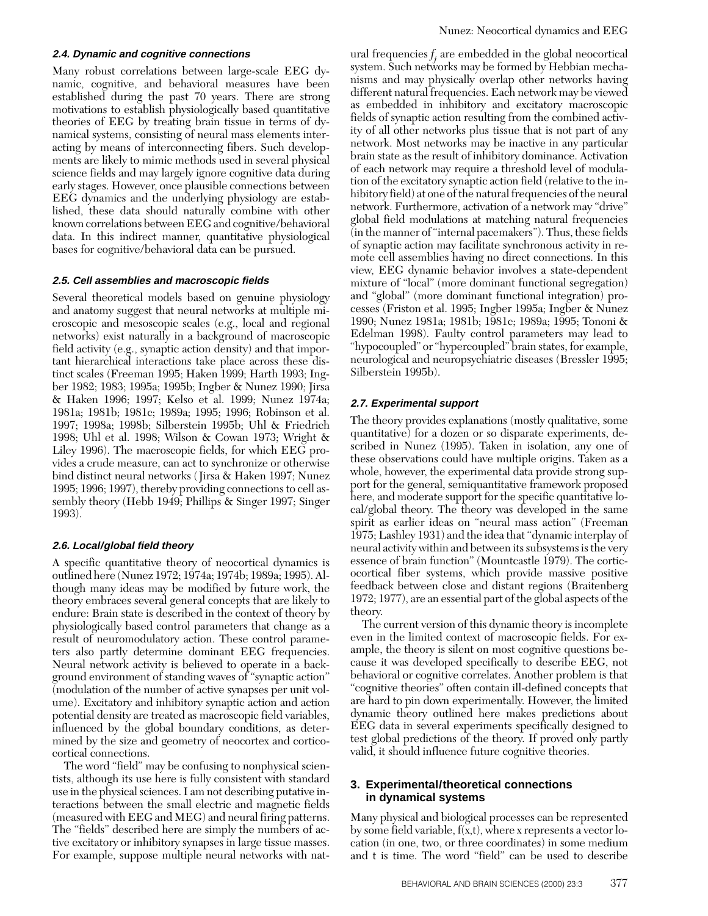### 2.4. Dynamic and cognitive connections

Many robust correlations between large-scale EEG dynamic, cognitive, and behavioral measures have been established during the past 70 years. There are strong motivations to establish physiologically based quantitative theories of EEG by treating brain tissue in terms of dynamical systems, consisting of neural mass elements interacting by means of interconnecting fibers. Such developments are likely to mimic methods used in several physical science fields and may largely ignore cognitive data during early stages. However, once plausible connections between EEG dynamics and the underlying physiology are established, these data should naturally combine with other known correlations between EEG and cognitive/behavioral data. In this indirect manner, quantitative physiological bases for cognitive/behavioral data can be pursued.

### 2.5. Cell assemblies and macroscopic fields

Several theoretical models based on genuine physiology and anatomy suggest that neural networks at multiple microscopic and mesoscopic scales (e.g., local and regional networks) exist naturally in a background of macroscopic field activity (e.g., synaptic action density) and that important hierarchical interactions take place across these distinct scales (Freeman 1995; Haken 1999; Harth 1993; Ingber 1982; 1983; 1995a; 1995b; Ingber & Nunez 1990; Jirsa & Haken 1996; 1997; Kelso et al. 1999; Nunez 1974a; 1981a; 1981b; 1981c; 1989a; 1995; 1996; Robinson et al. 1997; 1998a; 1998b; Silberstein 1995b; Uhl & Friedrich 1998; Uhl et al. 1998; Wilson & Cowan 1973; Wright & Liley 1996). The macroscopic fields, for which EEG provides a crude measure, can act to synchronize or otherwise bind distinct neural networks (Jirsa & Haken 1997; Nunez 1995; 1996; 1997), thereby providing connections to cell assembly theory (Hebb 1949; Phillips & Singer 1997; Singer 1993).

### 2.6. Local/global field theory

A specific quantitative theory of neocortical dynamics is outlined here (Nunez 1972; 1974a; 1974b; 1989a; 1995). Although many ideas may be modified by future work, the theory embraces several general concepts that are likely to endure: Brain state is described in the context of theory by physiologically based control parameters that change as a result of neuromodulatory action. These control parameters also partly determine dominant EEG frequencies. Neural network activity is believed to operate in a background environment of standing waves of "synaptic action" (modulation of the number of active synapses per unit volume). Excitatory and inhibitory synaptic action and action potential density are treated as macroscopic field variables, influenced by the global boundary conditions, as determined by the size and geometry of neocortex and corticocortical connections.

The word "field" may be confusing to nonphysical scientists, although its use here is fully consistent with standard use in the physical sciences. I am not describing putative interactions between the small electric and magnetic fields (measured with EEG and MEG) and neural firing patterns. The "fields" described here are simply the numbers of active excitatory or inhibitory synapses in large tissue masses. For example, suppose multiple neural networks with natural frequencies $f_j$ are embedded in the global neocortical system. Such networks may be formed by Hebbian mechanisms and may physically overlap other networks having different natural frequencies. Each network may be viewed as embedded in inhibitory and excitatory macroscopic fields of synaptic action resulting from the combined activity of all other networks plus tissue that is not part of any network. Most networks may be inactive in any particular brain state as the result of inhibitory dominance. Activation of each network may require a threshold level of modulation of the excitatory synaptic action field (relative to the inhibitory field) at one of the natural frequencies of the neural network. Furthermore, activation of a network may "drive" global field modulations at matching natural frequencies (in the manner of "internal pacemakers"). Thus, these fields of synaptic action may facilitate synchronous activity in remote cell assemblies having no direct connections. In this view, EEG dynamic behavior involves a state-dependent mixture of "local" (more dominant functional segregation) and "global" (more dominant functional integration) processes (Friston et al. 1995; Ingber 1995a; Ingber & Nunez 1990; Nunez 1981a; 1981b; 1981c; 1989a; 1995; Tononi & Edelman 1998). Faulty control parameters may lead to "hypocoupled" or "hypercoupled" brain states, for example, neurological and neuropsychiatric diseases (Bressler 1995; Silberstein 1995b).

### 2.7. Experimental support

The theory provides explanations (mostly qualitative, some quantitative) for a dozen or so disparate experiments, described in Nunez (1995). Taken in isolation, any one of these observations could have multiple origins. Taken as a whole, however, the experimental data provide strong support for the general, semiquantitative framework proposed here, and moderate support for the specific quantitative local/global theory. The theory was developed in the same spirit as earlier ideas on "neural mass action" (Freeman 1975; Lashley 1931) and the idea that "dynamic interplay of neural activity within and between its subsystems is the very essence of brain function" (Mountcastle 1979). The corticocortical fiber systems, which provide massive positive feedback between close and distant regions (Braitenberg 1972; 1977), are an essential part of the global aspects of the theory.

The current version of this dynamic theory is incomplete even in the limited context of macroscopic fields. For example, the theory is silent on most cognitive questions because it was developed specifically to describe EEG, not behavioral or cognitive correlates. Another problem is that "cognitive theories" often contain ill-defined concepts that are hard to pin down experimentally. However, the limited dynamic theory outlined here makes predictions about EEG data in several experiments specifically designed to test global predictions of the theory. If proved only partly valid, it should influence future cognitive theories.

## 3. Experimental/theoretical connections in dynamical systems

Many physical and biological processes can be represented by some field variable, f(x,t), where x represents a vector location (in one, two, or three coordinates) in some medium and t is time. The word "field" can be used to describe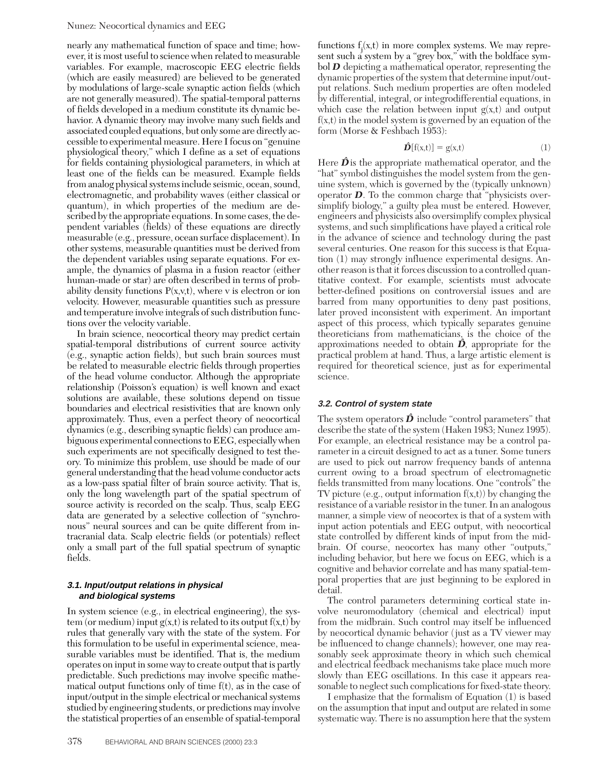nearly any mathematical function of space and time; however, it is most useful to science when related to measurable variables. For example, macroscopic EEG electric fields (which are easily measured) are believed to be generated by modulations of large-scale synaptic action fields (which are not generally measured). The spatial-temporal patterns of fields developed in a medium constitute its dynamic behavior. A dynamic theory may involve many such fields and associated coupled equations, but only some are directly accessible to experimental measure. Here I focus on "genuine physiological theory," which I define as a set of equations for fields containing physiological parameters, in which at least one of the fields can be measured. Example fields from analog physical systems include seismic, ocean, sound, electromagnetic, and probability waves (either classical or quantum), in which properties of the medium are described by the appropriate equations. In some cases, the dependent variables (fields) of these equations are directly measurable (e.g., pressure, ocean surface displacement). In other systems, measurable quantities must be derived from the dependent variables using separate equations. For example, the dynamics of plasma in a fusion reactor (either human-made or star) are often described in terms of probability density functions $P(x,v,t)$, where v is electron or ion velocity. However, measurable quantities such as pressure and temperature involve integrals of such distribution functions over the velocity variable.

In brain science, neocortical theory may predict certain spatial-temporal distributions of current source activity (e.g., synaptic action fields), but such brain sources must be related to measurable electric fields through properties of the head volume conductor. Although the appropriate relationship (Poisson's equation) is well known and exact solutions are available, these solutions depend on tissue boundaries and electrical resistivities that are known only approximately. Thus, even a perfect theory of neocortical dynamics (e.g., describing synaptic fields) can produce ambiguous experimental connections to EEG, especially when such experiments are not specifically designed to test theory. To minimize this problem, use should be made of our general understanding that the head volume conductor acts as a low-pass spatial filter of brain source activity. That is, only the long wavelength part of the spatial spectrum of source activity is recorded on the scalp. Thus, scalp EEG data are generated by a selective collection of "synchronous" neural sources and can be quite different from intracranial data. Scalp electric fields (or potentials) reflect only a small part of the full spatial spectrum of synaptic fields.

### 3.1. Input/output relations in physical and biological systems

In system science (e.g., in electrical engineering), the system (or medium) input $g(x,t)$ is related to its output $f(x,t)$ by rules that generally vary with the state of the system. For this formulation to be useful in experimental science, measurable variables must be identified. That is, the medium operates on input in some way to create output that is partly predictable. Such predictions may involve specific mathematical output functions only of time $f(t)$, as in the case of input/output in the simple electrical or mechanical systems studied by engineering students, or predictions may involve the statistical properties of an ensemble of spatial-temporal functions $f_j(x,t)$ in more complex systems. We may represent such a system by a "grey box," with the boldface symbol $\boldsymbol{D}$ depicting a mathematical operator, representing the dynamic properties of the system that determine input/output relations. Such medium properties are often modeled by differential, integral, or integrodifferential equations, in which case the relation between input $g(x,t)$ and output $f(x,t)$ in the model system is governed by an equation of the form (Morse & Feshbach 1953):

$$\hat{\boldsymbol{D}}[f(x,t)] = g(x,t) \tag{1}$$

Here $\hat{\boldsymbol{D}}$ is the appropriate mathematical operator, and the "hat" symbol distinguishes the model system from the genuine system, which is governed by the (typically unknown) operator $\boldsymbol{D}$. To the common charge that "physicists oversimplify biology," a guilty plea must be entered. However, engineers and physicists also oversimplify complex physical systems, and such simplifications have played a critical role in the advance of science and technology during the past several centuries. One reason for this success is that Equation (1) may strongly influence experimental designs. Another reason is that it forces discussion to a controlled quantitative context. For example, scientists must advocate better-defined positions on controversial issues and are barred from many opportunities to deny past positions, later proved inconsistent with experiment. An important aspect of this process, which typically separates genuine theoreticians from mathematicians, is the choice of the approximations needed to obtain $\hat{\boldsymbol{D}}$, appropriate for the practical problem at hand. Thus, a large artistic element is required for theoretical science, just as for experimental science.

### 3.2. Control of system state

The system operators $\hat{\boldsymbol{D}}$ include "control parameters" that describe the state of the system (Haken 1983; Nunez 1995). For example, an electrical resistance may be a control parameter in a circuit designed to act as a tuner. Some tuners are used to pick out narrow frequency bands of antenna current owing to a broad spectrum of electromagnetic fields transmitted from many locations. One "controls" the TV picture (e.g., output information $f(x,t)$) by changing the resistance of a variable resistor in the tuner. In an analogous manner, a simple view of neocortex is that of a system with input action potentials and EEG output, with neocortical state controlled by different kinds of input from the midbrain. Of course, neocortex has many other "outputs," including behavior, but here we focus on EEG, which is a cognitive and behavior correlate and has many spatial-temporal properties that are just beginning to be explored in detail.

The control parameters determining cortical state involve neuromodulatory (chemical and electrical) input from the midbrain. Such control may itself be influenced by neocortical dynamic behavior (just as a TV viewer may be influenced to change channels); however, one may reasonably seek approximate theory in which such chemical and electrical feedback mechanisms take place much more slowly than EEG oscillations. In this case it appears reasonable to neglect such complications for fixed-state theory.

I emphasize that the formalism of Equation (1) is based on the assumption that input and output are related in some systematic way. There is no assumption here that the system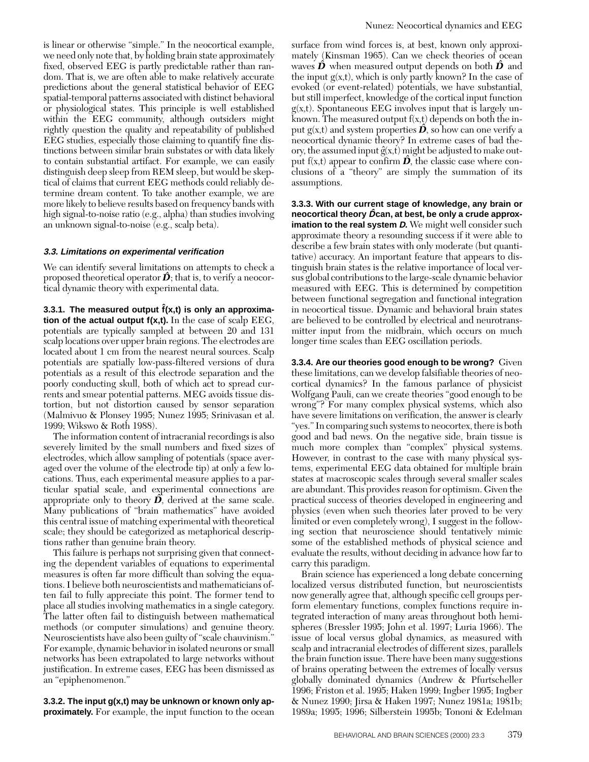is linear or otherwise "simple." In the neocortical example, we need only note that, by holding brain state approximately fixed, observed EEG is partly predictable rather than random. That is, we are often able to make relatively accurate predictions about the general statistical behavior of EEG spatial-temporal patterns associated with distinct behavioral or physiological states. This principle is well established within the EEG community, although outsiders might rightly question the quality and repeatability of published EEG studies, especially those claiming to quantify fine distinctions between similar brain substates or with data likely to contain substantial artifact. For example, we can easily distinguish deep sleep from REM sleep, but would be skeptical of claims that current EEG methods could reliably determine dream content. To take another example, we are more likely to believe results based on frequency bands with high signal-to-noise ratio (e.g., alpha) than studies involving an unknown signal-to-noise (e.g., scalp beta).

### *3.3. Limitations on experimental verification*

We can identify several limitations on attempts to check a proposed theoretical operator $\hat{D}$; that is, to verify a neocortical dynamic theory with experimental data.

**3.3.1. The measured output $\hat{f}(x,t)$ is only an approximation of the actual output f(x,t).** In the case of scalp EEG, potentials are typically sampled at between 20 and 131 scalp locations over upper brain regions. The electrodes are located about 1 cm from the nearest neural sources. Scalp potentials are spatially low-pass-filtered versions of dura potentials as a result of this electrode separation and the poorly conducting skull, both of which act to spread currents and smear potential patterns. MEG avoids tissue distortion, but not distortion caused by sensor separation (Malmivuo & Plonsey 1995; Nunez 1995; Srinivasan et al. 1999; Wikswo & Roth 1988).

The information content of intracranial recordings is also severely limited by the small numbers and fixed sizes of electrodes, which allow sampling of potentials (space averaged over the volume of the electrode tip) at only a few locations. Thus, each experimental measure applies to a particular spatial scale, and experimental connections are appropriate only to theory $\hat{D}$, derived at the same scale. Many publications of "brain mathematics" have avoided this central issue of matching experimental with theoretical scale; they should be categorized as metaphorical descriptions rather than genuine brain theory.

This failure is perhaps not surprising given that connecting the dependent variables of equations to experimental measures is often far more difficult than solving the equations. I believe both neuroscientists and mathematicians often fail to fully appreciate this point. The former tend to place all studies involving mathematics in a single category. The latter often fail to distinguish between mathematical methods (or computer simulations) and genuine theory. Neuroscientists have also been guilty of "scale chauvinism." For example, dynamic behavior in isolated neurons or small networks has been extrapolated to large networks without justification. In extreme cases, EEG has been dismissed as an "epiphenomenon."

**3.3.2. The input g(x,t) may be unknown or known only approximately.** For example, the input function to the ocean surface from wind forces is, at best, known only approximately (Kinsman 1965). Can we check theories of ocean waves $\hat{D}$ when measured output depends on both $\hat{D}$ and the input g(x,t), which is only partly known? In the case of evoked (or event-related) potentials, we have substantial, but still imperfect, knowledge of the cortical input function g(x,t). Spontaneous EEG involves input that is largely unknown. The measured output f(x,t) depends on both the input g(x,t) and system properties $\hat{D}$, so how can one verify a neocortical dynamic theory? In extreme cases of bad theory, the assumed input $\hat{g}(x,t)$ might be adjusted to make output f(x,t) appear to confirm $\hat{D}$, the classic case where conclusions of a "theory" are simply the summation of its assumptions.

**3.3.3. With our current stage of knowledge, any brain or neocortical theory $\hat{D}$ can, at best, be only a crude approximation to the real system *D*.** We might well consider such approximate theory a resounding success if it were able to describe a few brain states with only moderate (but quantitative) accuracy. An important feature that appears to distinguish brain states is the relative importance of local versus global contributions to the large-scale dynamic behavior measured with EEG. This is determined by competition between functional segregation and functional integration in neocortical tissue. Dynamic and behavioral brain states are believed to be controlled by electrical and neurotransmitter input from the midbrain, which occurs on much longer time scales than EEG oscillation periods.

**3.3.4. Are our theories good enough to be wrong?** Given these limitations, can we develop falsifiable theories of neocortical dynamics? In the famous parlance of physicist Wolfgang Pauli, can we create theories "good enough to be wrong"? For many complex physical systems, which also have severe limitations on verification, the answer is clearly "yes." In comparing such systems to neocortex, there is both good and bad news. On the negative side, brain tissue is much more complex than "complex" physical systems. However, in contrast to the case with many physical systems, experimental EEG data obtained for multiple brain states at macroscopic scales through several smaller scales are abundant. This provides reason for optimism. Given the practical success of theories developed in engineering and physics (even when such theories later proved to be very limited or even completely wrong), I suggest in the following section that neuroscience should tentatively mimic some of the established methods of physical science and evaluate the results, without deciding in advance how far to carry this paradigm.

Brain science has experienced a long debate concerning localized versus distributed function, but neuroscientists now generally agree that, although specific cell groups perform elementary functions, complex functions require integrated interaction of many areas throughout both hemispheres (Bressler 1995; John et al. 1997; Luria 1966). The issue of local versus global dynamics, as measured with scalp and intracranial electrodes of different sizes, parallels the brain function issue. There have been many suggestions of brains operating between the extremes of locally versus globally dominated dynamics (Andrew & Pfurtscheller 1996; Friston et al. 1995; Haken 1999; Ingber 1995; Ingber & Nunez 1990; Jirsa & Haken 1997; Nunez 1981a; 1981b; 1989a; 1995; 1996; Silberstein 1995b; Tononi & Edelman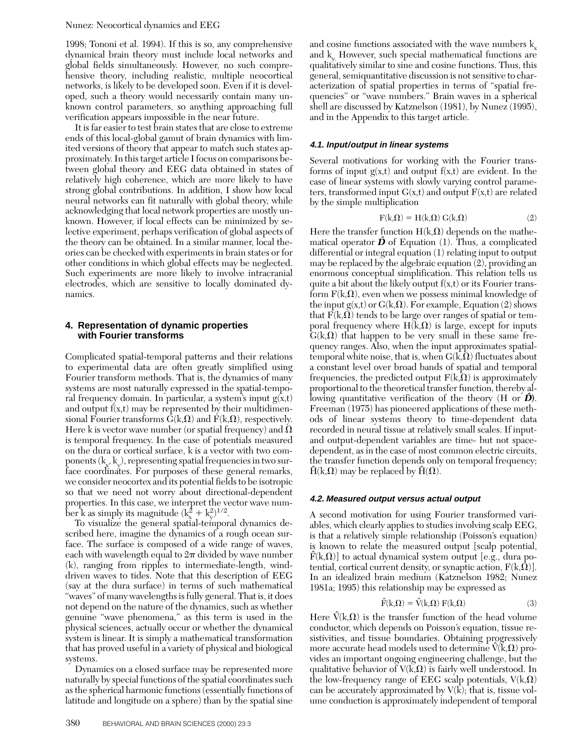1998; Tononi et al. 1994). If this is so, any comprehensive dynamical brain theory must include local networks and global fields simultaneously. However, no such comprehensive theory, including realistic, multiple neocortical networks, is likely to be developed soon. Even if it is developed, such a theory would necessarily contain many unknown control parameters, so anything approaching full verification appears impossible in the near future.

It is far easier to test brain states that are close to extreme ends of this local-global gamut of brain dynamics with limited versions of theory that appear to match such states approximately. In this target article I focus on comparisons between global theory and EEG data obtained in states of relatively high coherence, which are more likely to have strong global contributions. In addition, I show how local neural networks can fit naturally with global theory, while acknowledging that local network properties are mostly unknown. However, if local effects can be minimized by selective experiment, perhaps verification of global aspects of the theory can be obtained. In a similar manner, local theories can be checked with experiments in brain states or for other conditions in which global effects may be neglected. Such experiments are more likely to involve intracranial electrodes, which are sensitive to locally dominated dynamics.

## 4. Representation of dynamic properties with Fourier transforms

Complicated spatial-temporal patterns and their relations to experimental data are often greatly simplified using Fourier transform methods. That is, the dynamics of many systems are most naturally expressed in the spatial-temporal frequency domain. In particular, a system's input $g(x,t)$ and output $f(x,t)$ may be represented by their multidimensional Fourier transforms $G(k,\Omega)$ and $F(k,\Omega)$, respectively. Here k is vector wave number (or spatial frequency) and $\Omega$ is temporal frequency. In the case of potentials measured on the dura or cortical surface, k is a vector with two components $(k_x, k_y)$, representing spatial frequencies in two surface coordinates. For purposes of these general remarks, we consider neocortex and its potential fields to be isotropic so that we need not worry about directional-dependent properties. In this case, we interpret the vector wave number k as simply its magnitude $(k_x^2 + k_y^2)^{1/2}$.

To visualize the general spatial-temporal dynamics described here, imagine the dynamics of a rough ocean surface. The surface is composed of a wide range of waves, each with wavelength equal to $2\pi$ divided by wave number (k), ranging from ripples to intermediate-length, wind-driven waves to tides. Note that this description of EEG (say at the dura surface) in terms of such mathematical "waves" of many wavelengths is fully general. That is, it does not depend on the nature of the dynamics, such as whether genuine "wave phenomena," as this term is used in the physical sciences, actually occur or whether the dynamical system is linear. It is simply a mathematical transformation that has proved useful in a variety of physical and biological systems.

Dynamics on a closed surface may be represented more naturally by special functions of the spatial coordinates such as the spherical harmonic functions (essentially functions of latitude and longitude on a sphere) than by the spatial sine and cosine functions associated with the wave numbers $k_x$ and $k_y$. However, such special mathematical functions are qualitatively similar to sine and cosine functions. Thus, this general, semiquantitative discussion is not sensitive to characterization of spatial properties in terms of "spatial frequencies" or "wave numbers." Brain waves in a spherical shell are discussed by Katznelson (1981), by Nunez (1995), and in the Appendix to this target article.

### 4.1. Input/output in linear systems

Several motivations for working with the Fourier transforms of input $g(x,t)$ and output $f(x,t)$ are evident. In the case of linear systems with slowly varying control parameters, transformed input $G(x,t)$ and output $F(x,t)$ are related by the simple multiplication

$$F(k,\Omega) = H(k,\Omega)\, G(k,\Omega) \tag{2}$$

Here the transfer function $H(k,\Omega)$ depends on the mathematical operator $\hat{\boldsymbol{D}}$ of Equation (1). Thus, a complicated differential or integral equation (1) relating input to output may be replaced by the algebraic equation (2), providing an enormous conceptual simplification. This relation tells us quite a bit about the likely output $f(x,t)$ or its Fourier transform $F(k,\Omega)$, even when we possess minimal knowledge of the input $g(x,t)$ or $G(k,\Omega)$. For example, Equation (2) shows that $F(k,\Omega)$ tends to be large over ranges of spatial or temporal frequency where $H(k,\Omega)$ is large, except for inputs $G(k,\Omega)$ that happen to be very small in these same frequency ranges. Also, when the input approximates spatial-temporal white noise, that is, when $G(k,\Omega)$ fluctuates about a constant level over broad bands of spatial and temporal frequencies, the predicted output $F(k,\Omega)$ is approximately proportional to the theoretical transfer function, thereby allowing quantitative verification of the theory (H or $\hat{\boldsymbol{D}}$). Freeman (1975) has pioneered applications of these methods of linear systems theory to time-dependent data recorded in neural tissue at relatively small scales. If input- and output-dependent variables are time- but not space-dependent, as in the case of most common electric circuits, the transfer function depends only on temporal frequency; $\hat{H}(k,\Omega)$ may be replaced by $\hat{H}(\Omega)$.

### 4.2. Measured output versus actual output

A second motivation for using Fourier transformed variables, which clearly applies to studies involving scalp EEG, is that a relatively simple relationship (Poisson's equation) is known to relate the measured output [scalp potential, $\hat{F}(k,\Omega)$] to actual dynamical system output [e.g., dura potential, cortical current density, or synaptic action, $F(k,\Omega)$]. In an idealized brain medium (Katznelson 1982; Nunez 1981a; 1995) this relationship may be expressed as

$$\hat{F}(k,\Omega) = \hat{V}(k,\Omega)\, F(k,\Omega) \tag{3}$$

Here $\hat{V}(k,\Omega)$ is the transfer function of the head volume conductor, which depends on Poisson's equation, tissue resistivities, and tissue boundaries. Obtaining progressively more accurate head models used to determine $\hat{V}(k,\Omega)$ provides an important ongoing engineering challenge, but the qualitative behavior of $V(k,\Omega)$ is fairly well understood. In the low-frequency range of EEG scalp potentials, $V(k,\Omega)$ can be accurately approximated by $V(k)$; that is, tissue volume conduction is approximately independent of temporal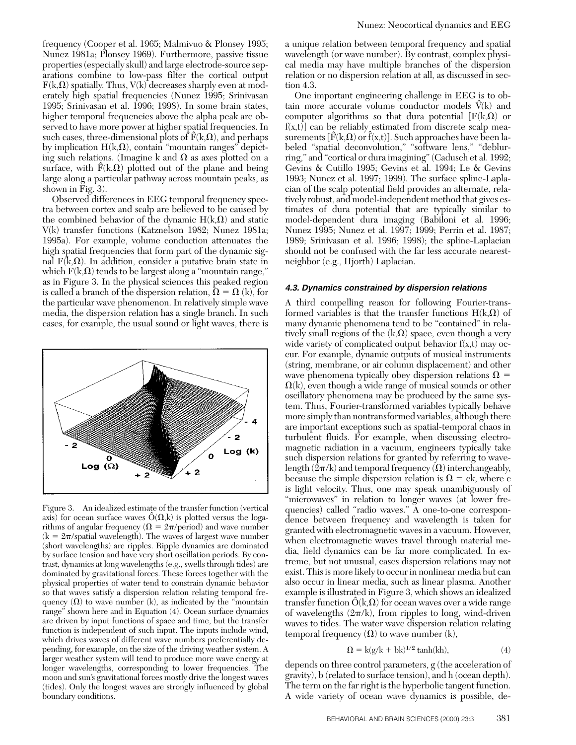frequency (Cooper et al. 1965; Malmivuo & Plonsey 1995; Nunez 1981a; Plonsey 1969). Furthermore, passive tissue properties (especially skull) and large electrode-source separations combine to low-pass filter the cortical output $F(k,\Omega)$ spatially. Thus, $V(k)$ decreases sharply even at moderately high spatial frequencies (Nunez 1995; Srinivasan 1995; Srinivasan et al. 1996; 1998). In some brain states, higher temporal frequencies above the alpha peak are observed to have more power at higher spatial frequencies. In such cases, three-dimensional plots of $\hat{F}(k,\Omega)$, and perhaps by implication $H(k,\Omega)$, contain "mountain ranges" depicting such relations. (Imagine k and $\Omega$ as axes plotted on a surface, with $\hat{F}(k,\Omega)$ plotted out of the plane and being large along a particular pathway across mountain peaks, as shown in Fig. 3).

Observed differences in EEG temporal frequency spectra between cortex and scalp are believed to be caused by the combined behavior of the dynamic $H(k,\Omega)$ and static $V(k)$ transfer functions (Katznelson 1982; Nunez 1981a; 1995a). For example, volume conduction attenuates the high spatial frequencies that form part of the dynamic signal $F(k,\Omega)$. In addition, consider a putative brain state in which $F(k,\Omega)$ tends to be largest along a "mountain range," as in Figure 3. In the physical sciences this peaked region is called a branch of the dispersion relation, $\Omega = \Omega(k)$, for the particular wave phenomenon. In relatively simple wave media, the dispersion relation has a single branch. In such cases, for example, the usual sound or light waves, there is a unique relation between temporal frequency and spatial wavelength (or wave number). By contrast, complex physical media may have multiple branches of the dispersion relation or no dispersion relation at all, as discussed in section 4.3.

Figure 3. An idealized estimate of the transfer function (vertical axis) for ocean surface waves $\hat{O}(\Omega,k)$ is plotted versus the logarithms of angular frequency ($\Omega = 2\pi$/period) and wave number ($k = 2\pi$/spatial wavelength). The waves of largest wave number (short wavelengths) are ripples. Ripple dynamics are dominated by surface tension and have very short oscillation periods. By contrast, dynamics at long wavelengths (e.g., swells through tides) are dominated by gravitational forces. These forces together with the physical properties of water tend to constrain dynamic behavior so that waves satisfy a dispersion relation relating temporal frequency ($\Omega$) to wave number (k), as indicated by the "mountain range" shown here and in Equation (4). Ocean surface dynamics are driven by input functions of space and time, but the transfer function is independent of such input. The inputs include wind, which drives waves of different wave numbers preferentially depending, for example, on the size of the driving weather system. A larger weather system will tend to produce more wave energy at longer wavelengths, corresponding to lower frequencies. The moon and sun's gravitational forces mostly drive the longest waves (tides). Only the longest waves are strongly influenced by global boundary conditions.

One important engineering challenge in EEG is to obtain more accurate volume conductor models $\hat{V}(k)$ and computer algorithms so that dura potential [$F(k,\Omega)$ or $f(x,t)$] can be reliably estimated from discrete scalp measurements [$\hat{F}(k,\Omega)$ or $\hat{f}(x,t)$]. Such approaches have been labeled "spatial deconvolution," "software lens," "deblurring," and "cortical or dura imagining" (Cadusch et al. 1992; Gevins & Cutillo 1995; Gevins et al. 1994; Le & Gevins 1993; Nunez et al. 1997; 1999). The surface spline-Laplacian of the scalp potential field provides an alternate, relatively robust, and model-independent method that gives estimates of dura potential that are typically similar to model-dependent dura imaging (Babiloni et al. 1996; Nunez 1995; Nunez et al. 1997; 1999; Perrin et al. 1987; 1989; Srinivasan et al. 1996; 1998); the spline-Laplacian should not be confused with the far less accurate nearest-neighbor (e.g., Hjorth) Laplacian.

#### 4.3. Dynamics constrained by dispersion relations

A third compelling reason for following Fourier-transformed variables is that the transfer functions $H(k,\Omega)$ of many dynamic phenomena tend to be "contained" in relatively small regions of the $(k,\Omega)$ space, even though a very wide variety of complicated output behavior $f(x,t)$ may occur. For example, dynamic outputs of musical instruments (string, membrane, or air column displacement) and other wave phenomena typically obey dispersion relations $\Omega = \Omega(k)$, even though a wide range of musical sounds or other oscillatory phenomena may be produced by the same system. Thus, Fourier-transformed variables typically behave more simply than nontransformed variables, although there are important exceptions such as spatial-temporal chaos in turbulent fluids. For example, when discussing electromagnetic radiation in a vacuum, engineers typically take such dispersion relations for granted by referring to wavelength ($2\pi/k$) and temporal frequency ($\Omega$) interchangeably, because the simple dispersion relation is $\Omega = ck$, where c is light velocity. Thus, one may speak unambiguously of "microwaves" in relation to longer waves (at lower frequencies) called "radio waves." A one-to-one correspondence between frequency and wavelength is taken for granted with electromagnetic waves in a vacuum. However, when electromagnetic waves travel through material media, field dynamics can be far more complicated. In extreme, but not unusual, cases dispersion relations may not exist. This is more likely to occur in nonlinear media but can also occur in linear media, such as linear plasma. Another example is illustrated in Figure 3, which shows an idealized transfer function $\hat{O}(k,\Omega)$ for ocean waves over a wide range of wavelengths ($2\pi/k$), from ripples to long, wind-driven waves to tides. The water wave dispersion relation relating temporal frequency ($\Omega$) to wave number (k),

$$\Omega = k(g/k + bk)^{1/2} \tanh(kh), \tag{4}$$

depends on three control parameters, g (the acceleration of gravity), b (related to surface tension), and h (ocean depth). The term on the far right is the hyperbolic tangent function. A wide variety of ocean wave dynamics is possible, de-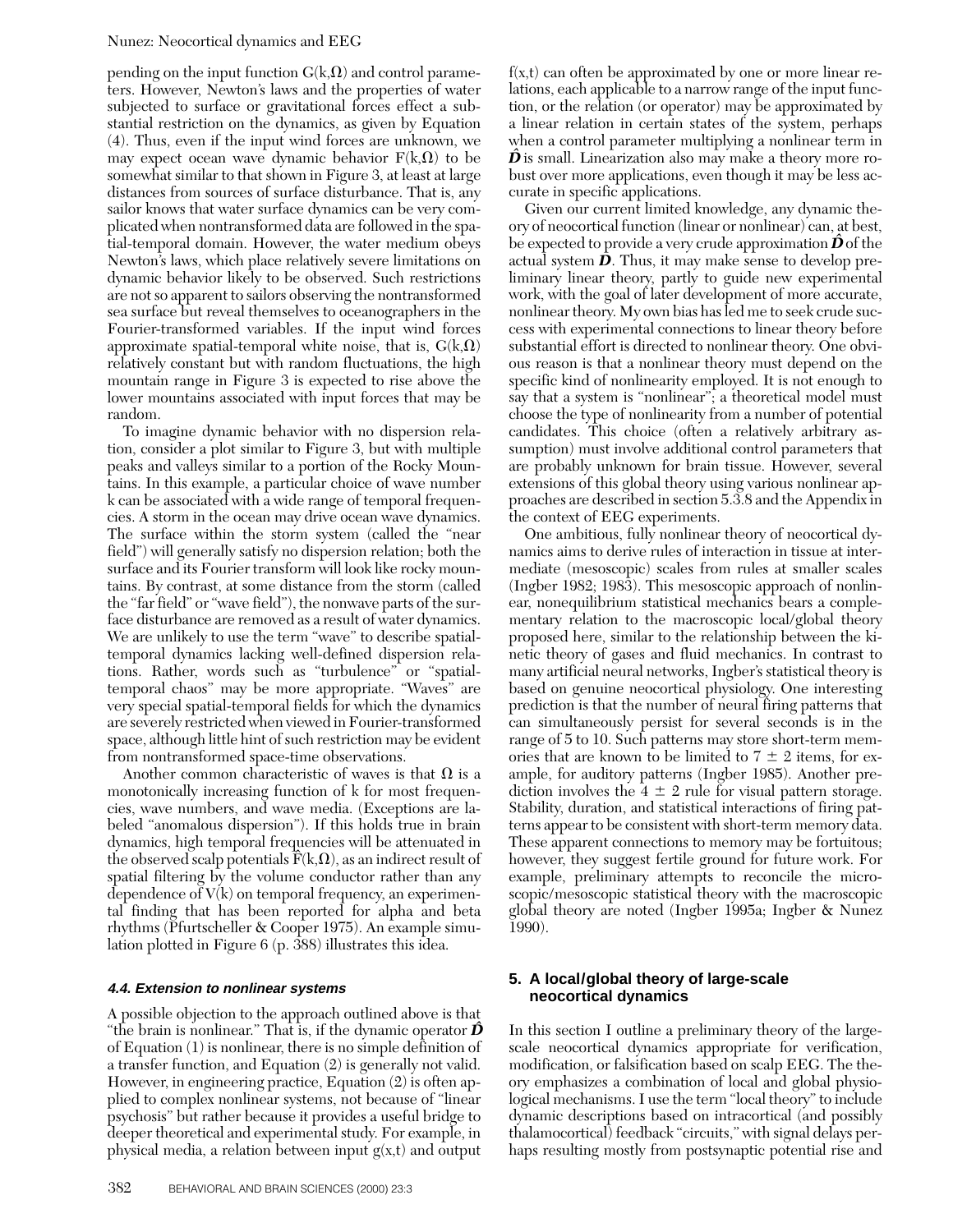pending on the input function $G(k,\Omega)$ and control parameters. However, Newton's laws and the properties of water subjected to surface or gravitational forces effect a substantial restriction on the dynamics, as given by Equation (4). Thus, even if the input wind forces are unknown, we may expect ocean wave dynamic behavior $F(k,\Omega)$ to be somewhat similar to that shown in Figure 3, at least at large distances from sources of surface disturbance. That is, any sailor knows that water surface dynamics can be very complicated when nontransformed data are followed in the spatial-temporal domain. However, the water medium obeys Newton's laws, which place relatively severe limitations on dynamic behavior likely to be observed. Such restrictions are not so apparent to sailors observing the nontransformed sea surface but reveal themselves to oceanographers in the Fourier-transformed variables. If the input wind forces approximate spatial-temporal white noise, that is, $G(k,\Omega)$ relatively constant but with random fluctuations, the high mountain range in Figure 3 is expected to rise above the lower mountains associated with input forces that may be random.

To imagine dynamic behavior with no dispersion relation, consider a plot similar to Figure 3, but with multiple peaks and valleys similar to a portion of the Rocky Mountains. In this example, a particular choice of wave number k can be associated with a wide range of temporal frequencies. A storm in the ocean may drive ocean wave dynamics. The surface within the storm system (called the "near field") will generally satisfy no dispersion relation; both the surface and its Fourier transform will look like rocky mountains. By contrast, at some distance from the storm (called the "far field" or "wave field"), the nonwave parts of the surface disturbance are removed as a result of water dynamics. We are unlikely to use the term "wave" to describe spatial-temporal dynamics lacking well-defined dispersion relations. Rather, words such as "turbulence" or "spatial-temporal chaos" may be more appropriate. "Waves" are very special spatial-temporal fields for which the dynamics are severely restricted when viewed in Fourier-transformed space, although little hint of such restriction may be evident from nontransformed space-time observations.

Another common characteristic of waves is that $\Omega$ is a monotonically increasing function of k for most frequencies, wave numbers, and wave media. (Exceptions are labeled "anomalous dispersion"). If this holds true in brain dynamics, high temporal frequencies will be attenuated in the observed scalp potentials $\tilde{F}(k,\Omega)$, as an indirect result of spatial filtering by the volume conductor rather than any dependence of $V(k)$ on temporal frequency, an experimental finding that has been reported for alpha and beta rhythms (Pfurtscheller & Cooper 1975). An example simulation plotted in Figure 6 (p. 388) illustrates this idea.

### 4.4. Extension to nonlinear systems

A possible objection to the approach outlined above is that "the brain is nonlinear." That is, if the dynamic operator $\hat{\boldsymbol{D}}$ of Equation (1) is nonlinear, there is no simple definition of a transfer function, and Equation (2) is generally not valid. However, in engineering practice, Equation (2) is often applied to complex nonlinear systems, not because of "linear psychosis" but rather because it provides a useful bridge to deeper theoretical and experimental study. For example, in physical media, a relation between input $g(x,t)$ and output $f(x,t)$ can often be approximated by one or more linear relations, each applicable to a narrow range of the input function, or the relation (or operator) may be approximated by a linear relation in certain states of the system, perhaps when a control parameter multiplying a nonlinear term in $\hat{\boldsymbol{D}}$ is small. Linearization also may make a theory more robust over more applications, even though it may be less accurate in specific applications.

Given our current limited knowledge, any dynamic theory of neocortical function (linear or nonlinear) can, at best, be expected to provide a very crude approximation $\hat{\boldsymbol{D}}$ of the actual system $\boldsymbol{D}$. Thus, it may make sense to develop preliminary linear theory, partly to guide new experimental work, with the goal of later development of more accurate, nonlinear theory. My own bias has led me to seek crude success with experimental connections to linear theory before substantial effort is directed to nonlinear theory. One obvious reason is that a nonlinear theory must depend on the specific kind of nonlinearity employed. It is not enough to say that a system is "nonlinear"; a theoretical model must choose the type of nonlinearity from a number of potential candidates. This choice (often a relatively arbitrary assumption) must involve additional control parameters that are probably unknown for brain tissue. However, several extensions of this global theory using various nonlinear approaches are described in section 5.3.8 and the Appendix in the context of EEG experiments.

One ambitious, fully nonlinear theory of neocortical dynamics aims to derive rules of interaction in tissue at intermediate (mesoscopic) scales from rules at smaller scales (Ingber 1982; 1983). This mesoscopic approach of nonlinear, nonequilibrium statistical mechanics bears a complementary relation to the macroscopic local/global theory proposed here, similar to the relationship between the kinetic theory of gases and fluid mechanics. In contrast to many artificial neural networks, Ingber's statistical theory is based on genuine neocortical physiology. One interesting prediction is that the number of neural firing patterns that can simultaneously persist for several seconds is in the range of 5 to 10. Such patterns may store short-term memories that are known to be limited to $7 \pm 2$ items, for example, for auditory patterns (Ingber 1985). Another prediction involves the $4 \pm 2$ rule for visual pattern storage. Stability, duration, and statistical interactions of firing patterns appear to be consistent with short-term memory data. These apparent connections to memory may be fortuitous; however, they suggest fertile ground for future work. For example, preliminary attempts to reconcile the microscopic/mesoscopic statistical theory with the macroscopic global theory are noted (Ingber 1995a; Ingber & Nunez 1990).

## 5. A local/global theory of large-scale neocortical dynamics

In this section I outline a preliminary theory of the large-scale neocortical dynamics appropriate for verification, modification, or falsification based on scalp EEG. The theory emphasizes a combination of local and global physiological mechanisms. I use the term "local theory" to include dynamic descriptions based on intracortical (and possibly thalamocortical) feedback "circuits," with signal delays perhaps resulting mostly from postsynaptic potential rise and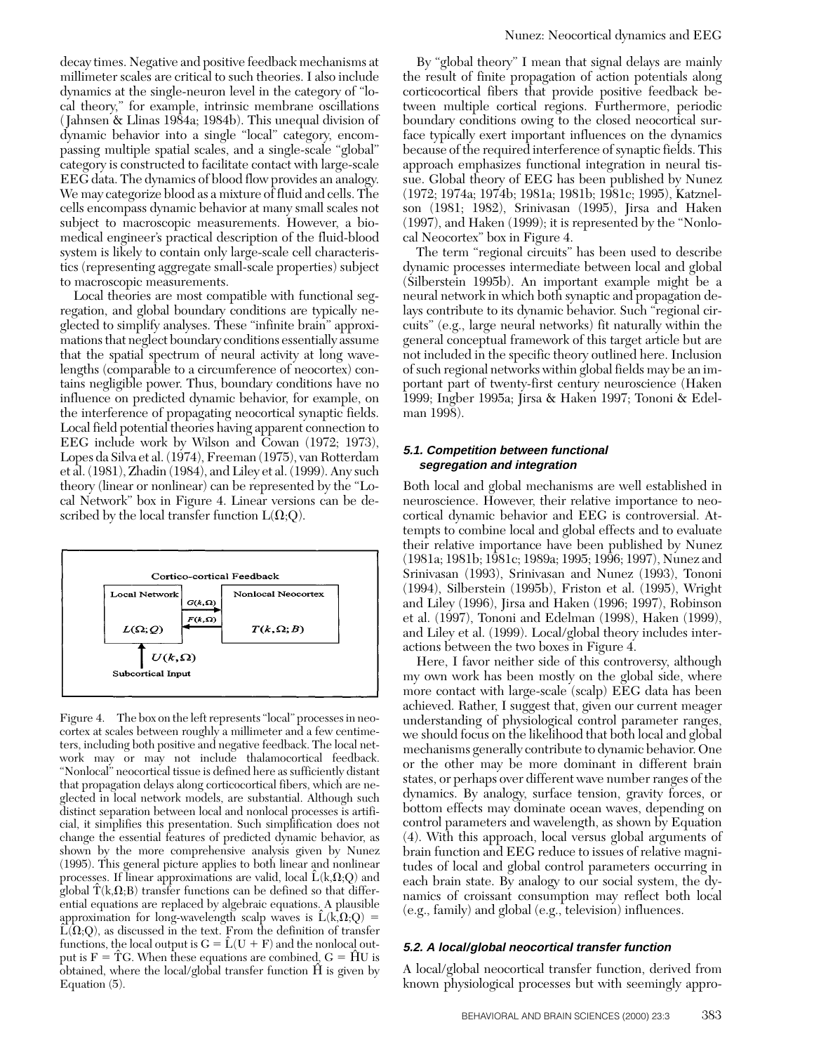decay times. Negative and positive feedback mechanisms at millimeter scales are critical to such theories. I also include dynamics at the single-neuron level in the category of "local theory," for example, intrinsic membrane oscillations (Jahnsen & Llinas 1984a; 1984b). This unequal division of dynamic behavior into a single "local" category, encompassing multiple spatial scales, and a single-scale "global" category is constructed to facilitate contact with large-scale EEG data. The dynamics of blood flow provides an analogy. We may categorize blood as a mixture of fluid and cells. The cells encompass dynamic behavior at many small scales not subject to macroscopic measurements. However, a biomedical engineer's practical description of the fluid-blood system is likely to contain only large-scale cell characteristics (representing aggregate small-scale properties) subject to macroscopic measurements.

Local theories are most compatible with functional segregation, and global boundary conditions are typically neglected to simplify analyses. These "infinite brain" approximations that neglect boundary conditions essentially assume that the spatial spectrum of neural activity at long wavelengths (comparable to a circumference of neocortex) contains negligible power. Thus, boundary conditions have no influence on predicted dynamic behavior, for example, on the interference of propagating neocortical synaptic fields. Local field potential theories having apparent connection to EEG include work by Wilson and Cowan (1972; 1973), Lopes da Silva et al. (1974), Freeman (1975), van Rotterdam et al. (1981), Zhadin (1984), and Liley et al. (1999). Any such theory (linear or nonlinear) can be represented by the "Local Network" box in Figure 4. Linear versions can be described by the local transfer function $L(\Omega;Q)$.

| Cortico-cortical Feedback | | |
|---|---|---|
| Local Network $L(\Omega;Q)$ | $G(k,\Omega)$ → ← $F(k,\Omega)$ | Nonlocal Neocortex $T(k,\Omega;B)$ |
| ↑ $U(k,\Omega)$ Subcortical Input | | |

Figure 4. The box on the left represents "local" processes in neocortex at scales between roughly a millimeter and a few centimeters, including both positive and negative feedback. The local network may or may not include thalamocortical feedback. "Nonlocal" neocortical tissue is defined here as sufficiently distant that propagation delays along corticocortical fibers, which are neglected in local network models, are substantial. Although such distinct separation between local and nonlocal processes is artificial, it simplifies this presentation. Such simplification does not change the essential features of predicted dynamic behavior, as shown by the more comprehensive analysis given by Nunez (1995). This general picture applies to both linear and nonlinear processes. If linear approximations are valid, local $\hat{L}(k,\Omega;Q)$ and global $\hat{T}(k,\Omega;B)$ transfer functions can be defined so that differential equations are replaced by algebraic equations. A plausible approximation for long-wavelength scalp waves is $\hat{L}(k,\Omega;Q) = \hat{L}(\Omega;Q)$, as discussed in the text. From the definition of transfer functions, the local output is $G = \hat{L}(U + F)$ and the nonlocal output is $F = \hat{T}G$. When these equations are combined, $G = \hat{H}U$ is obtained, where the local/global transfer function $\hat{H}$ is given by Equation (5).

By "global theory" I mean that signal delays are mainly the result of finite propagation of action potentials along corticocortical fibers that provide positive feedback between multiple cortical regions. Furthermore, periodic boundary conditions owing to the closed neocortical surface typically exert important influences on the dynamics because of the required interference of synaptic fields. This approach emphasizes functional integration in neural tissue. Global theory of EEG has been published by Nunez (1972; 1974a; 1974b; 1981a; 1981b; 1981c; 1995), Katznelson (1981; 1982), Srinivasan (1995), Jirsa and Haken (1997), and Haken (1999); it is represented by the "Nonlocal Neocortex" box in Figure 4.

The term "regional circuits" has been used to describe dynamic processes intermediate between local and global (Silberstein 1995b). An important example might be a neural network in which both synaptic and propagation delays contribute to its dynamic behavior. Such "regional circuits" (e.g., large neural networks) fit naturally within the general conceptual framework of this target article but are not included in the specific theory outlined here. Inclusion of such regional networks within global fields may be an important part of twenty-first century neuroscience (Haken 1999; Ingber 1995a; Jirsa & Haken 1997; Tononi & Edelman 1998).

### 5.1. Competition between functional segregation and integration

Both local and global mechanisms are well established in neuroscience. However, their relative importance to neocortical dynamic behavior and EEG is controversial. Attempts to combine local and global effects and to evaluate their relative importance have been published by Nunez (1981a; 1981b; 1981c; 1989a; 1995; 1996; 1997), Nunez and Srinivasan (1993), Srinivasan and Nunez (1993), Tononi (1994), Silberstein (1995b), Friston et al. (1995), Wright and Liley (1996), Jirsa and Haken (1996; 1997), Robinson et al. (1997), Tononi and Edelman (1998), Haken (1999), and Liley et al. (1999). Local/global theory includes interactions between the two boxes in Figure 4.

Here, I favor neither side of this controversy, although my own work has been mostly on the global side, where more contact with large-scale (scalp) EEG data has been achieved. Rather, I suggest that, given our current meager understanding of physiological control parameter ranges, we should focus on the likelihood that both local and global mechanisms generally contribute to dynamic behavior. One or the other may be more dominant in different brain states, or perhaps over different wave number ranges of the dynamics. By analogy, surface tension, gravity forces, or bottom effects may dominate ocean waves, depending on control parameters and wavelength, as shown by Equation (4). With this approach, local versus global arguments of brain function and EEG reduce to issues of relative magnitudes of local and global control parameters occurring in each brain state. By analogy to our social system, the dynamics of croissant consumption may reflect both local (e.g., family) and global (e.g., television) influences.

### 5.2. A local/global neocortical transfer function

A local/global neocortical transfer function, derived from known physiological processes but with seemingly appro-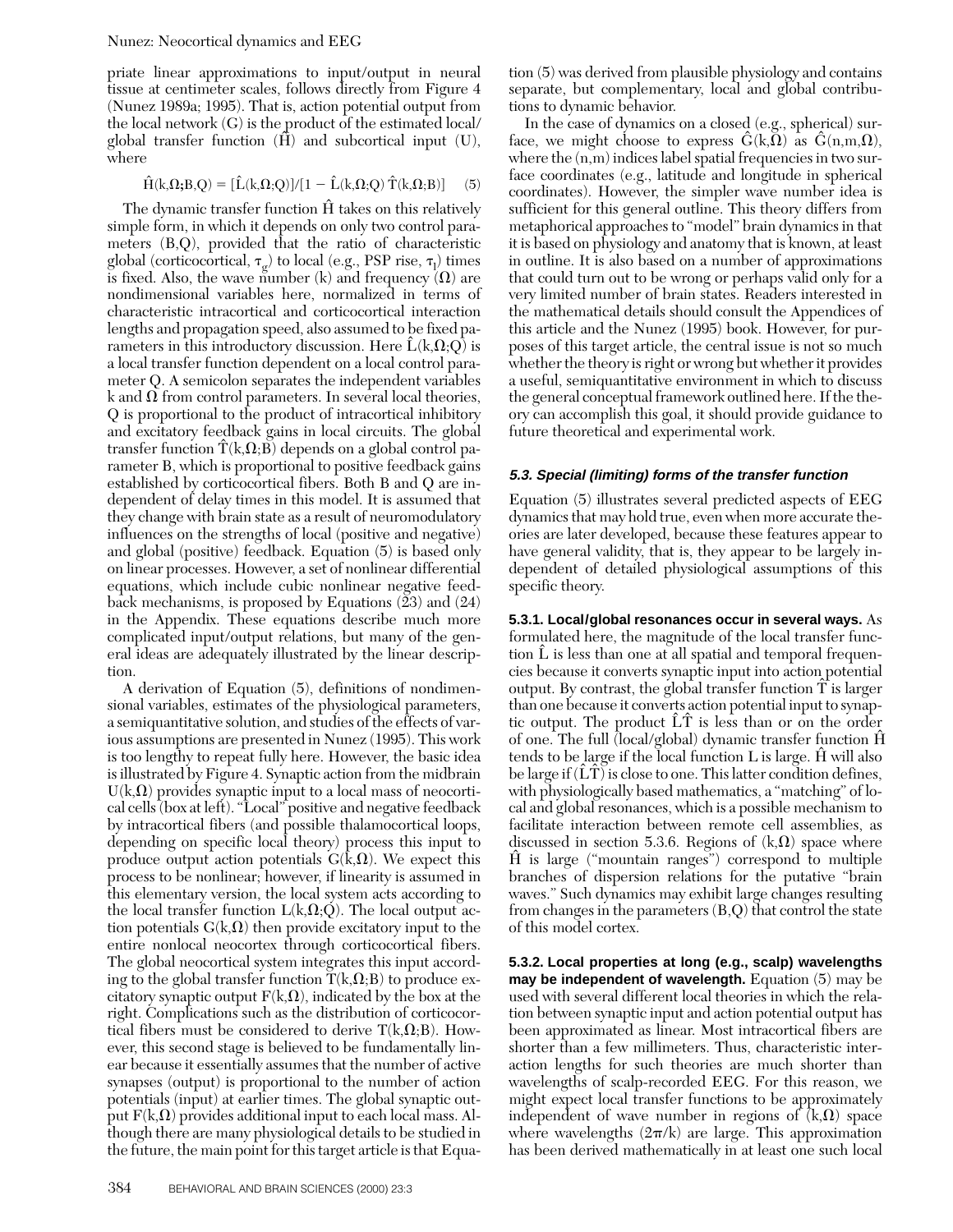priate linear approximations to input/output in neural tissue at centimeter scales, follows directly from Figure 4 (Nunez 1989a; 1995). That is, action potential output from the local network (G) is the product of the estimated local/global transfer function ($\hat{H}$) and subcortical input (U), where

$$\hat{H}(k,\Omega;B,Q) = [\hat{L}(k,\Omega;Q)]/[1 - \hat{L}(k,\Omega;Q)\,\hat{T}(k,\Omega;B)] \quad (5)$$

The dynamic transfer function $\hat{H}$ takes on this relatively simple form, in which it depends on only two control parameters (B,Q), provided that the ratio of characteristic global (corticocortical, $\tau_g$) to local (e.g., PSP rise, $\tau_l$) times is fixed. Also, the wave number (k) and frequency ($\Omega$) are nondimensional variables here, normalized in terms of characteristic intracortical and corticocortical interaction lengths and propagation speed, also assumed to be fixed parameters in this introductory discussion. Here $\hat{L}(k,\Omega;Q)$ is a local transfer function dependent on a local control parameter Q. A semicolon separates the independent variables k and $\Omega$ from control parameters. In several local theories, Q is proportional to the product of intracortical inhibitory and excitatory feedback gains in local circuits. The global transfer function $\hat{T}(k,\Omega;B)$ depends on a global control parameter B, which is proportional to positive feedback gains established by corticocortical fibers. Both B and Q are independent of delay times in this model. It is assumed that they change with brain state as a result of neuromodulatory influences on the strengths of local (positive and negative) and global (positive) feedback. Equation (5) is based only on linear processes. However, a set of nonlinear differential equations, which include cubic nonlinear negative feedback mechanisms, is proposed by Equations (23) and (24) in the Appendix. These equations describe much more complicated input/output relations, but many of the general ideas are adequately illustrated by the linear description.

A derivation of Equation (5), definitions of nondimensional variables, estimates of the physiological parameters, a semiquantitative solution, and studies of the effects of various assumptions are presented in Nunez (1995). This work is too lengthy to repeat fully here. However, the basic idea is illustrated by Figure 4. Synaptic action from the midbrain $U(k,\Omega)$ provides synaptic input to a local mass of neocortical cells (box at left). "Local" positive and negative feedback by intracortical fibers (and possible thalamocortical loops, depending on specific local theory) process this input to produce output action potentials $G(k,\Omega)$. We expect this process to be nonlinear; however, if linearity is assumed in this elementary version, the local system acts according to the local transfer function $L(k,\Omega;Q)$. The local output action potentials $G(k,\Omega)$ then provide excitatory input to the entire nonlocal neocortex through corticocortical fibers. The global neocortical system integrates this input according to the global transfer function $T(k,\Omega;B)$ to produce excitatory synaptic output $F(k,\Omega)$, indicated by the box at the right. Complications such as the distribution of corticocortical fibers must be considered to derive $T(k,\Omega;B)$. However, this second stage is believed to be fundamentally linear because it essentially assumes that the number of active synapses (output) is proportional to the number of action potentials (input) at earlier times. The global synaptic output $F(k,\Omega)$ provides additional input to each local mass. Although there are many physiological details to be studied in the future, the main point for this target article is that Equation (5) was derived from plausible physiology and contains separate, but complementary, local and global contributions to dynamic behavior.

In the case of dynamics on a closed (e.g., spherical) surface, we might choose to express $\hat{G}(k,\Omega)$ as $\hat{G}(n,m,\Omega)$, where the (n,m) indices label spatial frequencies in two surface coordinates (e.g., latitude and longitude in spherical coordinates). However, the simpler wave number idea is sufficient for this general outline. This theory differs from metaphorical approaches to "model" brain dynamics in that it is based on physiology and anatomy that is known, at least in outline. It is also based on a number of approximations that could turn out to be wrong or perhaps valid only for a very limited number of brain states. Readers interested in the mathematical details should consult the Appendices of this article and the Nunez (1995) book. However, for purposes of this target article, the central issue is not so much whether the theory is right or wrong but whether it provides a useful, semiquantitative environment in which to discuss the general conceptual framework outlined here. If the theory can accomplish this goal, it should provide guidance to future theoretical and experimental work.

### 5.3. Special (limiting) forms of the transfer function

Equation (5) illustrates several predicted aspects of EEG dynamics that may hold true, even when more accurate theories are later developed, because these features appear to have general validity, that is, they appear to be largely independent of detailed physiological assumptions of this specific theory.

**5.3.1. Local/global resonances occur in several ways.** As formulated here, the magnitude of the local transfer function $\hat{L}$ is less than one at all spatial and temporal frequencies because it converts synaptic input into action potential output. By contrast, the global transfer function $\hat{T}$ is larger than one because it converts action potential input to synaptic output. The product $\hat{L}\hat{T}$ is less than or on the order of one. The full (local/global) dynamic transfer function $\hat{H}$ tends to be large if the local function L is large. $\hat{H}$ will also be large if $(\hat{L}\hat{T})$ is close to one. This latter condition defines, with physiologically based mathematics, a "matching" of local and global resonances, which is a possible mechanism to facilitate interaction between remote cell assemblies, as discussed in section 5.3.6. Regions of $(k,\Omega)$ space where $\hat{H}$ is large ("mountain ranges") correspond to multiple branches of dispersion relations for the putative "brain waves." Such dynamics may exhibit large changes resulting from changes in the parameters (B,Q) that control the state of this model cortex.

**5.3.2. Local properties at long (e.g., scalp) wavelengths may be independent of wavelength.** Equation (5) may be used with several different local theories in which the relation between synaptic input and action potential output has been approximated as linear. Most intracortical fibers are shorter than a few millimeters. Thus, characteristic interaction lengths for such theories are much shorter than wavelengths of scalp-recorded EEG. For this reason, we might expect local transfer functions to be approximately independent of wave number in regions of $(k,\Omega)$ space where wavelengths $(2\pi/k)$ are large. This approximation has been derived mathematically in at least one such local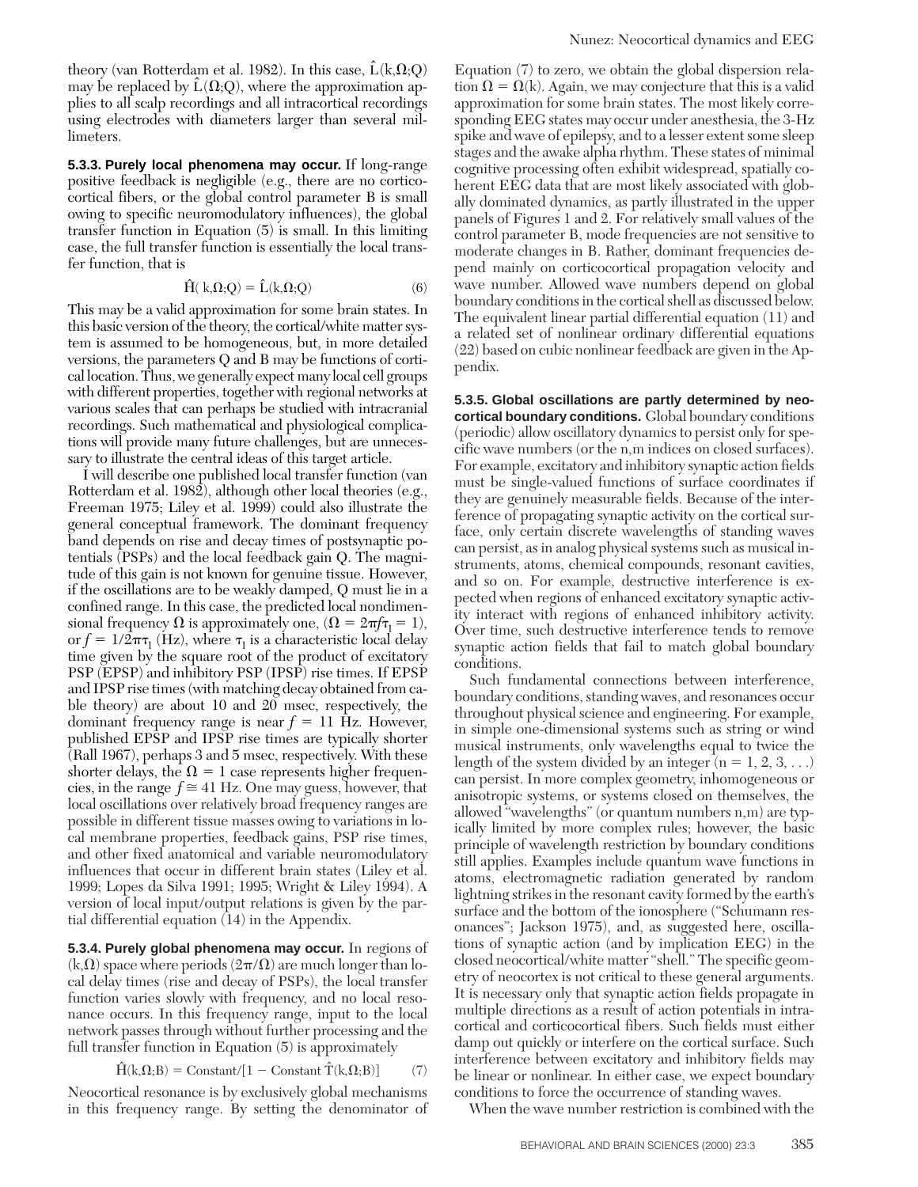theory (van Rotterdam et al. 1982). In this case, $\hat{L}(k,\Omega;Q)$ may be replaced by $\hat{L}(\Omega;Q)$, where the approximation applies to all scalp recordings and all intracortical recordings using electrodes with diameters larger than several millimeters.

**5.3.3. Purely local phenomena may occur.** If long-range positive feedback is negligible (e.g., there are no corticocortical fibers, or the global control parameter B is small owing to specific neuromodulatory influences), the global transfer function in Equation (5) is small. In this limiting case, the full transfer function is essentially the local transfer function, that is

$$\hat{H}(k,\Omega;Q) = \hat{L}(k,\Omega;Q) \tag{6}$$

This may be a valid approximation for some brain states. In this basic version of the theory, the cortical/white matter system is assumed to be homogeneous, but, in more detailed versions, the parameters Q and B may be functions of cortical location. Thus, we generally expect many local cell groups with different properties, together with regional networks at various scales that can perhaps be studied with intracranial recordings. Such mathematical and physiological complications will provide many future challenges, but are unnecessary to illustrate the central ideas of this target article.

I will describe one published local transfer function (van Rotterdam et al. 1982), although other local theories (e.g., Freeman 1975; Liley et al. 1999) could also illustrate the general conceptual framework. The dominant frequency band depends on rise and decay times of postsynaptic potentials (PSPs) and the local feedback gain Q. The magnitude of this gain is not known for genuine tissue. However, if the oscillations are to be weakly damped, Q must lie in a confined range. In this case, the predicted local nondimensional frequency $\Omega$ is approximately one, ($\Omega = 2\pi f \tau_l = 1$), or $f = 1/2\pi\tau_l$ (Hz), where $\tau_l$ is a characteristic local delay time given by the square root of the product of excitatory PSP (EPSP) and inhibitory PSP (IPSP) rise times. If EPSP and IPSP rise times (with matching decay obtained from cable theory) are about 10 and 20 msec, respectively, the dominant frequency range is near $f = 11$ Hz. However, published EPSP and IPSP rise times are typically shorter (Rall 1967), perhaps 3 and 5 msec, respectively. With these shorter delays, the $\Omega = 1$ case represents higher frequencies, in the range $f \cong 41$ Hz. One may guess, however, that local oscillations over relatively broad frequency ranges are possible in different tissue masses owing to variations in local membrane properties, feedback gains, PSP rise times, and other fixed anatomical and variable neuromodulatory influences that occur in different brain states (Liley et al. 1999; Lopes da Silva 1991; 1995; Wright & Liley 1994). A version of local input/output relations is given by the partial differential equation (14) in the Appendix.

**5.3.4. Purely global phenomena may occur.** In regions of $(k,\Omega)$ space where periods $(2\pi/\Omega)$ are much longer than local delay times (rise and decay of PSPs), the local transfer function varies slowly with frequency, and no local resonance occurs. In this frequency range, input to the local network passes through without further processing and the full transfer function in Equation (5) is approximately

$$\hat{H}(k,\Omega;B) = \text{Constant}/[1 - \text{Constant}\ \hat{T}(k,\Omega;B)] \tag{7}$$

Neocortical resonance is by exclusively global mechanisms in this frequency range. By setting the denominator of Equation (7) to zero, we obtain the global dispersion relation $\Omega = \Omega(k)$. Again, we may conjecture that this is a valid approximation for some brain states. The most likely corresponding EEG states may occur under anesthesia, the 3-Hz spike and wave of epilepsy, and to a lesser extent some sleep stages and the awake alpha rhythm. These states of minimal cognitive processing often exhibit widespread, spatially coherent EEG data that are most likely associated with globally dominated dynamics, as partly illustrated in the upper panels of Figures 1 and 2. For relatively small values of the control parameter B, mode frequencies are not sensitive to moderate changes in B. Rather, dominant frequencies depend mainly on corticocortical propagation velocity and wave number. Allowed wave numbers depend on global boundary conditions in the cortical shell as discussed below. The equivalent linear partial differential equation (11) and a related set of nonlinear ordinary differential equations (22) based on cubic nonlinear feedback are given in the Appendix.

**5.3.5. Global oscillations are partly determined by neocortical boundary conditions.** Global boundary conditions (periodic) allow oscillatory dynamics to persist only for specific wave numbers (or the n,m indices on closed surfaces). For example, excitatory and inhibitory synaptic action fields must be single-valued functions of surface coordinates if they are genuinely measurable fields. Because of the interference of propagating synaptic activity on the cortical surface, only certain discrete wavelengths of standing waves can persist, as in analog physical systems such as musical instruments, atoms, chemical compounds, resonant cavities, and so on. For example, destructive interference is expected when regions of enhanced excitatory synaptic activity interact with regions of enhanced inhibitory activity. Over time, such destructive interference tends to remove synaptic action fields that fail to match global boundary conditions.

Such fundamental connections between interference, boundary conditions, standing waves, and resonances occur throughout physical science and engineering. For example, in simple one-dimensional systems such as string or wind musical instruments, only wavelengths equal to twice the length of the system divided by an integer (n = 1, 2, 3, . . .) can persist. In more complex geometry, inhomogeneous or anisotropic systems, or systems closed on themselves, the allowed "wavelengths" (or quantum numbers n,m) are typically limited by more complex rules; however, the basic principle of wavelength restriction by boundary conditions still applies. Examples include quantum wave functions in atoms, electromagnetic radiation generated by random lightning strikes in the resonant cavity formed by the earth's surface and the bottom of the ionosphere ("Schumann resonances"; Jackson 1975), and, as suggested here, oscillations of synaptic action (and by implication EEG) in the closed neocortical/white matter "shell." The specific geometry of neocortex is not critical to these general arguments. It is necessary only that synaptic action fields propagate in multiple directions as a result of action potentials in intracortical and corticocortical fibers. Such fields must either damp out quickly or interfere on the cortical surface. Such interference between excitatory and inhibitory fields may be linear or nonlinear. In either case, we expect boundary conditions to force the occurrence of standing waves.

When the wave number restriction is combined with the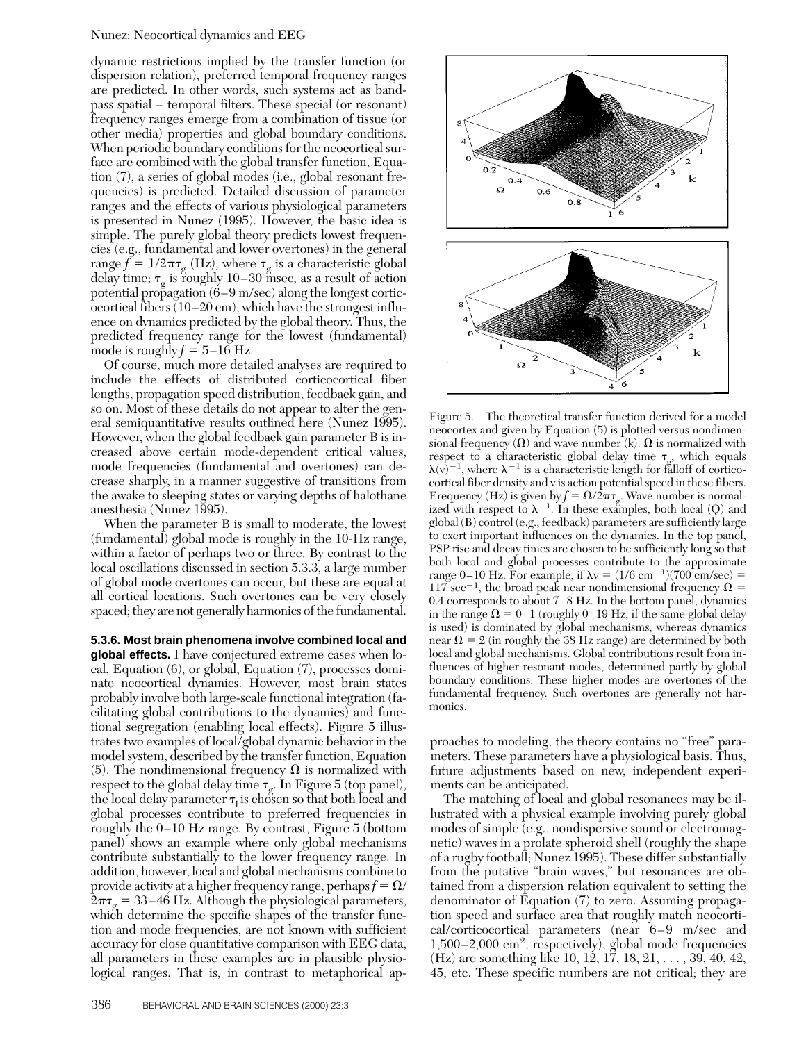dynamic restrictions implied by the transfer function (or dispersion relation), preferred temporal frequency ranges are predicted. In other words, such systems act as band-pass spatial – temporal filters. These special (or resonant) frequency ranges emerge from a combination of tissue (or other media) properties and global boundary conditions. When periodic boundary conditions for the neocortical surface are combined with the global transfer function, Equation (7), a series of global modes (i.e., global resonant frequencies) is predicted. Detailed discussion of parameter ranges and the effects of various physiological parameters is presented in Nunez (1995). However, the basic idea is simple. The purely global theory predicts lowest frequencies (e.g., fundamental and lower overtones) in the general range $f = 1/2\pi\tau_g$ (Hz), where $\tau_g$ is a characteristic global delay time; $\tau_g$ is roughly 10–30 msec, as a result of action potential propagation (6–9 m/sec) along the longest corticocortical fibers (10–20 cm), which have the strongest influence on dynamics predicted by the global theory. Thus, the predicted frequency range for the lowest (fundamental) mode is roughly $f = 5$–$16$ Hz.

Of course, much more detailed analyses are required to include the effects of distributed corticocortical fiber lengths, propagation speed distribution, feedback gain, and so on. Most of these details do not appear to alter the general semiquantitative results outlined here (Nunez 1995). However, when the global feedback gain parameter B is increased above certain mode-dependent critical values, mode frequencies (fundamental and overtones) can decrease sharply, in a manner suggestive of transitions from the awake to sleeping states or varying depths of halothane anesthesia (Nunez 1995).

When the parameter B is small to moderate, the lowest (fundamental) global mode is roughly in the 10-Hz range, within a factor of perhaps two or three. By contrast to the local oscillations discussed in section 5.3.3, a large number of global mode overtones can occur, but these are equal at all cortical locations. Such overtones can be very closely spaced; they are not generally harmonics of the fundamental.

**5.3.6. Most brain phenomena involve combined local and global effects.** I have conjectured extreme cases when local, Equation (6), or global, Equation (7), processes dominate neocortical dynamics. However, most brain states probably involve both large-scale functional integration (facilitating global contributions to the dynamics) and functional segregation (enabling local effects). Figure 5 illustrates two examples of local/global dynamic behavior in the model system, described by the transfer function, Equation (5). The nondimensional frequency $\Omega$ is normalized with respect to the global delay time $\tau_g$. In Figure 5 (top panel), the local delay parameter $\tau_l$ is chosen so that both local and global processes contribute to preferred frequencies in roughly the 0–10 Hz range. By contrast, Figure 5 (bottom panel) shows an example where only global mechanisms contribute substantially to the lower frequency range. In addition, however, local and global mechanisms combine to provide activity at a higher frequency range, perhaps $f = \Omega/2\pi\tau_g = 33$–$46$ Hz. Although the physiological parameters, which determine the specific shapes of the transfer function and mode frequencies, are not known with sufficient accuracy for close quantitative comparison with EEG data, all parameters in these examples are in plausible physiological ranges. That is, in contrast to metaphorical approaches to modeling, the theory contains no "free" parameters. These parameters have a physiological basis. Thus, future adjustments based on new, independent experiments can be anticipated.

Figure 5. The theoretical transfer function derived for a model neocortex and given by Equation (5) is plotted versus nondimensional frequency ($\Omega$) and wave number (k). $\Omega$ is normalized with respect to a characteristic global delay time $\tau_g$, which equals $\lambda(v)^{-1}$, where $\lambda^{-1}$ is a characteristic length for falloff of corticocortical fiber density and v is action potential speed in these fibers. Frequency (Hz) is given by $f = \Omega/2\pi\tau_g$. Wave number is normalized with respect to $\lambda^{-1}$. In these examples, both local (Q) and global (B) control (e.g., feedback) parameters are sufficiently large to exert important influences on the dynamics. In the top panel, PSP rise and decay times are chosen to be sufficiently long so that both local and global processes contribute to the approximate range 0–10 Hz. For example, if $\lambda v = (1/6 \text{ cm}^{-1})(700 \text{ cm/sec}) = 117 \text{ sec}^{-1}$, the broad peak near nondimensional frequency $\Omega = 0.4$ corresponds to about 7–8 Hz. In the bottom panel, dynamics in the range $\Omega = 0$–$1$ (roughly 0–19 Hz, if the same global delay is used) is dominated by global mechanisms, whereas dynamics near $\Omega = 2$ (in roughly the 38 Hz range) are determined by both local and global mechanisms. Global contributions result from influences of higher resonant modes, determined partly by global boundary conditions. These higher modes are overtones of the fundamental frequency. Such overtones are generally not harmonics.

The matching of local and global resonances may be illustrated with a physical example involving purely global modes of simple (e.g., nondispersive sound or electromagnetic) waves in a prolate spheroid shell (roughly the shape of a rugby football; Nunez 1995). These differ substantially from the putative "brain waves," but resonances are obtained from a dispersion relation equivalent to setting the denominator of Equation (7) to zero. Assuming propagation speed and surface area that roughly match neocortical/corticocortical parameters (near 6–9 m/sec and 1,500–2,000 cm$^2$, respectively), global mode frequencies (Hz) are something like 10, 12, 17, 18, 21, . . . , 39, 40, 42, 45, etc. These specific numbers are not critical; they are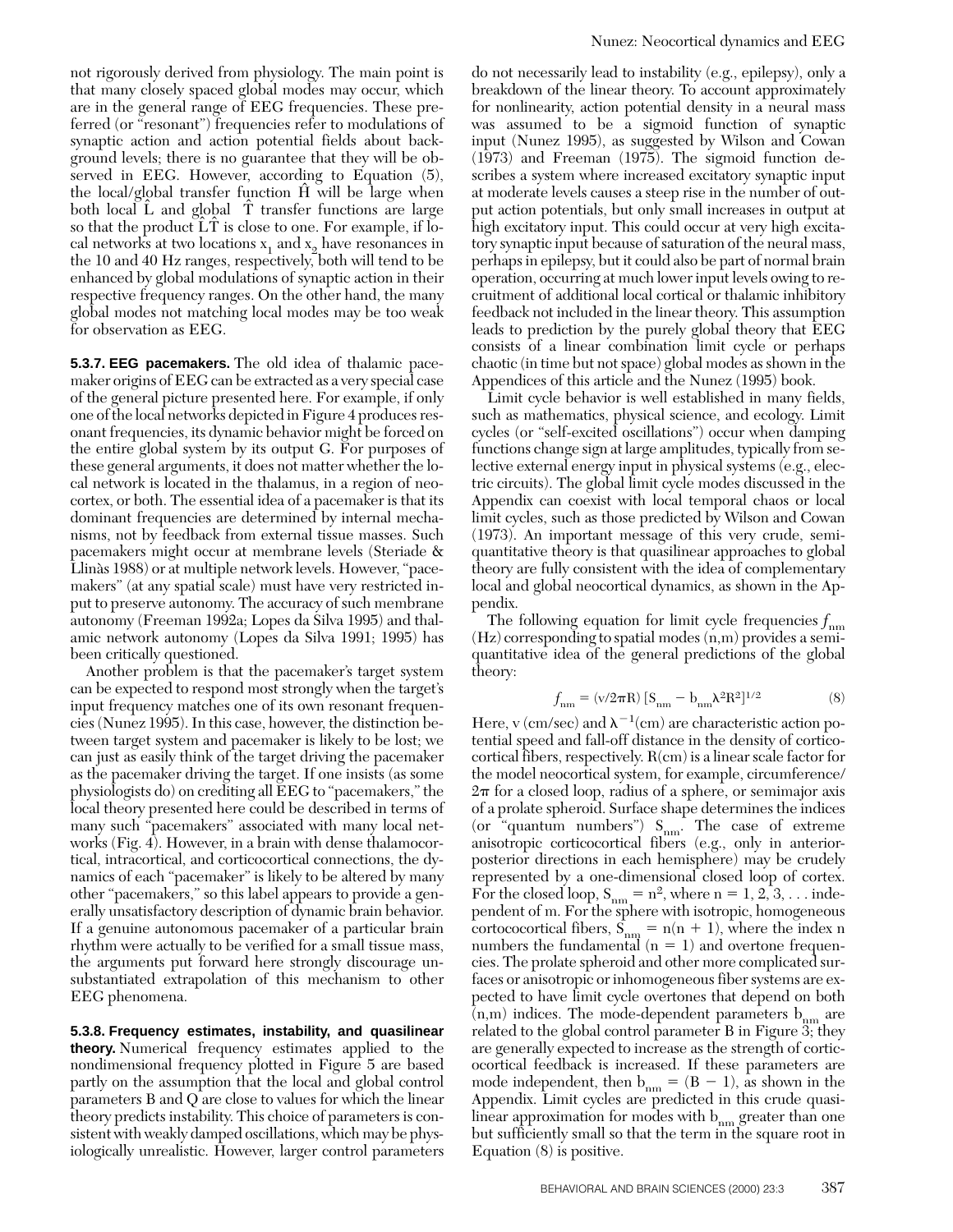not rigorously derived from physiology. The main point is that many closely spaced global modes may occur, which are in the general range of EEG frequencies. These preferred (or "resonant") frequencies refer to modulations of synaptic action and action potential fields about background levels; there is no guarantee that they will be observed in EEG. However, according to Equation (5), the local/global transfer function $\hat{H}$ will be large when both local $\hat{L}$ and global $\hat{T}$ transfer functions are large so that the product $\hat{L}\hat{T}$ is close to one. For example, if local networks at two locations $x_1$ and $x_2$ have resonances in the 10 and 40 Hz ranges, respectively, both will tend to be enhanced by global modulations of synaptic action in their respective frequency ranges. On the other hand, the many global modes not matching local modes may be too weak for observation as EEG.

**5.3.7. EEG pacemakers.** The old idea of thalamic pacemaker origins of EEG can be extracted as a very special case of the general picture presented here. For example, if only one of the local networks depicted in Figure 4 produces resonant frequencies, its dynamic behavior might be forced on the entire global system by its output G. For purposes of these general arguments, it does not matter whether the local network is located in the thalamus, in a region of neocortex, or both. The essential idea of a pacemaker is that its dominant frequencies are determined by internal mechanisms, not by feedback from external tissue masses. Such pacemakers might occur at membrane levels (Steriade & Llinàs 1988) or at multiple network levels. However, "pacemakers" (at any spatial scale) must have very restricted input to preserve autonomy. The accuracy of such membrane autonomy (Freeman 1992a; Lopes da Silva 1995) and thalamic network autonomy (Lopes da Silva 1991; 1995) has been critically questioned.

Another problem is that the pacemaker's target system can be expected to respond most strongly when the target's input frequency matches one of its own resonant frequencies (Nunez 1995). In this case, however, the distinction between target system and pacemaker is likely to be lost; we can just as easily think of the target driving the pacemaker as the pacemaker driving the target. If one insists (as some physiologists do) on crediting all EEG to "pacemakers," the local theory presented here could be described in terms of many such "pacemakers" associated with many local networks (Fig. 4). However, in a brain with dense thalamocortical, intracortical, and corticocortical connections, the dynamics of each "pacemaker" is likely to be altered by many other "pacemakers," so this label appears to provide a generally unsatisfactory description of dynamic brain behavior. If a genuine autonomous pacemaker of a particular brain rhythm were actually to be verified for a small tissue mass, the arguments put forward here strongly discourage unsubstantiated extrapolation of this mechanism to other EEG phenomena.

**5.3.8. Frequency estimates, instability, and quasilinear theory.** Numerical frequency estimates applied to the nondimensional frequency plotted in Figure 5 are based partly on the assumption that the local and global control parameters B and Q are close to values for which the linear theory predicts instability. This choice of parameters is consistent with weakly damped oscillations, which may be physiologically unrealistic. However, larger control parameters do not necessarily lead to instability (e.g., epilepsy), only a breakdown of the linear theory. To account approximately for nonlinearity, action potential density in a neural mass was assumed to be a sigmoid function of synaptic input (Nunez 1995), as suggested by Wilson and Cowan (1973) and Freeman (1975). The sigmoid function describes a system where increased excitatory synaptic input at moderate levels causes a steep rise in the number of output action potentials, but only small increases in output at high excitatory input. This could occur at very high excitatory synaptic input because of saturation of the neural mass, perhaps in epilepsy, but it could also be part of normal brain operation, occurring at much lower input levels owing to recruitment of additional local cortical or thalamic inhibitory feedback not included in the linear theory. This assumption leads to prediction by the purely global theory that EEG consists of a linear combination limit cycle or perhaps chaotic (in time but not space) global modes as shown in the Appendices of this article and the Nunez (1995) book.

Limit cycle behavior is well established in many fields, such as mathematics, physical science, and ecology. Limit cycles (or "self-excited oscillations") occur when damping functions change sign at large amplitudes, typically from selective external energy input in physical systems (e.g., electric circuits). The global limit cycle modes discussed in the Appendix can coexist with local temporal chaos or local limit cycles, such as those predicted by Wilson and Cowan (1973). An important message of this very crude, semiquantitative theory is that quasilinear approaches to global theory are fully consistent with the idea of complementary local and global neocortical dynamics, as shown in the Appendix.

The following equation for limit cycle frequencies $f_{nm}$ (Hz) corresponding to spatial modes (n,m) provides a semiquantitative idea of the general predictions of the global theory:

$$f_{nm} = (v/2\pi R)\,[S_{nm} - b_{nm}\lambda^2 R^2]^{1/2} \tag{8}$$

Here, v (cm/sec) and $\lambda^{-1}$(cm) are characteristic action potential speed and fall-off distance in the density of corticocortical fibers, respectively. R(cm) is a linear scale factor for the model neocortical system, for example, circumference/$2\pi$ for a closed loop, radius of a sphere, or semimajor axis of a prolate spheroid. Surface shape determines the indices (or "quantum numbers") $S_{nm}$. The case of extreme anisotropic corticocortical fibers (e.g., only in anterior-posterior directions in each hemisphere) may be crudely represented by a one-dimensional closed loop of cortex. For the closed loop, $S_{nm} = n^2$, where n = 1, 2, 3, . . . independent of m. For the sphere with isotropic, homogeneous cortcocortical fibers, $S_{nm} = n(n + 1)$, where the index n numbers the fundamental (n = 1) and overtone frequencies. The prolate spheroid and other more complicated surfaces or anisotropic or inhomogeneous fiber systems are expected to have limit cycle overtones that depend on both (n,m) indices. The mode-dependent parameters $b_{nm}$ are related to the global control parameter B in Figure 3; they are generally expected to increase as the strength of corticocortical feedback is increased. If these parameters are mode independent, then $b_{nm} = (B - 1)$, as shown in the Appendix. Limit cycles are predicted in this crude quasilinear approximation for modes with $b_{nm}$ greater than one but sufficiently small so that the term in the square root in Equation (8) is positive.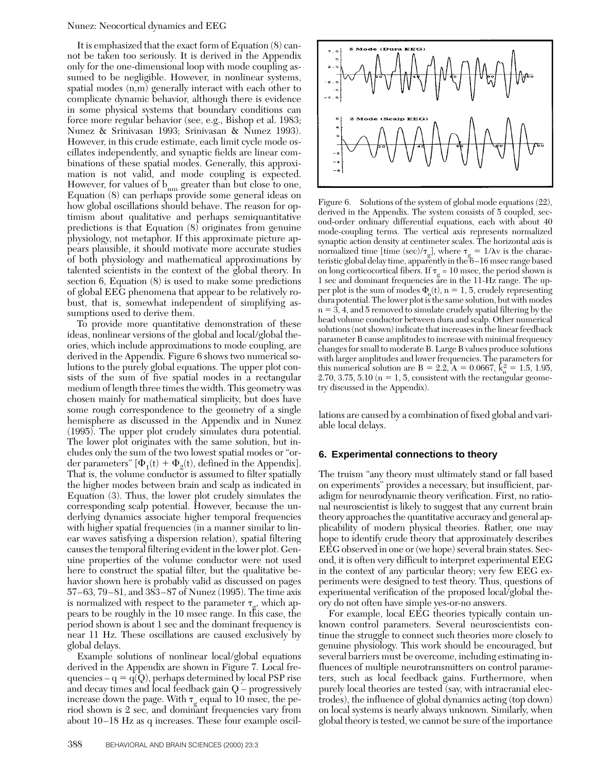It is emphasized that the exact form of Equation (8) cannot be taken too seriously. It is derived in the Appendix only for the one-dimensional loop with mode coupling assumed to be negligible. However, in nonlinear systems, spatial modes (n,m) generally interact with each other to complicate dynamic behavior, although there is evidence in some physical systems that boundary conditions can force more regular behavior (see, e.g., Bishop et al. 1983; Nunez & Srinivasan 1993; Srinivasan & Nunez 1993). However, in this crude estimate, each limit cycle mode oscillates independently, and synaptic fields are linear combinations of these spatial modes. Generally, this approximation is not valid, and mode coupling is expected. However, for values of $b_{nm}$ greater than but close to one, Equation (8) can perhaps provide some general ideas on how global oscillations should behave. The reason for optimism about qualitative and perhaps semiquantitative predictions is that Equation (8) originates from genuine physiology, not metaphor. If this approximate picture appears plausible, it should motivate more accurate studies of both physiology and mathematical approximations by talented scientists in the context of the global theory. In section 6, Equation (8) is used to make some predictions of global EEG phenomena that appear to be relatively robust, that is, somewhat independent of simplifying assumptions used to derive them.

To provide more quantitative demonstration of these ideas, nonlinear versions of the global and local/global theories, which include approximations to mode coupling, are derived in the Appendix. Figure 6 shows two numerical solutions to the purely global equations. The upper plot consists of the sum of five spatial modes in a rectangular medium of length three times the width. This geometry was chosen mainly for mathematical simplicity, but does have some rough correspondence to the geometry of a single hemisphere as discussed in the Appendix and in Nunez (1995). The upper plot crudely simulates dura potential. The lower plot originates with the same solution, but includes only the sum of the two lowest spatial modes or "order parameters" $[\Phi_1(t) + \Phi_2(t)$, defined in the Appendix]. That is, the volume conductor is assumed to filter spatially the higher modes between brain and scalp as indicated in Equation (3). Thus, the lower plot crudely simulates the corresponding scalp potential. However, because the underlying dynamics associate higher temporal frequencies with higher spatial frequencies (in a manner similar to linear waves satisfying a dispersion relation), spatial filtering causes the temporal filtering evident in the lower plot. Genuine properties of the volume conductor were not used here to construct the spatial filter, but the qualitative behavior shown here is probably valid as discussed on pages 57–63, 79–81, and 383–87 of Nunez (1995). The time axis is normalized with respect to the parameter $\tau_g$, which appears to be roughly in the 10 msec range. In this case, the period shown is about 1 sec and the dominant frequency is near 11 Hz. These oscillations are caused exclusively by global delays.

Example solutions of nonlinear local/global equations derived in the Appendix are shown in Figure 7. Local frequencies – $q = q(Q)$, perhaps determined by local PSP rise and decay times and local feedback gain Q – progressively increase down the page. With $\tau_g$ equal to 10 msec, the period shown is 2 sec, and dominant frequencies vary from about 10–18 Hz as q increases. These four example oscillations are caused by a combination of fixed global and variable local delays.

Figure 6. Solutions of the system of global mode equations (22), derived in the Appendix. The system consists of 5 coupled, second-order ordinary differential equations, each with about 40 mode-coupling terms. The vertical axis represents normalized synaptic action density at centimeter scales. The horizontal axis is normalized time [time (sec)/$\tau_g$], where $\tau_g = 1/\lambda v$ is the characteristic global delay time, apparently in the 6–16 msec range based on long corticocortical fibers. If $\tau_g = 10$ msec, the period shown is 1 sec and dominant frequencies are in the 11-Hz range. The upper plot is the sum of modes $\Phi_n(t)$, n = 1, 5, crudely representing dura potential. The lower plot is the same solution, but with modes n = 3, 4, and 5 removed to simulate crudely spatial filtering by the head volume conductor between dura and scalp. Other numerical solutions (not shown) indicate that increases in the linear feedback parameter B cause amplitudes to increase with minimal frequency changes for small to moderate B. Large B values produce solutions with larger amplitudes and lower frequencies. The parameters for this numerical solution are B = 2.2, A = 0.0667, $k_n^2$ = 1.5, 1.95, 2.70, 3.75, 5.10 (n = 1, 5, consistent with the rectangular geometry discussed in the Appendix).

## 6. Experimental connections to theory

The truism "any theory must ultimately stand or fall based on experiments" provides a necessary, but insufficient, paradigm for neurodynamic theory verification. First, no rational neuroscientist is likely to suggest that any current brain theory approaches the quantitative accuracy and general applicability of modern physical theories. Rather, one may hope to identify crude theory that approximately describes EEG observed in one or (we hope) several brain states. Second, it is often very difficult to interpret experimental EEG in the context of any particular theory; very few EEG experiments were designed to test theory. Thus, questions of experimental verification of the proposed local/global theory do not often have simple yes-or-no answers.

For example, local EEG theories typically contain unknown control parameters. Several neuroscientists continue the struggle to connect such theories more closely to genuine physiology. This work should be encouraged, but several barriers must be overcome, including estimating influences of multiple neurotransmitters on control parameters, such as local feedback gains. Furthermore, when purely local theories are tested (say, with intracranial electrodes), the influence of global dynamics acting (top down) on local systems is nearly always unknown. Similarly, when global theory is tested, we cannot be sure of the importance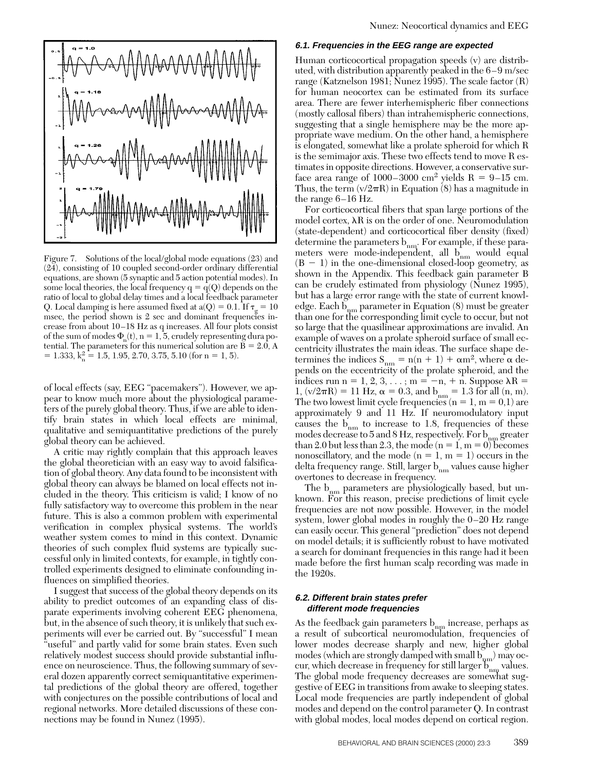Figure 7. Solutions of the local/global mode equations (23) and (24), consisting of 10 coupled second-order ordinary differential equations, are shown (5 synaptic and 5 action potential modes). In some local theories, the local frequency $q = q(Q)$ depends on the ratio of local to global delay times and a local feedback parameter Q. Local damping is here assumed fixed at $a(Q) = 0.1$. If $\tau_g = 10$ msec, the period shown is 2 sec and dominant frequencies increase from about 10–18 Hz as q increases. All four plots consist of the sum of modes $\Phi_n(t)$, $n = 1, 5$, crudely representing dura potential. The parameters for this numerical solution are $B = 2.0$, $A = 1.333$, $k_n^2 = 1.5, 1.95, 2.70, 3.75, 5.10$ (for $n = 1, 5$).

of local effects (say, EEG "pacemakers"). However, we appear to know much more about the physiological parameters of the purely global theory. Thus, if we are able to identify brain states in which local effects are minimal, qualitative and semiquantitative predictions of the purely global theory can be achieved.

A critic may rightly complain that this approach leaves the global theoretician with an easy way to avoid falsification of global theory. Any data found to be inconsistent with global theory can always be blamed on local effects not included in the theory. This criticism is valid; I know of no fully satisfactory way to overcome this problem in the near future. This is also a common problem with experimental verification in complex physical systems. The world's weather system comes to mind in this context. Dynamic theories of such complex fluid systems are typically successful only in limited contexts, for example, in tightly controlled experiments designed to eliminate confounding influences on simplified theories.

I suggest that success of the global theory depends on its ability to predict outcomes of an expanding class of disparate experiments involving coherent EEG phenomena, but, in the absence of such theory, it is unlikely that such experiments will ever be carried out. By "successful" I mean "useful" and partly valid for some brain states. Even such relatively modest success should provide substantial influence on neuroscience. Thus, the following summary of several dozen apparently correct semiquantitative experimental predictions of the global theory are offered, together with conjectures on the possible contributions of local and regional networks. More detailed discussions of these connections may be found in Nunez (1995).

### 6.1. Frequencies in the EEG range are expected

Human corticocortical propagation speeds (v) are distributed, with distribution apparently peaked in the 6–9 m/sec range (Katznelson 1981; Nunez 1995). The scale factor (R) for human neocortex can be estimated from its surface area. There are fewer interhemispheric fiber connections (mostly callosal fibers) than intrahemispheric connections, suggesting that a single hemisphere may be the more appropriate wave medium. On the other hand, a hemisphere is elongated, somewhat like a prolate spheroid for which R is the semimajor axis. These two effects tend to move R estimates in opposite directions. However, a conservative surface area range of 1000–3000 $cm^2$ yields $R = 9–15$ cm. Thus, the term $(v/2\pi R)$ in Equation (8) has a magnitude in the range 6–16 Hz.

For corticocortical fibers that span large portions of the model cortex, $\lambda R$ is on the order of one. Neuromodulation (state-dependent) and corticocortical fiber density (fixed) determine the parameters $b_{nm}$. For example, if these parameters were mode-independent, all $b_{nm}$ would equal $(B - 1)$ in the one-dimensional closed-loop geometry, as shown in the Appendix. This feedback gain parameter B can be crudely estimated from physiology (Nunez 1995), but has a large error range with the state of current knowledge. Each $b_{nm}$ parameter in Equation (8) must be greater than one for the corresponding limit cycle to occur, but not so large that the quasilinear approximations are invalid. An example of waves on a prolate spheroid surface of small eccentricity illustrates the main ideas. The surface shape determines the indices $S_{nm} = n(n + 1) + \alpha m^2$, where $\alpha$ depends on the eccentricity of the prolate spheroid, and the indices run $n = 1, 2, 3, \ldots$; $m = -n, + n$. Suppose $\lambda R = 1$, $(v/2\pi R) = 11$ Hz, $\alpha = 0.3$, and $b_{nm} = 1.3$ for all (n, m). The two lowest limit cycle frequencies ($n = 1$, $m = 0{,}1$) are approximately 9 and 11 Hz. If neuromodulatory input causes the $b_{nm}$ to increase to 1.8, frequencies of these modes decrease to 5 and 8 Hz, respectively. For $b_{nm}$ greater than 2.0 but less than 2.3, the mode ($n = 1$, $m = 0$) becomes nonoscillatory, and the mode ($n = 1$, $m = 1$) occurs in the delta frequency range. Still, larger $b_{nm}$ values cause higher overtones to decrease in frequency.

The $b_{nm}$ parameters are physiologically based, but unknown. For this reason, precise predictions of limit cycle frequencies are not now possible. However, in the model system, lower global modes in roughly the 0–20 Hz range can easily occur. This general "prediction" does not depend on model details; it is sufficiently robust to have motivated a search for dominant frequencies in this range had it been made before the first human scalp recording was made in the 1920s.

### 6.2. Different brain states prefer different mode frequencies

As the feedback gain parameters $b_{nm}$ increase, perhaps as a result of subcortical neuromodulation, frequencies of lower modes decrease sharply and new, higher global modes (which are strongly damped with small $b_{nm}$) may occur, which decrease in frequency for still larger $b_{nm}$ values. The global mode frequency decreases are somewhat suggestive of EEG in transitions from awake to sleeping states. Local mode frequencies are partly independent of global modes and depend on the control parameter Q. In contrast with global modes, local modes depend on cortical region.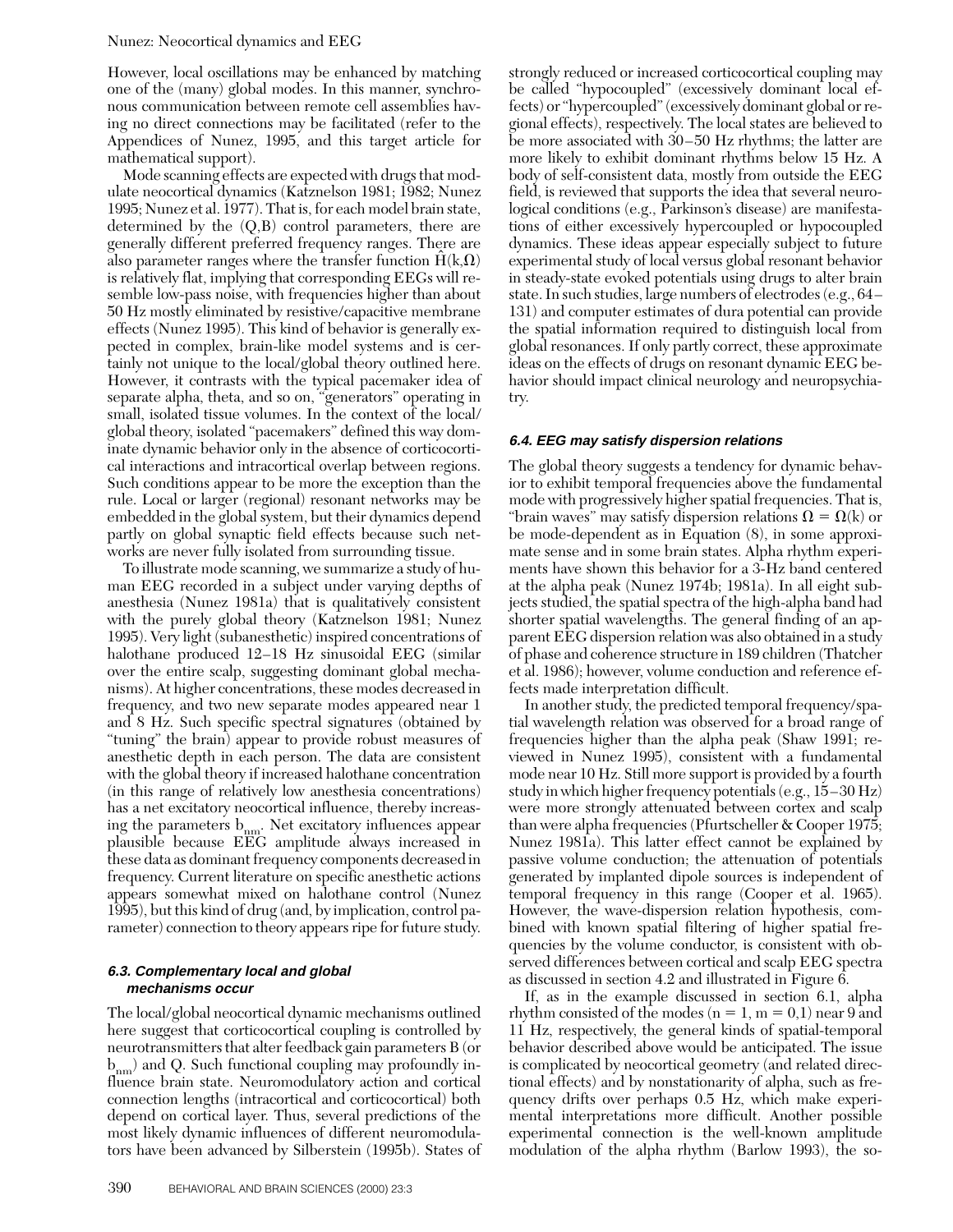However, local oscillations may be enhanced by matching one of the (many) global modes. In this manner, synchronous communication between remote cell assemblies having no direct connections may be facilitated (refer to the Appendices of Nunez, 1995, and this target article for mathematical support).

Mode scanning effects are expected with drugs that modulate neocortical dynamics (Katznelson 1981; 1982; Nunez 1995; Nunez et al. 1977). That is, for each model brain state, determined by the (Q,B) control parameters, there are generally different preferred frequency ranges. There are also parameter ranges where the transfer function $\hat{H}(k,\Omega)$ is relatively flat, implying that corresponding EEGs will resemble low-pass noise, with frequencies higher than about 50 Hz mostly eliminated by resistive/capacitive membrane effects (Nunez 1995). This kind of behavior is generally expected in complex, brain-like model systems and is certainly not unique to the local/global theory outlined here. However, it contrasts with the typical pacemaker idea of separate alpha, theta, and so on, "generators" operating in small, isolated tissue volumes. In the context of the local/global theory, isolated "pacemakers" defined this way dominate dynamic behavior only in the absence of corticocortical interactions and intracortical overlap between regions. Such conditions appear to be more the exception than the rule. Local or larger (regional) resonant networks may be embedded in the global system, but their dynamics depend partly on global synaptic field effects because such networks are never fully isolated from surrounding tissue.

To illustrate mode scanning, we summarize a study of human EEG recorded in a subject under varying depths of anesthesia (Nunez 1981a) that is qualitatively consistent with the purely global theory (Katznelson 1981; Nunez 1995). Very light (subanesthetic) inspired concentrations of halothane produced 12–18 Hz sinusoidal EEG (similar over the entire scalp, suggesting dominant global mechanisms). At higher concentrations, these modes decreased in frequency, and two new separate modes appeared near 1 and 8 Hz. Such specific spectral signatures (obtained by "tuning" the brain) appear to provide robust measures of anesthetic depth in each person. The data are consistent with the global theory if increased halothane concentration (in this range of relatively low anesthesia concentrations) has a net excitatory neocortical influence, thereby increasing the parameters $b_{nm}$. Net excitatory influences appear plausible because EEG amplitude always increased in these data as dominant frequency components decreased in frequency. Current literature on specific anesthetic actions appears somewhat mixed on halothane control (Nunez 1995), but this kind of drug (and, by implication, control parameter) connection to theory appears ripe for future study.

### 6.3. Complementary local and global mechanisms occur

The local/global neocortical dynamic mechanisms outlined here suggest that corticocortical coupling is controlled by neurotransmitters that alter feedback gain parameters B (or $b_{nm}$) and Q. Such functional coupling may profoundly influence brain state. Neuromodulatory action and cortical connection lengths (intracortical and corticocortical) both depend on cortical layer. Thus, several predictions of the most likely dynamic influences of different neuromodulators have been advanced by Silberstein (1995b). States of strongly reduced or increased corticocortical coupling may be called "hypocoupled" (excessively dominant local effects) or "hypercoupled" (excessively dominant global or regional effects), respectively. The local states are believed to be more associated with 30–50 Hz rhythms; the latter are more likely to exhibit dominant rhythms below 15 Hz. A body of self-consistent data, mostly from outside the EEG field, is reviewed that supports the idea that several neurological conditions (e.g., Parkinson's disease) are manifestations of either excessively hypercoupled or hypocoupled dynamics. These ideas appear especially subject to future experimental study of local versus global resonant behavior in steady-state evoked potentials using drugs to alter brain state. In such studies, large numbers of electrodes (e.g., 64–131) and computer estimates of dura potential can provide the spatial information required to distinguish local from global resonances. If only partly correct, these approximate ideas on the effects of drugs on resonant dynamic EEG behavior should impact clinical neurology and neuropsychiatry.

### 6.4. EEG may satisfy dispersion relations

The global theory suggests a tendency for dynamic behavior to exhibit temporal frequencies above the fundamental mode with progressively higher spatial frequencies. That is, "brain waves" may satisfy dispersion relations $\Omega = \Omega(k)$ or be mode-dependent as in Equation (8), in some approximate sense and in some brain states. Alpha rhythm experiments have shown this behavior for a 3-Hz band centered at the alpha peak (Nunez 1974b; 1981a). In all eight subjects studied, the spatial spectra of the high-alpha band had shorter spatial wavelengths. The general finding of an apparent EEG dispersion relation was also obtained in a study of phase and coherence structure in 189 children (Thatcher et al. 1986); however, volume conduction and reference effects made interpretation difficult.

In another study, the predicted temporal frequency/spatial wavelength relation was observed for a broad range of frequencies higher than the alpha peak (Shaw 1991; reviewed in Nunez 1995), consistent with a fundamental mode near 10 Hz. Still more support is provided by a fourth study in which higher frequency potentials (e.g., 15–30 Hz) were more strongly attenuated between cortex and scalp than were alpha frequencies (Pfurtscheller & Cooper 1975; Nunez 1981a). This latter effect cannot be explained by passive volume conduction; the attenuation of potentials generated by implanted dipole sources is independent of temporal frequency in this range (Cooper et al. 1965). However, the wave-dispersion relation hypothesis, combined with known spatial filtering of higher spatial frequencies by the volume conductor, is consistent with observed differences between cortical and scalp EEG spectra as discussed in section 4.2 and illustrated in Figure 6.

If, as in the example discussed in section 6.1, alpha rhythm consisted of the modes ($n = 1$, $m = 0,1$) near 9 and 11 Hz, respectively, the general kinds of spatial-temporal behavior described above would be anticipated. The issue is complicated by neocortical geometry (and related directional effects) and by nonstationarity of alpha, such as frequency drifts over perhaps 0.5 Hz, which make experimental interpretations more difficult. Another possible experimental connection is the well-known amplitude modulation of the alpha rhythm (Barlow 1993), the so-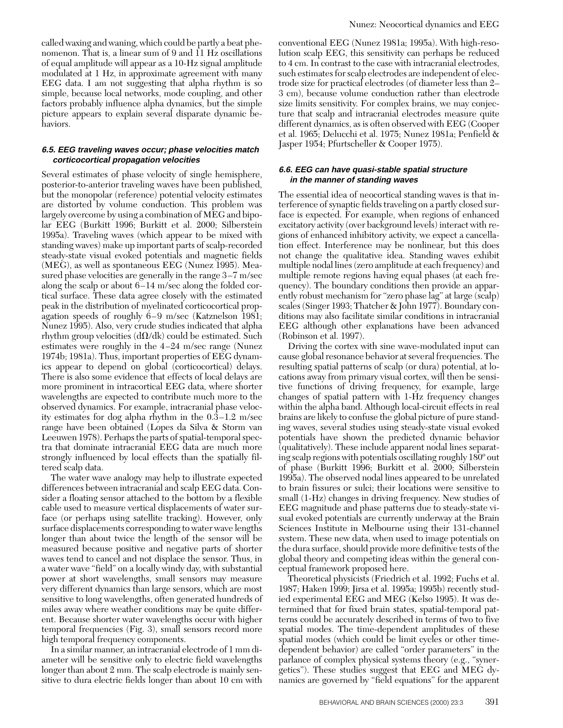called waxing and waning, which could be partly a beat phenomenon. That is, a linear sum of 9 and 11 Hz oscillations of equal amplitude will appear as a 10-Hz signal amplitude modulated at 1 Hz, in approximate agreement with many EEG data. I am not suggesting that alpha rhythm is so simple, because local networks, mode coupling, and other factors probably influence alpha dynamics, but the simple picture appears to explain several disparate dynamic behaviors.

### 6.5. EEG traveling waves occur; phase velocities match corticocortical propagation velocities

Several estimates of phase velocity of single hemisphere, posterior-to-anterior traveling waves have been published, but the monopolar (reference) potential velocity estimates are distorted by volume conduction. This problem was largely overcome by using a combination of MEG and bipolar EEG (Burkitt 1996; Burkitt et al. 2000; Silberstein 1995a). Traveling waves (which appear to be mixed with standing waves) make up important parts of scalp-recorded steady-state visual evoked potentials and magnetic fields (MEG), as well as spontaneous EEG (Nunez 1995). Measured phase velocities are generally in the range 3–7 m/sec along the scalp or about 6–14 m/sec along the folded cortical surface. These data agree closely with the estimated peak in the distribution of myelinated corticocortical propagation speeds of roughly 6–9 m/sec (Katznelson 1981; Nunez 1995). Also, very crude studies indicated that alpha rhythm group velocities ($d\Omega/dk$) could be estimated. Such estimates were roughly in the 4–24 m/sec range (Nunez 1974b; 1981a). Thus, important properties of EEG dynamics appear to depend on global (corticocortical) delays. There is also some evidence that effects of local delays are more prominent in intracortical EEG data, where shorter wavelengths are expected to contribute much more to the observed dynamics. For example, intracranial phase velocity estimates for dog alpha rhythm in the 0.3–1.2 m/sec range have been obtained (Lopes da Silva & Storm van Leeuwen 1978). Perhaps the parts of spatial-temporal spectra that dominate intracranial EEG data are much more strongly influenced by local effects than the spatially filtered scalp data.

The water wave analogy may help to illustrate expected differences between intracranial and scalp EEG data. Consider a floating sensor attached to the bottom by a flexible cable used to measure vertical displacements of water surface (or perhaps using satellite tracking). However, only surface displacements corresponding to water wave lengths longer than about twice the length of the sensor will be measured because positive and negative parts of shorter waves tend to cancel and not displace the sensor. Thus, in a water wave "field" on a locally windy day, with substantial power at short wavelengths, small sensors may measure very different dynamics than large sensors, which are most sensitive to long wavelengths, often generated hundreds of miles away where weather conditions may be quite different. Because shorter water wavelengths occur with higher temporal frequencies (Fig. 3), small sensors record more high temporal frequency components.

In a similar manner, an intracranial electrode of 1 mm diameter will be sensitive only to electric field wavelengths longer than about 2 mm. The scalp electrode is mainly sensitive to dura electric fields longer than about 10 cm with conventional EEG (Nunez 1981a; 1995a). With high-resolution scalp EEG, this sensitivity can perhaps be reduced to 4 cm. In contrast to the case with intracranial electrodes, such estimates for scalp electrodes are independent of electrode size for practical electrodes (of diameter less than 2–3 cm), because volume conduction rather than electrode size limits sensitivity. For complex brains, we may conjecture that scalp and intracranial electrodes measure quite different dynamics, as is often observed with EEG (Cooper et al. 1965; Delucchi et al. 1975; Nunez 1981a; Penfield & Jasper 1954; Pfurtscheller & Cooper 1975).

### 6.6. EEG can have quasi-stable spatial structure in the manner of standing waves

The essential idea of neocortical standing waves is that interference of synaptic fields traveling on a partly closed surface is expected. For example, when regions of enhanced excitatory activity (over background levels) interact with regions of enhanced inhibitory activity, we expect a cancellation effect. Interference may be nonlinear, but this does not change the qualitative idea. Standing waves exhibit multiple nodal lines (zero amplitude at each frequency) and multiple remote regions having equal phases (at each frequency). The boundary conditions then provide an apparently robust mechanism for "zero phase lag" at large (scalp) scales (Singer 1993; Thatcher & John 1977). Boundary conditions may also facilitate similar conditions in intracranial EEG although other explanations have been advanced (Robinson et al. 1997).

Driving the cortex with sine wave-modulated input can cause global resonance behavior at several frequencies. The resulting spatial patterns of scalp (or dura) potential, at locations away from primary visual cortex, will then be sensitive functions of driving frequency, for example, large changes of spatial pattern with 1-Hz frequency changes within the alpha band. Although local-circuit effects in real brains are likely to confuse the global picture of pure standing waves, several studies using steady-state visual evoked potentials have shown the predicted dynamic behavior (qualitatively). These include apparent nodal lines separating scalp regions with potentials oscillating roughly 180° out of phase (Burkitt 1996; Burkitt et al. 2000; Silberstein 1995a). The observed nodal lines appeared to be unrelated to brain fissures or sulci; their locations were sensitive to small (1-Hz) changes in driving frequency. New studies of EEG magnitude and phase patterns due to steady-state visual evoked potentials are currently underway at the Brain Sciences Institute in Melbourne using their 131-channel system. These new data, when used to image potentials on the dura surface, should provide more definitive tests of the global theory and competing ideas within the general conceptual framework proposed here.

Theoretical physicists (Friedrich et al. 1992; Fuchs et al. 1987; Haken 1999; Jirsa et al. 1995a; 1995b) recently studied experimental EEG and MEG (Kelso 1995). It was determined that for fixed brain states, spatial-temporal patterns could be accurately described in terms of two to five spatial modes. The time-dependent amplitudes of these spatial modes (which could be limit cycles or other time-dependent behavior) are called "order parameters" in the parlance of complex physical systems theory (e.g., "synergetics"). These studies suggest that EEG and MEG dynamics are governed by "field equations" for the apparent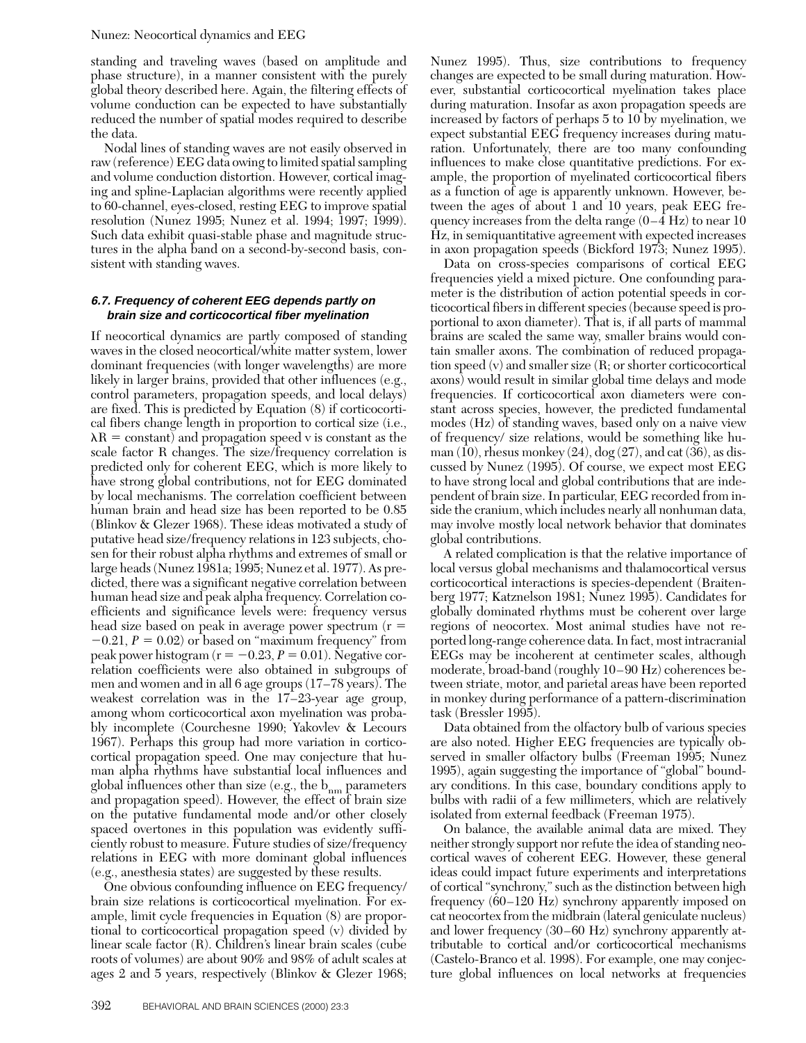standing and traveling waves (based on amplitude and phase structure), in a manner consistent with the purely global theory described here. Again, the filtering effects of volume conduction can be expected to have substantially reduced the number of spatial modes required to describe the data.

Nodal lines of standing waves are not easily observed in raw (reference) EEG data owing to limited spatial sampling and volume conduction distortion. However, cortical imaging and spline-Laplacian algorithms were recently applied to 60-channel, eyes-closed, resting EEG to improve spatial resolution (Nunez 1995; Nunez et al. 1994; 1997; 1999). Such data exhibit quasi-stable phase and magnitude structures in the alpha band on a second-by-second basis, consistent with standing waves.

### 6.7. Frequency of coherent EEG depends partly on brain size and corticocortical fiber myelination

If neocortical dynamics are partly composed of standing waves in the closed neocortical/white matter system, lower dominant frequencies (with longer wavelengths) are more likely in larger brains, provided that other influences (e.g., control parameters, propagation speeds, and local delays) are fixed. This is predicted by Equation (8) if corticocortical fibers change length in proportion to cortical size (i.e., $\lambda R$ = constant) and propagation speed v is constant as the scale factor R changes. The size/frequency correlation is predicted only for coherent EEG, which is more likely to have strong global contributions, not for EEG dominated by local mechanisms. The correlation coefficient between human brain and head size has been reported to be 0.85 (Blinkov & Glezer 1968). These ideas motivated a study of putative head size/frequency relations in 123 subjects, chosen for their robust alpha rhythms and extremes of small or large heads (Nunez 1981a; 1995; Nunez et al. 1977). As predicted, there was a significant negative correlation between human head size and peak alpha frequency. Correlation coefficients and significance levels were: frequency versus head size based on peak in average power spectrum ($r = -0.21$, $P = 0.02$) or based on "maximum frequency" from peak power histogram ($r = -0.23$, $P = 0.01$). Negative correlation coefficients were also obtained in subgroups of men and women and in all 6 age groups (17–78 years). The weakest correlation was in the 17–23-year age group, among whom corticocortical axon myelination was probably incomplete (Courchesne 1990; Yakovlev & Lecours 1967). Perhaps this group had more variation in corticocortical propagation speed. One may conjecture that human alpha rhythms have substantial local influences and global influences other than size (e.g., the $b_{mn}$ parameters and propagation speed). However, the effect of brain size on the putative fundamental mode and/or other closely spaced overtones in this population was evidently sufficiently robust to measure. Future studies of size/frequency relations in EEG with more dominant global influences (e.g., anesthesia states) are suggested by these results.

One obvious confounding influence on EEG frequency/brain size relations is corticocortical myelination. For example, limit cycle frequencies in Equation (8) are proportional to corticocortical propagation speed (v) divided by linear scale factor (R). Children's linear brain scales (cube roots of volumes) are about 90% and 98% of adult scales at ages 2 and 5 years, respectively (Blinkov & Glezer 1968; Nunez 1995). Thus, size contributions to frequency changes are expected to be small during maturation. However, substantial corticocortical myelination takes place during maturation. Insofar as axon propagation speeds are increased by factors of perhaps 5 to 10 by myelination, we expect substantial EEG frequency increases during maturation. Unfortunately, there are too many confounding influences to make close quantitative predictions. For example, the proportion of myelinated corticocortical fibers as a function of age is apparently unknown. However, between the ages of about 1 and 10 years, peak EEG frequency increases from the delta range (0–4 Hz) to near 10 Hz, in semiquantitative agreement with expected increases in axon propagation speeds (Bickford 1973; Nunez 1995).

Data on cross-species comparisons of cortical EEG frequencies yield a mixed picture. One confounding parameter is the distribution of action potential speeds in corticocortical fibers in different species (because speed is proportional to axon diameter). That is, if all parts of mammal brains are scaled the same way, smaller brains would contain smaller axons. The combination of reduced propagation speed (v) and smaller size (R; or shorter corticocortical axons) would result in similar global time delays and mode frequencies. If corticocortical axon diameters were constant across species, however, the predicted fundamental modes (Hz) of standing waves, based only on a naive view of frequency/ size relations, would be something like human (10), rhesus monkey (24), dog (27), and cat (36), as discussed by Nunez (1995). Of course, we expect most EEG to have strong local and global contributions that are independent of brain size. In particular, EEG recorded from inside the cranium, which includes nearly all nonhuman data, may involve mostly local network behavior that dominates global contributions.

A related complication is that the relative importance of local versus global mechanisms and thalamocortical versus corticocortical interactions is species-dependent (Braitenberg 1977; Katznelson 1981; Nunez 1995). Candidates for globally dominated rhythms must be coherent over large regions of neocortex. Most animal studies have not reported long-range coherence data. In fact, most intracranial EEGs may be incoherent at centimeter scales, although moderate, broad-band (roughly 10–90 Hz) coherences between striate, motor, and parietal areas have been reported in monkey during performance of a pattern-discrimination task (Bressler 1995).

Data obtained from the olfactory bulb of various species are also noted. Higher EEG frequencies are typically observed in smaller olfactory bulbs (Freeman 1995; Nunez 1995), again suggesting the importance of "global" boundary conditions. In this case, boundary conditions apply to bulbs with radii of a few millimeters, which are relatively isolated from external feedback (Freeman 1975).

On balance, the available animal data are mixed. They neither strongly support nor refute the idea of standing neocortical waves of coherent EEG. However, these general ideas could impact future experiments and interpretations of cortical "synchrony," such as the distinction between high frequency (60–120 Hz) synchrony apparently imposed on cat neocortex from the midbrain (lateral geniculate nucleus) and lower frequency (30–60 Hz) synchrony apparently attributable to cortical and/or corticocortical mechanisms (Castelo-Branco et al. 1998). For example, one may conjecture global influences on local networks at frequencies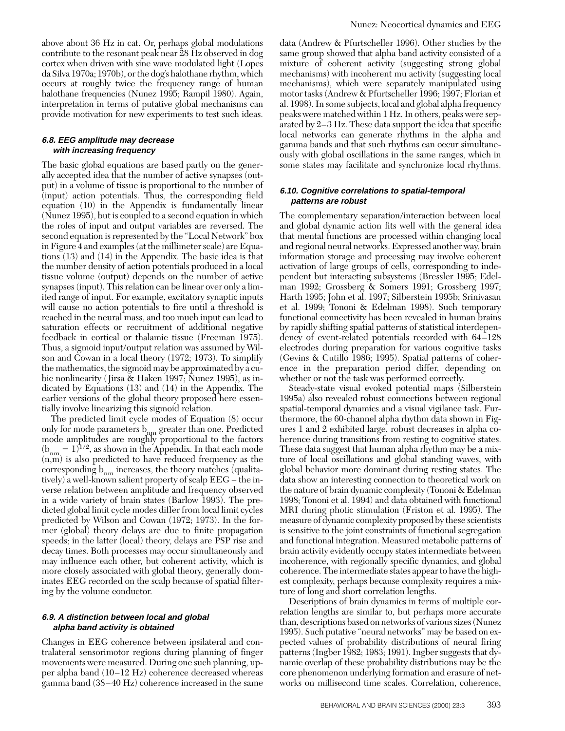above about 36 Hz in cat. Or, perhaps global modulations contribute to the resonant peak near 28 Hz observed in dog cortex when driven with sine wave modulated light (Lopes da Silva 1970a; 1970b), or the dog's halothane rhythm, which occurs at roughly twice the frequency range of human halothane frequencies (Nunez 1995; Rampil 1980). Again, interpretation in terms of putative global mechanisms can provide motivation for new experiments to test such ideas.

### 6.8. EEG amplitude may decrease with increasing frequency

The basic global equations are based partly on the generally accepted idea that the number of active synapses (output) in a volume of tissue is proportional to the number of (input) action potentials. Thus, the corresponding field equation (10) in the Appendix is fundamentally linear (Nunez 1995), but is coupled to a second equation in which the roles of input and output variables are reversed. The second equation is represented by the "Local Network" box in Figure 4 and examples (at the millimeter scale) are Equations (13) and (14) in the Appendix. The basic idea is that the number density of action potentials produced in a local tissue volume (output) depends on the number of active synapses (input). This relation can be linear over only a limited range of input. For example, excitatory synaptic inputs will cause no action potentials to fire until a threshold is reached in the neural mass, and too much input can lead to saturation effects or recruitment of additional negative feedback in cortical or thalamic tissue (Freeman 1975). Thus, a sigmoid input/output relation was assumed by Wilson and Cowan in a local theory (1972; 1973). To simplify the mathematics, the sigmoid may be approximated by a cubic nonlinearity (Jirsa & Haken 1997; Nunez 1995), as indicated by Equations (13) and (14) in the Appendix. The earlier versions of the global theory proposed here essentially involve linearizing this sigmoid relation.

The predicted limit cycle modes of Equation (8) occur only for mode parameters $b_{nm}$ greater than one. Predicted mode amplitudes are roughly proportional to the factors $(b_{nm} - 1)^{1/2}$, as shown in the Appendix. In that each mode (n,m) is also predicted to have reduced frequency as the corresponding $b_{nm}$ increases, the theory matches (qualitatively) a well-known salient property of scalp EEG – the inverse relation between amplitude and frequency observed in a wide variety of brain states (Barlow 1993). The predicted global limit cycle modes differ from local limit cycles predicted by Wilson and Cowan (1972; 1973). In the former (global) theory delays are due to finite propagation speeds; in the latter (local) theory, delays are PSP rise and decay times. Both processes may occur simultaneously and may influence each other, but coherent activity, which is more closely associated with global theory, generally dominates EEG recorded on the scalp because of spatial filtering by the volume conductor.

### 6.9. A distinction between local and global alpha band activity is obtained

Changes in EEG coherence between ipsilateral and contralateral sensorimotor regions during planning of finger movements were measured. During one such planning, upper alpha band (10–12 Hz) coherence decreased whereas gamma band (38–40 Hz) coherence increased in the same data (Andrew & Pfurtscheller 1996). Other studies by the same group showed that alpha band activity consisted of a mixture of coherent activity (suggesting strong global mechanisms) with incoherent mu activity (suggesting local mechanisms), which were separately manipulated using motor tasks (Andrew & Pfurtscheller 1996; 1997; Florian et al. 1998). In some subjects, local and global alpha frequency peaks were matched within 1 Hz. In others, peaks were separated by 2–3 Hz. These data support the idea that specific local networks can generate rhythms in the alpha and gamma bands and that such rhythms can occur simultaneously with global oscillations in the same ranges, which in some states may facilitate and synchronize local rhythms.

### 6.10. Cognitive correlations to spatial-temporal patterns are robust

The complementary separation/interaction between local and global dynamic action fits well with the general idea that mental functions are processed within changing local and regional neural networks. Expressed another way, brain information storage and processing may involve coherent activation of large groups of cells, corresponding to independent but interacting subsystems (Bressler 1995; Edelman 1992; Grossberg & Somers 1991; Grossberg 1997; Harth 1995; John et al. 1997; Silberstein 1995b; Srinivasan et al. 1999; Tononi & Edelman 1998). Such temporary functional connectivity has been revealed in human brains by rapidly shifting spatial patterns of statistical interdependency of event-related potentials recorded with 64–128 electrodes during preparation for various cognitive tasks (Gevins & Cutillo 1986; 1995). Spatial patterns of coherence in the preparation period differ, depending on whether or not the task was performed correctly.

Steady-state visual evoked potential maps (Silberstein 1995a) also revealed robust connections between regional spatial-temporal dynamics and a visual vigilance task. Furthermore, the 60-channel alpha rhythm data shown in Figures 1 and 2 exhibited large, robust decreases in alpha coherence during transitions from resting to cognitive states. These data suggest that human alpha rhythm may be a mixture of local oscillations and global standing waves, with global behavior more dominant during resting states. The data show an interesting connection to theoretical work on the nature of brain dynamic complexity (Tononi & Edelman 1998; Tononi et al. 1994) and data obtained with functional MRI during photic stimulation (Friston et al. 1995). The measure of dynamic complexity proposed by these scientists is sensitive to the joint constraints of functional segregation and functional integration. Measured metabolic patterns of brain activity evidently occupy states intermediate between incoherence, with regionally specific dynamics, and global coherence. The intermediate states appear to have the highest complexity, perhaps because complexity requires a mixture of long and short correlation lengths.

Descriptions of brain dynamics in terms of multiple correlation lengths are similar to, but perhaps more accurate than, descriptions based on networks of various sizes (Nunez 1995). Such putative "neural networks" may be based on expected values of probability distributions of neural firing patterns (Ingber 1982; 1983; 1991). Ingber suggests that dynamic overlap of these probability distributions may be the core phenomenon underlying formation and erasure of networks on millisecond time scales. Correlation, coherence,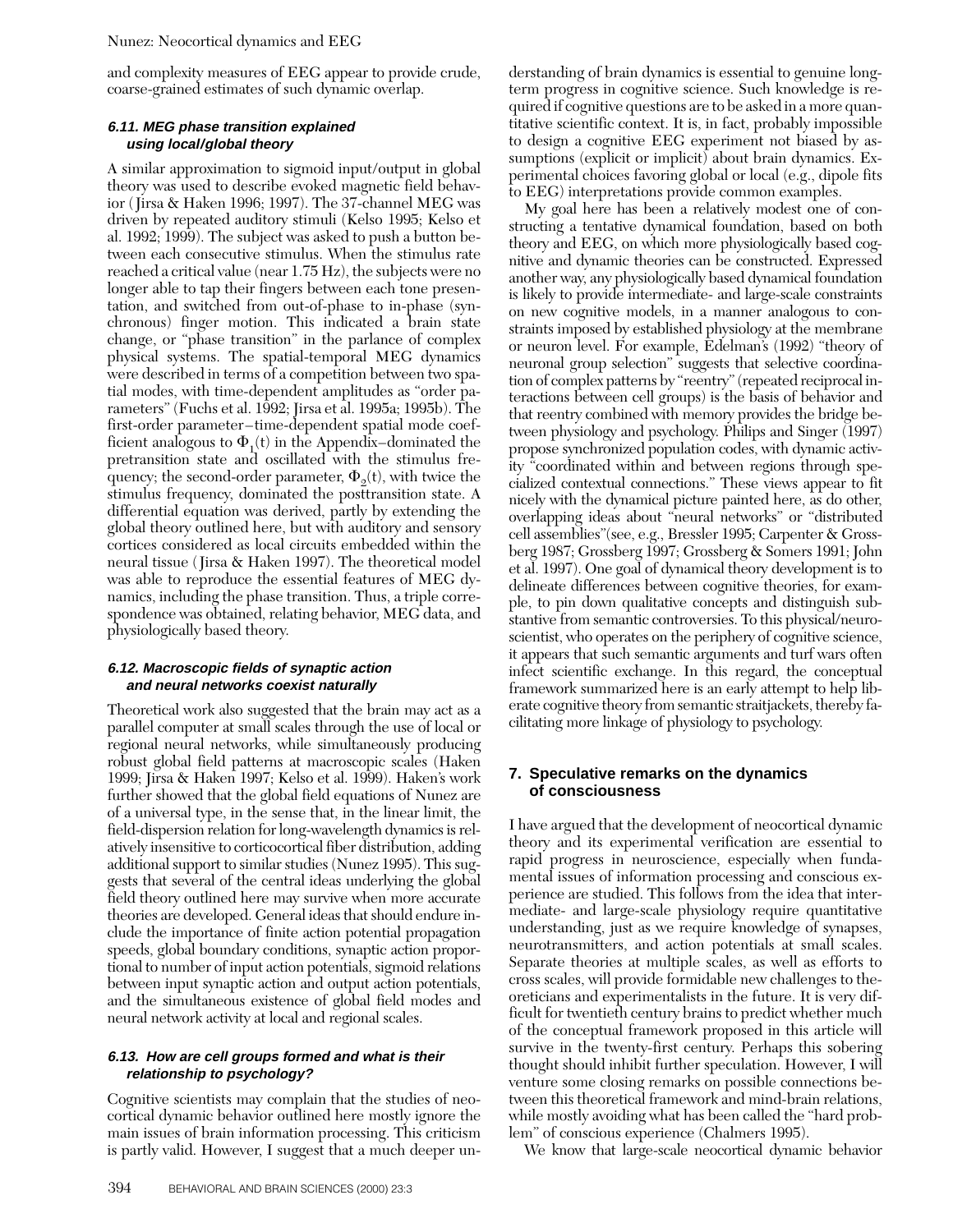and complexity measures of EEG appear to provide crude, coarse-grained estimates of such dynamic overlap.

### 6.11. MEG phase transition explained using local/global theory

A similar approximation to sigmoid input/output in global theory was used to describe evoked magnetic field behavior (Jirsa & Haken 1996; 1997). The 37-channel MEG was driven by repeated auditory stimuli (Kelso 1995; Kelso et al. 1992; 1999). The subject was asked to push a button between each consecutive stimulus. When the stimulus rate reached a critical value (near 1.75 Hz), the subjects were no longer able to tap their fingers between each tone presentation, and switched from out-of-phase to in-phase (synchronous) finger motion. This indicated a brain state change, or "phase transition" in the parlance of complex physical systems. The spatial-temporal MEG dynamics were described in terms of a competition between two spatial modes, with time-dependent amplitudes as "order parameters" (Fuchs et al. 1992; Jirsa et al. 1995a; 1995b). The first-order parameter–time-dependent spatial mode coefficient analogous to $\Phi_1(t)$ in the Appendix–dominated the pretransition state and oscillated with the stimulus frequency; the second-order parameter, $\Phi_2(t)$, with twice the stimulus frequency, dominated the posttransition state. A differential equation was derived, partly by extending the global theory outlined here, but with auditory and sensory cortices considered as local circuits embedded within the neural tissue (Jirsa & Haken 1997). The theoretical model was able to reproduce the essential features of MEG dynamics, including the phase transition. Thus, a triple correspondence was obtained, relating behavior, MEG data, and physiologically based theory.

### 6.12. Macroscopic fields of synaptic action and neural networks coexist naturally

Theoretical work also suggested that the brain may act as a parallel computer at small scales through the use of local or regional neural networks, while simultaneously producing robust global field patterns at macroscopic scales (Haken 1999; Jirsa & Haken 1997; Kelso et al. 1999). Haken's work further showed that the global field equations of Nunez are of a universal type, in the sense that, in the linear limit, the field-dispersion relation for long-wavelength dynamics is relatively insensitive to corticocortical fiber distribution, adding additional support to similar studies (Nunez 1995). This suggests that several of the central ideas underlying the global field theory outlined here may survive when more accurate theories are developed. General ideas that should endure include the importance of finite action potential propagation speeds, global boundary conditions, synaptic action proportional to number of input action potentials, sigmoid relations between input synaptic action and output action potentials, and the simultaneous existence of global field modes and neural network activity at local and regional scales.

### 6.13. How are cell groups formed and what is their relationship to psychology?

Cognitive scientists may complain that the studies of neocortical dynamic behavior outlined here mostly ignore the main issues of brain information processing. This criticism is partly valid. However, I suggest that a much deeper understanding of brain dynamics is essential to genuine long-term progress in cognitive science. Such knowledge is required if cognitive questions are to be asked in a more quantitative scientific context. It is, in fact, probably impossible to design a cognitive EEG experiment not biased by assumptions (explicit or implicit) about brain dynamics. Experimental choices favoring global or local (e.g., dipole fits to EEG) interpretations provide common examples.

My goal here has been a relatively modest one of constructing a tentative dynamical foundation, based on both theory and EEG, on which more physiologically based cognitive and dynamic theories can be constructed. Expressed another way, any physiologically based dynamical foundation is likely to provide intermediate- and large-scale constraints on new cognitive models, in a manner analogous to constraints imposed by established physiology at the membrane or neuron level. For example, Edelman's (1992) "theory of neuronal group selection" suggests that selective coordination of complex patterns by "reentry" (repeated reciprocal interactions between cell groups) is the basis of behavior and that reentry combined with memory provides the bridge between physiology and psychology. Philips and Singer (1997) propose synchronized population codes, with dynamic activity "coordinated within and between regions through specialized contextual connections." These views appear to fit nicely with the dynamical picture painted here, as do other, overlapping ideas about "neural networks" or "distributed cell assemblies"(see, e.g., Bressler 1995; Carpenter & Grossberg 1987; Grossberg 1997; Grossberg & Somers 1991; John et al. 1997). One goal of dynamical theory development is to delineate differences between cognitive theories, for example, to pin down qualitative concepts and distinguish substantive from semantic controversies. To this physical/neuroscientist, who operates on the periphery of cognitive science, it appears that such semantic arguments and turf wars often infect scientific exchange. In this regard, the conceptual framework summarized here is an early attempt to help liberate cognitive theory from semantic straitjackets, thereby facilitating more linkage of physiology to psychology.

## 7. Speculative remarks on the dynamics of consciousness

I have argued that the development of neocortical dynamic theory and its experimental verification are essential to rapid progress in neuroscience, especially when fundamental issues of information processing and conscious experience are studied. This follows from the idea that intermediate- and large-scale physiology require quantitative understanding, just as we require knowledge of synapses, neurotransmitters, and action potentials at small scales. Separate theories at multiple scales, as well as efforts to cross scales, will provide formidable new challenges to theoreticians and experimentalists in the future. It is very difficult for twentieth century brains to predict whether much of the conceptual framework proposed in this article will survive in the twenty-first century. Perhaps this sobering thought should inhibit further speculation. However, I will venture some closing remarks on possible connections between this theoretical framework and mind-brain relations, while mostly avoiding what has been called the "hard problem" of conscious experience (Chalmers 1995).

We know that large-scale neocortical dynamic behavior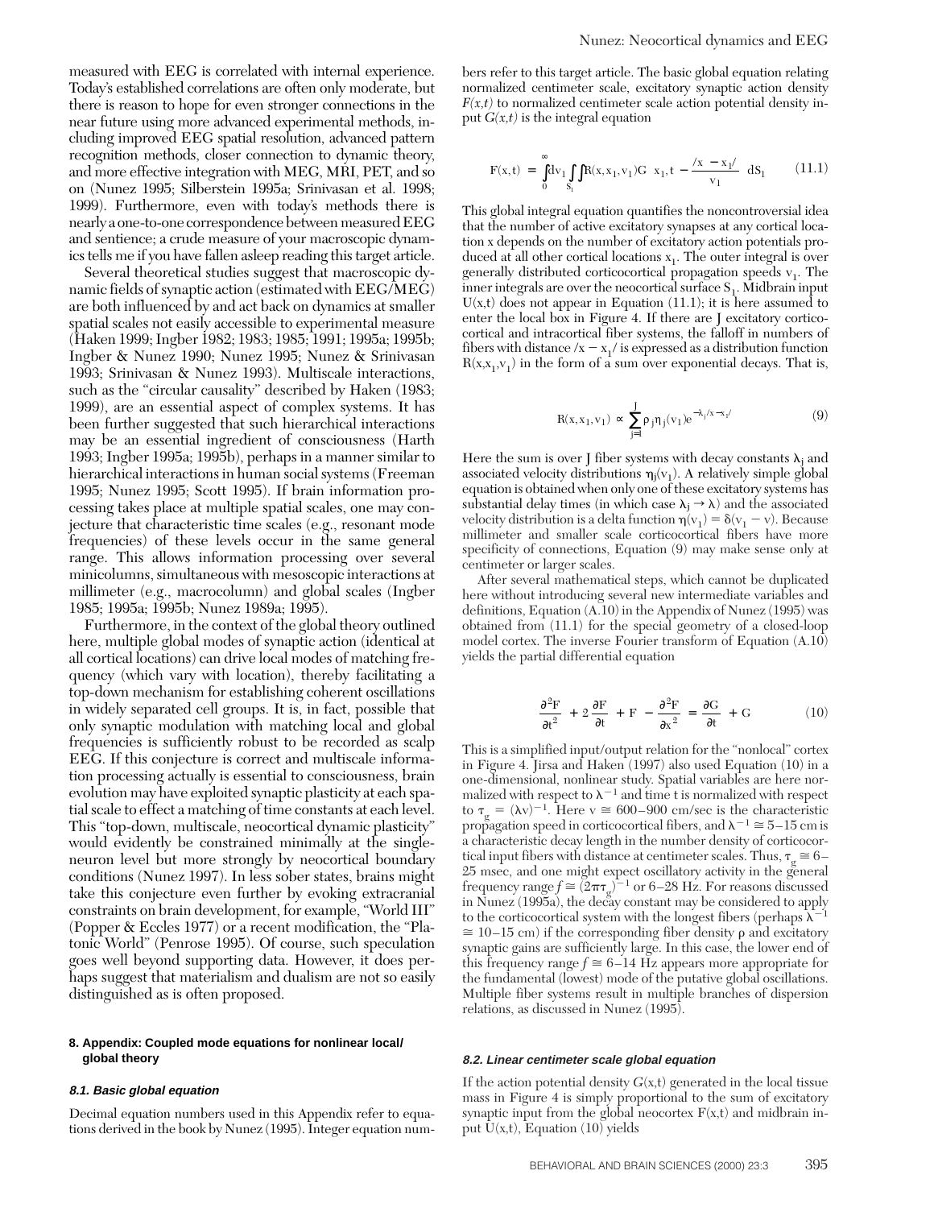measured with EEG is correlated with internal experience. Today's established correlations are often only moderate, but there is reason to hope for even stronger connections in the near future using more advanced experimental methods, including improved EEG spatial resolution, advanced pattern recognition methods, closer connection to dynamic theory, and more effective integration with MEG, MRI, PET, and so on (Nunez 1995; Silberstein 1995a; Srinivasan et al. 1998; 1999). Furthermore, even with today's methods there is nearly a one-to-one correspondence between measured EEG and sentience; a crude measure of your macroscopic dynamics tells me if you have fallen asleep reading this target article.

Several theoretical studies suggest that macroscopic dynamic fields of synaptic action (estimated with EEG/MEG) are both influenced by and act back on dynamics at smaller spatial scales not easily accessible to experimental measure (Haken 1999; Ingber 1982; 1983; 1985; 1991; 1995a; 1995b; Ingber & Nunez 1990; Nunez 1995; Nunez & Srinivasan 1993; Srinivasan & Nunez 1993). Multiscale interactions, such as the "circular causality" described by Haken (1983; 1999), are an essential aspect of complex systems. It has been further suggested that such hierarchical interactions may be an essential ingredient of consciousness (Harth 1993; Ingber 1995a; 1995b), perhaps in a manner similar to hierarchical interactions in human social systems (Freeman 1995; Nunez 1995; Scott 1995). If brain information processing takes place at multiple spatial scales, one may conjecture that characteristic time scales (e.g., resonant mode frequencies) of these levels occur in the same general range. This allows information processing over several minicolumns, simultaneous with mesoscopic interactions at millimeter (e.g., macrocolumn) and global scales (Ingber 1985; 1995a; 1995b; Nunez 1989a; 1995).

Furthermore, in the context of the global theory outlined here, multiple global modes of synaptic action (identical at all cortical locations) can drive local modes of matching frequency (which vary with location), thereby facilitating a top-down mechanism for establishing coherent oscillations in widely separated cell groups. It is, in fact, possible that only synaptic modulation with matching local and global frequencies is sufficiently robust to be recorded as scalp EEG. If this conjecture is correct and multiscale information processing actually is essential to consciousness, brain evolution may have exploited synaptic plasticity at each spatial scale to effect a matching of time constants at each level. This "top-down, multiscale, neocortical dynamic plasticity" would evidently be constrained minimally at the single-neuron level but more strongly by neocortical boundary conditions (Nunez 1997). In less sober states, brains might take this conjecture even further by evoking extracranial constraints on brain development, for example, "World III" (Popper & Eccles 1977) or a recent modification, the "Platonic World" (Penrose 1995). Of course, such speculation goes well beyond supporting data. However, it does perhaps suggest that materialism and dualism are not so easily distinguished as is often proposed.

## 8. Appendix: Coupled mode equations for nonlinear local/global theory

### 8.1. Basic global equation

Decimal equation numbers used in this Appendix refer to equations derived in the book by Nunez (1995). Integer equation numbers refer to this target article. The basic global equation relating normalized centimeter scale, excitatory synaptic action density $F(x,t)$ to normalized centimeter scale action potential density input $G(x,t)$ is the integral equation

$$F(x,t) = \int_0^\infty dv_1 \iint_{S_1} R(x,x_1,v_1)\, G\left(x_1, t - \frac{|x - x_1|}{v_1}\right) dS_1 \qquad (11.1)$$

This global integral equation quantifies the noncontroversial idea that the number of active excitatory synapses at any cortical location x depends on the number of excitatory action potentials produced at all other cortical locations $x_1$. The outer integral is over generally distributed corticocortical propagation speeds $v_1$. The inner integrals are over the neocortical surface $S_1$. Midbrain input $U(x,t)$ does not appear in Equation (11.1); it is here assumed to enter the local box in Figure 4. If there are J excitatory corticocortical and intracortical fiber systems, the falloff in numbers of fibers with distance $|x - x_1|$ is expressed as a distribution function $R(x,x_1,v_1)$ in the form of a sum over exponential decays. That is,

$$R(x,x_1,v_1) \propto \sum_{j=1}^{J} \rho_j \eta_j(v_1) e^{-\lambda_j |x - x_1|} \qquad (9)$$

Here the sum is over J fiber systems with decay constants $\lambda_j$ and associated velocity distributions $\eta_j(v_1)$. A relatively simple global equation is obtained when only one of these excitatory systems has substantial delay times (in which case $\lambda_j \to \lambda$) and the associated velocity distribution is a delta function $\eta(v_1) = \delta(v_1 - v)$. Because millimeter and smaller scale corticocortical fibers have more specificity of connections, Equation (9) may make sense only at centimeter or larger scales.

After several mathematical steps, which cannot be duplicated here without introducing several new intermediate variables and definitions, Equation (A.10) in the Appendix of Nunez (1995) was obtained from (11.1) for the special geometry of a closed-loop model cortex. The inverse Fourier transform of Equation (A.10) yields the partial differential equation

$$\frac{\partial^2 F}{\partial t^2} + 2\frac{\partial F}{\partial t} + F - \frac{\partial^2 F}{\partial x^2} = \frac{\partial G}{\partial t} + G \qquad (10)$$

This is a simplified input/output relation for the "nonlocal" cortex in Figure 4. Jirsa and Haken (1997) also used Equation (10) in a one-dimensional, nonlinear study. Spatial variables are here normalized with respect to $\lambda^{-1}$ and time t is normalized with respect to $\tau_g = (\lambda v)^{-1}$. Here $v \cong 600$–$900$ cm/sec is the characteristic propagation speed in corticocortical fibers, and $\lambda^{-1} \cong 5$–$15$ cm is a characteristic decay length in the number density of corticocortical input fibers with distance at centimeter scales. Thus, $\tau_g \cong 6$–$25$ msec, and one might expect oscillatory activity in the general frequency range $f \cong (2\pi\tau_g)^{-1}$ or 6–28 Hz. For reasons discussed in Nunez (1995a), the decay constant may be considered to apply to the corticocortical system with the longest fibers (perhaps $\lambda^{-1} \cong 10$–$15$ cm) if the corresponding fiber density $\rho$ and excitatory synaptic gains are sufficiently large. In this case, the lower end of this frequency range $f \cong 6$–$14$ Hz appears more appropriate for the fundamental (lowest) mode of the putative global oscillations. Multiple fiber systems result in multiple branches of dispersion relations, as discussed in Nunez (1995).

### 8.2. Linear centimeter scale global equation

If the action potential density $G(x,t)$ generated in the local tissue mass in Figure 4 is simply proportional to the sum of excitatory synaptic input from the global neocortex $F(x,t)$ and midbrain input $U(x,t)$, Equation (10) yields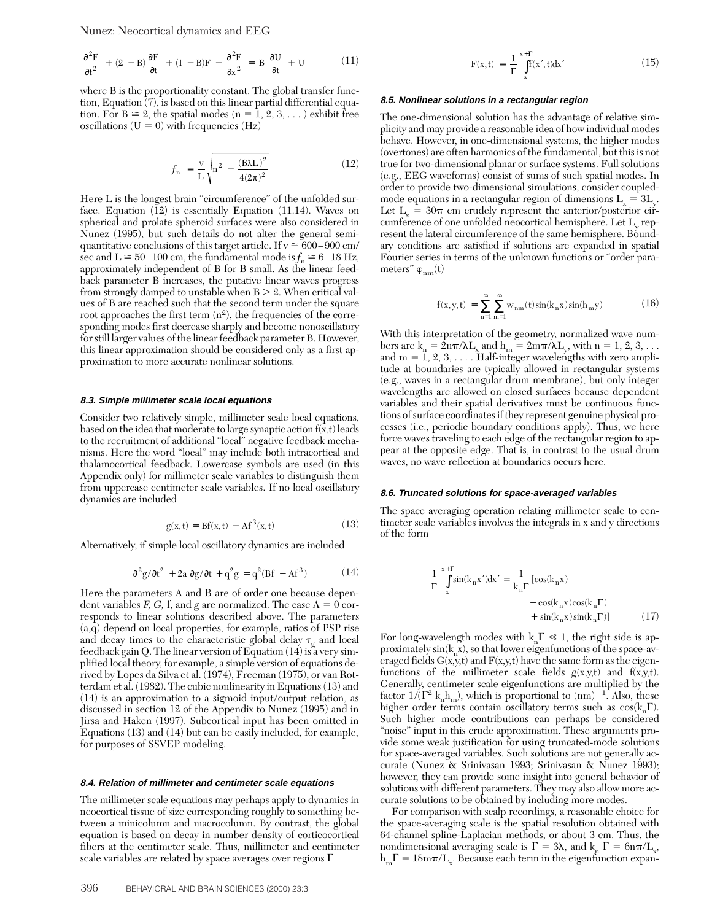$$\frac{\partial^2 F}{\partial t^2} + (2 - B)\frac{\partial F}{\partial t} + (1 - B)F - \frac{\partial^2 F}{\partial x^2} = B\frac{\partial U}{\partial t} + U \qquad (11)$$

where B is the proportionality constant. The global transfer function, Equation (7), is based on this linear partial differential equation. For $B \cong 2$, the spatial modes $(n = 1, 2, 3, \ldots)$ exhibit free oscillations $(U = 0)$ with frequencies (Hz)

$$f_n = \frac{v}{L}\sqrt{n^2 - \frac{(B\lambda L)^2}{4(2\pi)^2}} \qquad (12)$$

Here L is the longest brain "circumference" of the unfolded surface. Equation (12) is essentially Equation (11.14). Waves on spherical and prolate spheroid surfaces were also considered in Nunez (1995), but such details do not alter the general semi-quantitative conclusions of this target article. If $v \cong 600$–$900$ cm/sec and $L \cong 50$–$100$ cm, the fundamental mode is $f_n \cong 6$–$18$ Hz, approximately independent of B for B small. As the linear feedback parameter B increases, the putative linear waves progress from strongly damped to unstable when $B > 2$. When critical values of B are reached such that the second term under the square root approaches the first term ($n^2$), the frequencies of the corresponding modes first decrease sharply and become nonoscillatory for still larger values of the linear feedback parameter B. However, this linear approximation should be considered only as a first approximation to more accurate nonlinear solutions.

### 8.3. Simple millimeter scale local equations

Consider two relatively simple, millimeter scale local equations, based on the idea that moderate to large synaptic action $f(x,t)$ leads to the recruitment of additional "local" negative feedback mechanisms. Here the word "local" may include both intracortical and thalamocortical feedback. Lowercase symbols are used (in this Appendix only) for millimeter scale variables to distinguish them from uppercase centimeter scale variables. If no local oscillatory dynamics are included

$$g(x,t) = Bf(x,t) - Af^3(x,t) \qquad (13)$$

Alternatively, if simple local oscillatory dynamics are included

$$\partial^2 g/\partial t^2 + 2a\,\partial g/\partial t + q^2 g = q^2(Bf - Af^3) \qquad (14)$$

Here the parameters A and B are of order one because dependent variables *F, G,* f, and *g* are normalized. The case $A = 0$ corresponds to linear solutions described above. The parameters $(a,q)$ depend on local properties, for example, ratios of PSP rise and decay times to the characteristic global delay $\tau_g$ and local feedback gain Q. The linear version of Equation (14) is a very simplified local theory, for example, a simple version of equations derived by Lopes da Silva et al. (1974), Freeman (1975), or van Rotterdam et al. (1982). The cubic nonlinearity in Equations (13) and (14) is an approximation to a sigmoid input/output relation, as discussed in section 12 of the Appendix to Nunez (1995) and in Jirsa and Haken (1997). Subcortical input has been omitted in Equations (13) and (14) but can be easily included, for example, for purposes of SSVEP modeling.

### 8.4. Relation of millimeter and centimeter scale equations

The millimeter scale equations may perhaps apply to dynamics in neocortical tissue of size corresponding roughly to something between a minicolumn and macrocolumn. By contrast, the global equation is based on decay in number density of corticocortical fibers at the centimeter scale. Thus, millimeter and centimeter scale variables are related by space averages over regions $\Gamma$

$$F(x,t) = \frac{1}{\Gamma}\int_x^{x+\Gamma} f(x',t)dx' \qquad (15)$$

### 8.5. Nonlinear solutions in a rectangular region

The one-dimensional solution has the advantage of relative simplicity and may provide a reasonable idea of how individual modes behave. However, in one-dimensional systems, the higher modes (overtones) are often harmonics of the fundamental, but this is not true for two-dimensional planar or surface systems. Full solutions (e.g., EEG waveforms) consist of sums of such spatial modes. In order to provide two-dimensional simulations, consider coupled-mode equations in a rectangular region of dimensions $L_x = 3L_y$. Let $L_x = 30\pi$ cm crudely represent the anterior/posterior circumference of one unfolded neocortical hemisphere. Let $L_y$ represent the lateral circumference of the same hemisphere. Boundary conditions are satisfied if solutions are expanded in spatial Fourier series in terms of the unknown functions or "order parameters" $\varphi_{nm}(t)$

$$f(x,y,t) = \sum_{n=1}^{\infty}\sum_{m=1}^{\infty} w_{nm}(t)\sin(k_n x)\sin(h_m y) \qquad (16)$$

With this interpretation of the geometry, normalized wave numbers are $k_n = 2n\pi/\lambda L_x$ and $h_m = 2m\pi/\lambda L_y$, with $n = 1, 2, 3, \ldots$ and $m = 1, 2, 3, \ldots$. Half-integer wavelengths with zero amplitude at boundaries are typically allowed in rectangular systems (e.g., waves in a rectangular drum membrane), but only integer wavelengths are allowed on closed surfaces because dependent variables and their spatial derivatives must be continuous functions of surface coordinates if they represent genuine physical processes (i.e., periodic boundary conditions apply). Thus, we here force waves traveling to each edge of the rectangular region to appear at the opposite edge. That is, in contrast to the usual drum waves, no wave reflection at boundaries occurs here.

### 8.6. Truncated solutions for space-averaged variables

The space averaging operation relating millimeter scale to centimeter scale variables involves the integrals in x and y directions of the form

$$\frac{1}{\Gamma}\int_x^{x+\Gamma}\sin(k_n x')dx' = \frac{1}{k_n\Gamma}[\cos(k_n x) - \cos(k_n x)\cos(k_n\Gamma) + \sin(k_n x)\sin(k_n\Gamma)] \qquad (17)$$

For long-wavelength modes with $k_n\Gamma \ll 1$, the right side is approximately $\sin(k_n x)$, so that lower eigenfunctions of the space-averaged fields $G(x,y,t)$ and $F(x,y,t)$ have the same form as the eigenfunctions of the millimeter scale fields $g(x,y,t)$ and $f(x,y,t)$. Generally, centimeter scale eigenfunctions are multiplied by the factor $1/(\Gamma^2 k_n h_m)$, which is proportional to $(nm)^{-1}$. Also, these higher order terms contain oscillatory terms such as $\cos(k_n\Gamma)$. Such higher mode contributions can perhaps be considered "noise" input in this crude approximation. These arguments provide some weak justification for using truncated-mode solutions for space-averaged variables. Such solutions are not generally accurate (Nunez & Srinivasan 1993; Srinivasan & Nunez 1993); however, they can provide some insight into general behavior of solutions with different parameters. They may also allow more accurate solutions to be obtained by including more modes.

For comparison with scalp recordings, a reasonable choice for the space-averaging scale is the spatial resolution obtained with 64-channel spline-Laplacian methods, or about 3 cm. Thus, the nondimensional averaging scale is $\Gamma = 3\lambda$, and $k_n\Gamma = 6n\pi/L_x$, $h_m\Gamma = 18m\pi/L_x$. Because each term in the eigenfunction expan-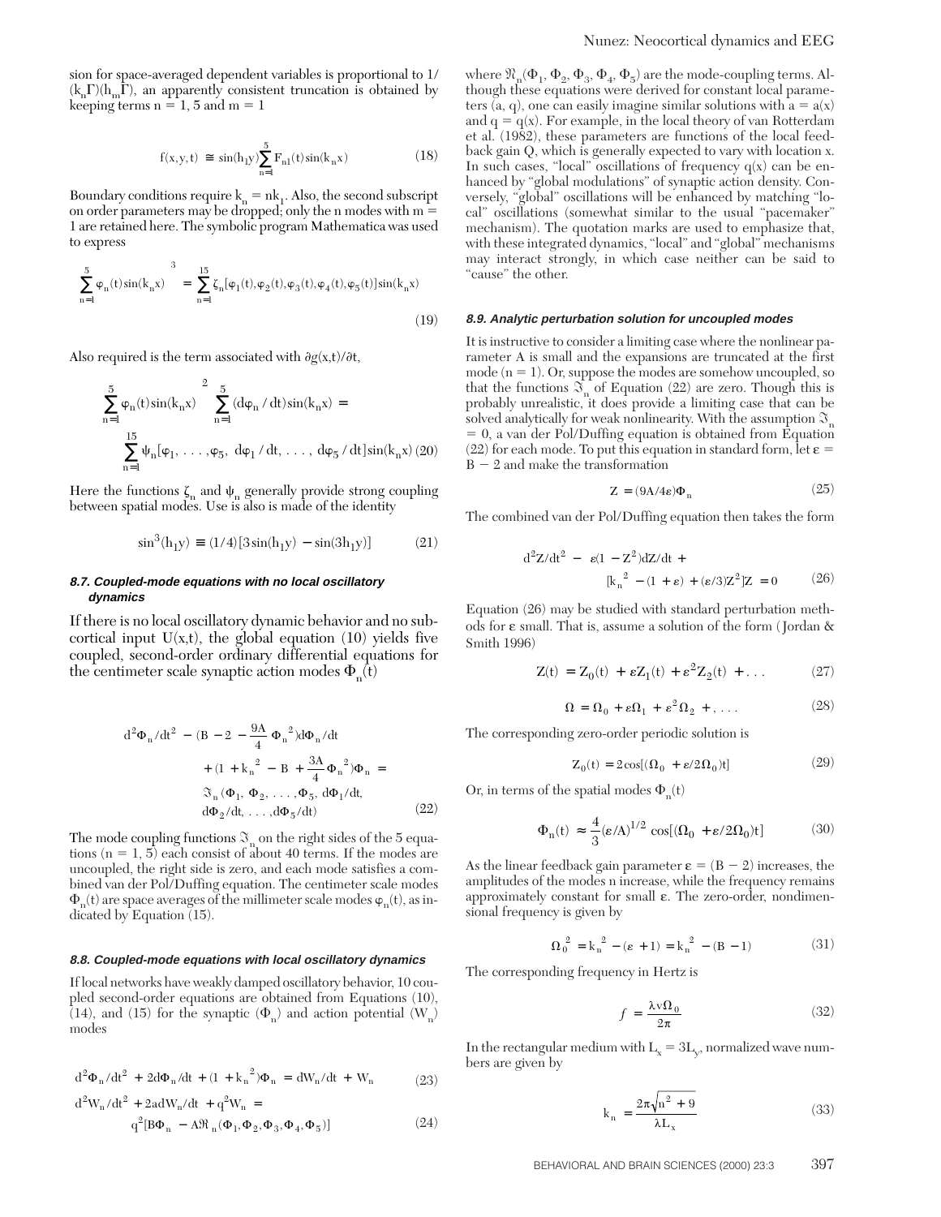sion for space-averaged dependent variables is proportional to $1/(k_n\Gamma)(h_m\Gamma)$, an apparently consistent truncation is obtained by keeping terms $n = 1, 5$ and $m = 1$

$$f(x,y,t) \cong \sin(h_1 y)\sum_{n=1}^{5} F_{n1}(t)\sin(k_n x) \tag{18}$$

Boundary conditions require $k_n = nk_1$. Also, the second subscript on order parameters may be dropped; only the n modes with $m = 1$ are retained here. The symbolic program Mathematica was used to express

$$\left[\sum_{n=1}^{5} \varphi_n(t)\sin(k_n x)\right]^3 = \sum_{n=1}^{15} \zeta_n[\varphi_1(t),\varphi_2(t),\varphi_3(t),\varphi_4(t),\varphi_5(t)]\sin(k_n x) \tag{19}$$

Also required is the term associated with $\partial g(x,t)/\partial t$,

$$\left[\sum_{n=1}^{5} \varphi_n(t)\sin(k_n x)\right]^2 \left[\sum_{n=1}^{5} (d\varphi_n/dt)\sin(k_n x)\right] = \sum_{n=1}^{15} \psi_n[\varphi_1, \ldots, \varphi_5,\ d\varphi_1/dt, \ldots,\ d\varphi_5/dt]\sin(k_n x) \tag{20}$$

Here the functions $\zeta_n$ and $\psi_n$ generally provide strong coupling between spatial modes. Use is also is made of the identity

$$\sin^3(h_1 y) \equiv (1/4)[3\sin(h_1 y) - \sin(3h_1 y)] \tag{21}$$

#### 8.7. Coupled-mode equations with no local oscillatory dynamics

If there is no local oscillatory dynamic behavior and no subcortical input $U(x,t)$, the global equation (10) yields five coupled, second-order ordinary differential equations for the centimeter scale synaptic action modes $\Phi_n(t)$

$$\begin{aligned} d^2\Phi_n/dt^2 &- \left(B - 2 - \frac{9A}{4}\Phi_n^{\,2}\right)d\Phi_n/dt \\ &+ \left(1 + k_n^{\,2} - B + \frac{3A}{4}\Phi_n^{\,2}\right)\Phi_n = \\ &\Im_n(\Phi_1, \Phi_2, \ldots, \Phi_5, d\Phi_1/dt, \\ &d\Phi_2/dt, \ldots, d\Phi_5/dt) \end{aligned} \tag{22}$$

The mode coupling functions $\Im_n$ on the right sides of the 5 equations ($n = 1, 5$) each consist of about 40 terms. If the modes are uncoupled, the right side is zero, and each mode satisfies a combined van der Pol/Duffing equation. The centimeter scale modes $\Phi_n(t)$ are space averages of the millimeter scale modes $\varphi_n(t)$, as indicated by Equation (15).

#### 8.8. Coupled-mode equations with local oscillatory dynamics

If local networks have weakly damped oscillatory behavior, 10 coupled second-order equations are obtained from Equations (10), (14), and (15) for the synaptic ($\Phi_n$) and action potential ($W_n$) modes

$$d^2\Phi_n/dt^2 + 2d\Phi_n/dt + (1 + k_n^{\,2})\Phi_n = dW_n/dt + W_n \tag{23}$$

$$d^2W_n/dt^2 + 2a\,dW_n/dt + q^2W_n = q^2[B\Phi_n - A\Re_n(\Phi_1,\Phi_2,\Phi_3,\Phi_4,\Phi_5)] \tag{24}$$

where $\Re_n(\Phi_1, \Phi_2, \Phi_3, \Phi_4, \Phi_5)$ are the mode-coupling terms. Although these equations were derived for constant local parameters (a, q), one can easily imagine similar solutions with $a = a(x)$ and $q = q(x)$. For example, in the local theory of van Rotterdam et al. (1982), these parameters are functions of the local feedback gain Q, which is generally expected to vary with location x. In such cases, "local" oscillations of frequency $q(x)$ can be enhanced by "global modulations" of synaptic action density. Conversely, "global" oscillations will be enhanced by matching "local" oscillations (somewhat similar to the usual "pacemaker" mechanism). The quotation marks are used to emphasize that, with these integrated dynamics, "local" and "global" mechanisms may interact strongly, in which case neither can be said to "cause" the other.

#### 8.9. Analytic perturbation solution for uncoupled modes

It is instructive to consider a limiting case where the nonlinear parameter A is small and the expansions are truncated at the first mode ($n = 1$). Or, suppose the modes are somehow uncoupled, so that the functions $\Im_n$ of Equation (22) are zero. Though this is probably unrealistic, it does provide a limiting case that can be solved analytically for weak nonlinearity. With the assumption $\Im_n = 0$, a van der Pol/Duffing equation is obtained from Equation (22) for each mode. To put this equation in standard form, let $\varepsilon = B - 2$ and make the transformation

$$Z = (9A/4\varepsilon)\Phi_n \tag{25}$$

The combined van der Pol/Duffing equation then takes the form

$$d^2Z/dt^2 - \varepsilon(1 - Z^2)dZ/dt + [k_n^{\,2} - (1 + \varepsilon) + (\varepsilon/3)Z^2]Z = 0 \tag{26}$$

Equation (26) may be studied with standard perturbation methods for $\varepsilon$ small. That is, assume a solution of the form (Jordan & Smith 1996)

$$Z(t) = Z_0(t) + \varepsilon Z_1(t) + \varepsilon^2 Z_2(t) + \ldots \tag{27}$$

$$\Omega = \Omega_0 + \varepsilon\Omega_1 + \varepsilon^2\Omega_2 + , \ldots \tag{28}$$

The corresponding zero-order periodic solution is

$$Z_0(t) = 2\cos[(\Omega_0 + \varepsilon/2\Omega_0)t] \tag{29}$$

Or, in terms of the spatial modes $\Phi_n(t)$

$$\Phi_n(t) \approx \frac{4}{3}(\varepsilon/A)^{1/2}\cos[(\Omega_0 + \varepsilon/2\Omega_0)t] \tag{30}$$

As the linear feedback gain parameter $\varepsilon = (B - 2)$ increases, the amplitudes of the modes n increase, while the frequency remains approximately constant for small $\varepsilon$. The zero-order, nondimensional frequency is given by

$$\Omega_0^{\,2} = k_n^{\,2} - (\varepsilon + 1) = k_n^{\,2} - (B - 1) \tag{31}$$

The corresponding frequency in Hertz is

$$f = \frac{\lambda v \Omega_0}{2\pi} \tag{32}$$

In the rectangular medium with $L_x = 3L_y$, normalized wave numbers are given by

$$k_n = \frac{2\pi\sqrt{n^2 + 9}}{\lambda L_x} \tag{33}$$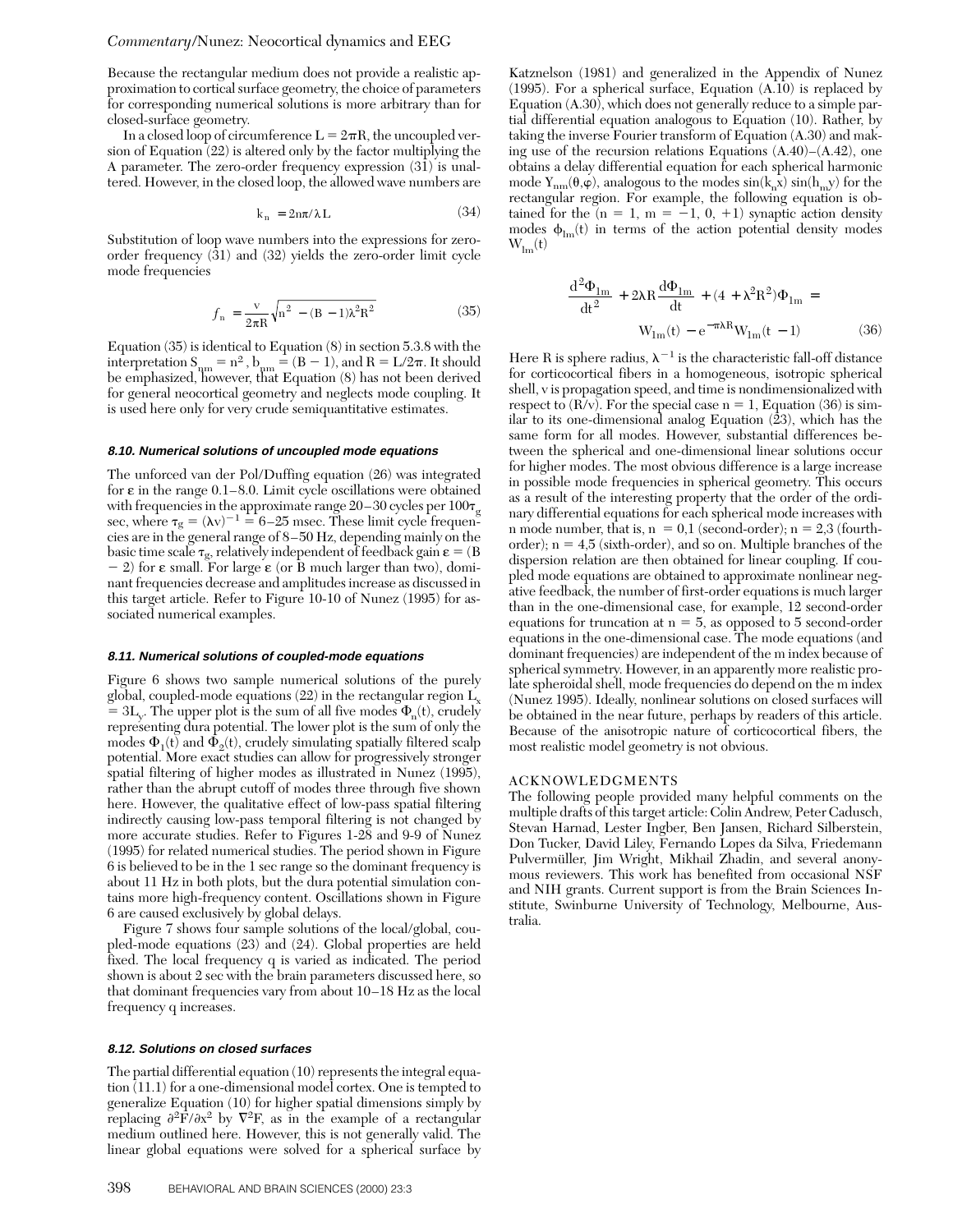Because the rectangular medium does not provide a realistic approximation to cortical surface geometry, the choice of parameters for corresponding numerical solutions is more arbitrary than for closed-surface geometry.

In a closed loop of circumference $L = 2\pi R$, the uncoupled version of Equation (22) is altered only by the factor multiplying the A parameter. The zero-order frequency expression (31) is unaltered. However, in the closed loop, the allowed wave numbers are

$$k_n = 2n\pi/\lambda L \tag{34}$$

Substitution of loop wave numbers into the expressions for zero-order frequency (31) and (32) yields the zero-order limit cycle mode frequencies

$$f_n = \frac{v}{2\pi R}\sqrt{n^2 - (B-1)\lambda^2 R^2} \tag{35}$$

Equation (35) is identical to Equation (8) in section 5.3.8 with the interpretation $S_{nm} = n^2$, $b_{nm} = (B - 1)$, and $R = L/2\pi$. It should be emphasized, however, that Equation (8) has not been derived for general neocortical geometry and neglects mode coupling. It is used here only for very crude semiquantitative estimates.

### 8.10. Numerical solutions of uncoupled mode equations

The unforced van der Pol/Duffing equation (26) was integrated for $\varepsilon$ in the range 0.1–8.0. Limit cycle oscillations were obtained with frequencies in the approximate range 20–30 cycles per $100\tau_g$ sec, where $\tau_g = (\lambda v)^{-1} = 6$–25 msec. These limit cycle frequencies are in the general range of 8–50 Hz, depending mainly on the basic time scale $\tau_g$, relatively independent of feedback gain $\varepsilon = (B - 2)$ for $\varepsilon$ small. For large $\varepsilon$ (or B much larger than two), dominant frequencies decrease and amplitudes increase as discussed in this target article. Refer to Figure 10-10 of Nunez (1995) for associated numerical examples.

### 8.11. Numerical solutions of coupled-mode equations

Figure 6 shows two sample numerical solutions of the purely global, coupled-mode equations (22) in the rectangular region $L_x = 3L_y$. The upper plot is the sum of all five modes $\Phi_n(t)$, crudely representing dura potential. The lower plot is the sum of only the modes $\Phi_1(t)$ and $\Phi_2(t)$, crudely simulating spatially filtered scalp potential. More exact studies can allow for progressively stronger spatial filtering of higher modes as illustrated in Nunez (1995), rather than the abrupt cutoff of modes three through five shown here. However, the qualitative effect of low-pass spatial filtering indirectly causing low-pass temporal filtering is not changed by more accurate studies. Refer to Figures 1-28 and 9-9 of Nunez (1995) for related numerical studies. The period shown in Figure 6 is believed to be in the 1 sec range so the dominant frequency is about 11 Hz in both plots, but the dura potential simulation contains more high-frequency content. Oscillations shown in Figure 6 are caused exclusively by global delays.

Figure 7 shows four sample solutions of the local/global, coupled-mode equations (23) and (24). Global properties are held fixed. The local frequency q is varied as indicated. The period shown is about 2 sec with the brain parameters discussed here, so that dominant frequencies vary from about 10–18 Hz as the local frequency q increases.

### 8.12. Solutions on closed surfaces

The partial differential equation (10) represents the integral equation (11.1) for a one-dimensional model cortex. One is tempted to generalize Equation (10) for higher spatial dimensions simply by replacing $\partial^2 F/\partial x^2$ by $\nabla^2 F$, as in the example of a rectangular medium outlined here. However, this is not generally valid. The linear global equations were solved for a spherical surface by Katznelson (1981) and generalized in the Appendix of Nunez (1995). For a spherical surface, Equation (A.10) is replaced by Equation (A.30), which does not generally reduce to a simple partial differential equation analogous to Equation (10). Rather, by taking the inverse Fourier transform of Equation (A.30) and making use of the recursion relations Equations (A.40)–(A.42), one obtains a delay differential equation for each spherical harmonic mode $Y_{nm}(\theta,\varphi)$, analogous to the modes $\sin(k_n x)\sin(h_m y)$ for the rectangular region. For example, the following equation is obtained for the ($n = 1$, $m = -1, 0, +1$) synaptic action density modes $\Phi_{1m}(t)$ in terms of the action potential density modes $W_{1m}(t)$

$$\frac{d^2\Phi_{1m}}{dt^2} + 2\lambda R\frac{d\Phi_{1m}}{dt} + (4 + \lambda^2 R^2)\Phi_{1m} = W_{1m}(t) - e^{-\pi\lambda R}W_{1m}(t-1) \tag{36}$$

Here R is sphere radius, $\lambda^{-1}$ is the characteristic fall-off distance for corticocortical fibers in a homogeneous, isotropic spherical shell, v is propagation speed, and time is nondimensionalized with respect to (R/v). For the special case $n = 1$, Equation (36) is similar to its one-dimensional analog Equation (23), which has the same form for all modes. However, substantial differences between the spherical and one-dimensional linear solutions occur for higher modes. The most obvious difference is a large increase in possible mode frequencies in spherical geometry. This occurs as a result of the interesting property that the order of the ordinary differential equations for each spherical mode increases with n mode number, that is, $n = 0,1$ (second-order); $n = 2,3$ (fourth-order); $n = 4,5$ (sixth-order), and so on. Multiple branches of the dispersion relation are then obtained for linear coupling. If coupled mode equations are obtained to approximate nonlinear negative feedback, the number of first-order equations is much larger than in the one-dimensional case, for example, 12 second-order equations for truncation at $n = 5$, as opposed to 5 second-order equations in the one-dimensional case. The mode equations (and dominant frequencies) are independent of the m index because of spherical symmetry. However, in an apparently more realistic prolate spheroidal shell, mode frequencies do depend on the m index (Nunez 1995). Ideally, nonlinear solutions on closed surfaces will be obtained in the near future, perhaps by readers of this article. Because of the anisotropic nature of corticocortical fibers, the most realistic model geometry is not obvious.

## ACKNOWLEDGMENTS

The following people provided many helpful comments on the multiple drafts of this target article: Colin Andrew, Peter Cadusch, Stevan Harnad, Lester Ingber, Ben Jansen, Richard Silberstein, Don Tucker, David Liley, Fernando Lopes da Silva, Friedemann Pulvermüller, Jim Wright, Mikhail Zhadin, and several anonymous reviewers. This work has benefited from occasional NSF and NIH grants. Current support is from the Brain Sciences Institute, Swinburne University of Technology, Melbourne, Australia.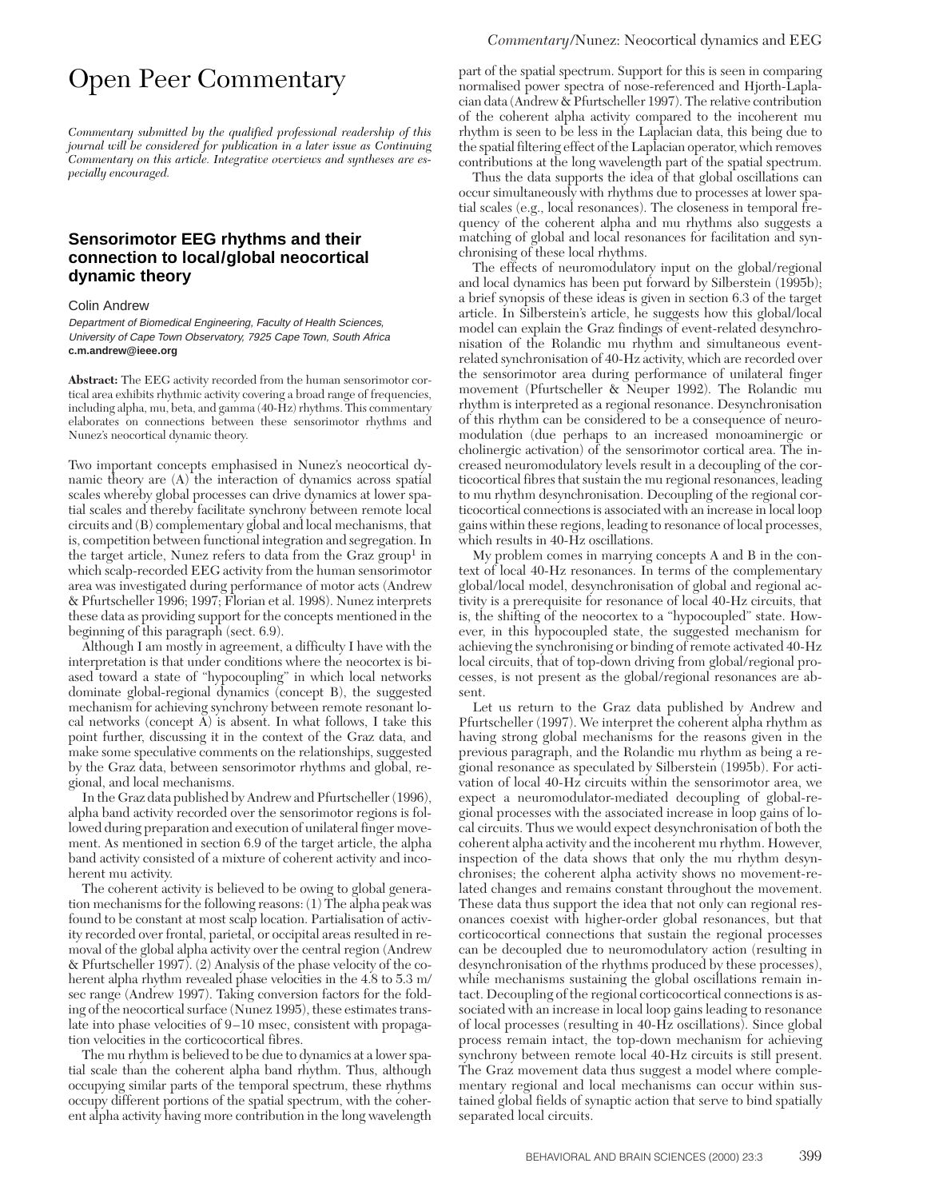# Open Peer Commentary

*Commentary submitted by the qualified professional readership of this journal will be considered for publication in a later issue as Continuing Commentary on this article. Integrative overviews and syntheses are especially encouraged.*

## Sensorimotor EEG rhythms and their connection to local/global neocortical dynamic theory

Colin Andrew

*Department of Biomedical Engineering, Faculty of Health Sciences, University of Cape Town Observatory, 7925 Cape Town, South Africa*
**c.m.andrew@ieee.org**

**Abstract:** The EEG activity recorded from the human sensorimotor cortical area exhibits rhythmic activity covering a broad range of frequencies, including alpha, mu, beta, and gamma (40-Hz) rhythms. This commentary elaborates on connections between these sensorimotor rhythms and Nunez's neocortical dynamic theory.

Two important concepts emphasised in Nunez's neocortical dynamic theory are (A) the interaction of dynamics across spatial scales whereby global processes can drive dynamics at lower spatial scales and thereby facilitate synchrony between remote local circuits and (B) complementary global and local mechanisms, that is, competition between functional integration and segregation. In the target article, Nunez refers to data from the Graz group[1] in which scalp-recorded EEG activity from the human sensorimotor area was investigated during performance of motor acts (Andrew & Pfurtscheller 1996; 1997; Florian et al. 1998). Nunez interprets these data as providing support for the concepts mentioned in the beginning of this paragraph (sect. 6.9).

Although I am mostly in agreement, a difficulty I have with the interpretation is that under conditions where the neocortex is biased toward a state of "hypocoupling" in which local networks dominate global-regional dynamics (concept B), the suggested mechanism for achieving synchrony between remote resonant local networks (concept A) is absent. In what follows, I take this point further, discussing it in the context of the Graz data, and make some speculative comments on the relationships, suggested by the Graz data, between sensorimotor rhythms and global, regional, and local mechanisms.

In the Graz data published by Andrew and Pfurtscheller (1996), alpha band activity recorded over the sensorimotor regions is followed during preparation and execution of unilateral finger movement. As mentioned in section 6.9 of the target article, the alpha band activity consisted of a mixture of coherent activity and incoherent mu activity.

The coherent activity is believed to be owing to global generation mechanisms for the following reasons: (1) The alpha peak was found to be constant at most scalp location. Partialisation of activity recorded over frontal, parietal, or occipital areas resulted in removal of the global alpha activity over the central region (Andrew & Pfurtscheller 1997). (2) Analysis of the phase velocity of the coherent alpha rhythm revealed phase velocities in the 4.8 to 5.3 m/sec range (Andrew 1997). Taking conversion factors for the folding of the neocortical surface (Nunez 1995), these estimates translate into phase velocities of 9–10 msec, consistent with propagation velocities in the corticocortical fibres.

The mu rhythm is believed to be due to dynamics at a lower spatial scale than the coherent alpha band rhythm. Thus, although occupying similar parts of the temporal spectrum, these rhythms occupy different portions of the spatial spectrum, with the coherent alpha activity having more contribution in the long wavelength part of the spatial spectrum. Support for this is seen in comparing normalised power spectra of nose-referenced and Hjorth-Laplacian data (Andrew & Pfurtscheller 1997). The relative contribution of the coherent alpha activity compared to the incoherent mu rhythm is seen to be less in the Laplacian data, this being due to the spatial filtering effect of the Laplacian operator, which removes contributions at the long wavelength part of the spatial spectrum.

Thus the data supports the idea of that global oscillations can occur simultaneously with rhythms due to processes at lower spatial scales (e.g., local resonances). The closeness in temporal frequency of the coherent alpha and mu rhythms also suggests a matching of global and local resonances for facilitation and synchronising of these local rhythms.

The effects of neuromodulatory input on the global/regional and local dynamics has been put forward by Silberstein (1995b); a brief synopsis of these ideas is given in section 6.3 of the target article. In Silberstein's article, he suggests how this global/local model can explain the Graz findings of event-related desynchronisation of the Rolandic mu rhythm and simultaneous event-related synchronisation of 40-Hz activity, which are recorded over the sensorimotor area during performance of unilateral finger movement (Pfurtscheller & Neuper 1992). The Rolandic mu rhythm is interpreted as a regional resonance. Desynchronisation of this rhythm can be considered to be a consequence of neuromodulation (due perhaps to an increased monoaminergic or cholinergic activation) of the sensorimotor cortical area. The increased neuromodulatory levels result in a decoupling of the corticocortical fibres that sustain the mu regional resonances, leading to mu rhythm desynchronisation. Decoupling of the regional corticocortical connections is associated with an increase in local loop gains within these regions, leading to resonance of local processes, which results in 40-Hz oscillations.

My problem comes in marrying concepts A and B in the context of local 40-Hz resonances. In terms of the complementary global/local model, desynchronisation of global and regional activity is a prerequisite for resonance of local 40-Hz circuits, that is, the shifting of the neocortex to a "hypocoupled" state. However, in this hypocoupled state, the suggested mechanism for achieving the synchronising or binding of remote activated 40-Hz local circuits, that of top-down driving from global/regional processes, is not present as the global/regional resonances are absent.

Let us return to the Graz data published by Andrew and Pfurtscheller (1997). We interpret the coherent alpha rhythm as having strong global mechanisms for the reasons given in the previous paragraph, and the Rolandic mu rhythm as being a regional resonance as speculated by Silberstein (1995b). For activation of local 40-Hz circuits within the sensorimotor area, we expect a neuromodulator-mediated decoupling of global-regional processes with the associated increase in loop gains of local circuits. Thus we would expect desynchronisation of both the coherent alpha activity and the incoherent mu rhythm. However, inspection of the data shows that only the mu rhythm desynchronises; the coherent alpha activity shows no movement-related changes and remains constant throughout the movement. These data thus support the idea that not only can regional resonances coexist with higher-order global resonances, but that corticocortical connections that sustain the regional processes can be decoupled due to neuromodulatory action (resulting in desynchronisation of the rhythms produced by these processes), while mechanisms sustaining the global oscillations remain intact. Decoupling of the regional corticocortical connections is associated with an increase in local loop gains leading to resonance of local processes (resulting in 40-Hz oscillations). Since global process remain intact, the top-down mechanism for achieving synchrony between remote local 40-Hz circuits is still present. The Graz movement data thus suggest a model where complementary regional and local mechanisms can occur within sustained global fields of synaptic action that serve to bind spatially separated local circuits.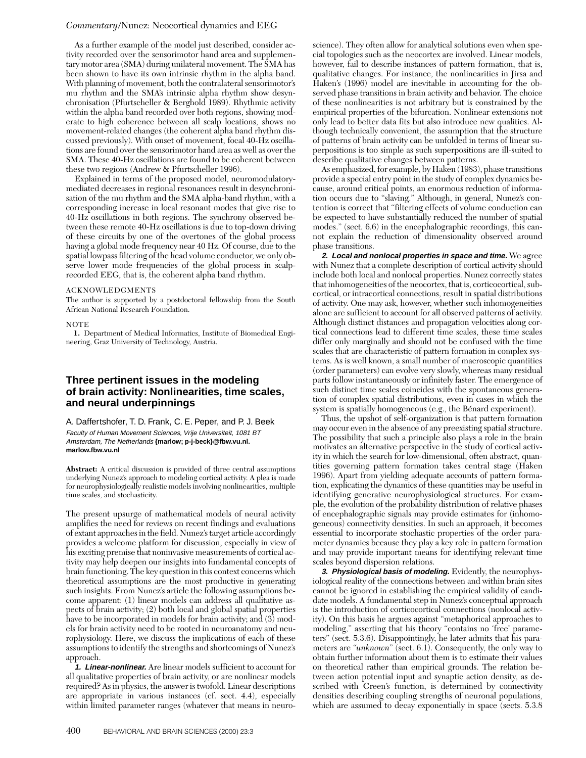As a further example of the model just described, consider activity recorded over the sensorimotor hand area and supplementary motor area (SMA) during unilateral movement. The SMA has been shown to have its own intrinsic rhythm in the alpha band. With planning of movement, both the contralateral sensorimotor's mu rhythm and the SMA's intrinsic alpha rhythm show desynchronisation (Pfurtscheller & Berghold 1989). Rhythmic activity within the alpha band recorded over both regions, showing moderate to high coherence between all scalp locations, shows no movement-related changes (the coherent alpha band rhythm discussed previously). With onset of movement, focal 40-Hz oscillations are found over the sensorimotor hand area as well as over the SMA. These 40-Hz oscillations are found to be coherent between these two regions (Andrew & Pfurtscheller 1996).

Explained in terms of the proposed model, neuromodulatory-mediated decreases in regional resonances result in desynchronisation of the mu rhythm and the SMA alpha-band rhythm, with a corresponding increase in local resonant modes that give rise to 40-Hz oscillations in both regions. The synchrony observed between these remote 40-Hz oscillations is due to top-down driving of these circuits by one of the overtones of the global process having a global mode frequency near 40 Hz. Of course, due to the spatial lowpass filtering of the head volume conductor, we only observe lower mode frequencies of the global process in scalp-recorded EEG, that is, the coherent alpha band rhythm.

ACKNOWLEDGMENTS

The author is supported by a postdoctoral fellowship from the South African National Research Foundation.

NOTE

1. Department of Medical Informatics, Institute of Biomedical Engineering, Graz University of Technology, Austria.

## Three pertinent issues in the modeling of brain activity: Nonlinearities, time scales, and neural underpinnings

A. Daffertshofer, T. D. Frank, C. E. Peper, and P. J. Beek

*Faculty of Human Movement Sciences, Vrije Universiteit, 1081 BT Amsterdam, The Netherlands* **{marlow; p-j-beck}@fbw.vu.nl. marlow.fbw.vu.nl**

**Abstract:** A critical discussion is provided of three central assumptions underlying Nunez's approach to modeling cortical activity. A plea is made for neurophysiologically realistic models involving nonlinearities, multiple time scales, and stochasticity.

The present upsurge of mathematical models of neural activity amplifies the need for reviews on recent findings and evaluations of extant approaches in the field. Nunez's target article accordingly provides a welcome platform for discussion, especially in view of his exciting premise that noninvasive measurements of cortical activity may help deepen our insights into fundamental concepts of brain functioning. The key question in this context concerns which theoretical assumptions are the most productive in generating such insights. From Nunez's article the following assumptions become apparent: (1) linear models can address all qualitative aspects of brain activity; (2) both local and global spatial properties have to be incorporated in models for brain activity; and (3) models for brain activity need to be rooted in neuroanatomy and neurophysiology. Here, we discuss the implications of each of these assumptions to identify the strengths and shortcomings of Nunez's approach.

***1. Linear-nonlinear.*** Are linear models sufficient to account for all qualitative properties of brain activity, or are nonlinear models required? As in physics, the answer is twofold. Linear descriptions are appropriate in various instances (cf. sect. 4.4), especially within limited parameter ranges (whatever that means in neuroscience). They often allow for analytical solutions even when special topologies such as the neocortex are involved. Linear models, however, fail to describe instances of pattern formation, that is, qualitative changes. For instance, the nonlinearities in Jirsa and Haken's (1996) model are inevitable in accounting for the observed phase transitions in brain activity and behavior. The choice of these nonlinearities is not arbitrary but is constrained by the empirical properties of the bifurcation. Nonlinear extensions not only lead to better data fits but also introduce new qualities. Although technically convenient, the assumption that the structure of patterns of brain activity can be unfolded in terms of linear superpositions is too simple as such superpositions are ill-suited to describe qualitative changes between patterns.

As emphasized, for example, by Haken (1983), phase transitions provide a special entry point in the study of complex dynamics because, around critical points, an enormous reduction of information occurs due to "slaving." Although, in general, Nunez's contention is correct that "filtering effects of volume conduction can be expected to have substantially reduced the number of spatial modes." (sect. 6.6) in the encephalographic recordings, this cannot explain the reduction of dimensionality observed around phase transitions.

***2. Local and nonlocal properties in space and time.*** We agree with Nunez that a complete description of cortical activity should include both local and nonlocal properties. Nunez correctly states that inhomogeneities of the neocortex, that is, corticocortical, subcortical, or intracortical connections, result in spatial distributions of activity. One may ask, however, whether such inhomogeneities alone are sufficient to account for all observed patterns of activity. Although distinct distances and propagation velocities along cortical connections lead to different time scales, these time scales differ only marginally and should not be confused with the time scales that are characteristic of pattern formation in complex systems. As is well known, a small number of macroscopic quantities (order parameters) can evolve very slowly, whereas many residual parts follow instantaneously or infinitely faster. The emergence of such distinct time scales coincides with the spontaneous generation of complex spatial distributions, even in cases in which the system is spatially homogeneous (e.g., the Bénard experiment).

Thus, the upshot of self-organization is that pattern formation may occur even in the absence of any preexisting spatial structure. The possibility that such a principle also plays a role in the brain motivates an alternative perspective in the study of cortical activity in which the search for low-dimensional, often abstract, quantities governing pattern formation takes central stage (Haken 1996). Apart from yielding adequate accounts of pattern formation, explicating the dynamics of these quantities may be useful in identifying generative neurophysiological structures. For example, the evolution of the probability distribution of relative phases of encephalographic signals may provide estimates for (inhomogeneous) connectivity densities. In such an approach, it becomes essential to incorporate stochastic properties of the order parameter dynamics because they play a key role in pattern formation and may provide important means for identifying relevant time scales beyond dispersion relations.

***3. Physiological basis of modeling.*** Evidently, the neurophysiological reality of the connections between and within brain sites cannot be ignored in establishing the empirical validity of candidate models. A fundamental step in Nunez's conceptual approach is the introduction of corticocortical connections (nonlocal activity). On this basis he argues against "metaphorical approaches to modeling," asserting that his theory "contains no 'free' parameters" (sect. 5.3.6). Disappointingly, he later admits that his parameters are "*unknown*" (sect. 6.1). Consequently, the only way to obtain further information about them is to estimate their values on theoretical rather than empirical grounds. The relation between action potential input and synaptic action density, as described with Green's function, is determined by connectivity densities describing coupling strengths of neuronal populations, which are assumed to decay exponentially in space (sects. 5.3.8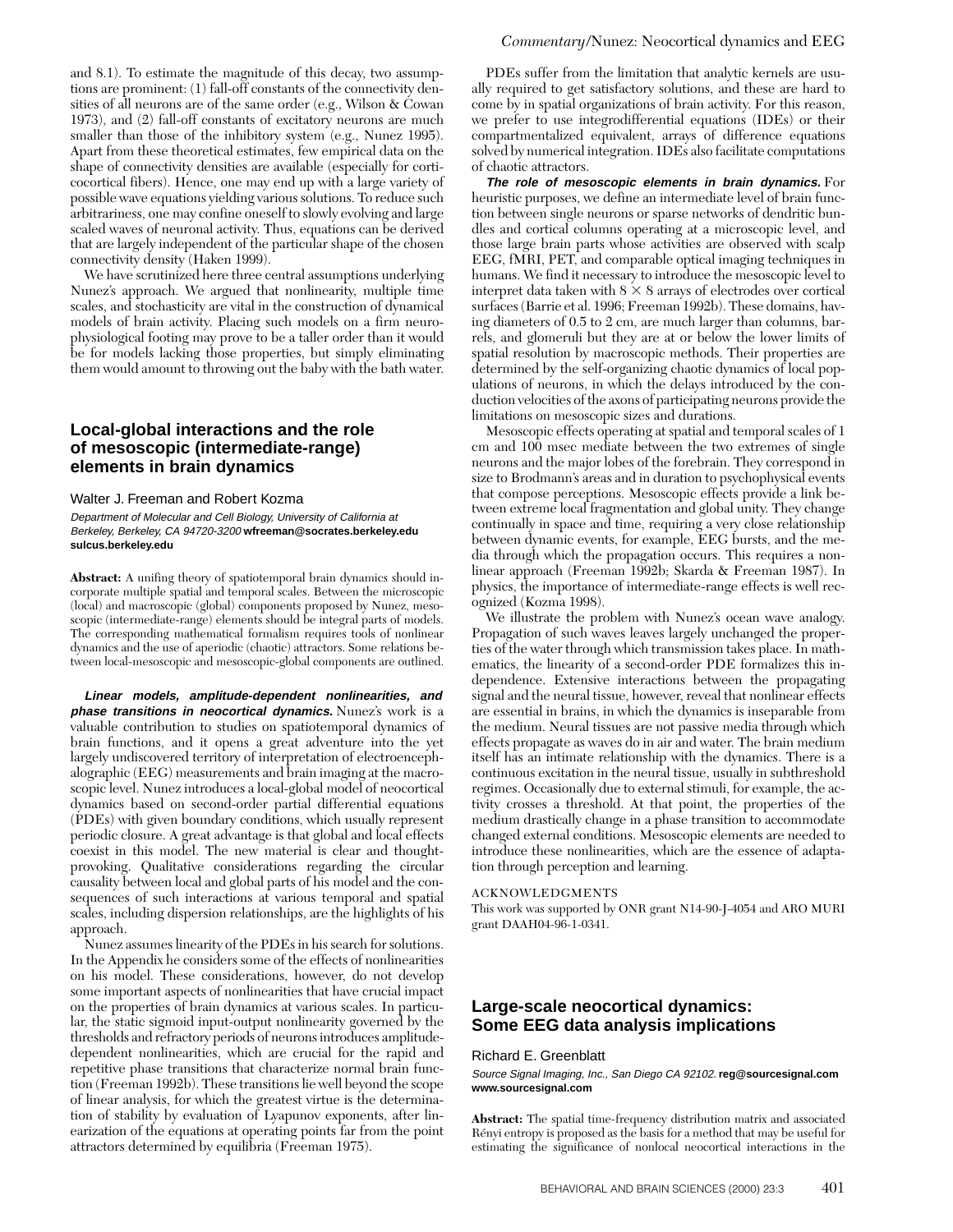and 8.1). To estimate the magnitude of this decay, two assumptions are prominent: (1) fall-off constants of the connectivity densities of all neurons are of the same order (e.g., Wilson & Cowan 1973), and (2) fall-off constants of excitatory neurons are much smaller than those of the inhibitory system (e.g., Nunez 1995). Apart from these theoretical estimates, few empirical data on the shape of connectivity densities are available (especially for corticocortical fibers). Hence, one may end up with a large variety of possible wave equations yielding various solutions. To reduce such arbitrariness, one may confine oneself to slowly evolving and large scaled waves of neuronal activity. Thus, equations can be derived that are largely independent of the particular shape of the chosen connectivity density (Haken 1999).

We have scrutinized here three central assumptions underlying Nunez's approach. We argued that nonlinearity, multiple time scales, and stochasticity are vital in the construction of dynamical models of brain activity. Placing such models on a firm neurophysiological footing may prove to be a taller order than it would be for models lacking those properties, but simply eliminating them would amount to throwing out the baby with the bath water.

## Local-global interactions and the role of mesoscopic (intermediate-range) elements in brain dynamics

Walter J. Freeman and Robert Kozma

*Department of Molecular and Cell Biology, University of California at Berkeley, Berkeley, CA 94720-3200* **wfreeman@socrates.berkeley.edu sulcus.berkeley.edu**

**Abstract:** A unifing theory of spatiotemporal brain dynamics should incorporate multiple spatial and temporal scales. Between the microscopic (local) and macroscopic (global) components proposed by Nunez, mesoscopic (intermediate-range) elements should be integral parts of models. The corresponding mathematical formalism requires tools of nonlinear dynamics and the use of aperiodic (chaotic) attractors. Some relations between local-mesoscopic and mesoscopic-global components are outlined.

***Linear models, amplitude-dependent nonlinearities, and phase transitions in neocortical dynamics.*** Nunez's work is a valuable contribution to studies on spatiotemporal dynamics of brain functions, and it opens a great adventure into the yet largely undiscovered territory of interpretation of electroencephalographic (EEG) measurements and brain imaging at the macroscopic level. Nunez introduces a local-global model of neocortical dynamics based on second-order partial differential equations (PDEs) with given boundary conditions, which usually represent periodic closure. A great advantage is that global and local effects coexist in this model. The new material is clear and thought-provoking. Qualitative considerations regarding the circular causality between local and global parts of his model and the consequences of such interactions at various temporal and spatial scales, including dispersion relationships, are the highlights of his approach.

Nunez assumes linearity of the PDEs in his search for solutions. In the Appendix he considers some of the effects of nonlinearities on his model. These considerations, however, do not develop some important aspects of nonlinearities that have crucial impact on the properties of brain dynamics at various scales. In particular, the static sigmoid input-output nonlinearity governed by the thresholds and refractory periods of neurons introduces amplitude-dependent nonlinearities, which are crucial for the rapid and repetitive phase transitions that characterize normal brain function (Freeman 1992b). These transitions lie well beyond the scope of linear analysis, for which the greatest virtue is the determination of stability by evaluation of Lyapunov exponents, after linearization of the equations at operating points far from the point attractors determined by equilibria (Freeman 1975).

PDEs suffer from the limitation that analytic kernels are usually required to get satisfactory solutions, and these are hard to come by in spatial organizations of brain activity. For this reason, we prefer to use integrodifferential equations (IDEs) or their compartmentalized equivalent, arrays of difference equations solved by numerical integration. IDEs also facilitate computations of chaotic attractors.

***The role of mesoscopic elements in brain dynamics.*** For heuristic purposes, we define an intermediate level of brain function between single neurons or sparse networks of dendritic bundles and cortical columns operating at a microscopic level, and those large brain parts whose activities are observed with scalp EEG, fMRI, PET, and comparable optical imaging techniques in humans. We find it necessary to introduce the mesoscopic level to interpret data taken with $8 \times 8$ arrays of electrodes over cortical surfaces (Barrie et al. 1996; Freeman 1992b). These domains, having diameters of 0.5 to 2 cm, are much larger than columns, barrels, and glomeruli but they are at or below the lower limits of spatial resolution by macroscopic methods. Their properties are determined by the self-organizing chaotic dynamics of local populations of neurons, in which the delays introduced by the conduction velocities of the axons of participating neurons provide the limitations on mesoscopic sizes and durations.

Mesoscopic effects operating at spatial and temporal scales of 1 cm and 100 msec mediate between the two extremes of single neurons and the major lobes of the forebrain. They correspond in size to Brodmann's areas and in duration to psychophysical events that compose perceptions. Mesoscopic effects provide a link between extreme local fragmentation and global unity. They change continually in space and time, requiring a very close relationship between dynamic events, for example, EEG bursts, and the media through which the propagation occurs. This requires a nonlinear approach (Freeman 1992b; Skarda & Freeman 1987). In physics, the importance of intermediate-range effects is well recognized (Kozma 1998).

We illustrate the problem with Nunez's ocean wave analogy. Propagation of such waves leaves largely unchanged the properties of the water through which transmission takes place. In mathematics, the linearity of a second-order PDE formalizes this independence. Extensive interactions between the propagating signal and the neural tissue, however, reveal that nonlinear effects are essential in brains, in which the dynamics is inseparable from the medium. Neural tissues are not passive media through which effects propagate as waves do in air and water. The brain medium itself has an intimate relationship with the dynamics. There is a continuous excitation in the neural tissue, usually in subthreshold regimes. Occasionally due to external stimuli, for example, the activity crosses a threshold. At that point, the properties of the medium drastically change in a phase transition to accommodate changed external conditions. Mesoscopic elements are needed to introduce these nonlinearities, which are the essence of adaptation through perception and learning.

ACKNOWLEDGMENTS

This work was supported by ONR grant N14-90-J-4054 and ARO MURI grant DAAH04-96-1-0341.

## Large-scale neocortical dynamics: Some EEG data analysis implications

Richard E. Greenblatt

*Source Signal Imaging, Inc., San Diego CA 92102.* **reg@sourcesignal.com www.sourcesignal.com**

**Abstract:** The spatial time-frequency distribution matrix and associated Rényi entropy is proposed as the basis for a method that may be useful for estimating the significance of nonlocal neocortical interactions in the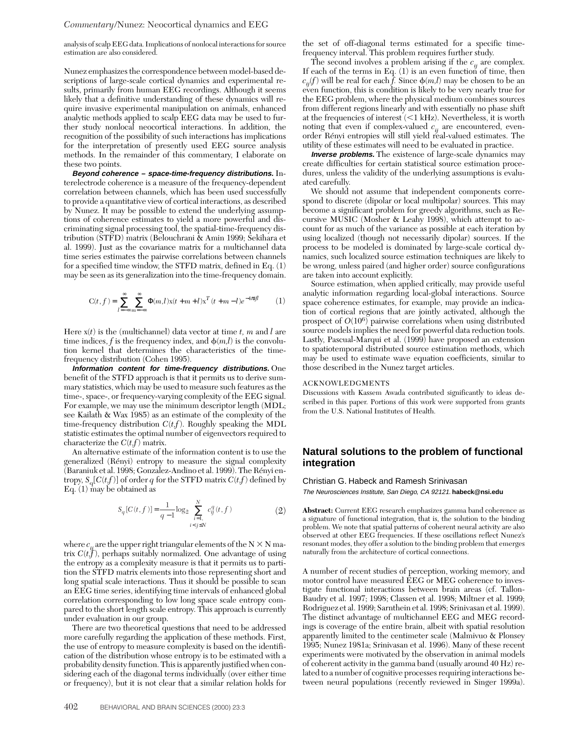analysis of scalp EEG data. Implications of nonlocal interactions for source estimation are also considered.

Nunez emphasizes the correspondence between model-based descriptions of large-scale cortical dynamics and experimental results, primarily from human EEG recordings. Although it seems likely that a definitive understanding of these dynamics will require invasive experimental manipulation on animals, enhanced analytic methods applied to scalp EEG data may be used to further study nonlocal neocortical interactions. In addition, the recognition of the possibility of such interactions has implications for the interpretation of presently used EEG source analysis methods. In the remainder of this commentary, I elaborate on these two points.

***Beyond coherence – space-time-frequency distributions.*** Interelectrode coherence is a measure of the frequency-dependent correlation between channels, which has been used successfully to provide a quantitative view of cortical interactions, as described by Nunez. It may be possible to extend the underlying assumptions of coherence estimates to yield a more powerful and discriminating signal processing tool, the spatial-time-frequency distribution (STFD) matrix (Belouchrani & Amin 1999; Sekihara et al. 1999). Just as the covariance matrix for a multichannel data time series estimates the pairwise correlations between channels for a specified time window, the STFD matrix, defined in Eq. (1) may be seen as its generalization into the time-frequency domain.

$$C(t,f) = \sum_{l=-\infty}^{\infty} \sum_{m=-\infty}^{\infty} \Phi(m,l) x(t+m+l) x^T (t+m-l) e^{-4\pi j f l} \qquad (1)$$

Here $x(t)$ is the (multichannel) data vector at time $t$, $m$ and $l$ are time indices, $f$ is the frequency index, and $\phi(m,l)$ is the convolution kernel that determines the characteristics of the time-frequency distribution (Cohen 1995).

***Information content for time-frequency distributions.*** One benefit of the STFD approach is that it permits us to derive summary statistics, which may be used to measure such features as the time-, space-, or frequency-varying complexity of the EEG signal. For example, we may use the minimum descriptor length (MDL; see Kailath & Wax 1985) as an estimate of the complexity of the time-frequency distribution $C(t,f)$. Roughly speaking the MDL statistic estimates the optimal number of eigenvectors required to characterize the $C(t,f)$ matrix.

An alternative estimate of the information content is to use the generalized (Rényi) entropy to measure the signal complexity (Baraniuk et al. 1998; Gonzalez-Andino et al. 1999). The Rényi entropy, $S_q[C(t,f)]$ of order $q$ for the STFD matrix $C(t,f)$ defined by Eq. (1) may be obtained as

$$S_q[C(t,f)] = \frac{1}{q-1} \log_2 \sum_{\substack{i=1, \\ i<j\leq N}}^{N} c_{ij}^q(t,f) \qquad (2)$$

where $c_{ij}$ are the upper right triangular elements of the $N \times N$ matrix $C(t,f)$, perhaps suitably normalized. One advantage of using the entropy as a complexity measure is that it permits us to partition the STFD matrix elements into those representing short and long spatial scale interactions. Thus it should be possible to scan an EEG time series, identifying time intervals of enhanced global correlation corresponding to low long space scale entropy compared to the short length scale entropy. This approach is currently under evaluation in our group.

There are two theoretical questions that need to be addressed more carefully regarding the application of these methods. First, the use of entropy to measure complexity is based on the identification of the distribution whose entropy is to be estimated with a probability density function. This is apparently justified when considering each of the diagonal terms individually (over either time or frequency), but it is not clear that a similar relation holds for the set of off-diagonal terms estimated for a specific time-frequency interval. This problem requires further study.

The second involves a problem arising if the $c_{ij}$ are complex. If each of the terms in Eq. (1) is an even function of time, then $c_{ij}(f)$ will be real for each $f$. Since $\phi(m,l)$ may be chosen to be an even function, this is condition is likely to be very nearly true for the EEG problem, where the physical medium combines sources from different regions linearly and with essentially no phase shift at the frequencies of interest (<1 kHz). Nevertheless, it is worth noting that even if complex-valued $c_{ij}$ are encountered, even-order Rényi entropies will still yield real-valued estimates. The utility of these estimates will need to be evaluated in practice.

***Inverse problems.*** The existence of large-scale dynamics may create difficulties for certain statistical source estimation procedures, unless the validity of the underlying assumptions is evaluated carefully.

We should not assume that independent components correspond to discrete (dipolar or local multipolar) sources. This may become a significant problem for greedy algorithms, such as Recursive MUSIC (Mosher & Leahy 1998), which attempt to account for as much of the variance as possible at each iteration by using localized (though not necessarily dipolar) sources. If the process to be modeled is dominated by large-scale cortical dynamics, such localized source estimation techniques are likely to be wrong, unless paired (and higher order) source configurations are taken into account explicitly.

Source estimation, when applied critically, may provide useful analytic information regarding local-global interactions. Source space coherence estimates, for example, may provide an indication of cortical regions that are jointly activated, although the prospect of $O(10^6)$ pairwise correlations when using distributed source models implies the need for powerful data reduction tools. Lastly, Pascual-Marqui et al. (1999) have proposed an extension to spatiotemporal distributed source estimation methods, which may be used to estimate wave equation coefficients, similar to those described in the Nunez target articles.

ACKNOWLEDGMENTS

Discussions with Kassem Awada contributed significantly to ideas described in this paper. Portions of this work were supported from grants from the U.S. National Institutes of Health.

## Natural solutions to the problem of functional integration

Christian G. Habeck and Ramesh Srinivasan

*The Neurosciences Institute, San Diego, CA 92121.* **habeck@nsi.edu**

**Abstract:** Current EEG research emphasizes gamma band coherence as a signature of functional integration, that is, the solution to the binding problem. We note that spatial patterns of coherent neural activity are also observed at other EEG frequencies. If these oscillations reflect Nunez's resonant modes, they offer a solution to the binding problem that emerges naturally from the architecture of cortical connections.

A number of recent studies of perception, working memory, and motor control have measured EEG or MEG coherence to investigate functional interactions between brain areas (cf. Tallon-Baudry et al. 1997; 1998; Classen et al. 1998; Miltner et al. 1999; Rodriguez et al. 1999; Sarnthein et al. 1998; Srinivasan et al. 1999). The distinct advantage of multichannel EEG and MEG recordings is coverage of the entire brain, albeit with spatial resolution apparently limited to the centimeter scale (Malmivuo & Plonsey 1995; Nunez 1981a; Srinivasan et al. 1996). Many of these recent experiments were motivated by the observation in animal models of coherent activity in the gamma band (usually around 40 Hz) related to a number of cognitive processes requiring interactions between neural populations (recently reviewed in Singer 1999a).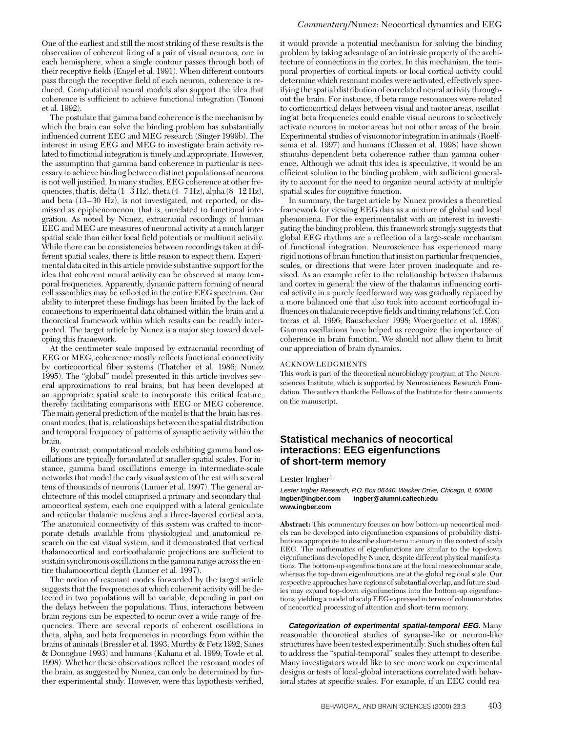One of the earliest and still the most striking of these results is the observation of coherent firing of a pair of visual neurons, one in each hemisphere, when a single contour passes through both of their receptive fields (Engel et al. 1991). When different contours pass through the receptive field of each neuron, coherence is reduced. Computational neural models also support the idea that coherence is sufficient to achieve functional integration (Tononi et al. 1992).

The postulate that gamma band coherence is the mechanism by which the brain can solve the binding problem has substantially influenced current EEG and MEG research (Singer 1999b). The interest in using EEG and MEG to investigate brain activity related to functional integration is timely and appropriate. However, the assumption that gamma band coherence in particular is necessary to achieve binding between distinct populations of neurons is not well justified. In many studies, EEG coherence at other frequencies, that is, delta (1–3 Hz), theta (4–7 Hz), alpha (8–12 Hz), and beta (13–30 Hz), is not investigated, not reported, or dismissed as epiphenomenon, that is, unrelated to functional integration. As noted by Nunez, extracranial recordings of human EEG and MEG are measures of neuronal activity at a much larger spatial scale than either local field potentials or multiunit activity. While there can be consistencies between recordings taken at different spatial scales, there is little reason to expect them. Experimental data cited in this article provide substantive support for the idea that coherent neural activity can be observed at many temporal frequencies. Apparently, dynamic pattern forming of neural cell assemblies may be reflected in the entire EEG spectrum. Our ability to interpret these findings has been limited by the lack of connections to experimental data obtained within the brain and a theoretical framework within which results can be readily interpreted. The target article by Nunez is a major step toward developing this framework.

At the centimeter scale imposed by extracranial recording of EEG or MEG, coherence mostly reflects functional connectivity by corticocortical fiber systems (Thatcher et al. 1986; Nunez 1995). The "global" model presented in this article involves several approximations to real brains, but has been developed at an appropriate spatial scale to incorporate this critical feature, thereby facilitating comparisons with EEG or MEG coherence. The main general prediction of the model is that the brain has resonant modes, that is, relationships between the spatial distribution and temporal frequency of patterns of synaptic activity within the brain.

By contrast, computational models exhibiting gamma band oscillations are typically formulated at smaller spatial scales. For instance, gamma band oscillations emerge in intermediate-scale networks that model the early visual system of the cat with several tens of thousands of neurons (Lumer et al. 1997). The general architecture of this model comprised a primary and secondary thalamocortical system, each one equipped with a lateral geniculate and reticular thalamic nucleus and a three-layered cortical area. The anatomical connectivity of this system was crafted to incorporate details available from physiological and anatomical research on the cat visual system, and it demonstrated that vertical thalamocortical and corticothalamic projections are sufficient to sustain synchronous oscillations in the gamma range across the entire thalamocortical depth (Lumer et al. 1997).

The notion of resonant modes forwarded by the target article suggests that the frequencies at which coherent activity will be detected in two populations will be variable, depending in part on the delays between the populations. Thus, interactions between brain regions can be expected to occur over a wide range of frequencies. There are several reports of coherent oscillations in theta, alpha, and beta frequencies in recordings from within the brains of animals (Bressler et al. 1993; Murthy & Fetz 1992; Sanes & Donoghue 1993) and humans (Kahana et al. 1999; Towle et al. 1998). Whether these observations reflect the resonant modes of the brain, as suggested by Nunez, can only be determined by further experimental study. However, were this hypothesis verified, it would provide a potential mechanism for solving the binding problem by taking advantage of an intrinsic property of the architecture of connections in the cortex. In this mechanism, the temporal properties of cortical inputs or local cortical activity could determine which resonant modes were activated, effectively specifying the spatial distribution of correlated neural activity throughout the brain. For instance, if beta range resonances were related to corticocortical delays between visual and motor areas, oscillating at beta frequencies could enable visual neurons to selectively activate neurons in motor areas but not other areas of the brain. Experimental studies of visuomotor integration in animals (Roelfsema et al. 1997) and humans (Classen et al. 1998) have shown stimulus-dependent beta coherence rather than gamma coherence. Although we admit this idea is speculative, it would be an efficient solution to the binding problem, with sufficient generality to account for the need to organize neural activity at multiple spatial scales for cognitive function.

In summary, the target article by Nunez provides a theoretical framework for viewing EEG data as a mixture of global and local phenomena. For the experimentalist with an interest in investigating the binding problem, this framework strongly suggests that global EEG rhythms are a reflection of a large-scale mechanism of functional integration. Neuroscience has experienced many rigid notions of brain function that insist on particular frequencies, scales, or directions that were later proven inadequate and revised. As an example refer to the relationship between thalamus and cortex in general: the view of the thalamus influencing cortical activity in a purely feedforward way was gradually replaced by a more balanced one that also took into account corticofugal influences on thalamic receptive fields and timing relations (cf. Contreras et al. 1996; Rauschecker 1998; Woergoetter et al. 1998). Gamma oscillations have helped us recognize the importance of coherence in brain function. We should not allow them to limit our appreciation of brain dynamics.

#### ACKNOWLEDGMENTS

This work is part of the theoretical neurobiology program at The Neurosciences Institute, which is supported by Neurosciences Research Foundation. The authors thank the Fellows of the Institute for their comments on the manuscript.

## Statistical mechanics of neocortical interactions: EEG eigenfunctions of short-term memory

Lester Ingber[1]

*Lester Ingber Research, P.O. Box 06440, Wacker Drive, Chicago, IL 60606*
**ingber@ingber.com ingber@alumni.caltech.edu**
**www.ingber.com**

**Abstract:** This commentary focuses on how bottom-up neocortical models can be developed into eigenfunction expansions of probability distributions appropriate to describe short-term memory in the context of scalp EEG. The mathematics of eigenfunctions are similar to the top-down eigenfunctions developed by Nunez, despite different physical manifestations. The bottom-up eigenfunctions are at the local mesocolumnar scale, whereas the top-down eigenfunctions are at the global regional scale. Our respective approaches have regions of substantial overlap, and future studies may expand top-down eigenfunctions into the bottom-up eigenfunctions, yielding a model of scalp EEG expressed in terms of columnar states of neocortical processing of attention and short-term memory.

***Categorization of experimental spatial-temporal EEG.*** Many reasonable theoretical studies of synapse-like or neuron-like structures have been tested experimentally. Such studies often fail to address the "spatial-temporal" scales they attempt to describe. Many investigators would like to see more work on experimental designs or tests of local-global interactions correlated with behavioral states at specific scales. For example, if an EEG could rea-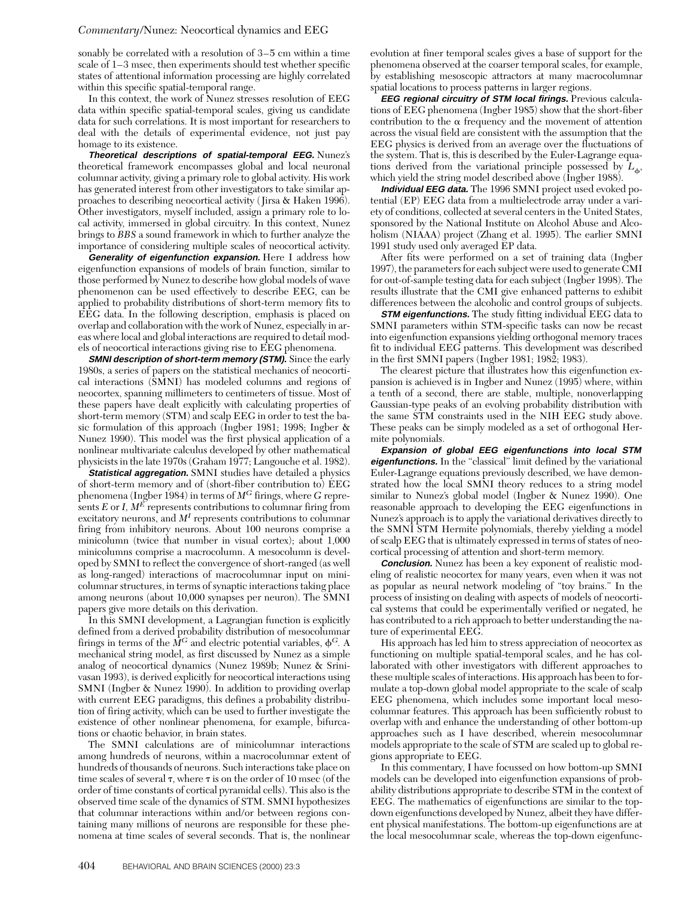sonably be correlated with a resolution of 3–5 cm within a time scale of 1–3 msec, then experiments should test whether specific states of attentional information processing are highly correlated within this specific spatial-temporal range.

In this context, the work of Nunez stresses resolution of EEG data within specific spatial-temporal scales, giving us candidate data for such correlations. It is most important for researchers to deal with the details of experimental evidence, not just pay homage to its existence.

**Theoretical descriptions of spatial-temporal EEG.** Nunez's theoretical framework encompasses global and local neuronal columnar activity, giving a primary role to global activity. His work has generated interest from other investigators to take similar approaches to describing neocortical activity (Jirsa & Haken 1996). Other investigators, myself included, assign a primary role to local activity, immersed in global circuitry. In this context, Nunez brings to *BBS* a sound framework in which to further analyze the importance of considering multiple scales of neocortical activity.

**Generality of eigenfunction expansion.** Here I address how eigenfunction expansions of models of brain function, similar to those performed by Nunez to describe how global models of wave phenomenon can be used effectively to describe EEG, can be applied to probability distributions of short-term memory fits to EEG data. In the following description, emphasis is placed on overlap and collaboration with the work of Nunez, especially in areas where local and global interactions are required to detail models of neocortical interactions giving rise to EEG phenomena.

**SMNI description of short-term memory (STM).** Since the early 1980s, a series of papers on the statistical mechanics of neocortical interactions (SMNI) has modeled columns and regions of neocortex, spanning millimeters to centimeters of tissue. Most of these papers have dealt explicitly with calculating properties of short-term memory (STM) and scalp EEG in order to test the basic formulation of this approach (Ingber 1981; 1998; Ingber & Nunez 1990). This model was the first physical application of a nonlinear multivariate calculus developed by other mathematical physicists in the late 1970s (Graham 1977; Langouche et al. 1982).

**Statistical aggregation.** SMNI studies have detailed a physics of short-term memory and of (short-fiber contribution to) EEG phenomena (Ingber 1984) in terms of $M^G$ firings, where $G$ represents $E$ or $I$, $M^E$ represents contributions to columnar firing from excitatory neurons, and $M^I$ represents contributions to columnar firing from inhibitory neurons. About 100 neurons comprise a minicolumn (twice that number in visual cortex); about 1,000 minicolumns comprise a macrocolumn. A mesocolumn is developed by SMNI to reflect the convergence of short-ranged (as well as long-ranged) interactions of macrocolumnar input on minicolumnar structures, in terms of synaptic interactions taking place among neurons (about 10,000 synapses per neuron). The SMNI papers give more details on this derivation.

In this SMNI development, a Lagrangian function is explicitly defined from a derived probability distribution of mesocolumnar firings in terms of the $M^G$ and electric potential variables, $\phi^G$. A mechanical string model, as first discussed by Nunez as a simple analog of neocortical dynamics (Nunez 1989b; Nunez & Srinivasan 1993), is derived explicitly for neocortical interactions using SMNI (Ingber & Nunez 1990). In addition to providing overlap with current EEG paradigms, this defines a probability distribution of firing activity, which can be used to further investigate the existence of other nonlinear phenomena, for example, bifurcations or chaotic behavior, in brain states.

The SMNI calculations are of minicolumnar interactions among hundreds of neurons, within a macrocolumnar extent of hundreds of thousands of neurons. Such interactions take place on time scales of several $\tau$, where $\tau$ is on the order of 10 msec (of the order of time constants of cortical pyramidal cells). This also is the observed time scale of the dynamics of STM. SMNI hypothesizes that columnar interactions within and/or between regions containing many millions of neurons are responsible for these phenomena at time scales of several seconds. That is, the nonlinear evolution at finer temporal scales gives a base of support for the phenomena observed at the coarser temporal scales, for example, by establishing mesoscopic attractors at many macrocolumnar spatial locations to process patterns in larger regions.

**EEG regional circuitry of STM local firings.** Previous calculations of EEG phenomena (Ingber 1985) show that the short-fiber contribution to the $\alpha$ frequency and the movement of attention across the visual field are consistent with the assumption that the EEG physics is derived from an average over the fluctuations of the system. That is, this is described by the Euler-Lagrange equations derived from the variational principle possessed by $L_\phi$, which yield the string model described above (Ingber 1988).

**Individual EEG data.** The 1996 SMNI project used evoked potential (EP) EEG data from a multielectrode array under a variety of conditions, collected at several centers in the United States, sponsored by the National Institute on Alcohol Abuse and Alcoholism (NIAAA) project (Zhang et al. 1995). The earlier SMNI 1991 study used only averaged EP data.

After fits were performed on a set of training data (Ingber 1997), the parameters for each subject were used to generate CMI for out-of-sample testing data for each subject (Ingber 1998). The results illustrate that the CMI give enhanced patterns to exhibit differences between the alcoholic and control groups of subjects.

**STM eigenfunctions.** The study fitting individual EEG data to SMNI parameters within STM-specific tasks can now be recast into eigenfunction expansions yielding orthogonal memory traces fit to individual EEG patterns. This development was described in the first SMNI papers (Ingber 1981; 1982; 1983).

The clearest picture that illustrates how this eigenfunction expansion is achieved is in Ingber and Nunez (1995) where, within a tenth of a second, there are stable, multiple, nonoverlapping Gaussian-type peaks of an evolving probability distribution with the same STM constraints used in the NIH EEG study above. These peaks can be simply modeled as a set of orthogonal Hermite polynomials.

**Expansion of global EEG eigenfunctions into local STM eigenfunctions.** In the "classical" limit defined by the variational Euler-Lagrange equations previously described, we have demonstrated how the local SMNI theory reduces to a string model similar to Nunez's global model (Ingber & Nunez 1990). One reasonable approach to developing the EEG eigenfunctions in Nunez's approach is to apply the variational derivatives directly to the SMNI STM Hermite polynomials, thereby yielding a model of scalp EEG that is ultimately expressed in terms of states of neocortical processing of attention and short-term memory.

**Conclusion.** Nunez has been a key exponent of realistic modeling of realistic neocortex for many years, even when it was not as popular as neural network modeling of "toy brains." In the process of insisting on dealing with aspects of models of neocortical systems that could be experimentally verified or negated, he has contributed to a rich approach to better understanding the nature of experimental EEG.

His approach has led him to stress appreciation of neocortex as functioning on multiple spatial-temporal scales, and he has collaborated with other investigators with different approaches to these multiple scales of interactions. His approach has been to formulate a top-down global model appropriate to the scale of scalp EEG phenomena, which includes some important local mesocolumnar features. This approach has been sufficiently robust to overlap with and enhance the understanding of other bottom-up approaches such as I have described, wherein mesocolumnar models appropriate to the scale of STM are scaled up to global regions appropriate to EEG.

In this commentary, I have focussed on how bottom-up SMNI models can be developed into eigenfunction expansions of probability distributions appropriate to describe STM in the context of EEG. The mathematics of eigenfunctions are similar to the top-down eigenfunctions developed by Nunez, albeit they have different physical manifestations. The bottom-up eigenfunctions are at the local mesocolumnar scale, whereas the top-down eigenfunc-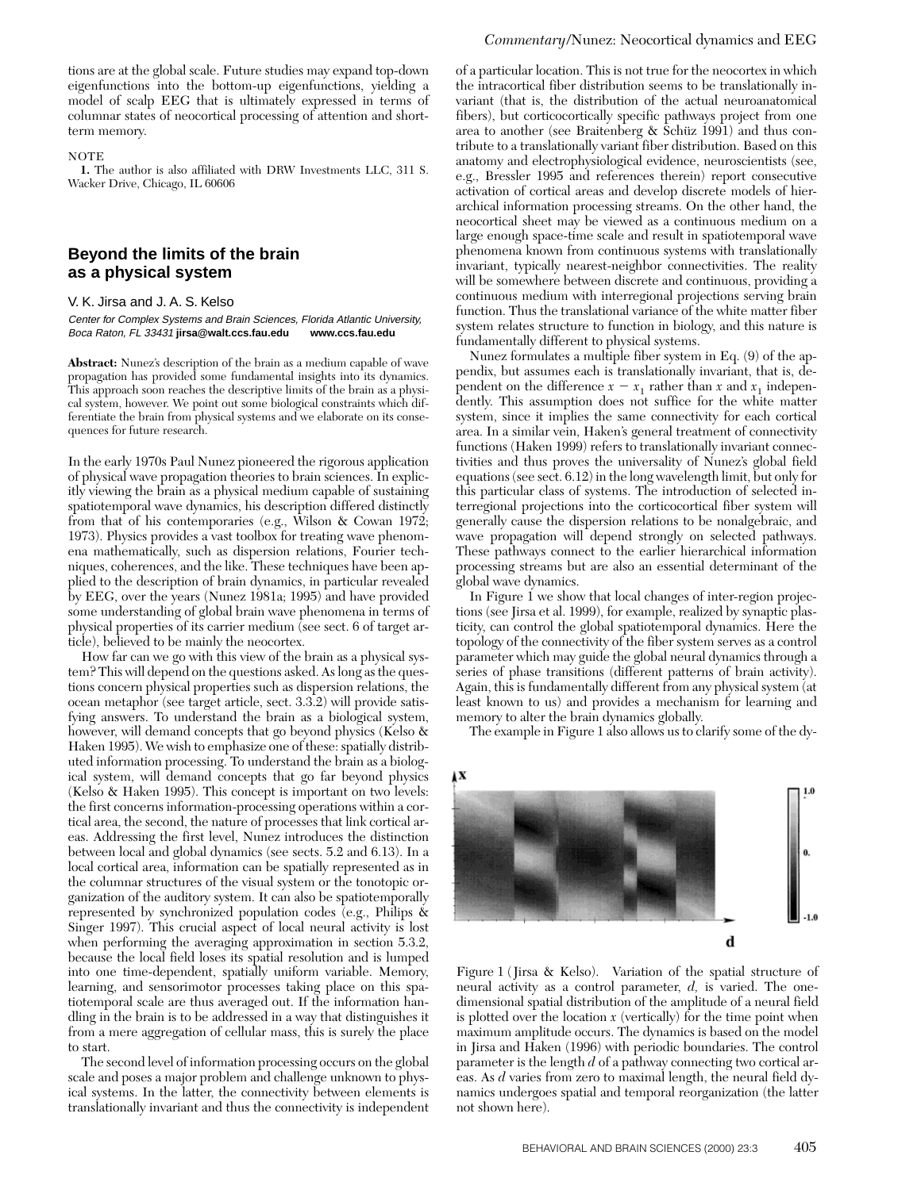tions are at the global scale. Future studies may expand top-down eigenfunctions into the bottom-up eigenfunctions, yielding a model of scalp EEG that is ultimately expressed in terms of columnar states of neocortical processing of attention and short-term memory.

NOTE

**1.** The author is also affiliated with DRW Investments LLC, 311 S. Wacker Drive, Chicago, IL 60606

## Beyond the limits of the brain as a physical system

V. K. Jirsa and J. A. S. Kelso

*Center for Complex Systems and Brain Sciences, Florida Atlantic University, Boca Raton, FL 33431* **jirsa@walt.ccs.fau.edu** **www.ccs.fau.edu**

**Abstract:** Nunez's description of the brain as a medium capable of wave propagation has provided some fundamental insights into its dynamics. This approach soon reaches the descriptive limits of the brain as a physical system, however. We point out some biological constraints which differentiate the brain from physical systems and we elaborate on its consequences for future research.

In the early 1970s Paul Nunez pioneered the rigorous application of physical wave propagation theories to brain sciences. In explicitly viewing the brain as a physical medium capable of sustaining spatiotemporal wave dynamics, his description differed distinctly from that of his contemporaries (e.g., Wilson & Cowan 1972; 1973). Physics provides a vast toolbox for treating wave phenomena mathematically, such as dispersion relations, Fourier techniques, coherences, and the like. These techniques have been applied to the description of brain dynamics, in particular revealed by EEG, over the years (Nunez 1981a; 1995) and have provided some understanding of global brain wave phenomena in terms of physical properties of its carrier medium (see sect. 6 of target article), believed to be mainly the neocortex.

How far can we go with this view of the brain as a physical system? This will depend on the questions asked. As long as the questions concern physical properties such as dispersion relations, the ocean metaphor (see target article, sect. 3.3.2) will provide satisfying answers. To understand the brain as a biological system, however, will demand concepts that go beyond physics (Kelso & Haken 1995). We wish to emphasize one of these: spatially distributed information processing. To understand the brain as a biological system, will demand concepts that go far beyond physics (Kelso & Haken 1995). This concept is important on two levels: the first concerns information-processing operations within a cortical area, the second, the nature of processes that link cortical areas. Addressing the first level, Nunez introduces the distinction between local and global dynamics (see sects. 5.2 and 6.13). In a local cortical area, information can be spatially represented as in the columnar structures of the visual system or the tonotopic organization of the auditory system. It can also be spatiotemporally represented by synchronized population codes (e.g., Philips & Singer 1997). This crucial aspect of local neural activity is lost when performing the averaging approximation in section 5.3.2, because the local field loses its spatial resolution and is lumped into one time-dependent, spatially uniform variable. Memory, learning, and sensorimotor processes taking place on this spatiotemporal scale are thus averaged out. If the information handling in the brain is to be addressed in a way that distinguishes it from a mere aggregation of cellular mass, this is surely the place to start.

The second level of information processing occurs on the global scale and poses a major problem and challenge unknown to physical systems. In the latter, the connectivity between elements is translationally invariant and thus the connectivity is independent of a particular location. This is not true for the neocortex in which the intracortical fiber distribution seems to be translationally invariant (that is, the distribution of the actual neuroanatomical fibers), but corticocortically specific pathways project from one area to another (see Braitenberg & Schüz 1991) and thus contribute to a translationally variant fiber distribution. Based on this anatomy and electrophysiological evidence, neuroscientists (see, e.g., Bressler 1995 and references therein) report consecutive activation of cortical areas and develop discrete models of hierarchical information processing streams. On the other hand, the neocortical sheet may be viewed as a continuous medium on a large enough space-time scale and result in spatiotemporal wave phenomena known from continuous systems with translationally invariant, typically nearest-neighbor connectivities. The reality will be somewhere between discrete and continuous, providing a continuous medium with interregional projections serving brain function. Thus the translational variance of the white matter fiber system relates structure to function in biology, and this nature is fundamentally different to physical systems.

Nunez formulates a multiple fiber system in Eq. (9) of the appendix, but assumes each is translationally invariant, that is, dependent on the difference $x - x_1$ rather than $x$ and $x_1$ independently. This assumption does not suffice for the white matter system, since it implies the same connectivity for each cortical area. In a similar vein, Haken's general treatment of connectivity functions (Haken 1999) refers to translationally invariant connectivities and thus proves the universality of Nunez's global field equations (see sect. 6.12) in the long wavelength limit, but only for this particular class of systems. The introduction of selected interregional projections into the corticocortical fiber system will generally cause the dispersion relations to be nonalgebraic, and wave propagation will depend strongly on selected pathways. These pathways connect to the earlier hierarchical information processing streams but are also an essential determinant of the global wave dynamics.

In Figure 1 we show that local changes of inter-region projections (see Jirsa et al. 1999), for example, realized by synaptic plasticity, can control the global spatiotemporal dynamics. Here the topology of the connectivity of the fiber system serves as a control parameter which may guide the global neural dynamics through a series of phase transitions (different patterns of brain activity). Again, this is fundamentally different from any physical system (at least known to us) and provides a mechanism for learning and memory to alter the brain dynamics globally.

The example in Figure 1 also allows us to clarify some of the dy-

Figure 1 (Jirsa & Kelso). Variation of the spatial structure of neural activity as a control parameter, $d$, is varied. The one-dimensional spatial distribution of the amplitude of a neural field is plotted over the location $x$ (vertically) for the time point when maximum amplitude occurs. The dynamics is based on the model in Jirsa and Haken (1996) with periodic boundaries. The control parameter is the length $d$ of a pathway connecting two cortical areas. As $d$ varies from zero to maximal length, the neural field dynamics undergoes spatial and temporal reorganization (the latter not shown here).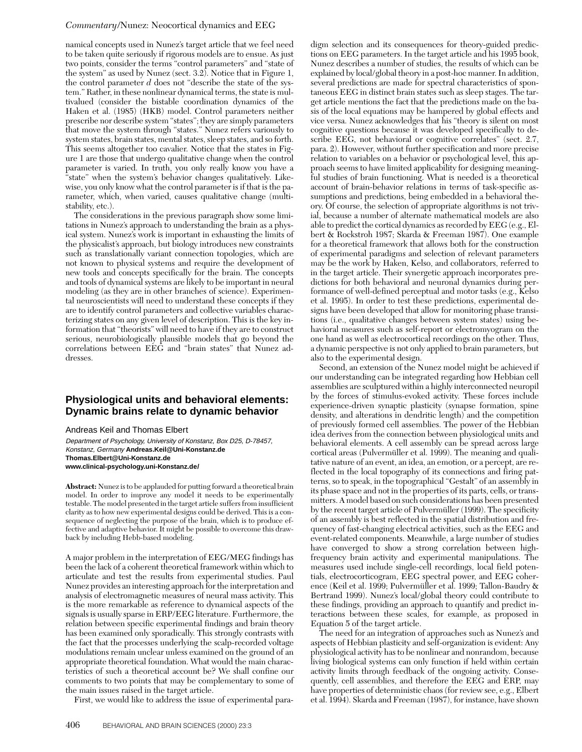namical concepts used in Nunez's target article that we feel need to be taken quite seriously if rigorous models are to ensue. As just two points, consider the terms "control parameters" and "state of the system" as used by Nunez (sect. 3.2). Notice that in Figure 1, the control parameter $d$ does not "describe the state of the system." Rather, in these nonlinear dynamical terms, the state is multivalued (consider the bistable coordination dynamics of the Haken et al. (1985) (HKB) model. Control parameters neither prescribe nor describe system "states"; they are simply parameters that move the system through "states." Nunez refers variously to system states, brain states, mental states, sleep states, and so forth. This seems altogether too cavalier. Notice that the states in Figure 1 are those that undergo qualitative change when the control parameter is varied. In truth, you only really know you have a "state" when the system's behavior changes qualitatively. Likewise, you only know what the control parameter is if that is the parameter, which, when varied, causes qualitative change (multistability, etc.).

The considerations in the previous paragraph show some limitations in Nunez's approach to understanding the brain as a physical system. Nunez's work is important in exhausting the limits of the physicalist's approach, but biology introduces new constraints such as translationally variant connection topologies, which are not known to physical systems and require the development of new tools and concepts specifically for the brain. The concepts and tools of dynamical systems are likely to be important in neural modeling (as they are in other branches of science). Experimental neuroscientists will need to understand these concepts if they are to identify control parameters and collective variables characterizing states on any given level of description. This is the key information that "theorists" will need to have if they are to construct serious, neurobiologically plausible models that go beyond the correlations between EEG and "brain states" that Nunez addresses.

## Physiological units and behavioral elements: Dynamic brains relate to dynamic behavior

Andreas Keil and Thomas Elbert

*Department of Psychology, University of Konstanz, Box D25, D-78457, Konstanz, Germany* **Andreas.Keil@Uni-Konstanz.de** **Thomas.Elbert@Uni-Konstanz.de** **www.clinical-psychology.uni-Konstanz.de/**

**Abstract:** Nunez is to be applauded for putting forward a theoretical brain model. In order to improve any model it needs to be experimentally testable. The model presented in the target article suffers from insufficient clarity as to how new experimental designs could be derived. This is a consequence of neglecting the purpose of the brain, which is to produce effective and adaptive behavior. It might be possible to overcome this drawback by including Hebb-based modeling.

A major problem in the interpretation of EEG/MEG findings has been the lack of a coherent theoretical framework within which to articulate and test the results from experimental studies. Paul Nunez provides an interesting approach for the interpretation and analysis of electromagnetic measures of neural mass activity. This is the more remarkable as reference to dynamical aspects of the signals is usually sparse in ERP/EEG literature. Furthermore, the relation between specific experimental findings and brain theory has been examined only sporadically. This strongly contrasts with the fact that the processes underlying the scalp-recorded voltage modulations remain unclear unless examined on the ground of an appropriate theoretical foundation. What would the main characteristics of such a theoretical account be? We shall confine our comments to two points that may be complementary to some of the main issues raised in the target article.

First, we would like to address the issue of experimental paradigm selection and its consequences for theory-guided predictions on EEG parameters. In the target article and his 1995 book, Nunez describes a number of studies, the results of which can be explained by local/global theory in a post-hoc manner. In addition, several predictions are made for spectral characteristics of spontaneous EEG in distinct brain states such as sleep stages. The target article mentions the fact that the predictions made on the basis of the local equations may be hampered by global effects and vice versa. Nunez acknowledges that his "theory is silent on most cognitive questions because it was developed specifically to describe EEG, not behavioral or cognitive correlates" (sect. 2.7, para. 2). However, without further specification and more precise relation to variables on a behavior or psychological level, this approach seems to have limited applicability for designing meaningful studies of brain functioning. What is needed is a theoretical account of brain-behavior relations in terms of task-specific assumptions and predictions, being embedded in a behavioral theory. Of course, the selection of appropriate algorithms is not trivial, because a number of alternate mathematical models are also able to predict the cortical dynamics as recorded by EEG (e.g., Elbert & Rockstroh 1987; Skarda & Freeman 1987). One example for a theoretical framework that allows both for the construction of experimental paradigms and selection of relevant parameters may be the work by Haken, Kelso, and collaborators, referred to in the target article. Their synergetic approach incorporates predictions for both behavioral and neuronal dynamics during performance of well-defined perceptual and motor tasks (e.g., Kelso et al. 1995). In order to test these predictions, experimental designs have been developed that allow for monitoring phase transitions (i.e., qualitative changes between system states) using behavioral measures such as self-report or electromyogram on the one hand as well as electrocortical recordings on the other. Thus, a dynamic perspective is not only applied to brain parameters, but also to the experimental design.

Second, an extension of the Nunez model might be achieved if our understanding can be integrated regarding how Hebbian cell assemblies are sculptured within a highly interconnected neuropil by the forces of stimulus-evoked activity. These forces include experience-driven synaptic plasticity (synapse formation, spine density, and alterations in dendritic length) and the competition of previously formed cell assemblies. The power of the Hebbian idea derives from the connection between physiological units and behavioral elements. A cell assembly can be spread across large cortical areas (Pulvermüller et al. 1999). The meaning and qualitative nature of an event, an idea, an emotion, or a percept, are reflected in the local topography of its connections and firing patterns, so to speak, in the topographical "Gestalt" of an assembly in its phase space and not in the properties of its parts, cells, or transmitters. A model based on such considerations has been presented by the recent target article of Pulvermüller (1999). The specificity of an assembly is best reflected in the spatial distribution and frequency of fast-changing electrical activities, such as the EEG and event-related components. Meanwhile, a large number of studies have converged to show a strong correlation between high-frequency brain activity and experimental manipulations. The measures used include single-cell recordings, local field potentials, electrocorticogram, EEG spectral power, and EEG coherence (Keil et al. 1999; Pulvermüller et al. 1999; Tallon-Baudry & Bertrand 1999). Nunez's local/global theory could contribute to these findings, providing an approach to quantify and predict interactions between these scales, for example, as proposed in Equation 5 of the target article.

The need for an integration of approaches such as Nunez's and aspects of Hebbian plasticity and self-organization is evident: Any physiological activity has to be nonlinear and nonrandom, because living biological systems can only function if held within certain activity limits through feedback of the ongoing activity. Consequently, cell assemblies, and therefore the EEG and ERP, may have properties of deterministic chaos (for review see, e.g., Elbert et al. 1994). Skarda and Freeman (1987), for instance, have shown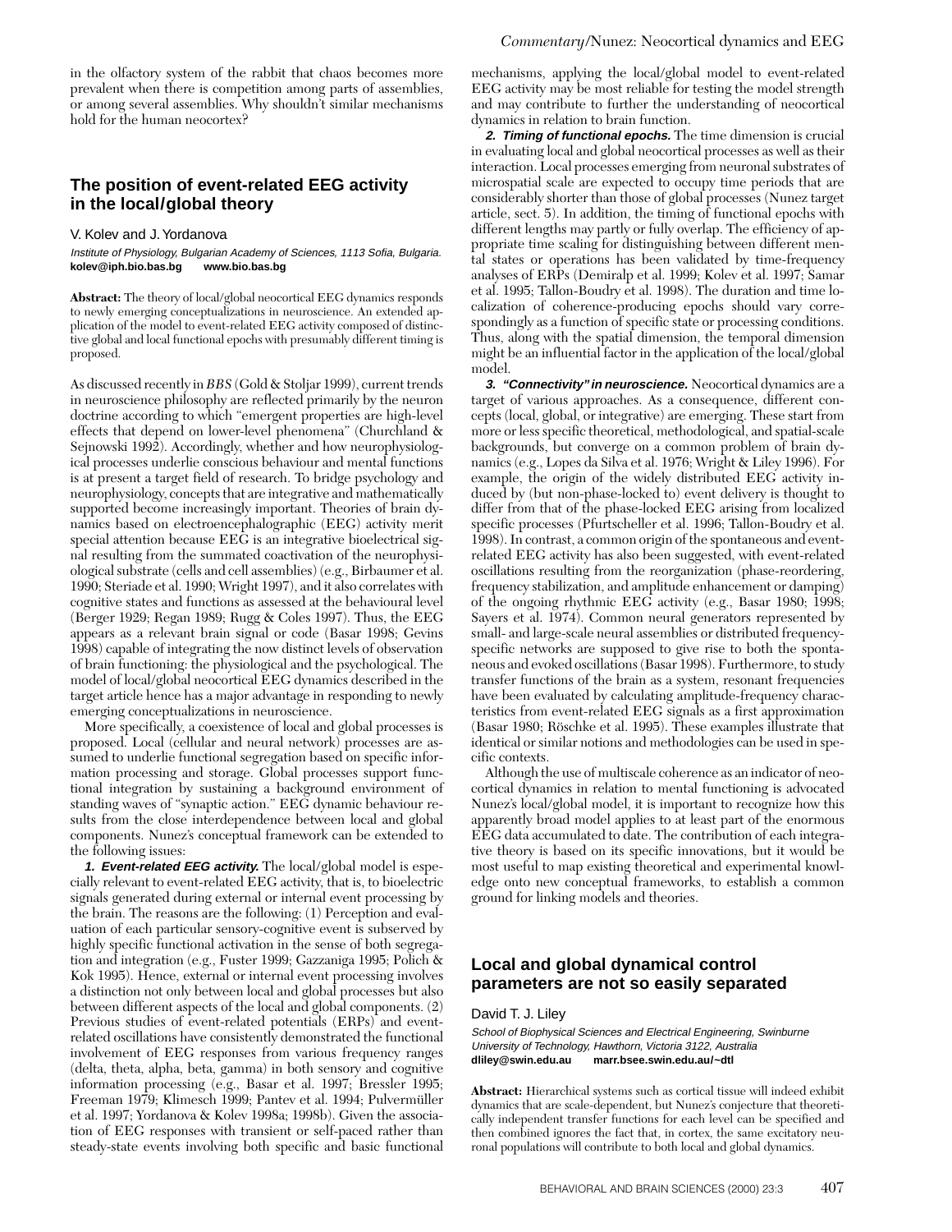in the olfactory system of the rabbit that chaos becomes more prevalent when there is competition among parts of assemblies, or among several assemblies. Why shouldn't similar mechanisms hold for the human neocortex?

## The position of event-related EEG activity in the local/global theory

V. Kolev and J. Yordanova

*Institute of Physiology, Bulgarian Academy of Sciences, 1113 Sofia, Bulgaria.*
**kolev@iph.bio.bas.bg** **www.bio.bas.bg**

**Abstract:** The theory of local/global neocortical EEG dynamics responds to newly emerging conceptualizations in neuroscience. An extended application of the model to event-related EEG activity composed of distinctive global and local functional epochs with presumably different timing is proposed.

As discussed recently in *BBS* (Gold & Stoljar 1999), current trends in neuroscience philosophy are reflected primarily by the neuron doctrine according to which "emergent properties are high-level effects that depend on lower-level phenomena" (Churchland & Sejnowski 1992). Accordingly, whether and how neurophysiological processes underlie conscious behaviour and mental functions is at present a target field of research. To bridge psychology and neurophysiology, concepts that are integrative and mathematically supported become increasingly important. Theories of brain dynamics based on electroencephalographic (EEG) activity merit special attention because EEG is an integrative bioelectrical signal resulting from the summated coactivation of the neurophysiological substrate (cells and cell assemblies) (e.g., Birbaumer et al. 1990; Steriade et al. 1990; Wright 1997), and it also correlates with cognitive states and functions as assessed at the behavioural level (Berger 1929; Regan 1989; Rugg & Coles 1997). Thus, the EEG appears as a relevant brain signal or code (Basar 1998; Gevins 1998) capable of integrating the now distinct levels of observation of brain functioning: the physiological and the psychological. The model of local/global neocortical EEG dynamics described in the target article hence has a major advantage in responding to newly emerging conceptualizations in neuroscience.

More specifically, a coexistence of local and global processes is proposed. Local (cellular and neural network) processes are assumed to underlie functional segregation based on specific information processing and storage. Global processes support functional integration by sustaining a background environment of standing waves of "synaptic action." EEG dynamic behaviour results from the close interdependence between local and global components. Nunez's conceptual framework can be extended to the following issues:

***1. Event-related EEG activity.*** The local/global model is especially relevant to event-related EEG activity, that is, to bioelectric signals generated during external or internal event processing by the brain. The reasons are the following: (1) Perception and evaluation of each particular sensory-cognitive event is subserved by highly specific functional activation in the sense of both segregation and integration (e.g., Fuster 1999; Gazzaniga 1995; Polich & Kok 1995). Hence, external or internal event processing involves a distinction not only between local and global processes but also between different aspects of the local and global components. (2) Previous studies of event-related potentials (ERPs) and event-related oscillations have consistently demonstrated the functional involvement of EEG responses from various frequency ranges (delta, theta, alpha, beta, gamma) in both sensory and cognitive information processing (e.g., Basar et al. 1997; Bressler 1995; Freeman 1979; Klimesch 1999; Pantev et al. 1994; Pulvermüller et al. 1997; Yordanova & Kolev 1998a; 1998b). Given the association of EEG responses with transient or self-paced rather than steady-state events involving both specific and basic functional mechanisms, applying the local/global model to event-related EEG activity may be most reliable for testing the model strength and may contribute to further the understanding of neocortical dynamics in relation to brain function.

***2. Timing of functional epochs.*** The time dimension is crucial in evaluating local and global neocortical processes as well as their interaction. Local processes emerging from neuronal substrates of microspatial scale are expected to occupy time periods that are considerably shorter than those of global processes (Nunez target article, sect. 5). In addition, the timing of functional epochs with different lengths may partly or fully overlap. The efficiency of appropriate time scaling for distinguishing between different mental states or operations has been validated by time-frequency analyses of ERPs (Demiralp et al. 1999; Kolev et al. 1997; Samar et al. 1995; Tallon-Boudry et al. 1998). The duration and time localization of coherence-producing epochs should vary correspondingly as a function of specific state or processing conditions. Thus, along with the spatial dimension, the temporal dimension might be an influential factor in the application of the local/global model.

***3. "Connectivity" in neuroscience.*** Neocortical dynamics are a target of various approaches. As a consequence, different concepts (local, global, or integrative) are emerging. These start from more or less specific theoretical, methodological, and spatial-scale backgrounds, but converge on a common problem of brain dynamics (e.g., Lopes da Silva et al. 1976; Wright & Liley 1996). For example, the origin of the widely distributed EEG activity induced by (but non-phase-locked to) event delivery is thought to differ from that of the phase-locked EEG arising from localized specific processes (Pfurtscheller et al. 1996; Tallon-Boudry et al. 1998). In contrast, a common origin of the spontaneous and event-related EEG activity has also been suggested, with event-related oscillations resulting from the reorganization (phase-reordering, frequency stabilization, and amplitude enhancement or damping) of the ongoing rhythmic EEG activity (e.g., Basar 1980; 1998; Sayers et al. 1974). Common neural generators represented by small- and large-scale neural assemblies or distributed frequency-specific networks are supposed to give rise to both the spontaneous and evoked oscillations (Basar 1998). Furthermore, to study transfer functions of the brain as a system, resonant frequencies have been evaluated by calculating amplitude-frequency characteristics from event-related EEG signals as a first approximation (Basar 1980; Röschke et al. 1995). These examples illustrate that identical or similar notions and methodologies can be used in specific contexts.

Although the use of multiscale coherence as an indicator of neocortical dynamics in relation to mental functioning is advocated Nunez's local/global model, it is important to recognize how this apparently broad model applies to at least part of the enormous EEG data accumulated to date. The contribution of each integrative theory is based on its specific innovations, but it would be most useful to map existing theoretical and experimental knowledge onto new conceptual frameworks, to establish a common ground for linking models and theories.

## Local and global dynamical control parameters are not so easily separated

David T. J. Liley

*School of Biophysical Sciences and Electrical Engineering, Swinburne University of Technology, Hawthorn, Victoria 3122, Australia*
**dliley@swin.edu.au** **marr.bsee.swin.edu.au/~dtl**

**Abstract:** Hierarchical systems such as cortical tissue will indeed exhibit dynamics that are scale-dependent, but Nunez's conjecture that theoretically independent transfer functions for each level can be specified and then combined ignores the fact that, in cortex, the same excitatory neuronal populations will contribute to both local and global dynamics.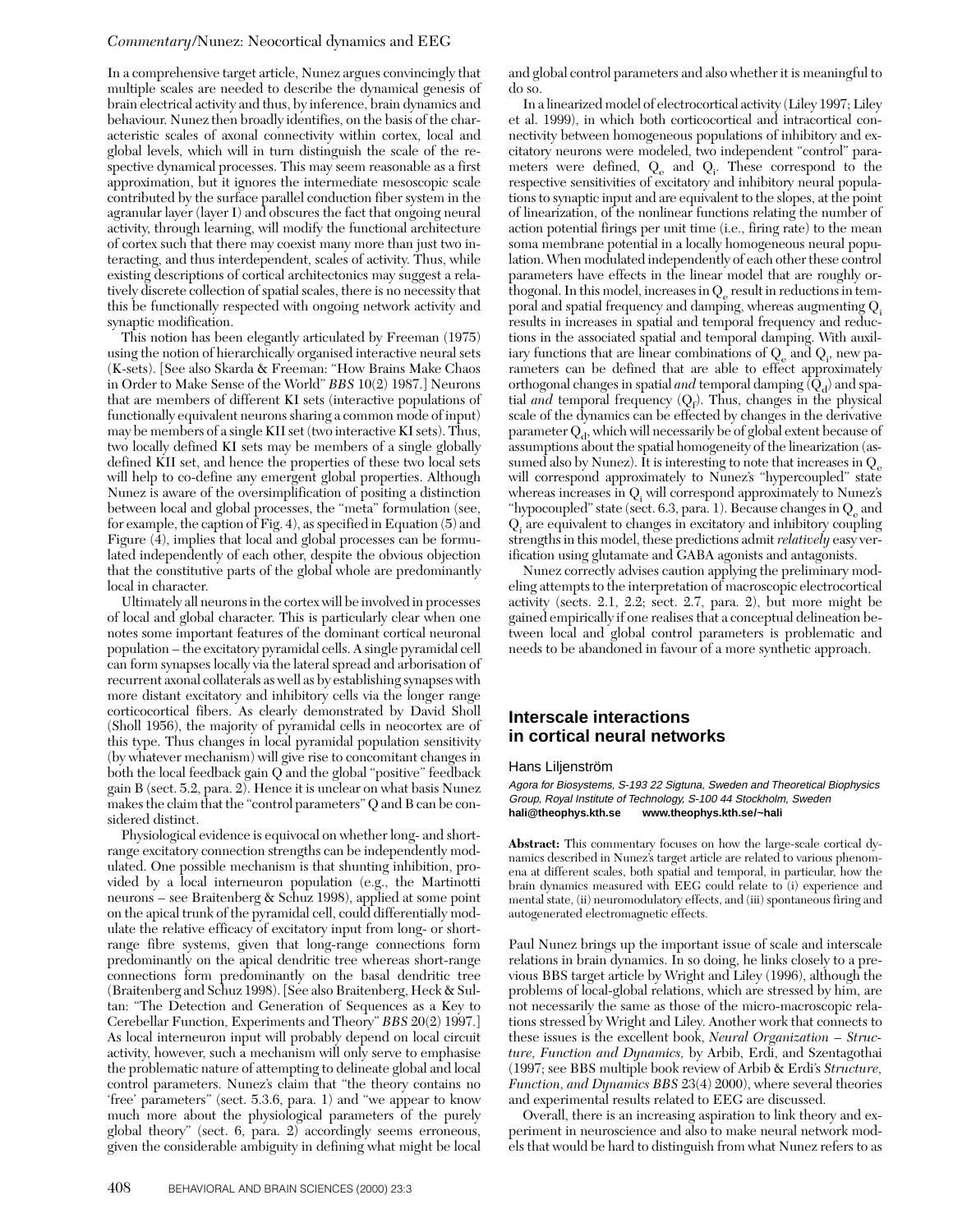In a comprehensive target article, Nunez argues convincingly that multiple scales are needed to describe the dynamical genesis of brain electrical activity and thus, by inference, brain dynamics and behaviour. Nunez then broadly identifies, on the basis of the characteristic scales of axonal connectivity within cortex, local and global levels, which will in turn distinguish the scale of the respective dynamical processes. This may seem reasonable as a first approximation, but it ignores the intermediate mesoscopic scale contributed by the surface parallel conduction fiber system in the agranular layer (layer I) and obscures the fact that ongoing neural activity, through learning, will modify the functional architecture of cortex such that there may coexist many more than just two interacting, and thus interdependent, scales of activity. Thus, while existing descriptions of cortical architectonics may suggest a relatively discrete collection of spatial scales, there is no necessity that this be functionally respected with ongoing network activity and synaptic modification.

This notion has been elegantly articulated by Freeman (1975) using the notion of hierarchically organised interactive neural sets (K-sets). [See also Skarda & Freeman: "How Brains Make Chaos in Order to Make Sense of the World" *BBS* 10(2) 1987.] Neurons that are members of different KI sets (interactive populations of functionally equivalent neurons sharing a common mode of input) may be members of a single KII set (two interactive KI sets). Thus, two locally defined KI sets may be members of a single globally defined KII set, and hence the properties of these two local sets will help to co-define any emergent global properties. Although Nunez is aware of the oversimplification of positing a distinction between local and global processes, the "meta" formulation (see, for example, the caption of Fig. 4), as specified in Equation (5) and Figure (4), implies that local and global processes can be formulated independently of each other, despite the obvious objection that the constitutive parts of the global whole are predominantly local in character.

Ultimately all neurons in the cortex will be involved in processes of local and global character. This is particularly clear when one notes some important features of the dominant cortical neuronal population – the excitatory pyramidal cells. A single pyramidal cell can form synapses locally via the lateral spread and arborisation of recurrent axonal collaterals as well as by establishing synapses with more distant excitatory and inhibitory cells via the longer range corticocortical fibers. As clearly demonstrated by David Sholl (Sholl 1956), the majority of pyramidal cells in neocortex are of this type. Thus changes in local pyramidal population sensitivity (by whatever mechanism) will give rise to concomitant changes in both the local feedback gain Q and the global "positive" feedback gain B (sect. 5.2, para. 2). Hence it is unclear on what basis Nunez makes the claim that the "control parameters" Q and B can be considered distinct.

Physiological evidence is equivocal on whether long- and short-range excitatory connection strengths can be independently modulated. One possible mechanism is that shunting inhibition, provided by a local interneuron population (e.g., the Martinotti neurons – see Braitenberg & Schuz 1998), applied at some point on the apical trunk of the pyramidal cell, could differentially modulate the relative efficacy of excitatory input from long- or short-range fibre systems, given that long-range connections form predominantly on the apical dendritic tree whereas short-range connections form predominantly on the basal dendritic tree (Braitenberg and Schuz 1998). [See also Braitenberg, Heck & Sultan: "The Detection and Generation of Sequences as a Key to Cerebellar Function, Experiments and Theory" *BBS* 20(2) 1997.] As local interneuron input will probably depend on local circuit activity, however, such a mechanism will only serve to emphasise the problematic nature of attempting to delineate global and local control parameters. Nunez's claim that "the theory contains no 'free' parameters" (sect. 5.3.6, para. 1) and "we appear to know much more about the physiological parameters of the purely global theory" (sect. 6, para. 2) accordingly seems erroneous, given the considerable ambiguity in defining what might be local and global control parameters and also whether it is meaningful to do so.

In a linearized model of electrocortical activity (Liley 1997; Liley et al. 1999), in which both corticocortical and intracortical connectivity between homogeneous populations of inhibitory and excitatory neurons were modeled, two independent "control" parameters were defined, $Q_e$ and $Q_i$. These correspond to the respective sensitivities of excitatory and inhibitory neural populations to synaptic input and are equivalent to the slopes, at the point of linearization, of the nonlinear functions relating the number of action potential firings per unit time (i.e., firing rate) to the mean soma membrane potential in a locally homogeneous neural population. When modulated independently of each other these control parameters have effects in the linear model that are roughly orthogonal. In this model, increases in $Q_e$ result in reductions in temporal and spatial frequency and damping, whereas augmenting $Q_i$ results in increases in spatial and temporal frequency and reductions in the associated spatial and temporal damping. With auxiliary functions that are linear combinations of $Q_e$ and $Q_i$, new parameters can be defined that are able to effect approximately orthogonal changes in spatial *and* temporal damping ($Q_d$) and spatial *and* temporal frequency ($Q_f$). Thus, changes in the physical scale of the dynamics can be effected by changes in the derivative parameter $Q_d$, which will necessarily be of global extent because of assumptions about the spatial homogeneity of the linearization (assumed also by Nunez). It is interesting to note that increases in $Q_e$ will correspond approximately to Nunez's "hypercoupled" state whereas increases in $Q_i$ will correspond approximately to Nunez's "hypocoupled" state (sect. 6.3, para. 1). Because changes in $Q_e$ and $Q_i$ are equivalent to changes in excitatory and inhibitory coupling strengths in this model, these predictions admit *relatively* easy verification using glutamate and GABA agonists and antagonists.

Nunez correctly advises caution applying the preliminary modeling attempts to the interpretation of macroscopic electrocortical activity (sects. 2.1, 2.2; sect. 2.7, para. 2), but more might be gained empirically if one realises that a conceptual delineation between local and global control parameters is problematic and needs to be abandoned in favour of a more synthetic approach.

## Interscale interactions in cortical neural networks

Hans Liljenström

*Agora for Biosystems, S-193 22 Sigtuna, Sweden and Theoretical Biophysics Group, Royal Institute of Technology, S-100 44 Stockholm, Sweden*
**hali@theophys.kth.se www.theophys.kth.se/~hali**

**Abstract:** This commentary focuses on how the large-scale cortical dynamics described in Nunez's target article are related to various phenomena at different scales, both spatial and temporal, in particular, how the brain dynamics measured with EEG could relate to (i) experience and mental state, (ii) neuromodulatory effects, and (iii) spontaneous firing and autogenerated electromagnetic effects.

Paul Nunez brings up the important issue of scale and interscale relations in brain dynamics. In so doing, he links closely to a previous BBS target article by Wright and Liley (1996), although the problems of local-global relations, which are stressed by him, are not necessarily the same as those of the micro-macroscopic relations stressed by Wright and Liley. Another work that connects to these issues is the excellent book, *Neural Organization – Structure, Function and Dynamics,* by Arbib, Erdi, and Szentagothai (1997; see BBS multiple book review of Arbib & Erdi's *Structure, Function, and Dynamics BBS* 23(4) 2000), where several theories and experimental results related to EEG are discussed.

Overall, there is an increasing aspiration to link theory and experiment in neuroscience and also to make neural network models that would be hard to distinguish from what Nunez refers to as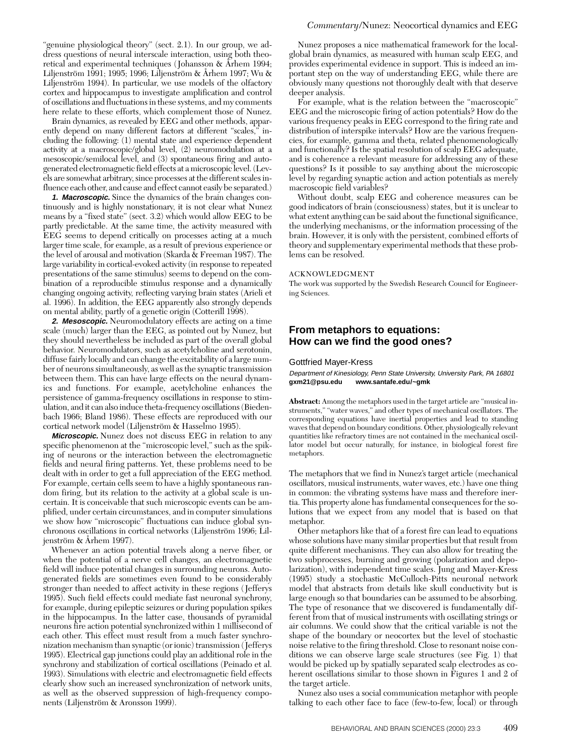"genuine physiological theory" (sect. 2.1). In our group, we address questions of neural interscale interaction, using both theoretical and experimental techniques (Johansson & Århem 1994; Liljenström 1991; 1995; 1996; Liljenström & Århem 1997; Wu & Liljenström 1994). In particular, we use models of the olfactory cortex and hippocampus to investigate amplification and control of oscillations and fluctuations in these systems, and my comments here relate to these efforts, which complement those of Nunez.

Brain dynamics, as revealed by EEG and other methods, apparently depend on many different factors at different "scales," including the following: (1) mental state and experience dependent activity at a macroscopic/global level, (2) neuromodulation at a mesoscopic/semilocal level, and (3) spontaneous firing and autogenerated electromagnetic field effects at a microscopic level. (Levels are somewhat arbitrary, since processes at the different scales influence each other, and cause and effect cannot easily be separated.)

***1. Macroscopic.*** Since the dynamics of the brain changes continuously and is highly nonstationary, it is not clear what Nunez means by a "fixed state" (sect. 3.2) which would allow EEG to be partly predictable. At the same time, the activity measured with EEG seems to depend critically on processes acting at a much larger time scale, for example, as a result of previous experience or the level of arousal and motivation (Skarda & Freeman 1987). The large variability in cortical-evoked activity (in response to repeated presentations of the same stimulus) seems to depend on the combination of a reproducible stimulus response and a dynamically changing ongoing activity, reflecting varying brain states (Arieli et al. 1996). In addition, the EEG apparently also strongly depends on mental ability, partly of a genetic origin (Cotterill 1998).

***2. Mesoscopic.*** Neuromodulatory effects are acting on a time scale (much) larger than the EEG, as pointed out by Nunez, but they should nevertheless be included as part of the overall global behavior. Neuromodulators, such as acetylcholine and serotonin, diffuse fairly locally and can change the excitability of a large number of neurons simultaneously, as well as the synaptic transmission between them. This can have large effects on the neural dynamics and functions. For example, acetylcholine enhances the persistence of gamma-frequency oscillations in response to stimulation, and it can also induce theta-frequency oscillations (Biedenbach 1966; Bland 1986). These effects are reproduced with our cortical network model (Liljenström & Hasselmo 1995).

***Microscopic.*** Nunez does not discuss EEG in relation to any specific phenomenon at the "microscopic level," such as the spiking of neurons or the interaction between the electromagnetic fields and neural firing patterns. Yet, these problems need to be dealt with in order to get a full appreciation of the EEG method. For example, certain cells seem to have a highly spontaneous random firing, but its relation to the activity at a global scale is uncertain. It is conceivable that such microscopic events can be amplified, under certain circumstances, and in computer simulations we show how "microscopic" fluctuations can induce global synchronous oscillations in cortical networks (Liljenström 1996; Liljenström & Århem 1997).

Whenever an action potential travels along a nerve fiber, or when the potential of a nerve cell changes, an electromagnetic field will induce potential changes in surrounding neurons. Autogenerated fields are sometimes even found to be considerably stronger than needed to affect activity in these regions (Jefferys 1995). Such field effects could mediate fast neuronal synchrony, for example, during epileptic seizures or during population spikes in the hippocampus. In the latter case, thousands of pyramidal neurons fire action potential synchronized within 1 millisecond of each other. This effect must result from a much faster synchronization mechanism than synaptic (or ionic) transmission (Jefferys 1995). Electrical gap junctions could play an additional role in the synchrony and stabilization of cortical oscillations (Peinado et al. 1993). Simulations with electric and electromagnetic field effects clearly show such an increased synchronization of network units, as well as the observed suppression of high-frequency components (Liljenström & Aronsson 1999).

Nunez proposes a nice mathematical framework for the local-global brain dynamics, as measured with human scalp EEG, and provides experimental evidence in support. This is indeed an important step on the way of understanding EEG, while there are obviously many questions not thoroughly dealt with that deserve deeper analysis.

For example, what is the relation between the "macroscopic" EEG and the microscopic firing of action potentials? How do the various frequency peaks in EEG correspond to the firing rate and distribution of interspike intervals? How are the various frequencies, for example, gamma and theta, related phenomenologically and functionally? Is the spatial resolution of scalp EEG adequate, and is coherence a relevant measure for addressing any of these questions? Is it possible to say anything about the microscopic level by regarding synaptic action and action potentials as merely macroscopic field variables?

Without doubt, scalp EEG and coherence measures can be good indicators of brain (consciousness) states, but it is unclear to what extent anything can be said about the functional significance, the underlying mechanisms, or the information processing of the brain. However, it is only with the persistent, combined efforts of theory and supplementary experimental methods that these problems can be resolved.

#### ACKNOWLEDGMENT

The work was supported by the Swedish Research Council for Engineering Sciences.

## From metaphors to equations: How can we find the good ones?

Gottfried Mayer-Kress

*Department of Kinesiology, Penn State University, University Park, PA 16801*
**gxm21@psu.edu www.santafe.edu/~gmk**

**Abstract:** Among the metaphors used in the target article are "musical instruments," "water waves," and other types of mechanical oscillators. The corresponding equations have inertial properties and lead to standing waves that depend on boundary conditions. Other, physiologically relevant quantities like refractory times are not contained in the mechanical oscillator model but occur naturally, for instance, in biological forest fire metaphors.

The metaphors that we find in Nunez's target article (mechanical oscillators, musical instruments, water waves, etc.) have one thing in common: the vibrating systems have mass and therefore inertia. This property alone has fundamental consequences for the solutions that we expect from any model that is based on that metaphor.

Other metaphors like that of a forest fire can lead to equations whose solutions have many similar properties but that result from quite different mechanisms. They can also allow for treating the two subprocesses, burning and growing (polarization and depolarization), with independent time scales. Jung and Mayer-Kress (1995) study a stochastic McCulloch-Pitts neuronal network model that abstracts from details like skull conductivity but is large enough so that boundaries can be assumed to be absorbing. The type of resonance that we discovered is fundamentally different from that of musical instruments with oscillating strings or air columns. We could show that the critical variable is not the shape of the boundary or neocortex but the level of stochastic noise relative to the firing threshold. Close to resonant noise conditions we can observe large scale structures (see Fig. 1) that would be picked up by spatially separated scalp electrodes as coherent oscillations similar to those shown in Figures 1 and 2 of the target article.

Nunez also uses a social communication metaphor with people talking to each other face to face (few-to-few, local) or through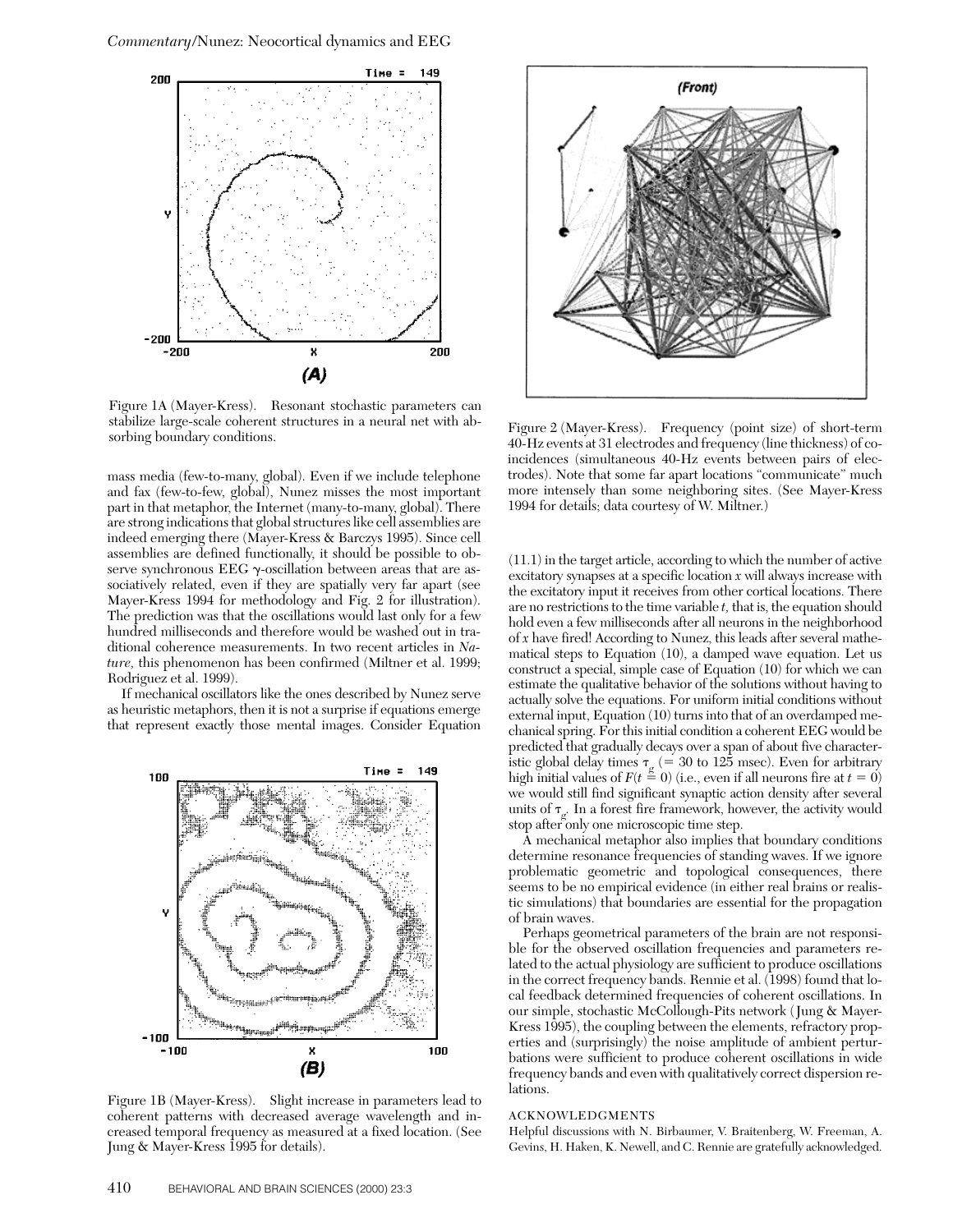Figure 1A (Mayer-Kress). Resonant stochastic parameters can stabilize large-scale coherent structures in a neural net with absorbing boundary conditions.

mass media (few-to-many, global). Even if we include telephone and fax (few-to-few, global), Nunez misses the most important part in that metaphor, the Internet (many-to-many, global). There are strong indications that global structures like cell assemblies are indeed emerging there (Mayer-Kress & Barczys 1995). Since cell assemblies are defined functionally, it should be possible to observe synchronous EEG γ-oscillation between areas that are associatively related, even if they are spatially very far apart (see Mayer-Kress 1994 for methodology and Fig. 2 for illustration). The prediction was that the oscillations would last only for a few hundred milliseconds and therefore would be washed out in traditional coherence measurements. In two recent articles in *Nature*, this phenomenon has been confirmed (Miltner et al. 1999; Rodriguez et al. 1999).

If mechanical oscillators like the ones described by Nunez serve as heuristic metaphors, then it is not a surprise if equations emerge that represent exactly those mental images. Consider Equation

Figure 1B (Mayer-Kress). Slight increase in parameters lead to coherent patterns with decreased average wavelength and increased temporal frequency as measured at a fixed location. (See Jung & Mayer-Kress 1995 for details).

Figure 2 (Mayer-Kress). Frequency (point size) of short-term 40-Hz events at 31 electrodes and frequency (line thickness) of coincidences (simultaneous 40-Hz events between pairs of electrodes). Note that some far apart locations "communicate" much more intensely than some neighboring sites. (See Mayer-Kress 1994 for details; data courtesy of W. Miltner.)

(11.1) in the target article, according to which the number of active excitatory synapses at a specific location $x$ will always increase with the excitatory input it receives from other cortical locations. There are no restrictions to the time variable $t$, that is, the equation should hold even a few milliseconds after all neurons in the neighborhood of $x$ have fired! According to Nunez, this leads after several mathematical steps to Equation (10), a damped wave equation. Let us construct a special, simple case of Equation (10) for which we can estimate the qualitative behavior of the solutions without having to actually solve the equations. For uniform initial conditions without external input, Equation (10) turns into that of an overdamped mechanical spring. For this initial condition a coherent EEG would be predicted that gradually decays over a span of about five characteristic global delay times $\tau_g$ (= 30 to 125 msec). Even for arbitrary high initial values of $F(t = 0)$ (i.e., even if all neurons fire at $t = 0$) we would still find significant synaptic action density after several units of $\tau_g$. In a forest fire framework, however, the activity would stop after only one microscopic time step.

A mechanical metaphor also implies that boundary conditions determine resonance frequencies of standing waves. If we ignore problematic geometric and topological consequences, there seems to be no empirical evidence (in either real brains or realistic simulations) that boundaries are essential for the propagation of brain waves.

Perhaps geometrical parameters of the brain are not responsible for the observed oscillation frequencies and parameters related to the actual physiology are sufficient to produce oscillations in the correct frequency bands. Rennie et al. (1998) found that local feedback determined frequencies of coherent oscillations. In our simple, stochastic McCollough-Pits network (Jung & Mayer-Kress 1995), the coupling between the elements, refractory properties and (surprisingly) the noise amplitude of ambient perturbations were sufficient to produce coherent oscillations in wide frequency bands and even with qualitatively correct dispersion relations.

ACKNOWLEDGMENTS

Helpful discussions with N. Birbaumer, V. Braitenberg, W. Freeman, A. Gevins, H. Haken, K. Newell, and C. Rennie are gratefully acknowledged.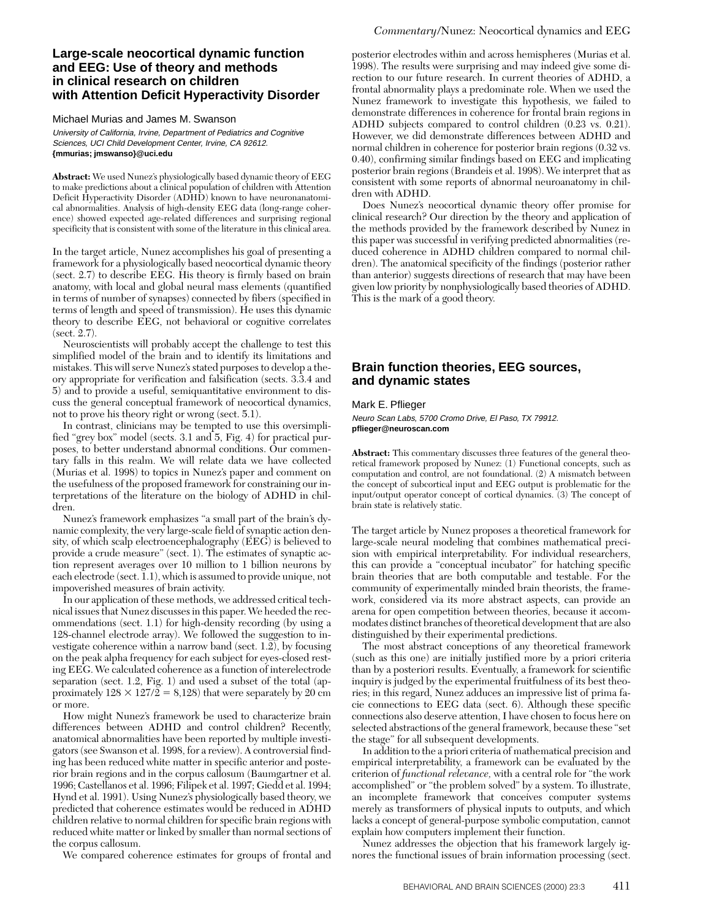## Large-scale neocortical dynamic function and EEG: Use of theory and methods in clinical research on children with Attention Deficit Hyperactivity Disorder

Michael Murias and James M. Swanson

*University of California, Irvine, Department of Pediatrics and Cognitive Sciences, UCI Child Development Center, Irvine, CA 92612.*
**{mmurias; jmswanso}@uci.edu**

**Abstract:** We used Nunez's physiologically based dynamic theory of EEG to make predictions about a clinical population of children with Attention Deficit Hyperactivity Disorder (ADHD) known to have neuronanatomical abnormalities. Analysis of high-density EEG data (long-range coherence) showed expected age-related differences and surprising regional specificity that is consistent with some of the literature in this clinical area.

In the target article, Nunez accomplishes his goal of presenting a framework for a physiologically based neocortical dynamic theory (sect. 2.7) to describe EEG. His theory is firmly based on brain anatomy, with local and global neural mass elements (quantified in terms of number of synapses) connected by fibers (specified in terms of length and speed of transmission). He uses this dynamic theory to describe EEG, not behavioral or cognitive correlates (sect. 2.7).

Neuroscientists will probably accept the challenge to test this simplified model of the brain and to identify its limitations and mistakes. This will serve Nunez's stated purposes to develop a theory appropriate for verification and falsification (sects. 3.3.4 and 5) and to provide a useful, semiquantitative environment to discuss the general conceptual framework of neocortical dynamics, not to prove his theory right or wrong (sect. 5.1).

In contrast, clinicians may be tempted to use this oversimplified "grey box" model (sects. 3.1 and 5, Fig. 4) for practical purposes, to better understand abnormal conditions. Our commentary falls in this realm. We will relate data we have collected (Murias et al. 1998) to topics in Nunez's paper and comment on the usefulness of the proposed framework for constraining our interpretations of the literature on the biology of ADHD in children.

Nunez's framework emphasizes "a small part of the brain's dynamic complexity, the very large-scale field of synaptic action density, of which scalp electroencephalography (EEG) is believed to provide a crude measure" (sect. 1). The estimates of synaptic action represent averages over 10 million to 1 billion neurons by each electrode (sect. 1.1), which is assumed to provide unique, not impoverished measures of brain activity.

In our application of these methods, we addressed critical technical issues that Nunez discusses in this paper. We heeded the recommendations (sect. 1.1) for high-density recording (by using a 128-channel electrode array). We followed the suggestion to investigate coherence within a narrow band (sect. 1.2), by focusing on the peak alpha frequency for each subject for eyes-closed resting EEG. We calculated coherence as a function of interelectrode separation (sect. 1.2, Fig. 1) and used a subset of the total (approximately $128 \times 127/2 = 8{,}128$) that were separately by 20 cm or more.

How might Nunez's framework be used to characterize brain differences between ADHD and control children? Recently, anatomical abnormalities have been reported by multiple investigators (see Swanson et al. 1998, for a review). A controversial finding has been reduced white matter in specific anterior and posterior brain regions and in the corpus callosum (Baumgartner et al. 1996; Castellanos et al. 1996; Filipek et al. 1997; Giedd et al. 1994; Hynd et al. 1991). Using Nunez's physiologically based theory, we predicted that coherence estimates would be reduced in ADHD children relative to normal children for specific brain regions with reduced white matter or linked by smaller than normal sections of the corpus callosum.

We compared coherence estimates for groups of frontal and posterior electrodes within and across hemispheres (Murias et al. 1998). The results were surprising and may indeed give some direction to our future research. In current theories of ADHD, a frontal abnormality plays a predominate role. When we used the Nunez framework to investigate this hypothesis, we failed to demonstrate differences in coherence for frontal brain regions in ADHD subjects compared to control children (0.23 vs. 0.21). However, we did demonstrate differences between ADHD and normal children in coherence for posterior brain regions (0.32 vs. 0.40), confirming similar findings based on EEG and implicating posterior brain regions (Brandeis et al. 1998). We interpret that as consistent with some reports of abnormal neuroanatomy in children with ADHD.

Does Nunez's neocortical dynamic theory offer promise for clinical research? Our direction by the theory and application of the methods provided by the framework described by Nunez in this paper was successful in verifying predicted abnormalities (reduced coherence in ADHD children compared to normal children). The anatomical specificity of the findings (posterior rather than anterior) suggests directions of research that may have been given low priority by nonphysiologically based theories of ADHD. This is the mark of a good theory.

## Brain function theories, EEG sources, and dynamic states

Mark E. Pflieger

*Neuro Scan Labs, 5700 Cromo Drive, El Paso, TX 79912.*
**pflieger@neuroscan.com**

**Abstract:** This commentary discusses three features of the general theoretical framework proposed by Nunez: (1) Functional concepts, such as computation and control, are not foundational. (2) A mismatch between the concept of subcortical input and EEG output is problematic for the input/output operator concept of cortical dynamics. (3) The concept of brain state is relatively static.

The target article by Nunez proposes a theoretical framework for large-scale neural modeling that combines mathematical precision with empirical interpretability. For individual researchers, this can provide a "conceptual incubator" for hatching specific brain theories that are both computable and testable. For the community of experimentally minded brain theorists, the framework, considered via its more abstract aspects, can provide an arena for open competition between theories, because it accommodates distinct branches of theoretical development that are also distinguished by their experimental predictions.

The most abstract conceptions of any theoretical framework (such as this one) are initially justified more by a priori criteria than by a posteriori results. Eventually, a framework for scientific inquiry is judged by the experimental fruitfulness of its best theories; in this regard, Nunez adduces an impressive list of prima facie connections to EEG data (sect. 6). Although these specific connections also deserve attention, I have chosen to focus here on selected abstractions of the general framework, because these "set the stage" for all subsequent developments.

In addition to the a priori criteria of mathematical precision and empirical interpretability, a framework can be evaluated by the criterion of *functional relevance,* with a central role for "the work accomplished" or "the problem solved" by a system. To illustrate, an incomplete framework that conceives computer systems merely as transformers of physical inputs to outputs, and which lacks a concept of general-purpose symbolic computation, cannot explain how computers implement their function.

Nunez addresses the objection that his framework largely ignores the functional issues of brain information processing (sect.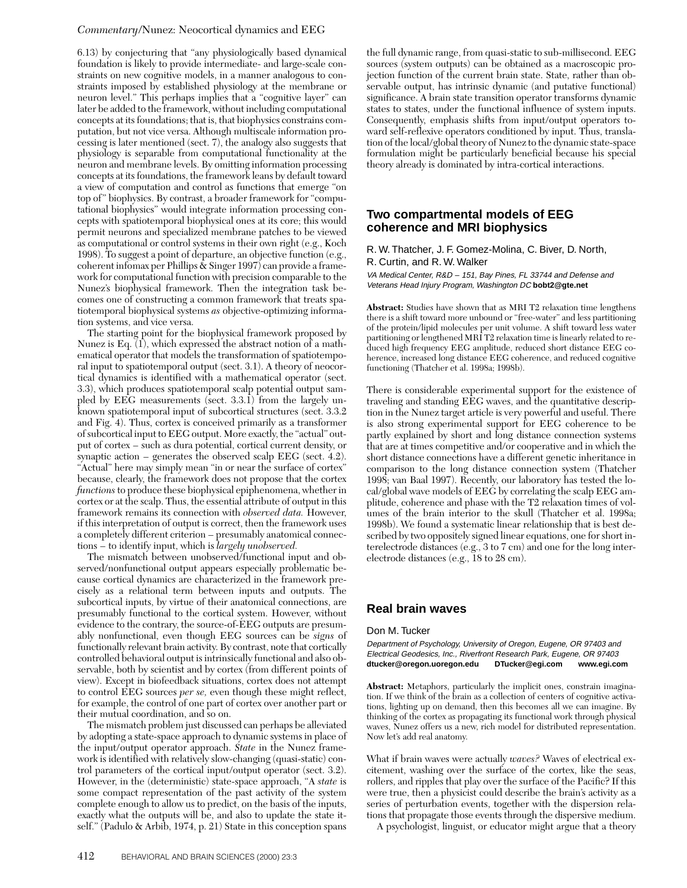6.13) by conjecturing that "any physiologically based dynamical foundation is likely to provide intermediate- and large-scale constraints on new cognitive models, in a manner analogous to constraints imposed by established physiology at the membrane or neuron level." This perhaps implies that a "cognitive layer" can later be added to the framework, without including computational concepts at its foundations; that is, that biophysics constrains computation, but not vice versa. Although multiscale information processing is later mentioned (sect. 7), the analogy also suggests that physiology is separable from computational functionality at the neuron and membrane levels. By omitting information processing concepts at its foundations, the framework leans by default toward a view of computation and control as functions that emerge "on top of" biophysics. By contrast, a broader framework for "computational biophysics" would integrate information processing concepts with spatiotemporal biophysical ones at its core; this would permit neurons and specialized membrane patches to be viewed as computational or control systems in their own right (e.g., Koch 1998). To suggest a point of departure, an objective function (e.g., coherent infomax per Phillips & Singer 1997) can provide a framework for computational function with precision comparable to the Nunez's biophysical framework. Then the integration task becomes one of constructing a common framework that treats spatiotemporal biophysical systems *as* objective-optimizing information systems, and vice versa.

The starting point for the biophysical framework proposed by Nunez is Eq. (1), which expressed the abstract notion of a mathematical operator that models the transformation of spatiotemporal input to spatiotemporal output (sect. 3.1). A theory of neocortical dynamics is identified with a mathematical operator (sect. 3.3), which produces spatiotemporal scalp potential output sampled by EEG measurements (sect. 3.3.1) from the largely unknown spatiotemporal input of subcortical structures (sect. 3.3.2 and Fig. 4). Thus, cortex is conceived primarily as a transformer of subcortical input to EEG output. More exactly, the "actual" output of cortex – such as dura potential, cortical current density, or synaptic action – generates the observed scalp EEG (sect. 4.2). "Actual" here may simply mean "in or near the surface of cortex" because, clearly, the framework does not propose that the cortex *functions* to produce these biophysical epiphenomena, whether in cortex or at the scalp. Thus, the essential attribute of output in this framework remains its connection with *observed data.* However, if this interpretation of output is correct, then the framework uses a completely different criterion – presumably anatomical connections – to identify input, which is *largely unobserved.*

The mismatch between unobserved/functional input and observed/nonfunctional output appears especially problematic because cortical dynamics are characterized in the framework precisely as a relational term between inputs and outputs. The subcortical inputs, by virtue of their anatomical connections, are presumably functional to the cortical system. However, without evidence to the contrary, the source-of-EEG outputs are presumably nonfunctional, even though EEG sources can be *signs* of functionally relevant brain activity. By contrast, note that cortically controlled behavioral output is intrinsically functional and also observable, both by scientist and by cortex (from different points of view). Except in biofeedback situations, cortex does not attempt to control EEG sources *per se,* even though these might reflect, for example, the control of one part of cortex over another part or their mutual coordination, and so on.

The mismatch problem just discussed can perhaps be alleviated by adopting a state-space approach to dynamic systems in place of the input/output operator approach. *State* in the Nunez framework is identified with relatively slow-changing (quasi-static) control parameters of the cortical input/output operator (sect. 3.2). However, in the (deterministic) state-space approach, "A *state* is some compact representation of the past activity of the system complete enough to allow us to predict, on the basis of the inputs, exactly what the outputs will be, and also to update the state itself." (Padulo & Arbib, 1974, p. 21) State in this conception spans the full dynamic range, from quasi-static to sub-millisecond. EEG sources (system outputs) can be obtained as a macroscopic projection function of the current brain state. State, rather than observable output, has intrinsic dynamic (and putative functional) significance. A brain state transition operator transforms dynamic states to states, under the functional influence of system inputs. Consequently, emphasis shifts from input/output operators toward self-reflexive operators conditioned by input. Thus, translation of the local/global theory of Nunez to the dynamic state-space formulation might be particularly beneficial because his special theory already is dominated by intra-cortical interactions.

## Two compartmental models of EEG coherence and MRI biophysics

R. W. Thatcher, J. F. Gomez-Molina, C. Biver, D. North, R. Curtin, and R. W. Walker

*VA Medical Center, R&D – 151, Bay Pines, FL 33744 and Defense and Veterans Head Injury Program, Washington DC* **bobt2@gte.net**

**Abstract:** Studies have shown that as MRI T2 relaxation time lengthens there is a shift toward more unbound or "free-water" and less partitioning of the protein/lipid molecules per unit volume. A shift toward less water partitioning or lengthened MRI T2 relaxation time is linearly related to reduced high frequency EEG amplitude, reduced short distance EEG coherence, increased long distance EEG coherence, and reduced cognitive functioning (Thatcher et al. 1998a; 1998b).

There is considerable experimental support for the existence of traveling and standing EEG waves, and the quantitative description in the Nunez target article is very powerful and useful. There is also strong experimental support for EEG coherence to be partly explained by short and long distance connection systems that are at times competitive and/or cooperative and in which the short distance connections have a different genetic inheritance in comparison to the long distance connection system (Thatcher 1998; van Baal 1997). Recently, our laboratory has tested the local/global wave models of EEG by correlating the scalp EEG amplitude, coherence and phase with the T2 relaxation times of volumes of the brain interior to the skull (Thatcher et al. 1998a; 1998b). We found a systematic linear relationship that is best described by two oppositely signed linear equations, one for short interelectrode distances (e.g., 3 to 7 cm) and one for the long interelectrode distances (e.g., 18 to 28 cm).

## Real brain waves

Don M. Tucker

*Department of Psychology, University of Oregon, Eugene, OR 97403 and Electrical Geodesics, Inc., Riverfront Research Park, Eugene, OR 97403*
**dtucker@oregon.uoregon.edu** **DTucker@egi.com** **www.egi.com**

**Abstract:** Metaphors, particularly the implicit ones, constrain imagination. If we think of the brain as a collection of centers of cognitive activations, lighting up on demand, then this becomes all we can imagine. By thinking of the cortex as propagating its functional work through physical waves, Nunez offers us a new, rich model for distributed representation. Now let's add real anatomy.

What if brain waves were actually *waves?* Waves of electrical excitement, washing over the surface of the cortex, like the seas, rollers, and ripples that play over the surface of the Pacific? If this were true, then a physicist could describe the brain's activity as a series of perturbation events, together with the dispersion relations that propagate those events through the dispersive medium.

A psychologist, linguist, or educator might argue that a theory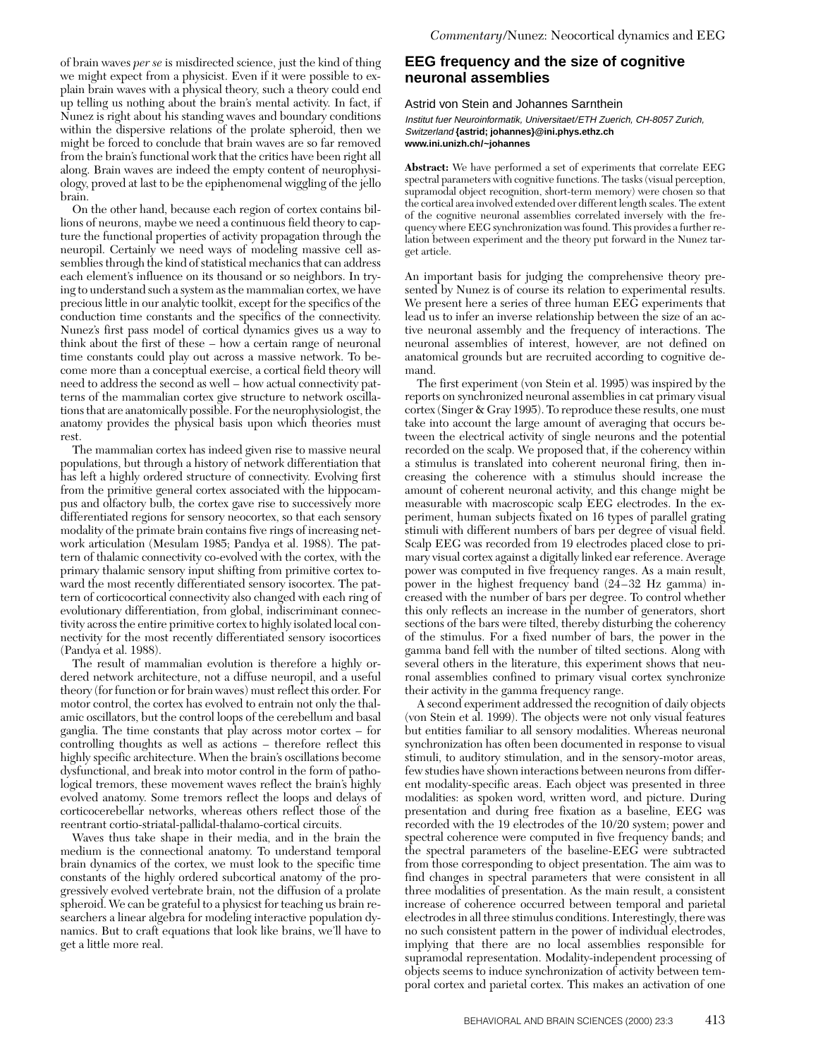of brain waves *per se* is misdirected science, just the kind of thing we might expect from a physicist. Even if it were possible to explain brain waves with a physical theory, such a theory could end up telling us nothing about the brain's mental activity. In fact, if Nunez is right about his standing waves and boundary conditions within the dispersive relations of the prolate spheroid, then we might be forced to conclude that brain waves are so far removed from the brain's functional work that the critics have been right all along. Brain waves are indeed the empty content of neurophysiology, proved at last to be the epiphenomenal wiggling of the jello brain.

On the other hand, because each region of cortex contains billions of neurons, maybe we need a continuous field theory to capture the functional properties of activity propagation through the neuropil. Certainly we need ways of modeling massive cell assemblies through the kind of statistical mechanics that can address each element's influence on its thousand or so neighbors. In trying to understand such a system as the mammalian cortex, we have precious little in our analytic toolkit, except for the specifics of the conduction time constants and the specifics of the connectivity. Nunez's first pass model of cortical dynamics gives us a way to think about the first of these – how a certain range of neuronal time constants could play out across a massive network. To become more than a conceptual exercise, a cortical field theory will need to address the second as well – how actual connectivity patterns of the mammalian cortex give structure to network oscillations that are anatomically possible. For the neurophysiologist, the anatomy provides the physical basis upon which theories must rest.

The mammalian cortex has indeed given rise to massive neural populations, but through a history of network differentiation that has left a highly ordered structure of connectivity. Evolving first from the primitive general cortex associated with the hippocampus and olfactory bulb, the cortex gave rise to successively more differentiated regions for sensory neocortex, so that each sensory modality of the primate brain contains five rings of increasing network articulation (Mesulam 1985; Pandya et al. 1988). The pattern of thalamic connectivity co-evolved with the cortex, with the primary thalamic sensory input shifting from primitive cortex toward the most recently differentiated sensory isocortex. The pattern of corticocortical connectivity also changed with each ring of evolutionary differentiation, from global, indiscriminant connectivity across the entire primitive cortex to highly isolated local connectivity for the most recently differentiated sensory isocortices (Pandya et al. 1988).

The result of mammalian evolution is therefore a highly ordered network architecture, not a diffuse neuropil, and a useful theory (for function or for brain waves) must reflect this order. For motor control, the cortex has evolved to entrain not only the thalamic oscillators, but the control loops of the cerebellum and basal ganglia. The time constants that play across motor cortex – for controlling thoughts as well as actions – therefore reflect this highly specific architecture. When the brain's oscillations become dysfunctional, and break into motor control in the form of pathological tremors, these movement waves reflect the brain's highly evolved anatomy. Some tremors reflect the loops and delays of corticocerebellar networks, whereas others reflect those of the reentrant cortio-striatal-pallidal-thalamo-cortical circuits.

Waves thus take shape in their media, and in the brain the medium is the connectional anatomy. To understand temporal brain dynamics of the cortex, we must look to the specific time constants of the highly ordered subcortical anatomy of the progressively evolved vertebrate brain, not the diffusion of a prolate spheroid. We can be grateful to a physicist for teaching us brain researchers a linear algebra for modeling interactive population dynamics. But to craft equations that look like brains, we'll have to get a little more real.

## EEG frequency and the size of cognitive neuronal assemblies

Astrid von Stein and Johannes Sarnthein

*Institut fuer Neuroinformatik, Universitaet/ETH Zuerich, CH-8057 Zurich, Switzerland* **{astrid; johannes}@ini.phys.ethz.ch**
**www.ini.unizh.ch/~johannes**

**Abstract:** We have performed a set of experiments that correlate EEG spectral parameters with cognitive functions. The tasks (visual perception, supramodal object recognition, short-term memory) were chosen so that the cortical area involved extended over different length scales. The extent of the cognitive neuronal assemblies correlated inversely with the frequency where EEG synchronization was found. This provides a further relation between experiment and the theory put forward in the Nunez target article.

An important basis for judging the comprehensive theory presented by Nunez is of course its relation to experimental results. We present here a series of three human EEG experiments that lead us to infer an inverse relationship between the size of an active neuronal assembly and the frequency of interactions. The neuronal assemblies of interest, however, are not defined on anatomical grounds but are recruited according to cognitive demand.

The first experiment (von Stein et al. 1995) was inspired by the reports on synchronized neuronal assemblies in cat primary visual cortex (Singer & Gray 1995). To reproduce these results, one must take into account the large amount of averaging that occurs between the electrical activity of single neurons and the potential recorded on the scalp. We proposed that, if the coherency within a stimulus is translated into coherent neuronal firing, then increasing the coherence with a stimulus should increase the amount of coherent neuronal activity, and this change might be measurable with macroscopic scalp EEG electrodes. In the experiment, human subjects fixated on 16 types of parallel grating stimuli with different numbers of bars per degree of visual field. Scalp EEG was recorded from 19 electrodes placed close to primary visual cortex against a digitally linked ear reference. Average power was computed in five frequency ranges. As a main result, power in the highest frequency band (24–32 Hz gamma) increased with the number of bars per degree. To control whether this only reflects an increase in the number of generators, short sections of the bars were tilted, thereby disturbing the coherency of the stimulus. For a fixed number of bars, the power in the gamma band fell with the number of tilted sections. Along with several others in the literature, this experiment shows that neuronal assemblies confined to primary visual cortex synchronize their activity in the gamma frequency range.

A second experiment addressed the recognition of daily objects (von Stein et al. 1999). The objects were not only visual features but entities familiar to all sensory modalities. Whereas neuronal synchronization has often been documented in response to visual stimuli, to auditory stimulation, and in the sensory-motor areas, few studies have shown interactions between neurons from different modality-specific areas. Each object was presented in three modalities: as spoken word, written word, and picture. During presentation and during free fixation as a baseline, EEG was recorded with the 19 electrodes of the 10/20 system; power and spectral coherence were computed in five frequency bands; and the spectral parameters of the baseline-EEG were subtracted from those corresponding to object presentation. The aim was to find changes in spectral parameters that were consistent in all three modalities of presentation. As the main result, a consistent increase of coherence occurred between temporal and parietal electrodes in all three stimulus conditions. Interestingly, there was no such consistent pattern in the power of individual electrodes, implying that there are no local assemblies responsible for supramodal representation. Modality-independent processing of objects seems to induce synchronization of activity between temporal cortex and parietal cortex. This makes an activation of one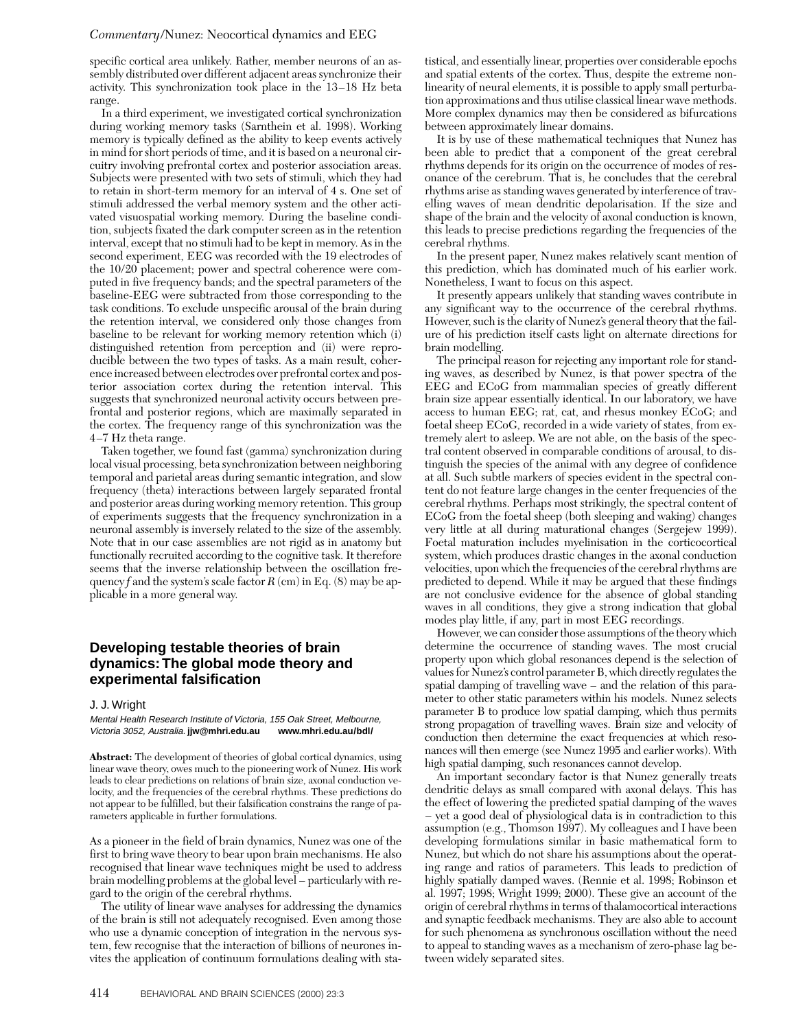specific cortical area unlikely. Rather, member neurons of an assembly distributed over different adjacent areas synchronize their activity. This synchronization took place in the 13–18 Hz beta range.

In a third experiment, we investigated cortical synchronization during working memory tasks (Sarnthein et al. 1998). Working memory is typically defined as the ability to keep events actively in mind for short periods of time, and it is based on a neuronal circuitry involving prefrontal cortex and posterior association areas. Subjects were presented with two sets of stimuli, which they had to retain in short-term memory for an interval of 4 s. One set of stimuli addressed the verbal memory system and the other activated visuospatial working memory. During the baseline condition, subjects fixated the dark computer screen as in the retention interval, except that no stimuli had to be kept in memory. As in the second experiment, EEG was recorded with the 19 electrodes of the 10/20 placement; power and spectral coherence were computed in five frequency bands; and the spectral parameters of the baseline-EEG were subtracted from those corresponding to the task conditions. To exclude unspecific arousal of the brain during the retention interval, we considered only those changes from baseline to be relevant for working memory retention which (i) distinguished retention from perception and (ii) were reproducible between the two types of tasks. As a main result, coherence increased between electrodes over prefrontal cortex and posterior association cortex during the retention interval. This suggests that synchronized neuronal activity occurs between prefrontal and posterior regions, which are maximally separated in the cortex. The frequency range of this synchronization was the 4–7 Hz theta range.

Taken together, we found fast (gamma) synchronization during local visual processing, beta synchronization between neighboring temporal and parietal areas during semantic integration, and slow frequency (theta) interactions between largely separated frontal and posterior areas during working memory retention. This group of experiments suggests that the frequency synchronization in a neuronal assembly is inversely related to the size of the assembly. Note that in our case assemblies are not rigid as in anatomy but functionally recruited according to the cognitive task. It therefore seems that the inverse relationship between the oscillation frequency $f$ and the system's scale factor $R$ (cm) in Eq. (8) may be applicable in a more general way.

## Developing testable theories of brain dynamics: The global mode theory and experimental falsification

J. J. Wright

*Mental Health Research Institute of Victoria, 155 Oak Street, Melbourne, Victoria 3052, Australia.* **jjw@mhri.edu.au** **www.mhri.edu.au/bdl/**

**Abstract:** The development of theories of global cortical dynamics, using linear wave theory, owes much to the pioneering work of Nunez. His work leads to clear predictions on relations of brain size, axonal conduction velocity, and the frequencies of the cerebral rhythms. These predictions do not appear to be fulfilled, but their falsification constrains the range of parameters applicable in further formulations.

As a pioneer in the field of brain dynamics, Nunez was one of the first to bring wave theory to bear upon brain mechanisms. He also recognised that linear wave techniques might be used to address brain modelling problems at the global level – particularly with regard to the origin of the cerebral rhythms.

The utility of linear wave analyses for addressing the dynamics of the brain is still not adequately recognised. Even among those who use a dynamic conception of integration in the nervous system, few recognise that the interaction of billions of neurones invites the application of continuum formulations dealing with statistical, and essentially linear, properties over considerable epochs and spatial extents of the cortex. Thus, despite the extreme nonlinearity of neural elements, it is possible to apply small perturbation approximations and thus utilise classical linear wave methods. More complex dynamics may then be considered as bifurcations between approximately linear domains.

It is by use of these mathematical techniques that Nunez has been able to predict that a component of the great cerebral rhythms depends for its origin on the occurrence of modes of resonance of the cerebrum. That is, he concludes that the cerebral rhythms arise as standing waves generated by interference of travelling waves of mean dendritic depolarisation. If the size and shape of the brain and the velocity of axonal conduction is known, this leads to precise predictions regarding the frequencies of the cerebral rhythms.

In the present paper, Nunez makes relatively scant mention of this prediction, which has dominated much of his earlier work. Nonetheless, I want to focus on this aspect.

It presently appears unlikely that standing waves contribute in any significant way to the occurrence of the cerebral rhythms. However, such is the clarity of Nunez's general theory that the failure of his prediction itself casts light on alternate directions for brain modelling.

The principal reason for rejecting any important role for standing waves, as described by Nunez, is that power spectra of the EEG and ECoG from mammalian species of greatly different brain size appear essentially identical. In our laboratory, we have access to human EEG; rat, cat, and rhesus monkey ECoG; and foetal sheep ECoG, recorded in a wide variety of states, from extremely alert to asleep. We are not able, on the basis of the spectral content observed in comparable conditions of arousal, to distinguish the species of the animal with any degree of confidence at all. Such subtle markers of species evident in the spectral content do not feature large changes in the center frequencies of the cerebral rhythms. Perhaps most strikingly, the spectral content of ECoG from the foetal sheep (both sleeping and waking) changes very little at all during maturational changes (Sergejew 1999). Foetal maturation includes myelinisation in the corticocortical system, which produces drastic changes in the axonal conduction velocities, upon which the frequencies of the cerebral rhythms are predicted to depend. While it may be argued that these findings are not conclusive evidence for the absence of global standing waves in all conditions, they give a strong indication that global modes play little, if any, part in most EEG recordings.

However, we can consider those assumptions of the theory which determine the occurrence of standing waves. The most crucial property upon which global resonances depend is the selection of values for Nunez's control parameter B, which directly regulates the spatial damping of travelling wave – and the relation of this parameter to other static parameters within his models. Nunez selects parameter B to produce low spatial damping, which thus permits strong propagation of travelling waves. Brain size and velocity of conduction then determine the exact frequencies at which resonances will then emerge (see Nunez 1995 and earlier works). With high spatial damping, such resonances cannot develop.

An important secondary factor is that Nunez generally treats dendritic delays as small compared with axonal delays. This has the effect of lowering the predicted spatial damping of the waves – yet a good deal of physiological data is in contradiction to this assumption (e.g., Thomson 1997). My colleagues and I have been developing formulations similar in basic mathematical form to Nunez, but which do not share his assumptions about the operating range and ratios of parameters. This leads to prediction of highly spatially damped waves. (Rennie et al. 1998; Robinson et al. 1997; 1998; Wright 1999; 2000). These give an account of the origin of cerebral rhythms in terms of thalamocortical interactions and synaptic feedback mechanisms. They are also able to account for such phenomena as synchronous oscillation without the need to appeal to standing waves as a mechanism of zero-phase lag between widely separated sites.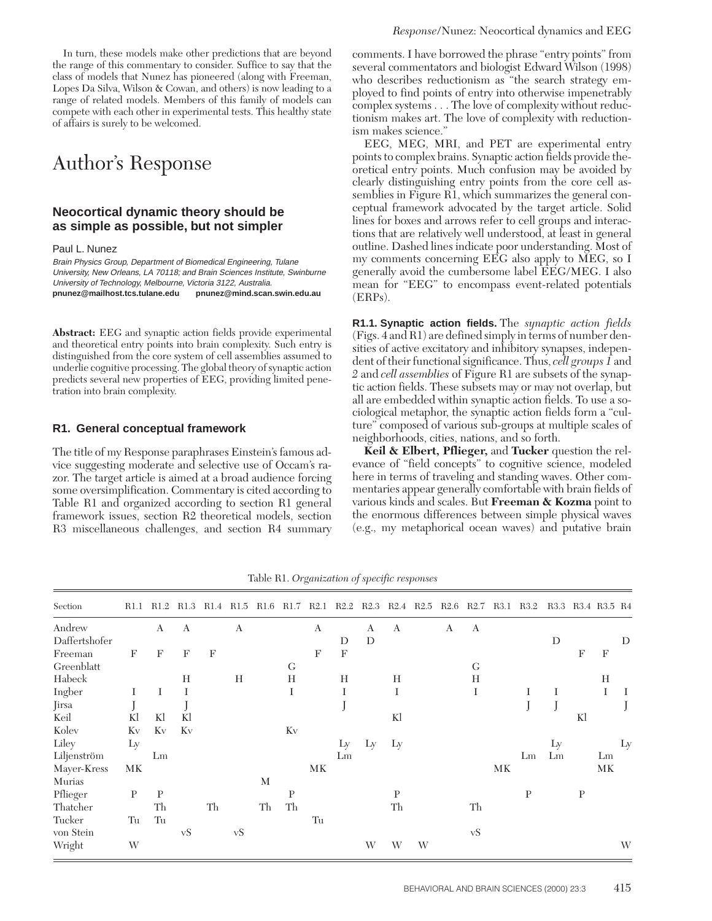In turn, these models make other predictions that are beyond the range of this commentary to consider. Suffice to say that the class of models that Nunez has pioneered (along with Freeman, Lopes Da Silva, Wilson & Cowan, and others) is now leading to a range of related models. Members of this family of models can compete with each other in experimental tests. This healthy state of affairs is surely to be welcomed.

# Author's Response

## Neocortical dynamic theory should be as simple as possible, but not simpler

Paul L. Nunez

*Brain Physics Group, Department of Biomedical Engineering, Tulane University, New Orleans, LA 70118; and Brain Sciences Institute, Swinburne University of Technology, Melbourne, Victoria 3122, Australia.*
**pnunez@mailhost.tcs.tulane.edu pnunez@mind.scan.swin.edu.au**

**Abstract:** EEG and synaptic action fields provide experimental and theoretical entry points into brain complexity. Such entry is distinguished from the core system of cell assemblies assumed to underlie cognitive processing. The global theory of synaptic action predicts several new properties of EEG, providing limited penetration into brain complexity.

### R1. General conceptual framework

The title of my Response paraphrases Einstein's famous advice suggesting moderate and selective use of Occam's razor. The target article is aimed at a broad audience forcing some oversimplification. Commentary is cited according to Table R1 and organized according to section R1 general framework issues, section R2 theoretical models, section R3 miscellaneous challenges, and section R4 summary comments. I have borrowed the phrase "entry points" from several commentators and biologist Edward Wilson (1998) who describes reductionism as "the search strategy employed to find points of entry into otherwise impenetrably complex systems . . . The love of complexity without reductionism makes art. The love of complexity with reductionism makes science."

EEG, MEG, MRI, and PET are experimental entry points to complex brains. Synaptic action fields provide theoretical entry points. Much confusion may be avoided by clearly distinguishing entry points from the core cell assemblies in Figure R1, which summarizes the general conceptual framework advocated by the target article. Solid lines for boxes and arrows refer to cell groups and interactions that are relatively well understood, at least in general outline. Dashed lines indicate poor understanding. Most of my comments concerning EEG also apply to MEG, so I generally avoid the cumbersome label EEG/MEG. I also mean for "EEG" to encompass event-related potentials (ERPs).

**R1.1. Synaptic action fields.** The *synaptic action fields* (Figs. 4 and R1) are defined simply in terms of number densities of active excitatory and inhibitory synapses, independent of their functional significance. Thus, *cell groups 1* and *2* and *cell assemblies* of Figure R1 are subsets of the synaptic action fields. These subsets may or may not overlap, but all are embedded within synaptic action fields. To use a sociological metaphor, the synaptic action fields form a "culture" composed of various sub-groups at multiple scales of neighborhoods, cities, nations, and so forth.

**Keil & Elbert, Pflieger,** and **Tucker** question the relevance of "field concepts" to cognitive science, modeled here in terms of traveling and standing waves. Other commentaries appear generally comfortable with brain fields of various kinds and scales. But **Freeman & Kozma** point to the enormous differences between simple physical waves (e.g., my metaphorical ocean waves) and putative brain

Table R1. *Organization of specific responses*

| Section | R1.1 | R1.2 | R1.3 | R1.4 | R1.5 | R1.6 | R1.7 | R2.1 | R2.2 | R2.3 | R2.4 | R2.5 | R2.6 | R2.7 | R3.1 | R3.2 | R3.3 | R3.4 | R3.5 | R4 |
|---|---|---|---|---|---|---|---|---|---|---|---|---|---|---|---|---|---|---|---|---|
| Andrew | | A | A | | A | | | A | | A | A | | A | A | | | | | | |
| Daffertshofer | | | | | | | | | D | D | | | | | | | D | | | D |
| Freeman | F | F | F | F | | | | F | F | | | | | | | | | F | F | |
| Greenblatt | | | | | | | G | | | | | | | G | | | | | | |
| Habeck | | | H | | H | | H | | H | | H | | | H | | | | | H | |
| Ingber | I | I | I | | | | I | | I | | I | | | I | | I | I | | I | I |
| Jirsa | J | | J | | | | | | J | | | | | | | J | J | | | J |
| Keil | Kl | Kl | Kl | | | | | | | | Kl | | | | | | | Kl | | |
| Kolev | Kv | Kv | Kv | | | | Kv | | | | | | | | | | | | | |
| Liley | Ly | | | | | | | | Ly | Ly | Ly | | | | | | Ly | | | Ly |
| Liljenström | | Lm | | | | | | | Lm | | | | | | | Lm | Lm | | Lm | |
| Mayer-Kress | MK | | | | | | | MK | | | | | | | MK | | | | MK | |
| Murias | | | | | | M | | | | | | | | | | | | | | |
| Pflieger | P | P | | | | | P | | | | P | | | | | P | | P | | |
| Thatcher | | Th | | Th | | Th | Th | | | | Th | | | Th | | | | | | |
| Tucker | Tu | Tu | | | | | | Tu | | | | | | | | | | | | |
| von Stein | | | vS | | vS | | | | | | | | | vS | | | | | | |
| Wright | W | | | | | | | | | W | W | W | | | | | | | | W |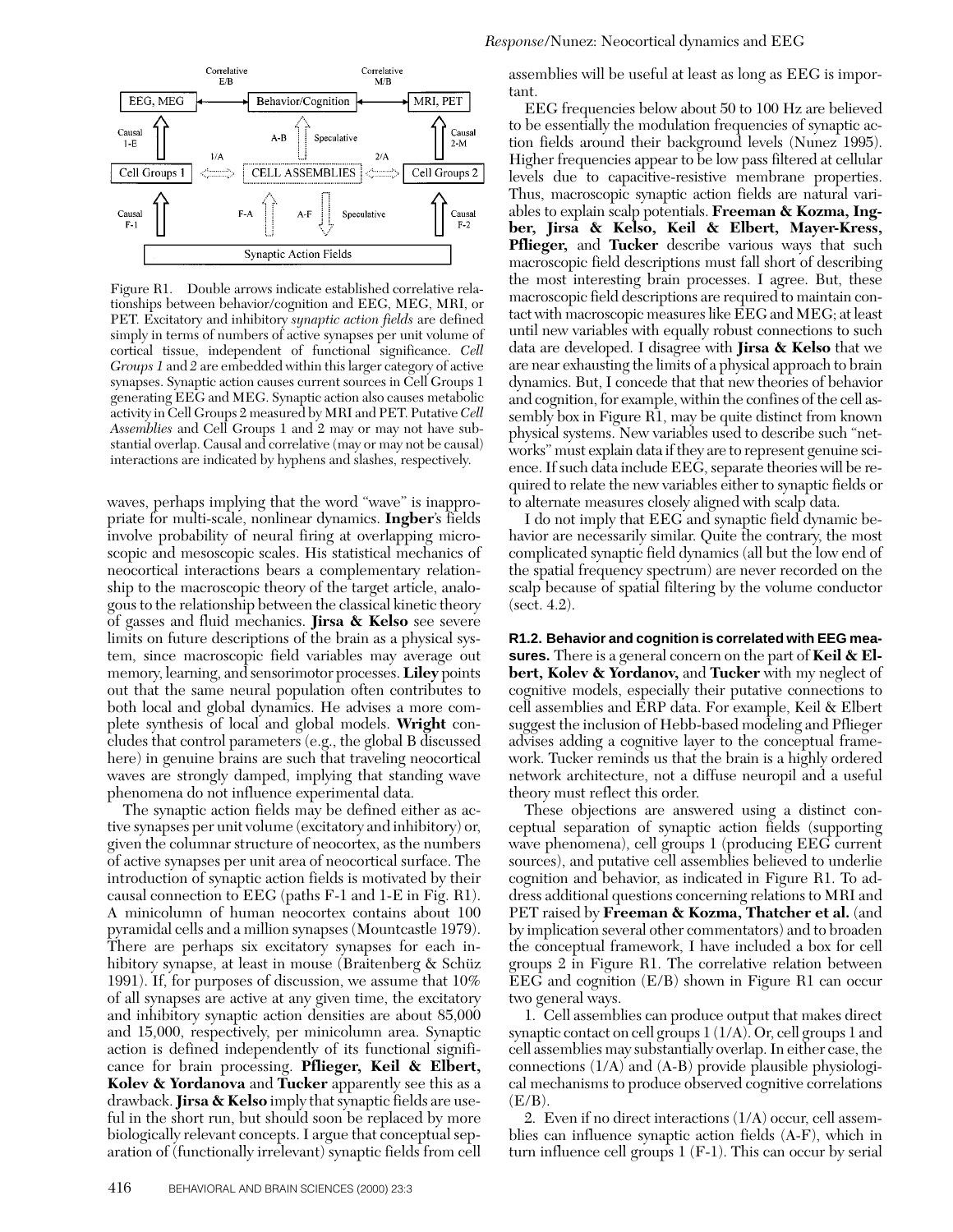Correlative E/B

Correlative M/B

EEG, MEG

Behavior/Cognition

MRI, PET

Causal 1-E

A-B

Speculative

Causal 2-M

1/A

2/A

Cell Groups 1

CELL ASSEMBLIES

Cell Groups 2

Causal F-1

F-A

A-F

Speculative

Causal F-2

Synaptic Action Fields

Figure R1. Double arrows indicate established correlative relationships between behavior/cognition and EEG, MEG, MRI, or PET. Excitatory and inhibitory *synaptic action fields* are defined simply in terms of numbers of active synapses per unit volume of cortical tissue, independent of functional significance. *Cell Groups 1* and 2 are embedded within this larger category of active synapses. Synaptic action causes current sources in Cell Groups 1 generating EEG and MEG. Synaptic action also causes metabolic activity in Cell Groups 2 measured by MRI and PET. Putative *Cell Assemblies* and Cell Groups 1 and 2 may or may not have substantial overlap. Causal and correlative (may or may not be causal) interactions are indicated by hyphens and slashes, respectively.

waves, perhaps implying that the word "wave" is inappropriate for multi-scale, nonlinear dynamics. **Ingber**'s fields involve probability of neural firing at overlapping microscopic and mesoscopic scales. His statistical mechanics of neocortical interactions bears a complementary relationship to the macroscopic theory of the target article, analogous to the relationship between the classical kinetic theory of gasses and fluid mechanics. **Jirsa & Kelso** see severe limits on future descriptions of the brain as a physical system, since macroscopic field variables may average out memory, learning, and sensorimotor processes. **Liley** points out that the same neural population often contributes to both local and global dynamics. He advises a more complete synthesis of local and global models. **Wright** concludes that control parameters (e.g., the global B discussed here) in genuine brains are such that traveling neocortical waves are strongly damped, implying that standing wave phenomena do not influence experimental data.

The synaptic action fields may be defined either as active synapses per unit volume (excitatory and inhibitory) or, given the columnar structure of neocortex, as the numbers of active synapses per unit area of neocortical surface. The introduction of synaptic action fields is motivated by their causal connection to EEG (paths F-1 and 1-E in Fig. R1). A minicolumn of human neocortex contains about 100 pyramidal cells and a million synapses (Mountcastle 1979). There are perhaps six excitatory synapses for each inhibitory synapse, at least in mouse (Braitenberg & Schüz 1991). If, for purposes of discussion, we assume that 10% of all synapses are active at any given time, the excitatory and inhibitory synaptic action densities are about 85,000 and 15,000, respectively, per minicolumn area. Synaptic action is defined independently of its functional significance for brain processing. **Pflieger, Keil & Elbert, Kolev & Yordanova** and **Tucker** apparently see this as a drawback. **Jirsa & Kelso** imply that synaptic fields are useful in the short run, but should soon be replaced by more biologically relevant concepts. I argue that conceptual separation of (functionally irrelevant) synaptic fields from cell assemblies will be useful at least as long as EEG is important.

EEG frequencies below about 50 to 100 Hz are believed to be essentially the modulation frequencies of synaptic action fields around their background levels (Nunez 1995). Higher frequencies appear to be low pass filtered at cellular levels due to capacitive-resistive membrane properties. Thus, macroscopic synaptic action fields are natural variables to explain scalp potentials. **Freeman & Kozma, Ingber, Jirsa & Kelso, Keil & Elbert, Mayer-Kress, Pflieger,** and **Tucker** describe various ways that such macroscopic field descriptions must fall short of describing the most interesting brain processes. I agree. But, these macroscopic field descriptions are required to maintain contact with macroscopic measures like EEG and MEG; at least until new variables with equally robust connections to such data are developed. I disagree with **Jirsa & Kelso** that we are near exhausting the limits of a physical approach to brain dynamics. But, I concede that that new theories of behavior and cognition, for example, within the confines of the cell assembly box in Figure R1, may be quite distinct from known physical systems. New variables used to describe such "networks" must explain data if they are to represent genuine science. If such data include EEG, separate theories will be required to relate the new variables either to synaptic fields or to alternate measures closely aligned with scalp data.

I do not imply that EEG and synaptic field dynamic behavior are necessarily similar. Quite the contrary, the most complicated synaptic field dynamics (all but the low end of the spatial frequency spectrum) are never recorded on the scalp because of spatial filtering by the volume conductor (sect. 4.2).

**R1.2. Behavior and cognition is correlated with EEG measures.** There is a general concern on the part of **Keil & Elbert, Kolev & Yordanov,** and **Tucker** with my neglect of cognitive models, especially their putative connections to cell assemblies and ERP data. For example, Keil & Elbert suggest the inclusion of Hebb-based modeling and Pflieger advises adding a cognitive layer to the conceptual framework. Tucker reminds us that the brain is a highly ordered network architecture, not a diffuse neuropil and a useful theory must reflect this order.

These objections are answered using a distinct conceptual separation of synaptic action fields (supporting wave phenomena), cell groups 1 (producing EEG current sources), and putative cell assemblies believed to underlie cognition and behavior, as indicated in Figure R1. To address additional questions concerning relations to MRI and PET raised by **Freeman & Kozma, Thatcher et al.** (and by implication several other commentators) and to broaden the conceptual framework, I have included a box for cell groups 2 in Figure R1. The correlative relation between EEG and cognition (E/B) shown in Figure R1 can occur two general ways.

1. Cell assemblies can produce output that makes direct synaptic contact on cell groups 1 (1/A). Or, cell groups 1 and cell assemblies may substantially overlap. In either case, the connections (1/A) and (A-B) provide plausible physiological mechanisms to produce observed cognitive correlations (E/B).

2. Even if no direct interactions (1/A) occur, cell assemblies can influence synaptic action fields (A-F), which in turn influence cell groups 1 (F-1). This can occur by serial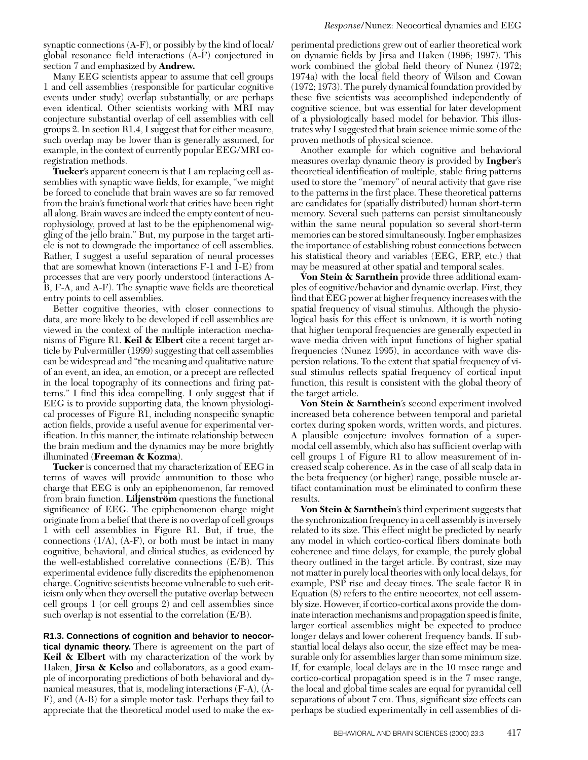synaptic connections (A-F), or possibly by the kind of local/global resonance field interactions (A-F) conjectured in section 7 and emphasized by **Andrew.**

Many EEG scientists appear to assume that cell groups 1 and cell assemblies (responsible for particular cognitive events under study) overlap substantially, or are perhaps even identical. Other scientists working with MRI may conjecture substantial overlap of cell assemblies with cell groups 2. In section R1.4, I suggest that for either measure, such overlap may be lower than is generally assumed, for example, in the context of currently popular EEG/MRI co-registration methods.

**Tucker**'s apparent concern is that I am replacing cell assemblies with synaptic wave fields, for example, "we might be forced to conclude that brain waves are so far removed from the brain's functional work that critics have been right all along. Brain waves are indeed the empty content of neurophysiology, proved at last to be the epiphenomenal wiggling of the jello brain." But, my purpose in the target article is not to downgrade the importance of cell assemblies. Rather, I suggest a useful separation of neural processes that are somewhat known (interactions F-1 and 1-E) from processes that are very poorly understood (interactions A-B, F-A, and A-F). The synaptic wave fields are theoretical entry points to cell assemblies.

Better cognitive theories, with closer connections to data, are more likely to be developed if cell assemblies are viewed in the context of the multiple interaction mechanisms of Figure R1. **Keil & Elbert** cite a recent target article by Pulvermüller (1999) suggesting that cell assemblies can be widespread and "the meaning and qualitative nature of an event, an idea, an emotion, or a precept are reflected in the local topography of its connections and firing patterns." I find this idea compelling. I only suggest that if EEG is to provide supporting data, the known physiological processes of Figure R1, including nonspecific synaptic action fields, provide a useful avenue for experimental verification. In this manner, the intimate relationship between the brain medium and the dynamics may be more brightly illuminated (**Freeman & Kozma**).

**Tucker** is concerned that my characterization of EEG in terms of waves will provide ammunition to those who charge that EEG is only an epiphenomenon, far removed from brain function. **Liljenström** questions the functional significance of EEG. The epiphenomenon charge might originate from a belief that there is no overlap of cell groups 1 with cell assemblies in Figure R1. But, if true, the connections (1/A), (A-F), or both must be intact in many cognitive, behavioral, and clinical studies, as evidenced by the well-established correlative connections (E/B). This experimental evidence fully discredits the epiphenomenon charge. Cognitive scientists become vulnerable to such criticism only when they oversell the putative overlap between cell groups 1 (or cell groups 2) and cell assemblies since such overlap is not essential to the correlation (E/B).

**R1.3. Connections of cognition and behavior to neocortical dynamic theory.** There is agreement on the part of **Keil & Elbert** with my characterization of the work by Haken, **Jirsa & Kelso** and collaborators, as a good example of incorporating predictions of both behavioral and dynamical measures, that is, modeling interactions (F-A), (A-F), and (A-B) for a simple motor task. Perhaps they fail to appreciate that the theoretical model used to make the experimental predictions grew out of earlier theoretical work on dynamic fields by Jirsa and Haken (1996; 1997). This work combined the global field theory of Nunez (1972; 1974a) with the local field theory of Wilson and Cowan (1972; 1973). The purely dynamical foundation provided by these five scientists was accomplished independently of cognitive science, but was essential for later development of a physiologically based model for behavior. This illustrates why I suggested that brain science mimic some of the proven methods of physical science.

Another example for which cognitive and behavioral measures overlap dynamic theory is provided by **Ingber**'s theoretical identification of multiple, stable firing patterns used to store the "memory" of neural activity that gave rise to the patterns in the first place. These theoretical patterns are candidates for (spatially distributed) human short-term memory. Several such patterns can persist simultaneously within the same neural population so several short-term memories can be stored simultaneously. Ingber emphasizes the importance of establishing robust connections between his statistical theory and variables (EEG, ERP, etc.) that may be measured at other spatial and temporal scales.

**Von Stein & Sarnthein** provide three additional examples of cognitive/behavior and dynamic overlap. First, they find that EEG power at higher frequency increases with the spatial frequency of visual stimulus. Although the physiological basis for this effect is unknown, it is worth noting that higher temporal frequencies are generally expected in wave media driven with input functions of higher spatial frequencies (Nunez 1995), in accordance with wave dispersion relations. To the extent that spatial frequency of visual stimulus reflects spatial frequency of cortical input function, this result is consistent with the global theory of the target article.

**Von Stein & Sarnthein**'s second experiment involved increased beta coherence between temporal and parietal cortex during spoken words, written words, and pictures. A plausible conjecture involves formation of a supermodal cell assembly, which also has sufficient overlap with cell groups 1 of Figure R1 to allow measurement of increased scalp coherence. As in the case of all scalp data in the beta frequency (or higher) range, possible muscle artifact contamination must be eliminated to confirm these results.

**Von Stein & Sarnthein**'s third experiment suggests that the synchronization frequency in a cell assembly is inversely related to its size. This effect might be predicted by nearly any model in which cortico-cortical fibers dominate both coherence and time delays, for example, the purely global theory outlined in the target article. By contrast, size may not matter in purely local theories with only local delays, for example, PSP rise and decay times. The scale factor R in Equation (8) refers to the entire neocortex, not cell assembly size. However, if cortico-cortical axons provide the dominate interaction mechanisms and propagation speed is finite, larger cortical assemblies might be expected to produce longer delays and lower coherent frequency bands. If substantial local delays also occur, the size effect may be measurable only for assemblies larger than some minimum size. If, for example, local delays are in the 10 msec range and cortico-cortical propagation speed is in the 7 msec range, the local and global time scales are equal for pyramidal cell separations of about 7 cm. Thus, significant size effects can perhaps be studied experimentally in cell assemblies of di-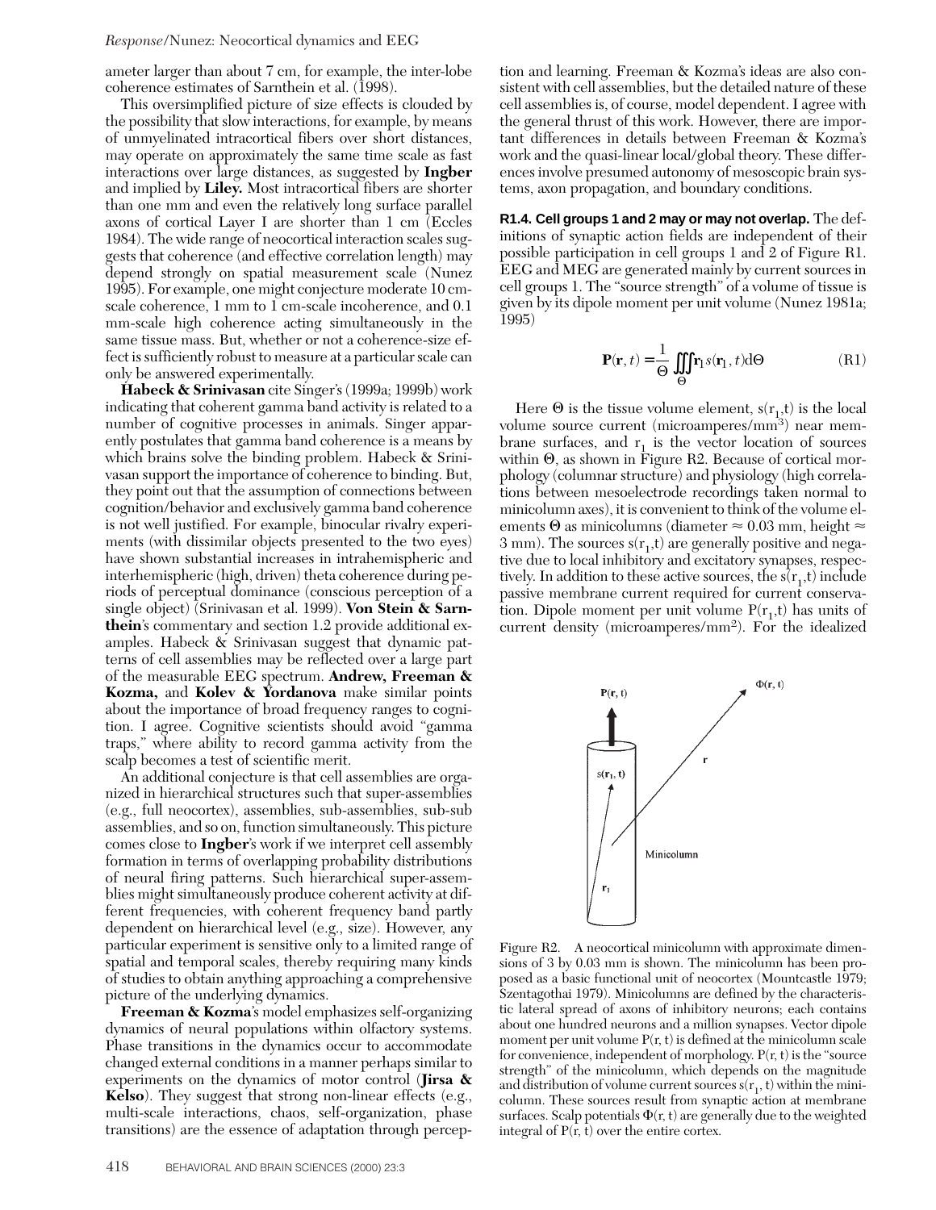ameter larger than about 7 cm, for example, the inter-lobe coherence estimates of Sarnthein et al. (1998).

This oversimplified picture of size effects is clouded by the possibility that slow interactions, for example, by means of unmyelinated intracortical fibers over short distances, may operate on approximately the same time scale as fast interactions over large distances, as suggested by **Ingber** and implied by **Liley.** Most intracortical fibers are shorter than one mm and even the relatively long surface parallel axons of cortical Layer I are shorter than 1 cm (Eccles 1984). The wide range of neocortical interaction scales suggests that coherence (and effective correlation length) may depend strongly on spatial measurement scale (Nunez 1995). For example, one might conjecture moderate 10 cm-scale coherence, 1 mm to 1 cm-scale incoherence, and 0.1 mm-scale high coherence acting simultaneously in the same tissue mass. But, whether or not a coherence-size effect is sufficiently robust to measure at a particular scale can only be answered experimentally.

**Habeck & Srinivasan** cite Singer's (1999a; 1999b) work indicating that coherent gamma band activity is related to a number of cognitive processes in animals. Singer apparently postulates that gamma band coherence is a means by which brains solve the binding problem. Habeck & Srinivasan support the importance of coherence to binding. But, they point out that the assumption of connections between cognition/behavior and exclusively gamma band coherence is not well justified. For example, binocular rivalry experiments (with dissimilar objects presented to the two eyes) have shown substantial increases in intrahemispheric and interhemispheric (high, driven) theta coherence during periods of perceptual dominance (conscious perception of a single object) (Srinivasan et al. 1999). **Von Stein & Sarnthein**'s commentary and section 1.2 provide additional examples. Habeck & Srinivasan suggest that dynamic patterns of cell assemblies may be reflected over a large part of the measurable EEG spectrum. **Andrew, Freeman & Kozma,** and **Kolev & Yordanova** make similar points about the importance of broad frequency ranges to cognition. I agree. Cognitive scientists should avoid "gamma traps," where ability to record gamma activity from the scalp becomes a test of scientific merit.

An additional conjecture is that cell assemblies are organized in hierarchical structures such that super-assemblies (e.g., full neocortex), assemblies, sub-assemblies, sub-sub assemblies, and so on, function simultaneously. This picture comes close to **Ingber**'s work if we interpret cell assembly formation in terms of overlapping probability distributions of neural firing patterns. Such hierarchical super-assemblies might simultaneously produce coherent activity at different frequencies, with coherent frequency band partly dependent on hierarchical level (e.g., size). However, any particular experiment is sensitive only to a limited range of spatial and temporal scales, thereby requiring many kinds of studies to obtain anything approaching a comprehensive picture of the underlying dynamics.

**Freeman & Kozma**'s model emphasizes self-organizing dynamics of neural populations within olfactory systems. Phase transitions in the dynamics occur to accommodate changed external conditions in a manner perhaps similar to experiments on the dynamics of motor control (**Jirsa & Kelso**). They suggest that strong non-linear effects (e.g., multi-scale interactions, chaos, self-organization, phase transitions) are the essence of adaptation through perception and learning. Freeman & Kozma's ideas are also consistent with cell assemblies, but the detailed nature of these cell assemblies is, of course, model dependent. I agree with the general thrust of this work. However, there are important differences in details between Freeman & Kozma's work and the quasi-linear local/global theory. These differences involve presumed autonomy of mesoscopic brain systems, axon propagation, and boundary conditions.

**R1.4. Cell groups 1 and 2 may or may not overlap.** The definitions of synaptic action fields are independent of their possible participation in cell groups 1 and 2 of Figure R1. EEG and MEG are generated mainly by current sources in cell groups 1. The "source strength" of a volume of tissue is given by its dipole moment per unit volume (Nunez 1981a; 1995)

$$\mathbf{P}(\mathbf{r},t) = \frac{1}{\Theta}\iiint_{\Theta} \mathbf{r}_1 s(\mathbf{r}_1,t)d\Theta \tag{R1}$$

Here $\Theta$ is the tissue volume element, $s(r_1,t)$ is the local volume source current (microamperes/mm$^3$) near membrane surfaces, and $r_1$ is the vector location of sources within $\Theta$, as shown in Figure R2. Because of cortical morphology (columnar structure) and physiology (high correlations between mesoelectrode recordings taken normal to minicolumn axes), it is convenient to think of the volume elements $\Theta$ as minicolumns (diameter $\approx$ 0.03 mm, height $\approx$ 3 mm). The sources $s(r_1,t)$ are generally positive and negative due to local inhibitory and excitatory synapses, respectively. In addition to these active sources, the $s(r_1,t)$ include passive membrane current required for current conservation. Dipole moment per unit volume $P(r_1,t)$ has units of current density (microamperes/mm$^2$). For the idealized

P(r, t)
Φ(r, t)
s(r1, t)
r
Minicolumn
r1

Figure R2. A neocortical minicolumn with approximate dimensions of 3 by 0.03 mm is shown. The minicolumn has been proposed as a basic functional unit of neocortex (Mountcastle 1979; Szentagothai 1979). Minicolumns are defined by the characteristic lateral spread of axons of inhibitory neurons; each contains about one hundred neurons and a million synapses. Vector dipole moment per unit volume $P(r, t)$ is defined at the minicolumn scale for convenience, independent of morphology. $P(r, t)$ is the "source strength" of the minicolumn, which depends on the magnitude and distribution of volume current sources $s(r_1, t)$ within the minicolumn. These sources result from synaptic action at membrane surfaces. Scalp potentials $\Phi(r, t)$ are generally due to the weighted integral of $P(r, t)$ over the entire cortex.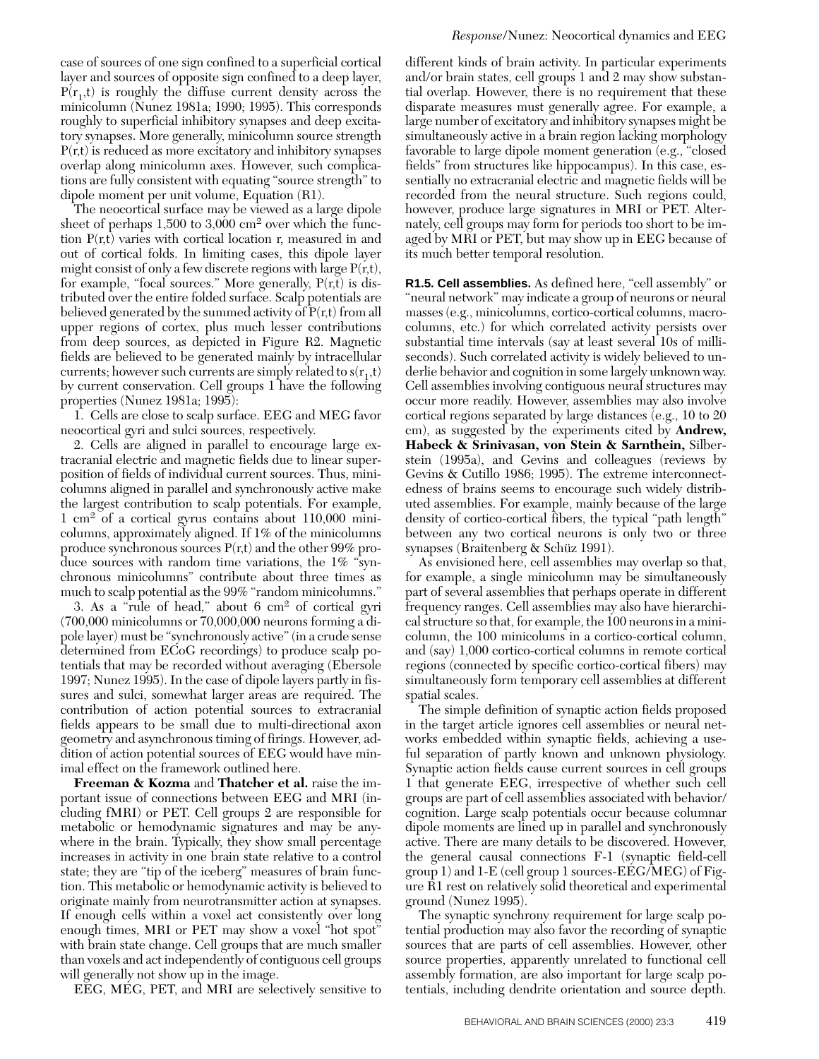case of sources of one sign confined to a superficial cortical layer and sources of opposite sign confined to a deep layer, $P(r_1,t)$ is roughly the diffuse current density across the minicolumn (Nunez 1981a; 1990; 1995). This corresponds roughly to superficial inhibitory synapses and deep excitatory synapses. More generally, minicolumn source strength $P(r,t)$ is reduced as more excitatory and inhibitory synapses overlap along minicolumn axes. However, such complications are fully consistent with equating "source strength" to dipole moment per unit volume, Equation (R1).

The neocortical surface may be viewed as a large dipole sheet of perhaps 1,500 to 3,000 cm$^2$ over which the function $P(r,t)$ varies with cortical location r, measured in and out of cortical folds. In limiting cases, this dipole layer might consist of only a few discrete regions with large $P(r,t)$, for example, "focal sources." More generally, $P(r,t)$ is distributed over the entire folded surface. Scalp potentials are believed generated by the summed activity of $P(r,t)$ from all upper regions of cortex, plus much lesser contributions from deep sources, as depicted in Figure R2. Magnetic fields are believed to be generated mainly by intracellular currents; however such currents are simply related to $s(r_1,t)$ by current conservation. Cell groups 1 have the following properties (Nunez 1981a; 1995):

1. Cells are close to scalp surface. EEG and MEG favor neocortical gyri and sulci sources, respectively.

2. Cells are aligned in parallel to encourage large extracranial electric and magnetic fields due to linear superposition of fields of individual current sources. Thus, minicolumns aligned in parallel and synchronously active make the largest contribution to scalp potentials. For example, 1 cm$^2$ of a cortical gyrus contains about 110,000 minicolumns, approximately aligned. If 1% of the minicolumns produce synchronous sources $P(r,t)$ and the other 99% produce sources with random time variations, the 1% "synchronous minicolumns" contribute about three times as much to scalp potential as the 99% "random minicolumns."

3. As a "rule of head," about 6 cm$^2$ of cortical gyri (700,000 minicolumns or 70,000,000 neurons forming a dipole layer) must be "synchronously active" (in a crude sense determined from ECoG recordings) to produce scalp potentials that may be recorded without averaging (Ebersole 1997; Nunez 1995). In the case of dipole layers partly in fissures and sulci, somewhat larger areas are required. The contribution of action potential sources to extracranial fields appears to be small due to multi-directional axon geometry and asynchronous timing of firings. However, addition of action potential sources of EEG would have minimal effect on the framework outlined here.

**Freeman & Kozma** and **Thatcher et al.** raise the important issue of connections between EEG and MRI (including fMRI) or PET. Cell groups 2 are responsible for metabolic or hemodynamic signatures and may be anywhere in the brain. Typically, they show small percentage increases in activity in one brain state relative to a control state; they are "tip of the iceberg" measures of brain function. This metabolic or hemodynamic activity is believed to originate mainly from neurotransmitter action at synapses. If enough cells within a voxel act consistently over long enough times, MRI or PET may show a voxel "hot spot" with brain state change. Cell groups that are much smaller than voxels and act independently of contiguous cell groups will generally not show up in the image.

EEG, MEG, PET, and MRI are selectively sensitive to different kinds of brain activity. In particular experiments and/or brain states, cell groups 1 and 2 may show substantial overlap. However, there is no requirement that these disparate measures must generally agree. For example, a large number of excitatory and inhibitory synapses might be simultaneously active in a brain region lacking morphology favorable to large dipole moment generation (e.g., "closed fields" from structures like hippocampus). In this case, essentially no extracranial electric and magnetic fields will be recorded from the neural structure. Such regions could, however, produce large signatures in MRI or PET. Alternately, cell groups may form for periods too short to be imaged by MRI or PET, but may show up in EEG because of its much better temporal resolution.

**R1.5. Cell assemblies.** As defined here, "cell assembly" or "neural network" may indicate a group of neurons or neural masses (e.g., minicolumns, cortico-cortical columns, macrocolumns, etc.) for which correlated activity persists over substantial time intervals (say at least several 10s of milliseconds). Such correlated activity is widely believed to underlie behavior and cognition in some largely unknown way. Cell assemblies involving contiguous neural structures may occur more readily. However, assemblies may also involve cortical regions separated by large distances (e.g., 10 to 20 cm), as suggested by the experiments cited by **Andrew, Habeck & Srinivasan, von Stein & Sarnthein,** Silberstein (1995a), and Gevins and colleagues (reviews by Gevins & Cutillo 1986; 1995). The extreme interconnectedness of brains seems to encourage such widely distributed assemblies. For example, mainly because of the large density of cortico-cortical fibers, the typical "path length" between any two cortical neurons is only two or three synapses (Braitenberg & Schüz 1991).

As envisioned here, cell assemblies may overlap so that, for example, a single minicolumn may be simultaneously part of several assemblies that perhaps operate in different frequency ranges. Cell assemblies may also have hierarchical structure so that, for example, the 100 neurons in a minicolumn, the 100 minicolums in a cortico-cortical column, and (say) 1,000 cortico-cortical columns in remote cortical regions (connected by specific cortico-cortical fibers) may simultaneously form temporary cell assemblies at different spatial scales.

The simple definition of synaptic action fields proposed in the target article ignores cell assemblies or neural networks embedded within synaptic fields, achieving a useful separation of partly known and unknown physiology. Synaptic action fields cause current sources in cell groups 1 that generate EEG, irrespective of whether such cell groups are part of cell assemblies associated with behavior/cognition. Large scalp potentials occur because columnar dipole moments are lined up in parallel and synchronously active. There are many details to be discovered. However, the general causal connections F-1 (synaptic field-cell group 1) and 1-E (cell group 1 sources-EEG/MEG) of Figure R1 rest on relatively solid theoretical and experimental ground (Nunez 1995).

The synaptic synchrony requirement for large scalp potential production may also favor the recording of synaptic sources that are parts of cell assemblies. However, other source properties, apparently unrelated to functional cell assembly formation, are also important for large scalp potentials, including dendrite orientation and source depth.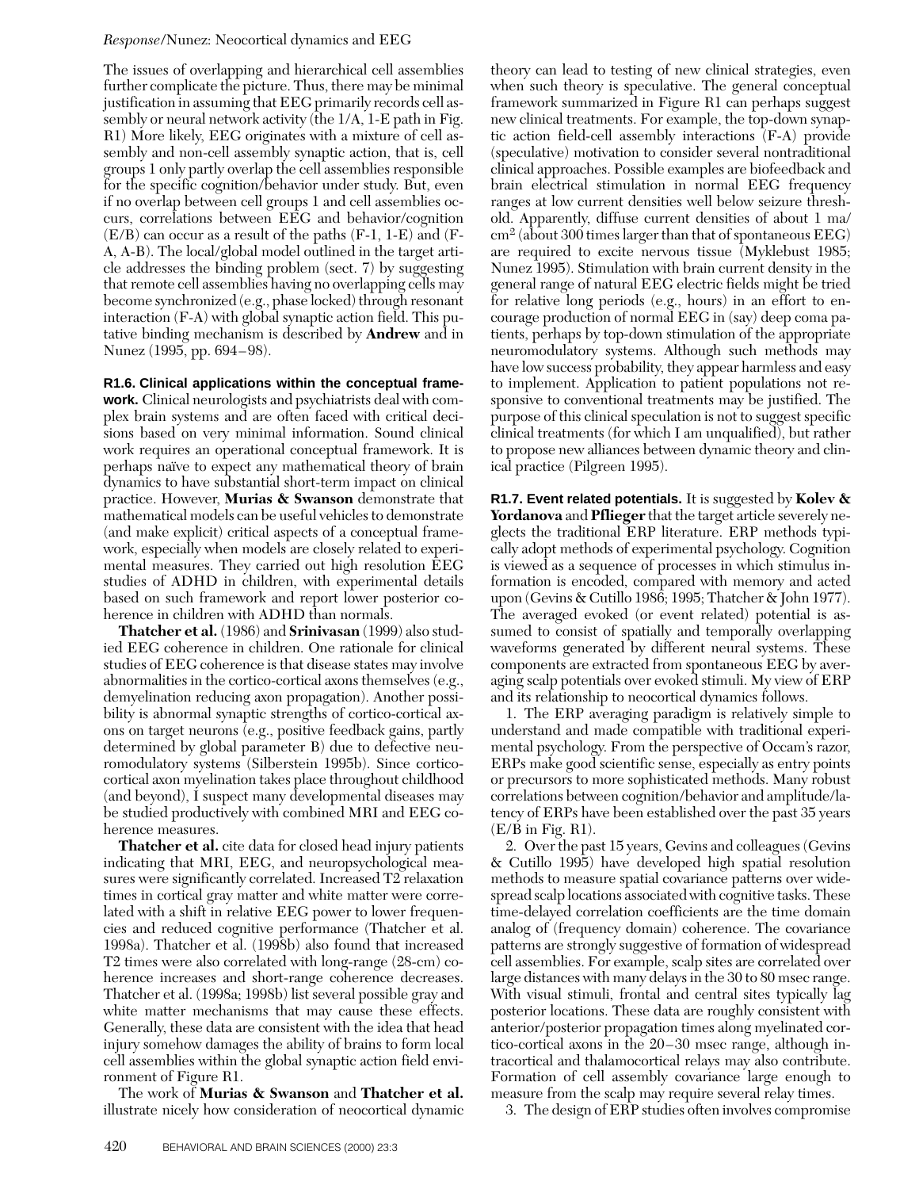The issues of overlapping and hierarchical cell assemblies further complicate the picture. Thus, there may be minimal justification in assuming that EEG primarily records cell assembly or neural network activity (the 1/A, 1-E path in Fig. R1) More likely, EEG originates with a mixture of cell assembly and non-cell assembly synaptic action, that is, cell groups 1 only partly overlap the cell assemblies responsible for the specific cognition/behavior under study. But, even if no overlap between cell groups 1 and cell assemblies occurs, correlations between EEG and behavior/cognition (E/B) can occur as a result of the paths (F-1, 1-E) and (F-A, A-B). The local/global model outlined in the target article addresses the binding problem (sect. 7) by suggesting that remote cell assemblies having no overlapping cells may become synchronized (e.g., phase locked) through resonant interaction (F-A) with global synaptic action field. This putative binding mechanism is described by **Andrew** and in Nunez (1995, pp. 694–98).

**R1.6. Clinical applications within the conceptual framework.** Clinical neurologists and psychiatrists deal with complex brain systems and are often faced with critical decisions based on very minimal information. Sound clinical work requires an operational conceptual framework. It is perhaps naïve to expect any mathematical theory of brain dynamics to have substantial short-term impact on clinical practice. However, **Murias & Swanson** demonstrate that mathematical models can be useful vehicles to demonstrate (and make explicit) critical aspects of a conceptual framework, especially when models are closely related to experimental measures. They carried out high resolution EEG studies of ADHD in children, with experimental details based on such framework and report lower posterior coherence in children with ADHD than normals.

**Thatcher et al.** (1986) and **Srinivasan** (1999) also studied EEG coherence in children. One rationale for clinical studies of EEG coherence is that disease states may involve abnormalities in the cortico-cortical axons themselves (e.g., demyelination reducing axon propagation). Another possibility is abnormal synaptic strengths of cortico-cortical axons on target neurons (e.g., positive feedback gains, partly determined by global parameter B) due to defective neuromodulatory systems (Silberstein 1995b). Since cortico-cortical axon myelination takes place throughout childhood (and beyond), I suspect many developmental diseases may be studied productively with combined MRI and EEG coherence measures.

**Thatcher et al.** cite data for closed head injury patients indicating that MRI, EEG, and neuropsychological measures were significantly correlated. Increased T2 relaxation times in cortical gray matter and white matter were correlated with a shift in relative EEG power to lower frequencies and reduced cognitive performance (Thatcher et al. 1998a). Thatcher et al. (1998b) also found that increased T2 times were also correlated with long-range (28-cm) coherence increases and short-range coherence decreases. Thatcher et al. (1998a; 1998b) list several possible gray and white matter mechanisms that may cause these effects. Generally, these data are consistent with the idea that head injury somehow damages the ability of brains to form local cell assemblies within the global synaptic action field environment of Figure R1.

The work of **Murias & Swanson** and **Thatcher et al.** illustrate nicely how consideration of neocortical dynamic theory can lead to testing of new clinical strategies, even when such theory is speculative. The general conceptual framework summarized in Figure R1 can perhaps suggest new clinical treatments. For example, the top-down synaptic action field-cell assembly interactions (F-A) provide (speculative) motivation to consider several nontraditional clinical approaches. Possible examples are biofeedback and brain electrical stimulation in normal EEG frequency ranges at low current densities well below seizure threshold. Apparently, diffuse current densities of about 1 ma/cm$^2$ (about 300 times larger than that of spontaneous EEG) are required to excite nervous tissue (Myklebust 1985; Nunez 1995). Stimulation with brain current density in the general range of natural EEG electric fields might be tried for relative long periods (e.g., hours) in an effort to encourage production of normal EEG in (say) deep coma patients, perhaps by top-down stimulation of the appropriate neuromodulatory systems. Although such methods may have low success probability, they appear harmless and easy to implement. Application to patient populations not responsive to conventional treatments may be justified. The purpose of this clinical speculation is not to suggest specific clinical treatments (for which I am unqualified), but rather to propose new alliances between dynamic theory and clinical practice (Pilgreen 1995).

**R1.7. Event related potentials.** It is suggested by **Kolev & Yordanova** and **Pflieger** that the target article severely neglects the traditional ERP literature. ERP methods typically adopt methods of experimental psychology. Cognition is viewed as a sequence of processes in which stimulus information is encoded, compared with memory and acted upon (Gevins & Cutillo 1986; 1995; Thatcher & John 1977). The averaged evoked (or event related) potential is assumed to consist of spatially and temporally overlapping waveforms generated by different neural systems. These components are extracted from spontaneous EEG by averaging scalp potentials over evoked stimuli. My view of ERP and its relationship to neocortical dynamics follows.

1. The ERP averaging paradigm is relatively simple to understand and made compatible with traditional experimental psychology. From the perspective of Occam's razor, ERPs make good scientific sense, especially as entry points or precursors to more sophisticated methods. Many robust correlations between cognition/behavior and amplitude/latency of ERPs have been established over the past 35 years (E/B in Fig. R1).

2. Over the past 15 years, Gevins and colleagues (Gevins & Cutillo 1995) have developed high spatial resolution methods to measure spatial covariance patterns over widespread scalp locations associated with cognitive tasks. These time-delayed correlation coefficients are the time domain analog of (frequency domain) coherence. The covariance patterns are strongly suggestive of formation of widespread cell assemblies. For example, scalp sites are correlated over large distances with many delays in the 30 to 80 msec range. With visual stimuli, frontal and central sites typically lag posterior locations. These data are roughly consistent with anterior/posterior propagation times along myelinated cortico-cortical axons in the 20–30 msec range, although intracortical and thalamocortical relays may also contribute. Formation of cell assembly covariance large enough to measure from the scalp may require several relay times.

3. The design of ERP studies often involves compromise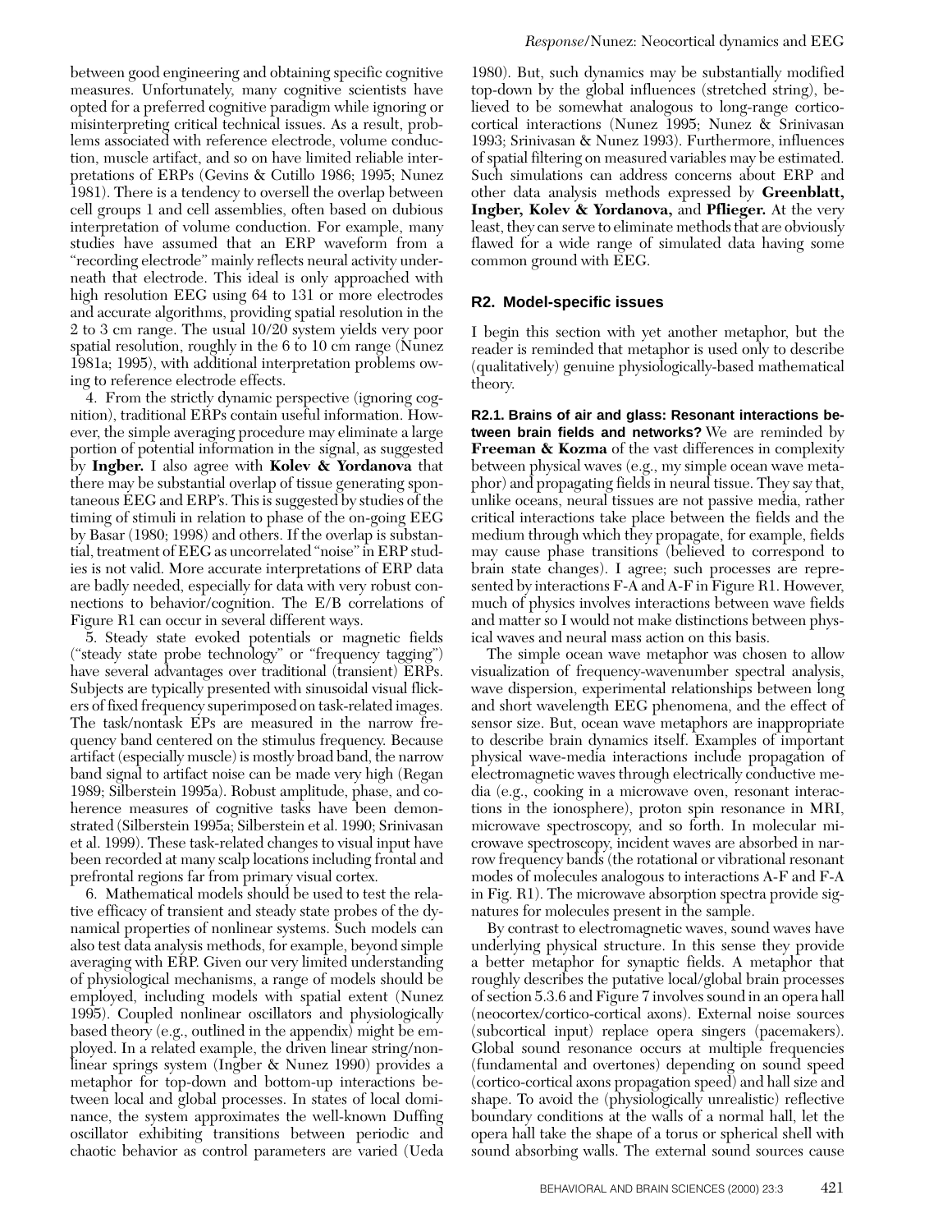between good engineering and obtaining specific cognitive measures. Unfortunately, many cognitive scientists have opted for a preferred cognitive paradigm while ignoring or misinterpreting critical technical issues. As a result, problems associated with reference electrode, volume conduction, muscle artifact, and so on have limited reliable interpretations of ERPs (Gevins & Cutillo 1986; 1995; Nunez 1981). There is a tendency to oversell the overlap between cell groups 1 and cell assemblies, often based on dubious interpretation of volume conduction. For example, many studies have assumed that an ERP waveform from a "recording electrode" mainly reflects neural activity underneath that electrode. This ideal is only approached with high resolution EEG using 64 to 131 or more electrodes and accurate algorithms, providing spatial resolution in the 2 to 3 cm range. The usual 10/20 system yields very poor spatial resolution, roughly in the 6 to 10 cm range (Nunez 1981a; 1995), with additional interpretation problems owing to reference electrode effects.

4. From the strictly dynamic perspective (ignoring cognition), traditional ERPs contain useful information. However, the simple averaging procedure may eliminate a large portion of potential information in the signal, as suggested by **Ingber.** I also agree with **Kolev & Yordanova** that there may be substantial overlap of tissue generating spontaneous EEG and ERP's. This is suggested by studies of the timing of stimuli in relation to phase of the on-going EEG by Basar (1980; 1998) and others. If the overlap is substantial, treatment of EEG as uncorrelated "noise" in ERP studies is not valid. More accurate interpretations of ERP data are badly needed, especially for data with very robust connections to behavior/cognition. The E/B correlations of Figure R1 can occur in several different ways.

5. Steady state evoked potentials or magnetic fields ("steady state probe technology" or "frequency tagging") have several advantages over traditional (transient) ERPs. Subjects are typically presented with sinusoidal visual flickers of fixed frequency superimposed on task-related images. The task/nontask EPs are measured in the narrow frequency band centered on the stimulus frequency. Because artifact (especially muscle) is mostly broad band, the narrow band signal to artifact noise can be made very high (Regan 1989; Silberstein 1995a). Robust amplitude, phase, and coherence measures of cognitive tasks have been demonstrated (Silberstein 1995a; Silberstein et al. 1990; Srinivasan et al. 1999). These task-related changes to visual input have been recorded at many scalp locations including frontal and prefrontal regions far from primary visual cortex.

6. Mathematical models should be used to test the relative efficacy of transient and steady state probes of the dynamical properties of nonlinear systems. Such models can also test data analysis methods, for example, beyond simple averaging with ERP. Given our very limited understanding of physiological mechanisms, a range of models should be employed, including models with spatial extent (Nunez 1995). Coupled nonlinear oscillators and physiologically based theory (e.g., outlined in the appendix) might be employed. In a related example, the driven linear string/nonlinear springs system (Ingber & Nunez 1990) provides a metaphor for top-down and bottom-up interactions between local and global processes. In states of local dominance, the system approximates the well-known Duffing oscillator exhibiting transitions between periodic and chaotic behavior as control parameters are varied (Ueda 1980). But, such dynamics may be substantially modified top-down by the global influences (stretched string), believed to be somewhat analogous to long-range cortico-cortical interactions (Nunez 1995; Nunez & Srinivasan 1993; Srinivasan & Nunez 1993). Furthermore, influences of spatial filtering on measured variables may be estimated. Such simulations can address concerns about ERP and other data analysis methods expressed by **Greenblatt, Ingber, Kolev & Yordanova,** and **Pflieger.** At the very least, they can serve to eliminate methods that are obviously flawed for a wide range of simulated data having some common ground with EEG.

## R2. Model-specific issues

I begin this section with yet another metaphor, but the reader is reminded that metaphor is used only to describe (qualitatively) genuine physiologically-based mathematical theory.

**R2.1. Brains of air and glass: Resonant interactions between brain fields and networks?** We are reminded by **Freeman & Kozma** of the vast differences in complexity between physical waves (e.g., my simple ocean wave metaphor) and propagating fields in neural tissue. They say that, unlike oceans, neural tissues are not passive media, rather critical interactions take place between the fields and the medium through which they propagate, for example, fields may cause phase transitions (believed to correspond to brain state changes). I agree; such processes are represented by interactions F-A and A-F in Figure R1. However, much of physics involves interactions between wave fields and matter so I would not make distinctions between physical waves and neural mass action on this basis.

The simple ocean wave metaphor was chosen to allow visualization of frequency-wavenumber spectral analysis, wave dispersion, experimental relationships between long and short wavelength EEG phenomena, and the effect of sensor size. But, ocean wave metaphors are inappropriate to describe brain dynamics itself. Examples of important physical wave-media interactions include propagation of electromagnetic waves through electrically conductive media (e.g., cooking in a microwave oven, resonant interactions in the ionosphere), proton spin resonance in MRI, microwave spectroscopy, and so forth. In molecular microwave spectroscopy, incident waves are absorbed in narrow frequency bands (the rotational or vibrational resonant modes of molecules analogous to interactions A-F and F-A in Fig. R1). The microwave absorption spectra provide signatures for molecules present in the sample.

By contrast to electromagnetic waves, sound waves have underlying physical structure. In this sense they provide a better metaphor for synaptic fields. A metaphor that roughly describes the putative local/global brain processes of section 5.3.6 and Figure 7 involves sound in an opera hall (neocortex/cortico-cortical axons). External noise sources (subcortical input) replace opera singers (pacemakers). Global sound resonance occurs at multiple frequencies (fundamental and overtones) depending on sound speed (cortico-cortical axons propagation speed) and hall size and shape. To avoid the (physiologically unrealistic) reflective boundary conditions at the walls of a normal hall, let the opera hall take the shape of a torus or spherical shell with sound absorbing walls. The external sound sources cause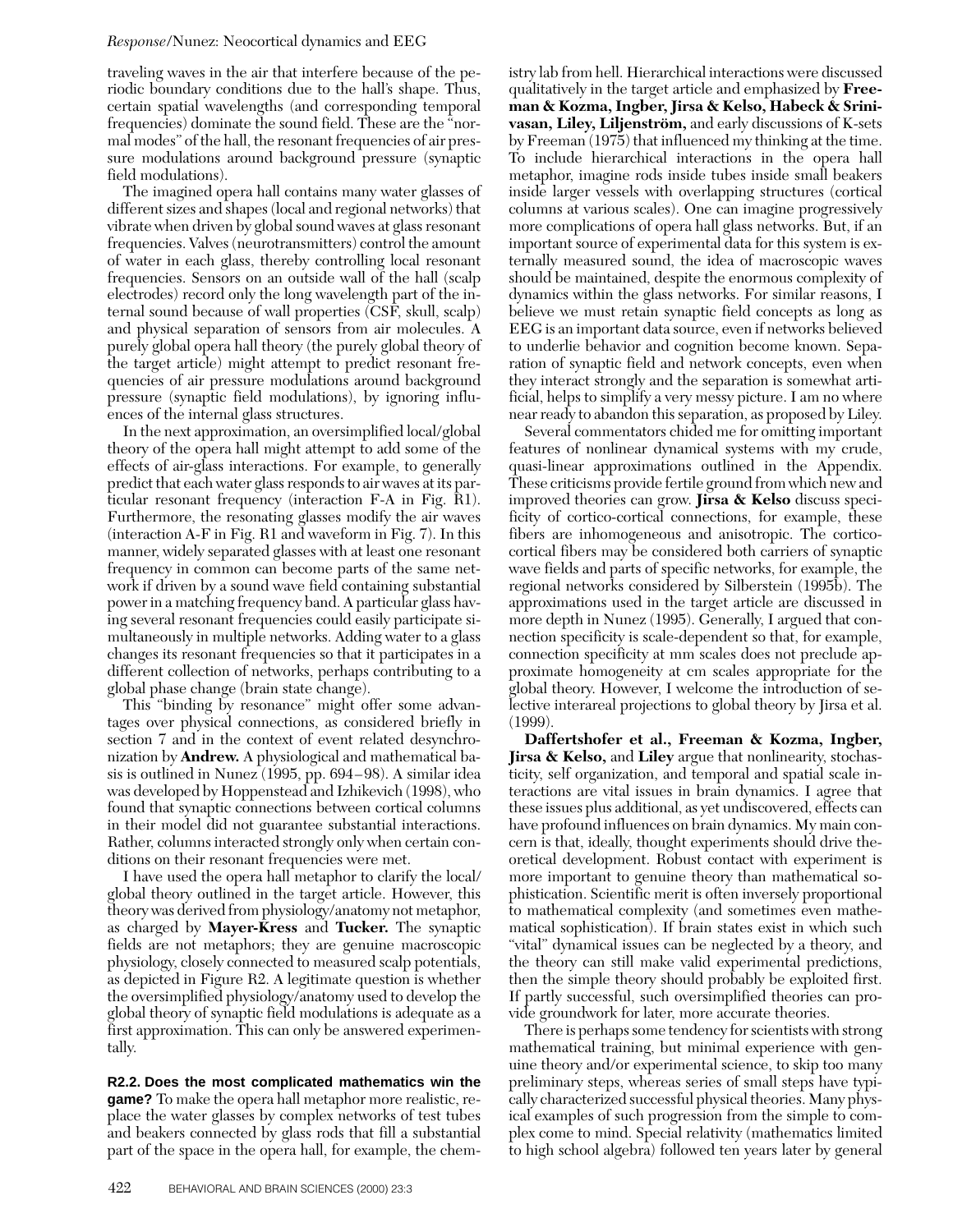traveling waves in the air that interfere because of the periodic boundary conditions due to the hall's shape. Thus, certain spatial wavelengths (and corresponding temporal frequencies) dominate the sound field. These are the "normal modes" of the hall, the resonant frequencies of air pressure modulations around background pressure (synaptic field modulations).

The imagined opera hall contains many water glasses of different sizes and shapes (local and regional networks) that vibrate when driven by global sound waves at glass resonant frequencies. Valves (neurotransmitters) control the amount of water in each glass, thereby controlling local resonant frequencies. Sensors on an outside wall of the hall (scalp electrodes) record only the long wavelength part of the internal sound because of wall properties (CSF, skull, scalp) and physical separation of sensors from air molecules. A purely global opera hall theory (the purely global theory of the target article) might attempt to predict resonant frequencies of air pressure modulations around background pressure (synaptic field modulations), by ignoring influences of the internal glass structures.

In the next approximation, an oversimplified local/global theory of the opera hall might attempt to add some of the effects of air-glass interactions. For example, to generally predict that each water glass responds to air waves at its particular resonant frequency (interaction F-A in Fig. R1). Furthermore, the resonating glasses modify the air waves (interaction A-F in Fig. R1 and waveform in Fig. 7). In this manner, widely separated glasses with at least one resonant frequency in common can become parts of the same network if driven by a sound wave field containing substantial power in a matching frequency band. A particular glass having several resonant frequencies could easily participate simultaneously in multiple networks. Adding water to a glass changes its resonant frequencies so that it participates in a different collection of networks, perhaps contributing to a global phase change (brain state change).

This "binding by resonance" might offer some advantages over physical connections, as considered briefly in section 7 and in the context of event related desynchronization by **Andrew.** A physiological and mathematical basis is outlined in Nunez (1995, pp. 694–98). A similar idea was developed by Hoppenstead and Izhikevich (1998), who found that synaptic connections between cortical columns in their model did not guarantee substantial interactions. Rather, columns interacted strongly only when certain conditions on their resonant frequencies were met.

I have used the opera hall metaphor to clarify the local/global theory outlined in the target article. However, this theory was derived from physiology/anatomy not metaphor, as charged by **Mayer-Kress** and **Tucker.** The synaptic fields are not metaphors; they are genuine macroscopic physiology, closely connected to measured scalp potentials, as depicted in Figure R2. A legitimate question is whether the oversimplified physiology/anatomy used to develop the global theory of synaptic field modulations is adequate as a first approximation. This can only be answered experimentally.

**R2.2. Does the most complicated mathematics win the game?** To make the opera hall metaphor more realistic, replace the water glasses by complex networks of test tubes and beakers connected by glass rods that fill a substantial part of the space in the opera hall, for example, the chemistry lab from hell. Hierarchical interactions were discussed qualitatively in the target article and emphasized by **Freeman & Kozma, Ingber, Jirsa & Kelso, Habeck & Srinivasan, Liley, Liljenström,** and early discussions of K-sets by Freeman (1975) that influenced my thinking at the time. To include hierarchical interactions in the opera hall metaphor, imagine rods inside tubes inside small beakers inside larger vessels with overlapping structures (cortical columns at various scales). One can imagine progressively more complications of opera hall glass networks. But, if an important source of experimental data for this system is externally measured sound, the idea of macroscopic waves should be maintained, despite the enormous complexity of dynamics within the glass networks. For similar reasons, I believe we must retain synaptic field concepts as long as EEG is an important data source, even if networks believed to underlie behavior and cognition become known. Separation of synaptic field and network concepts, even when they interact strongly and the separation is somewhat artificial, helps to simplify a very messy picture. I am no where near ready to abandon this separation, as proposed by Liley.

Several commentators chided me for omitting important features of nonlinear dynamical systems with my crude, quasi-linear approximations outlined in the Appendix. These criticisms provide fertile ground from which new and improved theories can grow. **Jirsa & Kelso** discuss specificity of cortico-cortical connections, for example, these fibers are inhomogeneous and anisotropic. The corticocortical fibers may be considered both carriers of synaptic wave fields and parts of specific networks, for example, the regional networks considered by Silberstein (1995b). The approximations used in the target article are discussed in more depth in Nunez (1995). Generally, I argued that connection specificity is scale-dependent so that, for example, connection specificity at mm scales does not preclude approximate homogeneity at cm scales appropriate for the global theory. However, I welcome the introduction of selective interareal projections to global theory by Jirsa et al. (1999).

**Daffertshofer et al., Freeman & Kozma, Ingber, Jirsa & Kelso,** and **Liley** argue that nonlinearity, stochasticity, self organization, and temporal and spatial scale interactions are vital issues in brain dynamics. I agree that these issues plus additional, as yet undiscovered, effects can have profound influences on brain dynamics. My main concern is that, ideally, thought experiments should drive theoretical development. Robust contact with experiment is more important to genuine theory than mathematical sophistication. Scientific merit is often inversely proportional to mathematical complexity (and sometimes even mathematical sophistication). If brain states exist in which such "vital" dynamical issues can be neglected by a theory, and the theory can still make valid experimental predictions, then the simple theory should probably be exploited first. If partly successful, such oversimplified theories can provide groundwork for later, more accurate theories.

There is perhaps some tendency for scientists with strong mathematical training, but minimal experience with genuine theory and/or experimental science, to skip too many preliminary steps, whereas series of small steps have typically characterized successful physical theories. Many physical examples of such progression from the simple to complex come to mind. Special relativity (mathematics limited to high school algebra) followed ten years later by general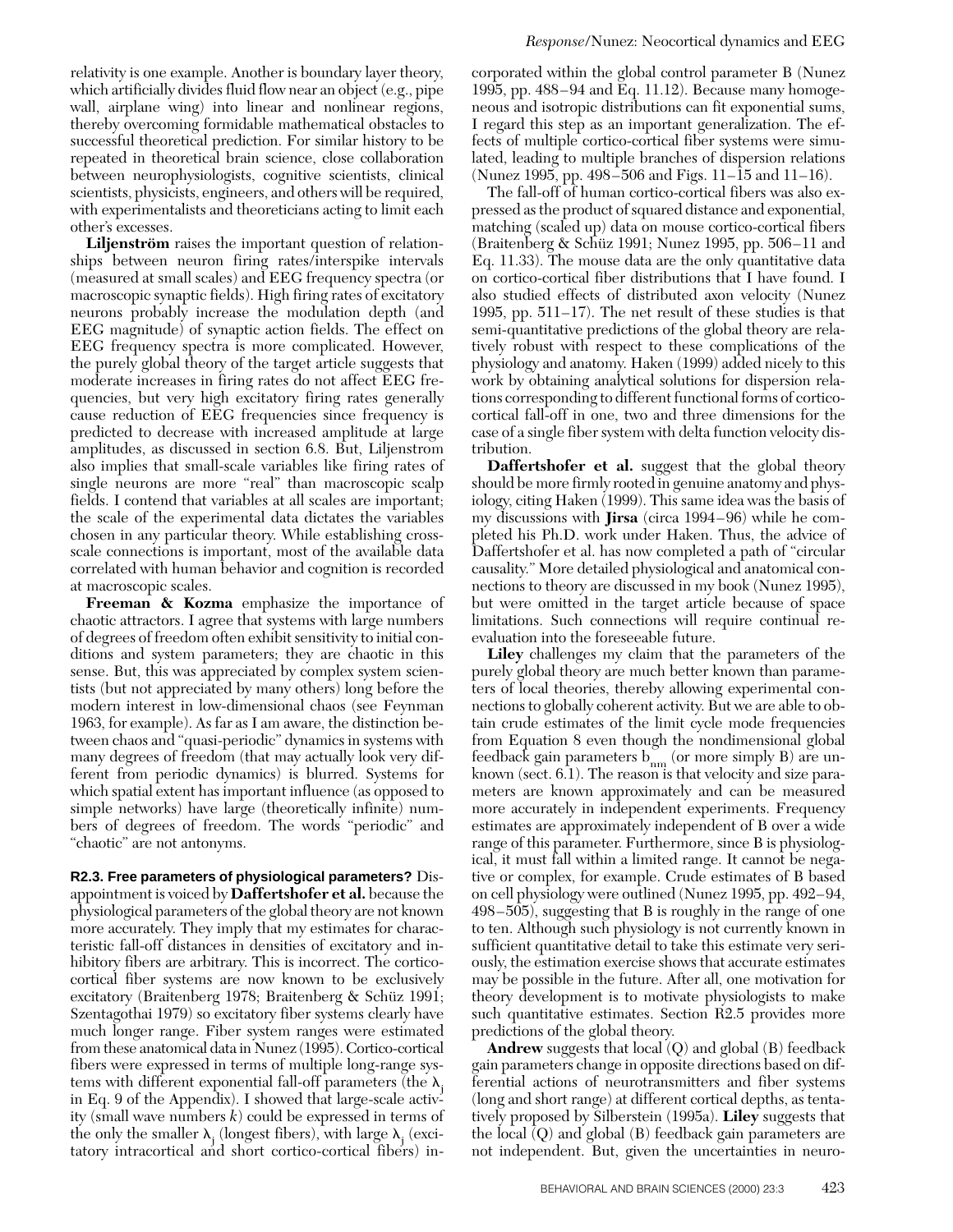relativity is one example. Another is boundary layer theory, which artificially divides fluid flow near an object (e.g., pipe wall, airplane wing) into linear and nonlinear regions, thereby overcoming formidable mathematical obstacles to successful theoretical prediction. For similar history to be repeated in theoretical brain science, close collaboration between neurophysiologists, cognitive scientists, clinical scientists, physicists, engineers, and others will be required, with experimentalists and theoreticians acting to limit each other's excesses.

**Liljenström** raises the important question of relationships between neuron firing rates/interspike intervals (measured at small scales) and EEG frequency spectra (or macroscopic synaptic fields). High firing rates of excitatory neurons probably increase the modulation depth (and EEG magnitude) of synaptic action fields. The effect on EEG frequency spectra is more complicated. However, the purely global theory of the target article suggests that moderate increases in firing rates do not affect EEG frequencies, but very high excitatory firing rates generally cause reduction of EEG frequencies since frequency is predicted to decrease with increased amplitude at large amplitudes, as discussed in section 6.8. But, Liljenstrom also implies that small-scale variables like firing rates of single neurons are more "real" than macroscopic scalp fields. I contend that variables at all scales are important; the scale of the experimental data dictates the variables chosen in any particular theory. While establishing cross-scale connections is important, most of the available data correlated with human behavior and cognition is recorded at macroscopic scales.

**Freeman & Kozma** emphasize the importance of chaotic attractors. I agree that systems with large numbers of degrees of freedom often exhibit sensitivity to initial conditions and system parameters; they are chaotic in this sense. But, this was appreciated by complex system scientists (but not appreciated by many others) long before the modern interest in low-dimensional chaos (see Feynman 1963, for example). As far as I am aware, the distinction between chaos and "quasi-periodic" dynamics in systems with many degrees of freedom (that may actually look very different from periodic dynamics) is blurred. Systems for which spatial extent has important influence (as opposed to simple networks) have large (theoretically infinite) numbers of degrees of freedom. The words "periodic" and "chaotic" are not antonyms.

**R2.3. Free parameters of physiological parameters?** Disappointment is voiced by **Daffertshofer et al.** because the physiological parameters of the global theory are not known more accurately. They imply that my estimates for characteristic fall-off distances in densities of excitatory and inhibitory fibers are arbitrary. This is incorrect. The cortico-cortical fiber systems are now known to be exclusively excitatory (Braitenberg 1978; Braitenberg & Schüz 1991; Szentagothai 1979) so excitatory fiber systems clearly have much longer range. Fiber system ranges were estimated from these anatomical data in Nunez (1995). Cortico-cortical fibers were expressed in terms of multiple long-range systems with different exponential fall-off parameters (the $\lambda_j$ in Eq. 9 of the Appendix). I showed that large-scale activity (small wave numbers $k$) could be expressed in terms of the only the smaller $\lambda_j$ (longest fibers), with large $\lambda_j$ (excitatory intracortical and short cortico-cortical fibers) incorporated within the global control parameter B (Nunez 1995, pp. 488–94 and Eq. 11.12). Because many homogeneous and isotropic distributions can fit exponential sums, I regard this step as an important generalization. The effects of multiple cortico-cortical fiber systems were simulated, leading to multiple branches of dispersion relations (Nunez 1995, pp. 498–506 and Figs. 11–15 and 11–16).

The fall-off of human cortico-cortical fibers was also expressed as the product of squared distance and exponential, matching (scaled up) data on mouse cortico-cortical fibers (Braitenberg & Schüz 1991; Nunez 1995, pp. 506–11 and Eq. 11.33). The mouse data are the only quantitative data on cortico-cortical fiber distributions that I have found. I also studied effects of distributed axon velocity (Nunez 1995, pp. 511–17). The net result of these studies is that semi-quantitative predictions of the global theory are relatively robust with respect to these complications of the physiology and anatomy. Haken (1999) added nicely to this work by obtaining analytical solutions for dispersion relations corresponding to different functional forms of cortico-cortical fall-off in one, two and three dimensions for the case of a single fiber system with delta function velocity distribution.

**Daffertshofer et al.** suggest that the global theory should be more firmly rooted in genuine anatomy and physiology, citing Haken (1999). This same idea was the basis of my discussions with **Jirsa** (circa 1994–96) while he completed his Ph.D. work under Haken. Thus, the advice of Daffertshofer et al. has now completed a path of "circular causality." More detailed physiological and anatomical connections to theory are discussed in my book (Nunez 1995), but were omitted in the target article because of space limitations. Such connections will require continual re-evaluation into the foreseeable future.

**Liley** challenges my claim that the parameters of the purely global theory are much better known than parameters of local theories, thereby allowing experimental connections to globally coherent activity. But we are able to obtain crude estimates of the limit cycle mode frequencies from Equation 8 even though the nondimensional global feedback gain parameters $b_{nm}$ (or more simply B) are unknown (sect. 6.1). The reason is that velocity and size parameters are known approximately and can be measured more accurately in independent experiments. Frequency estimates are approximately independent of B over a wide range of this parameter. Furthermore, since B is physiological, it must fall within a limited range. It cannot be negative or complex, for example. Crude estimates of B based on cell physiology were outlined (Nunez 1995, pp. 492–94, 498–505), suggesting that B is roughly in the range of one to ten. Although such physiology is not currently known in sufficient quantitative detail to take this estimate very seriously, the estimation exercise shows that accurate estimates may be possible in the future. After all, one motivation for theory development is to motivate physiologists to make such quantitative estimates. Section R2.5 provides more predictions of the global theory.

**Andrew** suggests that local (Q) and global (B) feedback gain parameters change in opposite directions based on differential actions of neurotransmitters and fiber systems (long and short range) at different cortical depths, as tentatively proposed by Silberstein (1995a). **Liley** suggests that the local (Q) and global (B) feedback gain parameters are not independent. But, given the uncertainties in neuro-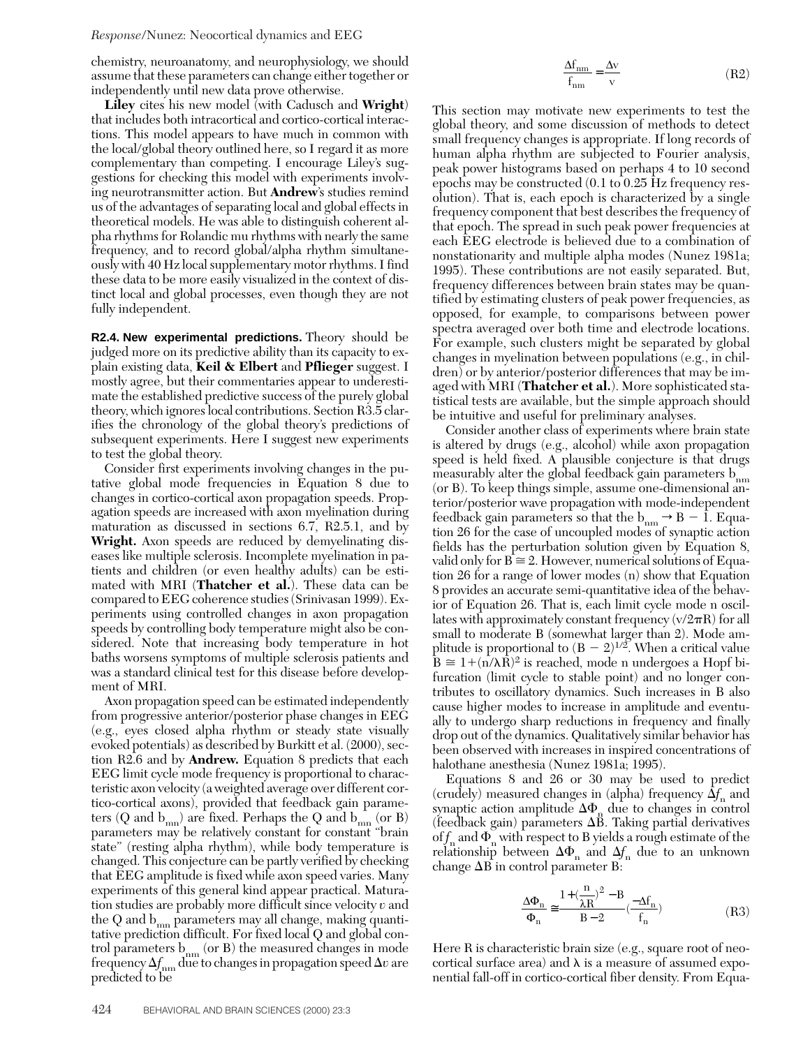chemistry, neuroanatomy, and neurophysiology, we should assume that these parameters can change either together or independently until new data prove otherwise.

**Liley** cites his new model (with Cadusch and **Wright**) that includes both intracortical and cortico-cortical interactions. This model appears to have much in common with the local/global theory outlined here, so I regard it as more complementary than competing. I encourage Liley's suggestions for checking this model with experiments involving neurotransmitter action. But **Andrew**'s studies remind us of the advantages of separating local and global effects in theoretical models. He was able to distinguish coherent alpha rhythms for Rolandic mu rhythms with nearly the same frequency, and to record global/alpha rhythm simultaneously with 40 Hz local supplementary motor rhythms. I find these data to be more easily visualized in the context of distinct local and global processes, even though they are not fully independent.

**R2.4. New experimental predictions.** Theory should be judged more on its predictive ability than its capacity to explain existing data, **Keil & Elbert** and **Pflieger** suggest. I mostly agree, but their commentaries appear to underestimate the established predictive success of the purely global theory, which ignores local contributions. Section R3.5 clarifies the chronology of the global theory's predictions of subsequent experiments. Here I suggest new experiments to test the global theory.

Consider first experiments involving changes in the putative global mode frequencies in Equation 8 due to changes in cortico-cortical axon propagation speeds. Propagation speeds are increased with axon myelination during maturation as discussed in sections 6.7, R2.5.1, and by **Wright.** Axon speeds are reduced by demyelinating diseases like multiple sclerosis. Incomplete myelination in patients and children (or even healthy adults) can be estimated with MRI (**Thatcher et al.**). These data can be compared to EEG coherence studies (Srinivasan 1999). Experiments using controlled changes in axon propagation speeds by controlling body temperature might also be considered. Note that increasing body temperature in hot baths worsens symptoms of multiple sclerosis patients and was a standard clinical test for this disease before development of MRI.

Axon propagation speed can be estimated independently from progressive anterior/posterior phase changes in EEG (e.g., eyes closed alpha rhythm or steady state visually evoked potentials) as described by Burkitt et al. (2000), section R2.6 and by **Andrew.** Equation 8 predicts that each EEG limit cycle mode frequency is proportional to characteristic axon velocity (a weighted average over different cortico-cortical axons), provided that feedback gain parameters ($Q$ and $b_{mn}$) are fixed. Perhaps the $Q$ and $b_{mn}$ (or $B$) parameters may be relatively constant for constant "brain state" (resting alpha rhythm), while body temperature is changed. This conjecture can be partly verified by checking that EEG amplitude is fixed while axon speed varies. Many experiments of this general kind appear practical. Maturation studies are probably more difficult since velocity $v$ and the $Q$ and $b_{mn}$ parameters may all change, making quantitative prediction difficult. For fixed local $Q$ and global control parameters $b_{mn}$ (or $B$) the measured changes in mode frequency $\Delta f_{nm}$ due to changes in propagation speed $\Delta v$ are predicted to be

$$\frac{\Delta f_{nm}}{f_{nm}} = \frac{\Delta v}{v} \tag{R2}$$

This section may motivate new experiments to test the global theory, and some discussion of methods to detect small frequency changes is appropriate. If long records of human alpha rhythm are subjected to Fourier analysis, peak power histograms based on perhaps 4 to 10 second epochs may be constructed (0.1 to 0.25 Hz frequency resolution). That is, each epoch is characterized by a single frequency component that best describes the frequency of that epoch. The spread in such peak power frequencies at each EEG electrode is believed due to a combination of nonstationarity and multiple alpha modes (Nunez 1981a; 1995). These contributions are not easily separated. But, frequency differences between brain states may be quantified by estimating clusters of peak power frequencies, as opposed, for example, to comparisons between power spectra averaged over both time and electrode locations. For example, such clusters might be separated by global changes in myelination between populations (e.g., in children) or by anterior/posterior differences that may be imaged with MRI (**Thatcher et al.**). More sophisticated statistical tests are available, but the simple approach should be intuitive and useful for preliminary analyses.

Consider another class of experiments where brain state is altered by drugs (e.g., alcohol) while axon propagation speed is held fixed. A plausible conjecture is that drugs measurably alter the global feedback gain parameters $b_{nm}$ (or $B$). To keep things simple, assume one-dimensional anterior/posterior wave propagation with mode-independent feedback gain parameters so that the $b_{nm} \rightarrow B - 1$. Equation 26 for the case of uncoupled modes of synaptic action fields has the perturbation solution given by Equation 8, valid only for $B \cong 2$. However, numerical solutions of Equation 26 for a range of lower modes ($n$) show that Equation 8 provides an accurate semi-quantitative idea of the behavior of Equation 26. That is, each limit cycle mode n oscillates with approximately constant frequency ($v/2\pi R$) for all small to moderate $B$ (somewhat larger than 2). Mode amplitude is proportional to $(B-2)^{1/2}$. When a critical value $B \cong 1+(n/\lambda R)^2$ is reached, mode n undergoes a Hopf bifurcation (limit cycle to stable point) and no longer contributes to oscillatory dynamics. Such increases in $B$ also cause higher modes to increase in amplitude and eventually to undergo sharp reductions in frequency and finally drop out of the dynamics. Qualitatively similar behavior has been observed with increases in inspired concentrations of halothane anesthesia (Nunez 1981a; 1995).

Equations 8 and 26 or 30 may be used to predict (crudely) measured changes in (alpha) frequency $\Delta f_n$ and synaptic action amplitude $\Delta \Phi_n$ due to changes in control (feedback gain) parameters $\Delta B$. Taking partial derivatives of $f_n$ and $\Phi_n$ with respect to $B$ yields a rough estimate of the relationship between $\Delta \Phi_n$ and $\Delta f_n$ due to an unknown change $\Delta B$ in control parameter $B$:

$$\frac{\Delta \Phi_n}{\Phi_n} \cong \frac{1+\left(\frac{n}{\lambda R}\right)^2 - B}{B-2}\left(\frac{-\Delta f_n}{f_n}\right) \tag{R3}$$

Here $R$ is characteristic brain size (e.g., square root of neocortical surface area) and $\lambda$ is a measure of assumed exponential fall-off in cortico-cortical fiber density. From Equa-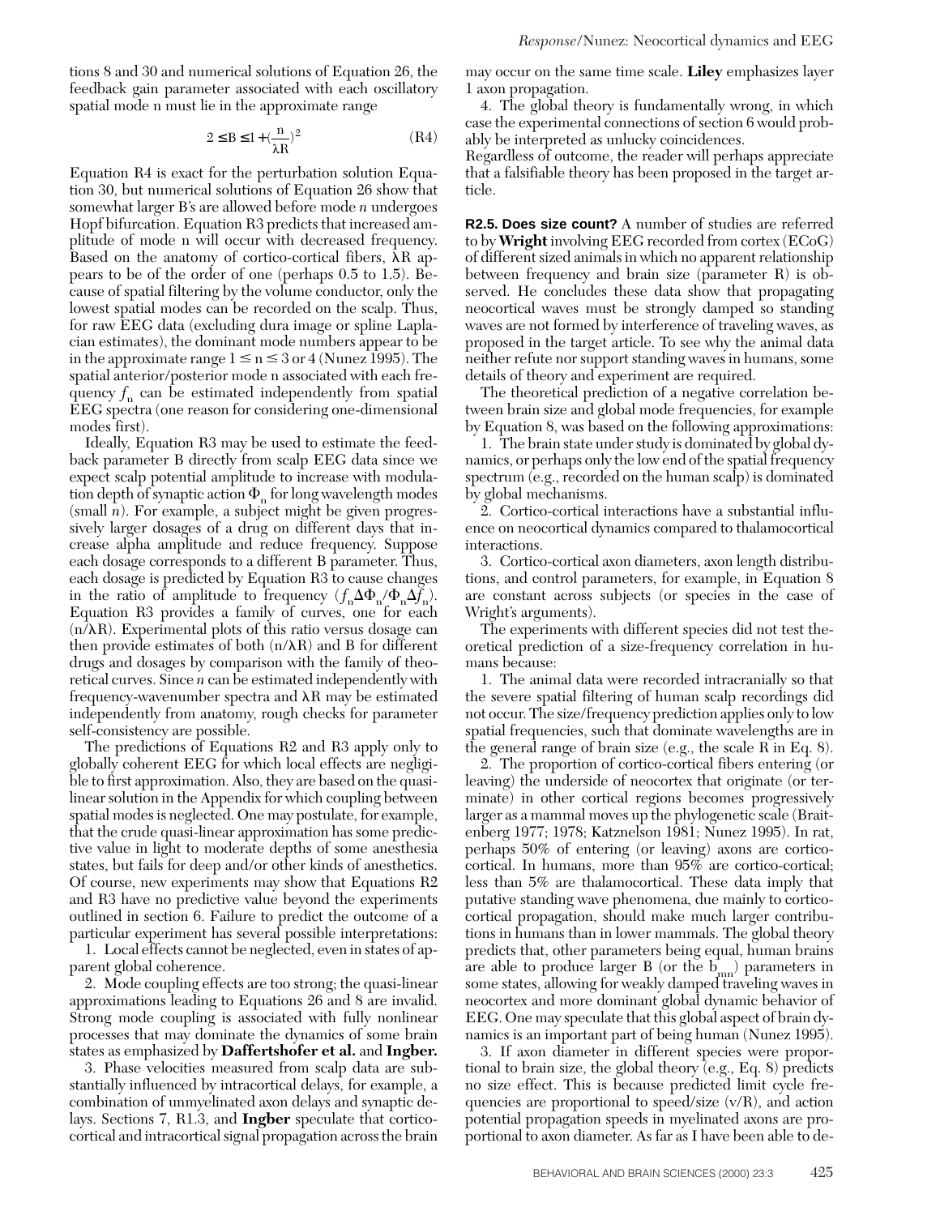tions 8 and 30 and numerical solutions of Equation 26, the feedback gain parameter associated with each oscillatory spatial mode n must lie in the approximate range

$$2 \leq B \leq 1 + \left(\frac{n}{\lambda R}\right)^2 \tag{R4}$$

Equation R4 is exact for the perturbation solution Equation 30, but numerical solutions of Equation 26 show that somewhat larger B's are allowed before mode *n* undergoes Hopf bifurcation. Equation R3 predicts that increased amplitude of mode n will occur with decreased frequency. Based on the anatomy of cortico-cortical fibers, $\lambda R$ appears to be of the order of one (perhaps 0.5 to 1.5). Because of spatial filtering by the volume conductor, only the lowest spatial modes can be recorded on the scalp. Thus, for raw EEG data (excluding dura image or spline Laplacian estimates), the dominant mode numbers appear to be in the approximate range $1 \leq n \leq 3$ or 4 (Nunez 1995). The spatial anterior/posterior mode n associated with each frequency $f_n$ can be estimated independently from spatial EEG spectra (one reason for considering one-dimensional modes first).

Ideally, Equation R3 may be used to estimate the feedback parameter B directly from scalp EEG data since we expect scalp potential amplitude to increase with modulation depth of synaptic action $\Phi_n$ for long wavelength modes (small *n*). For example, a subject might be given progressively larger dosages of a drug on different days that increase alpha amplitude and reduce frequency. Suppose each dosage corresponds to a different B parameter. Thus, each dosage is predicted by Equation R3 to cause changes in the ratio of amplitude to frequency ($f_n \Delta\Phi_n / \Phi_n \Delta f_n$). Equation R3 provides a family of curves, one for each ($n/\lambda R$). Experimental plots of this ratio versus dosage can then provide estimates of both ($n/\lambda R$) and B for different drugs and dosages by comparison with the family of theoretical curves. Since *n* can be estimated independently with frequency-wavenumber spectra and $\lambda R$ may be estimated independently from anatomy, rough checks for parameter self-consistency are possible.

The predictions of Equations R2 and R3 apply only to globally coherent EEG for which local effects are negligible to first approximation. Also, they are based on the quasi-linear solution in the Appendix for which coupling between spatial modes is neglected. One may postulate, for example, that the crude quasi-linear approximation has some predictive value in light to moderate depths of some anesthesia states, but fails for deep and/or other kinds of anesthetics. Of course, new experiments may show that Equations R2 and R3 have no predictive value beyond the experiments outlined in section 6. Failure to predict the outcome of a particular experiment has several possible interpretations:

1. Local effects cannot be neglected, even in states of apparent global coherence.
2. Mode coupling effects are too strong; the quasi-linear approximations leading to Equations 26 and 8 are invalid. Strong mode coupling is associated with fully nonlinear processes that may dominate the dynamics of some brain states as emphasized by **Daffertshofer et al.** and **Ingber.**
3. Phase velocities measured from scalp data are substantially influenced by intracortical delays, for example, a combination of unmyelinated axon delays and synaptic delays. Sections 7, R1.3, and **Ingber** speculate that corticocortical and intracortical signal propagation across the brain may occur on the same time scale. **Liley** emphasizes layer 1 axon propagation.
4. The global theory is fundamentally wrong, in which case the experimental connections of section 6 would probably be interpreted as unlucky coincidences.

Regardless of outcome, the reader will perhaps appreciate that a falsifiable theory has been proposed in the target article.

**R2.5. Does size count?** A number of studies are referred to by **Wright** involving EEG recorded from cortex (ECoG) of different sized animals in which no apparent relationship between frequency and brain size (parameter R) is observed. He concludes these data show that propagating neocortical waves must be strongly damped so standing waves are not formed by interference of traveling waves, as proposed in the target article. To see why the animal data neither refute nor support standing waves in humans, some details of theory and experiment are required.

The theoretical prediction of a negative correlation between brain size and global mode frequencies, for example by Equation 8, was based on the following approximations:

1. The brain state under study is dominated by global dynamics, or perhaps only the low end of the spatial frequency spectrum (e.g., recorded on the human scalp) is dominated by global mechanisms.
2. Cortico-cortical interactions have a substantial influence on neocortical dynamics compared to thalamocortical interactions.
3. Cortico-cortical axon diameters, axon length distributions, and control parameters, for example, in Equation 8 are constant across subjects (or species in the case of Wright's arguments).

The experiments with different species did not test theoretical prediction of a size-frequency correlation in humans because:

1. The animal data were recorded intracranially so that the severe spatial filtering of human scalp recordings did not occur. The size/frequency prediction applies only to low spatial frequencies, such that dominate wavelengths are in the general range of brain size (e.g., the scale R in Eq. 8).
2. The proportion of cortico-cortical fibers entering (or leaving) the underside of neocortex that originate (or terminate) in other cortical regions becomes progressively larger as a mammal moves up the phylogenetic scale (Braitenberg 1977; 1978; Katznelson 1981; Nunez 1995). In rat, perhaps 50% of entering (or leaving) axons are corticocortical. In humans, more than 95% are cortico-cortical; less than 5% are thalamocortical. These data imply that putative standing wave phenomena, due mainly to corticocortical propagation, should make much larger contributions in humans than in lower mammals. The global theory predicts that, other parameters being equal, human brains are able to produce larger B (or the $b_{mn}$) parameters in some states, allowing for weakly damped traveling waves in neocortex and more dominant global dynamic behavior of EEG. One may speculate that this global aspect of brain dynamics is an important part of being human (Nunez 1995).
3. If axon diameter in different species were proportional to brain size, the global theory (e.g., Eq. 8) predicts no size effect. This is because predicted limit cycle frequencies are proportional to speed/size ($v/R$), and action potential propagation speeds in myelinated axons are proportional to axon diameter. As far as I have been able to de-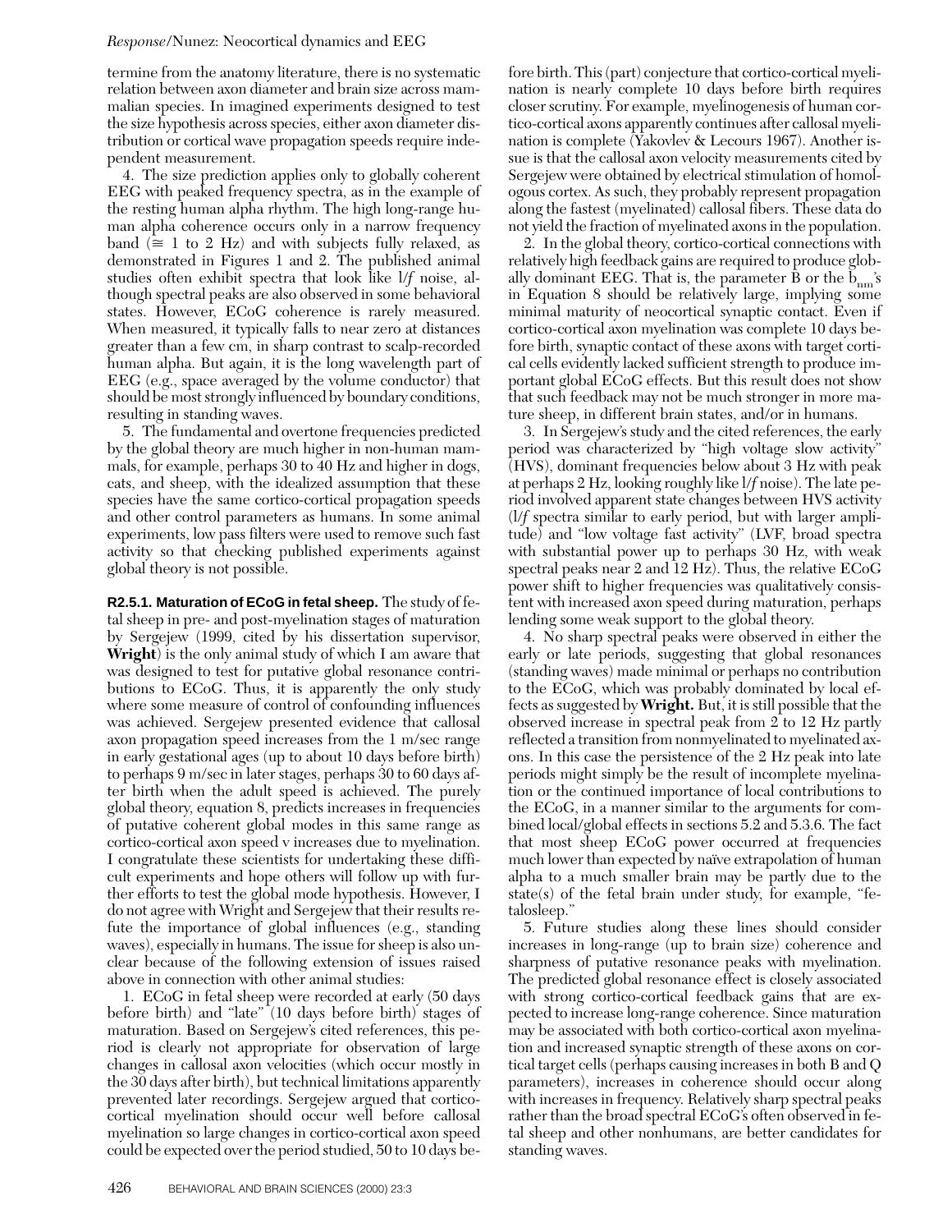termine from the anatomy literature, there is no systematic relation between axon diameter and brain size across mammalian species. In imagined experiments designed to test the size hypothesis across species, either axon diameter distribution or cortical wave propagation speeds require independent measurement.

4. The size prediction applies only to globally coherent EEG with peaked frequency spectra, as in the example of the resting human alpha rhythm. The high long-range human alpha coherence occurs only in a narrow frequency band ($\cong$ 1 to 2 Hz) and with subjects fully relaxed, as demonstrated in Figures 1 and 2. The published animal studies often exhibit spectra that look like $1/f$ noise, although spectral peaks are also observed in some behavioral states. However, ECoG coherence is rarely measured. When measured, it typically falls to near zero at distances greater than a few cm, in sharp contrast to scalp-recorded human alpha. But again, it is the long wavelength part of EEG (e.g., space averaged by the volume conductor) that should be most strongly influenced by boundary conditions, resulting in standing waves.

5. The fundamental and overtone frequencies predicted by the global theory are much higher in non-human mammals, for example, perhaps 30 to 40 Hz and higher in dogs, cats, and sheep, with the idealized assumption that these species have the same cortico-cortical propagation speeds and other control parameters as humans. In some animal experiments, low pass filters were used to remove such fast activity so that checking published experiments against global theory is not possible.

**R2.5.1. Maturation of ECoG in fetal sheep.** The study of fetal sheep in pre- and post-myelination stages of maturation by Sergejew (1999, cited by his dissertation supervisor, **Wright**) is the only animal study of which I am aware that was designed to test for putative global resonance contributions to ECoG. Thus, it is apparently the only study where some measure of control of confounding influences was achieved. Sergejew presented evidence that callosal axon propagation speed increases from the 1 m/sec range in early gestational ages (up to about 10 days before birth) to perhaps 9 m/sec in later stages, perhaps 30 to 60 days after birth when the adult speed is achieved. The purely global theory, equation 8, predicts increases in frequencies of putative coherent global modes in this same range as cortico-cortical axon speed v increases due to myelination. I congratulate these scientists for undertaking these difficult experiments and hope others will follow up with further efforts to test the global mode hypothesis. However, I do not agree with Wright and Sergejew that their results refute the importance of global influences (e.g., standing waves), especially in humans. The issue for sheep is also unclear because of the following extension of issues raised above in connection with other animal studies:

1. ECoG in fetal sheep were recorded at early (50 days before birth) and "late" (10 days before birth) stages of maturation. Based on Sergejew's cited references, this period is clearly not appropriate for observation of large changes in callosal axon velocities (which occur mostly in the 30 days after birth), but technical limitations apparently prevented later recordings. Sergejew argued that cortico-cortical myelination should occur well before callosal myelination so large changes in cortico-cortical axon speed could be expected over the period studied, 50 to 10 days before birth. This (part) conjecture that cortico-cortical myelination is nearly complete 10 days before birth requires closer scrutiny. For example, myelinogenesis of human cortico-cortical axons apparently continues after callosal myelination is complete (Yakovlev & Lecours 1967). Another issue is that the callosal axon velocity measurements cited by Sergejew were obtained by electrical stimulation of homologous cortex. As such, they probably represent propagation along the fastest (myelinated) callosal fibers. These data do not yield the fraction of myelinated axons in the population.

2. In the global theory, cortico-cortical connections with relatively high feedback gains are required to produce globally dominant EEG. That is, the parameter B or the $b_{nm}$'s in Equation 8 should be relatively large, implying some minimal maturity of neocortical synaptic contact. Even if cortico-cortical axon myelination was complete 10 days before birth, synaptic contact of these axons with target cortical cells evidently lacked sufficient strength to produce important global ECoG effects. But this result does not show that such feedback may not be much stronger in more mature sheep, in different brain states, and/or in humans.

3. In Sergejew's study and the cited references, the early period was characterized by "high voltage slow activity" (HVS), dominant frequencies below about 3 Hz with peak at perhaps 2 Hz, looking roughly like $1/f$ noise). The late period involved apparent state changes between HVS activity ($1/f$ spectra similar to early period, but with larger amplitude) and "low voltage fast activity" (LVF, broad spectra with substantial power up to perhaps 30 Hz, with weak spectral peaks near 2 and 12 Hz). Thus, the relative ECoG power shift to higher frequencies was qualitatively consistent with increased axon speed during maturation, perhaps lending some weak support to the global theory.

4. No sharp spectral peaks were observed in either the early or late periods, suggesting that global resonances (standing waves) made minimal or perhaps no contribution to the ECoG, which was probably dominated by local effects as suggested by **Wright.** But, it is still possible that the observed increase in spectral peak from 2 to 12 Hz partly reflected a transition from nonmyelinated to myelinated axons. In this case the persistence of the 2 Hz peak into late periods might simply be the result of incomplete myelination or the continued importance of local contributions to the ECoG, in a manner similar to the arguments for combined local/global effects in sections 5.2 and 5.3.6. The fact that most sheep ECoG power occurred at frequencies much lower than expected by naïve extrapolation of human alpha to a much smaller brain may be partly due to the state(s) of the fetal brain under study, for example, "fetalosleep."

5. Future studies along these lines should consider increases in long-range (up to brain size) coherence and sharpness of putative resonance peaks with myelination. The predicted global resonance effect is closely associated with strong cortico-cortical feedback gains that are expected to increase long-range coherence. Since maturation may be associated with both cortico-cortical axon myelination and increased synaptic strength of these axons on cortical target cells (perhaps causing increases in both B and Q parameters), increases in coherence should occur along with increases in frequency. Relatively sharp spectral peaks rather than the broad spectral ECoG's often observed in fetal sheep and other nonhumans, are better candidates for standing waves.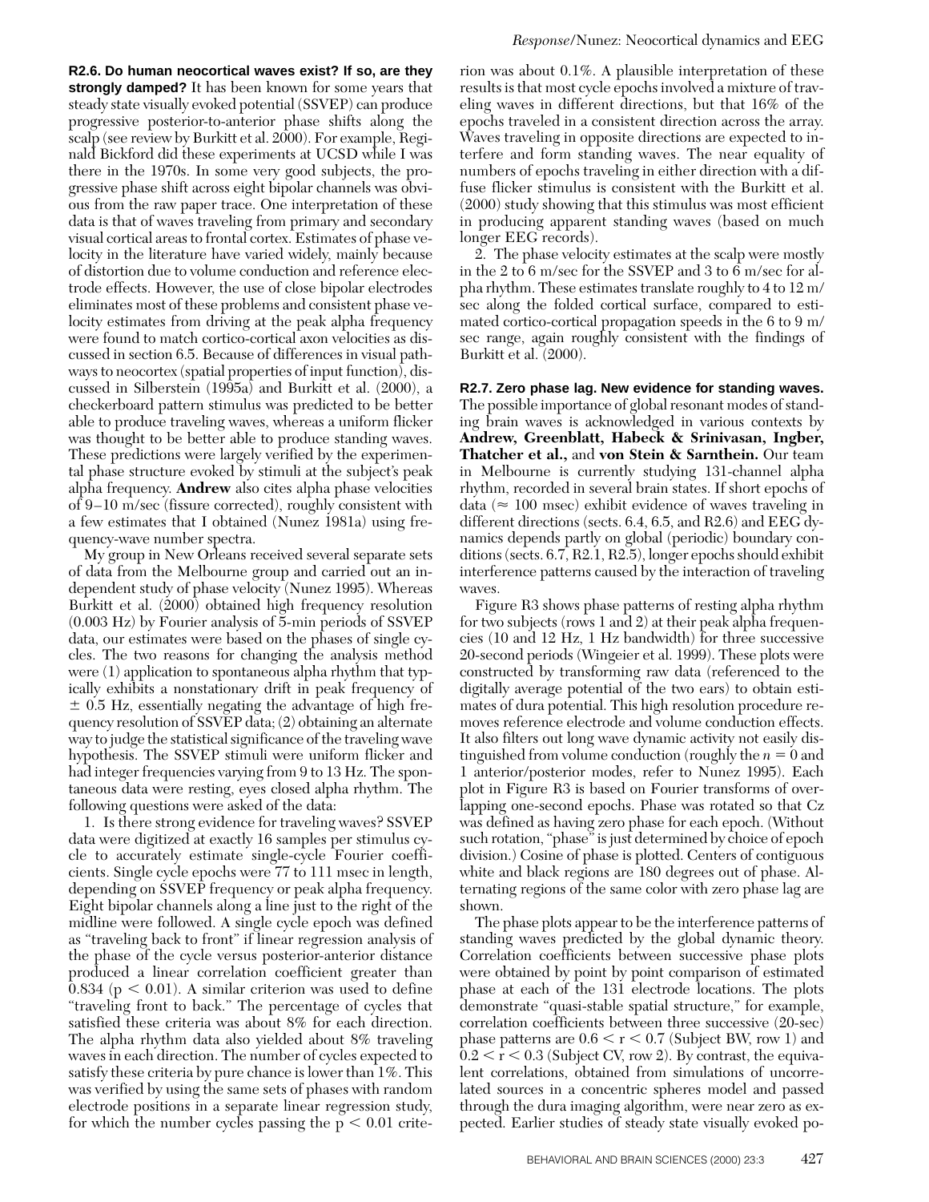**R2.6. Do human neocortical waves exist? If so, are they strongly damped?** It has been known for some years that steady state visually evoked potential (SSVEP) can produce progressive posterior-to-anterior phase shifts along the scalp (see review by Burkitt et al. 2000). For example, Reginald Bickford did these experiments at UCSD while I was there in the 1970s. In some very good subjects, the progressive phase shift across eight bipolar channels was obvious from the raw paper trace. One interpretation of these data is that of waves traveling from primary and secondary visual cortical areas to frontal cortex. Estimates of phase velocity in the literature have varied widely, mainly because of distortion due to volume conduction and reference electrode effects. However, the use of close bipolar electrodes eliminates most of these problems and consistent phase velocity estimates from driving at the peak alpha frequency were found to match cortico-cortical axon velocities as discussed in section 6.5. Because of differences in visual pathways to neocortex (spatial properties of input function), discussed in Silberstein (1995a) and Burkitt et al. (2000), a checkerboard pattern stimulus was predicted to be better able to produce traveling waves, whereas a uniform flicker was thought to be better able to produce standing waves. These predictions were largely verified by the experimental phase structure evoked by stimuli at the subject's peak alpha frequency. **Andrew** also cites alpha phase velocities of 9–10 m/sec (fissure corrected), roughly consistent with a few estimates that I obtained (Nunez 1981a) using frequency-wave number spectra.

My group in New Orleans received several separate sets of data from the Melbourne group and carried out an independent study of phase velocity (Nunez 1995). Whereas Burkitt et al. (2000) obtained high frequency resolution (0.003 Hz) by Fourier analysis of 5-min periods of SSVEP data, our estimates were based on the phases of single cycles. The two reasons for changing the analysis method were (1) application to spontaneous alpha rhythm that typically exhibits a nonstationary drift in peak frequency of $\pm$ 0.5 Hz, essentially negating the advantage of high frequency resolution of SSVEP data; (2) obtaining an alternate way to judge the statistical significance of the traveling wave hypothesis. The SSVEP stimuli were uniform flicker and had integer frequencies varying from 9 to 13 Hz. The spontaneous data were resting, eyes closed alpha rhythm. The following questions were asked of the data:

1. Is there strong evidence for traveling waves? SSVEP data were digitized at exactly 16 samples per stimulus cycle to accurately estimate single-cycle Fourier coefficients. Single cycle epochs were 77 to 111 msec in length, depending on SSVEP frequency or peak alpha frequency. Eight bipolar channels along a line just to the right of the midline were followed. A single cycle epoch was defined as "traveling back to front" if linear regression analysis of the phase of the cycle versus posterior-anterior distance produced a linear correlation coefficient greater than 0.834 ($p < 0.01$). A similar criterion was used to define "traveling front to back." The percentage of cycles that satisfied these criteria was about 8% for each direction. The alpha rhythm data also yielded about 8% traveling waves in each direction. The number of cycles expected to satisfy these criteria by pure chance is lower than 1%. This was verified by using the same sets of phases with random electrode positions in a separate linear regression study, for which the number cycles passing the $p < 0.01$ criterion was about 0.1%. A plausible interpretation of these results is that most cycle epochs involved a mixture of traveling waves in different directions, but that 16% of the epochs traveled in a consistent direction across the array. Waves traveling in opposite directions are expected to interfere and form standing waves. The near equality of numbers of epochs traveling in either direction with a diffuse flicker stimulus is consistent with the Burkitt et al. (2000) study showing that this stimulus was most efficient in producing apparent standing waves (based on much longer EEG records).

2. The phase velocity estimates at the scalp were mostly in the 2 to 6 m/sec for the SSVEP and 3 to 6 m/sec for alpha rhythm. These estimates translate roughly to 4 to 12 m/sec along the folded cortical surface, compared to estimated cortico-cortical propagation speeds in the 6 to 9 m/sec range, again roughly consistent with the findings of Burkitt et al. (2000).

**R2.7. Zero phase lag. New evidence for standing waves.** The possible importance of global resonant modes of standing brain waves is acknowledged in various contexts by **Andrew, Greenblatt, Habeck & Srinivasan, Ingber, Thatcher et al.,** and **von Stein & Sarnthein.** Our team in Melbourne is currently studying 131-channel alpha rhythm, recorded in several brain states. If short epochs of data ($\approx$ 100 msec) exhibit evidence of waves traveling in different directions (sects. 6.4, 6.5, and R2.6) and EEG dynamics depends partly on global (periodic) boundary conditions (sects. 6.7, R2.1, R2.5), longer epochs should exhibit interference patterns caused by the interaction of traveling waves.

Figure R3 shows phase patterns of resting alpha rhythm for two subjects (rows 1 and 2) at their peak alpha frequencies (10 and 12 Hz, 1 Hz bandwidth) for three successive 20-second periods (Wingeier et al. 1999). These plots were constructed by transforming raw data (referenced to the digitally average potential of the two ears) to obtain estimates of dura potential. This high resolution procedure removes reference electrode and volume conduction effects. It also filters out long wave dynamic activity not easily distinguished from volume conduction (roughly the $n = 0$ and 1 anterior/posterior modes, refer to Nunez 1995). Each plot in Figure R3 is based on Fourier transforms of overlapping one-second epochs. Phase was rotated so that Cz was defined as having zero phase for each epoch. (Without such rotation, "phase" is just determined by choice of epoch division.) Cosine of phase is plotted. Centers of contiguous white and black regions are 180 degrees out of phase. Alternating regions of the same color with zero phase lag are shown.

The phase plots appear to be the interference patterns of standing waves predicted by the global dynamic theory. Correlation coefficients between successive phase plots were obtained by point by point comparison of estimated phase at each of the 131 electrode locations. The plots demonstrate "quasi-stable spatial structure," for example, correlation coefficients between three successive (20-sec) phase patterns are $0.6 < r < 0.7$ (Subject BW, row 1) and $0.2 < r < 0.3$ (Subject CV, row 2). By contrast, the equivalent correlations, obtained from simulations of uncorrelated sources in a concentric spheres model and passed through the dura imaging algorithm, were near zero as expected. Earlier studies of steady state visually evoked po-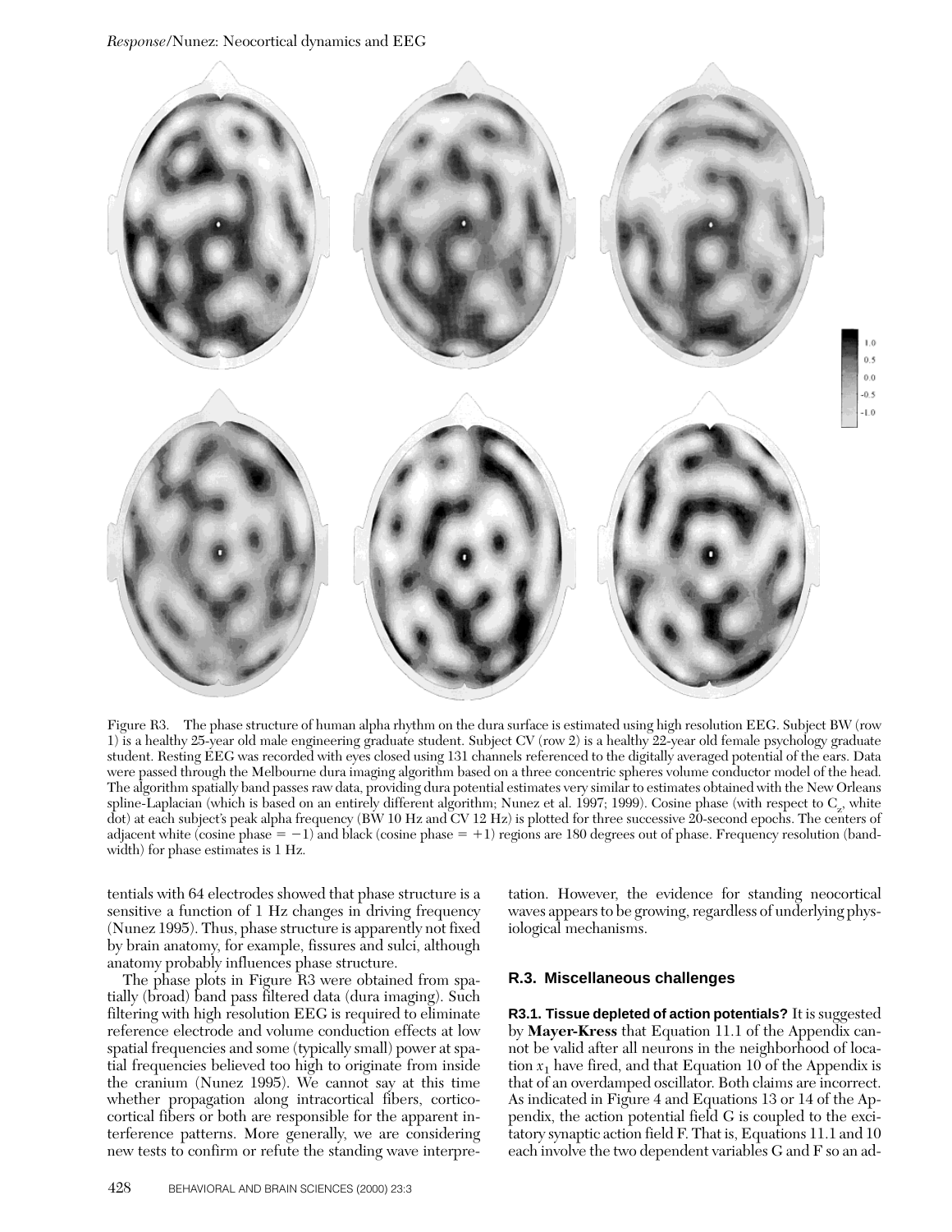Figure R3. The phase structure of human alpha rhythm on the dura surface is estimated using high resolution EEG. Subject BW (row 1) is a healthy 25-year old male engineering graduate student. Subject CV (row 2) is a healthy 22-year old female psychology graduate student. Resting EEG was recorded with eyes closed using 131 channels referenced to the digitally averaged potential of the ears. Data were passed through the Melbourne dura imaging algorithm based on a three concentric spheres volume conductor model of the head. The algorithm spatially band passes raw data, providing dura potential estimates very similar to estimates obtained with the New Orleans spline-Laplacian (which is based on an entirely different algorithm; Nunez et al. 1997; 1999). Cosine phase (with respect to $C_z$, white dot) at each subject's peak alpha frequency (BW 10 Hz and CV 12 Hz) is plotted for three successive 20-second epochs. The centers of adjacent white (cosine phase = −1) and black (cosine phase = +1) regions are 180 degrees out of phase. Frequency resolution (bandwidth) for phase estimates is 1 Hz.

tentials with 64 electrodes showed that phase structure is a sensitive a function of 1 Hz changes in driving frequency (Nunez 1995). Thus, phase structure is apparently not fixed by brain anatomy, for example, fissures and sulci, although anatomy probably influences phase structure.

The phase plots in Figure R3 were obtained from spatially (broad) band pass filtered data (dura imaging). Such filtering with high resolution EEG is required to eliminate reference electrode and volume conduction effects at low spatial frequencies and some (typically small) power at spatial frequencies believed too high to originate from inside the cranium (Nunez 1995). We cannot say at this time whether propagation along intracortical fibers, corticocortical fibers or both are responsible for the apparent interference patterns. More generally, we are considering new tests to confirm or refute the standing wave interpretation. However, the evidence for standing neocortical waves appears to be growing, regardless of underlying physiological mechanisms.

## R.3. Miscellaneous challenges

**R3.1. Tissue depleted of action potentials?** It is suggested by **Mayer-Kress** that Equation 11.1 of the Appendix cannot be valid after all neurons in the neighborhood of location $x_1$ have fired, and that Equation 10 of the Appendix is that of an overdamped oscillator. Both claims are incorrect. As indicated in Figure 4 and Equations 13 or 14 of the Appendix, the action potential field G is coupled to the excitatory synaptic action field F. That is, Equations 11.1 and 10 each involve the two dependent variables G and F so an ad-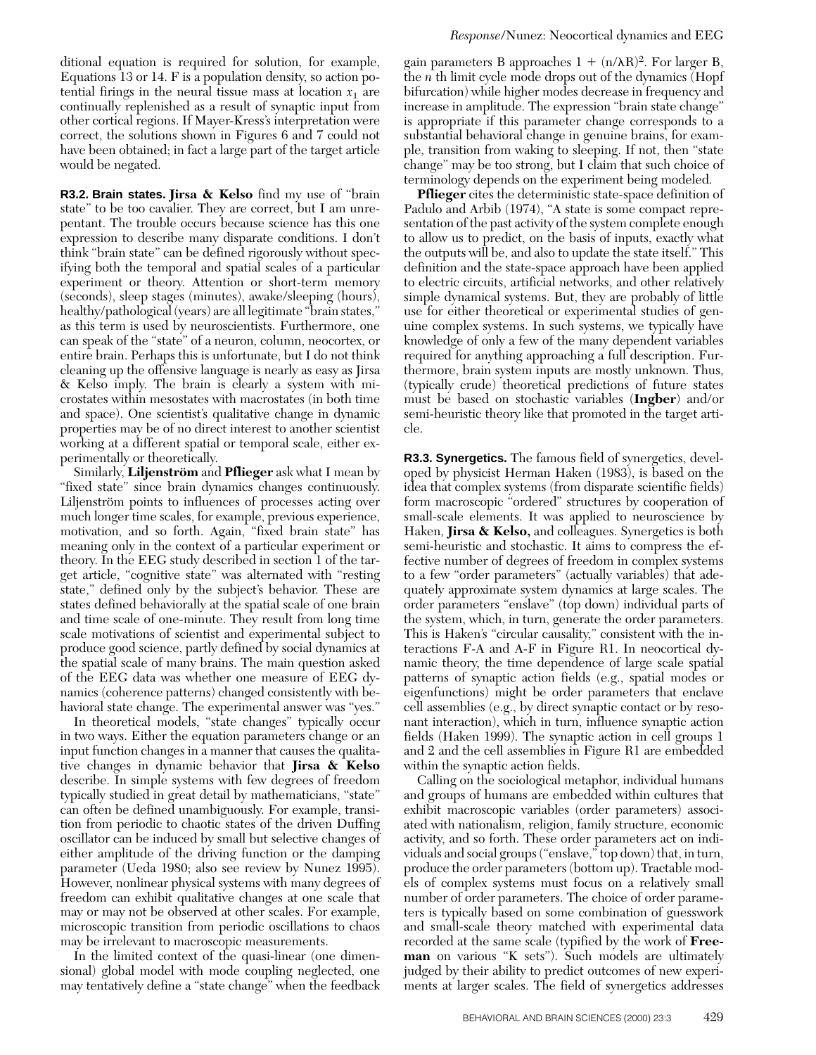ditional equation is required for solution, for example, Equations 13 or 14. F is a population density, so action potential firings in the neural tissue mass at location $x_1$ are continually replenished as a result of synaptic input from other cortical regions. If Mayer-Kress's interpretation were correct, the solutions shown in Figures 6 and 7 could not have been obtained; in fact a large part of the target article would be negated.

**R3.2. Brain states.** **Jirsa & Kelso** find my use of "brain state" to be too cavalier. They are correct, but I am unrepentant. The trouble occurs because science has this one expression to describe many disparate conditions. I don't think "brain state" can be defined rigorously without specifying both the temporal and spatial scales of a particular experiment or theory. Attention or short-term memory (seconds), sleep stages (minutes), awake/sleeping (hours), healthy/pathological (years) are all legitimate "brain states," as this term is used by neuroscientists. Furthermore, one can speak of the "state" of a neuron, column, neocortex, or entire brain. Perhaps this is unfortunate, but I do not think cleaning up the offensive language is nearly as easy as Jirsa & Kelso imply. The brain is clearly a system with microstates within mesostates with macrostates (in both time and space). One scientist's qualitative change in dynamic properties may be of no direct interest to another scientist working at a different spatial or temporal scale, either experimentally or theoretically.

Similarly, **Liljenström** and **Pflieger** ask what I mean by "fixed state" since brain dynamics changes continuously. Liljenström points to influences of processes acting over much longer time scales, for example, previous experience, motivation, and so forth. Again, "fixed brain state" has meaning only in the context of a particular experiment or theory. In the EEG study described in section 1 of the target article, "cognitive state" was alternated with "resting state," defined only by the subject's behavior. These are states defined behaviorally at the spatial scale of one brain and time scale of one-minute. They result from long time scale motivations of scientist and experimental subject to produce good science, partly defined by social dynamics at the spatial scale of many brains. The main question asked of the EEG data was whether one measure of EEG dynamics (coherence patterns) changed consistently with behavioral state change. The experimental answer was "yes."

In theoretical models, "state changes" typically occur in two ways. Either the equation parameters change or an input function changes in a manner that causes the qualitative changes in dynamic behavior that **Jirsa & Kelso** describe. In simple systems with few degrees of freedom typically studied in great detail by mathematicians, "state" can often be defined unambiguously. For example, transition from periodic to chaotic states of the driven Duffing oscillator can be induced by small but selective changes of either amplitude of the driving function or the damping parameter (Ueda 1980; also see review by Nunez 1995). However, nonlinear physical systems with many degrees of freedom can exhibit qualitative changes at one scale that may or may not be observed at other scales. For example, microscopic transition from periodic oscillations to chaos may be irrelevant to macroscopic measurements.

In the limited context of the quasi-linear (one dimensional) global model with mode coupling neglected, one may tentatively define a "state change" when the feedback gain parameters B approaches $1 + (n/\lambda R)^2$. For larger B, the *n* th limit cycle mode drops out of the dynamics (Hopf bifurcation) while higher modes decrease in frequency and increase in amplitude. The expression "brain state change" is appropriate if this parameter change corresponds to a substantial behavioral change in genuine brains, for example, transition from waking to sleeping. If not, then "state change" may be too strong, but I claim that such choice of terminology depends on the experiment being modeled.

**Pflieger** cites the deterministic state-space definition of Padulo and Arbib (1974), "A state is some compact representation of the past activity of the system complete enough to allow us to predict, on the basis of inputs, exactly what the outputs will be, and also to update the state itself." This definition and the state-space approach have been applied to electric circuits, artificial networks, and other relatively simple dynamical systems. But, they are probably of little use for either theoretical or experimental studies of genuine complex systems. In such systems, we typically have knowledge of only a few of the many dependent variables required for anything approaching a full description. Furthermore, brain system inputs are mostly unknown. Thus, (typically crude) theoretical predictions of future states must be based on stochastic variables (**Ingber**) and/or semi-heuristic theory like that promoted in the target article.

**R3.3. Synergetics.** The famous field of synergetics, developed by physicist Herman Haken (1983), is based on the idea that complex systems (from disparate scientific fields) form macroscopic "ordered" structures by cooperation of small-scale elements. It was applied to neuroscience by Haken, **Jirsa & Kelso,** and colleagues. Synergetics is both semi-heuristic and stochastic. It aims to compress the effective number of degrees of freedom in complex systems to a few "order parameters" (actually variables) that adequately approximate system dynamics at large scales. The order parameters "enslave" (top down) individual parts of the system, which, in turn, generate the order parameters. This is Haken's "circular causality," consistent with the interactions F-A and A-F in Figure R1. In neocortical dynamic theory, the time dependence of large scale spatial patterns of synaptic action fields (e.g., spatial modes or eigenfunctions) might be order parameters that enclave cell assemblies (e.g., by direct synaptic contact or by resonant interaction), which in turn, influence synaptic action fields (Haken 1999). The synaptic action in cell groups 1 and 2 and the cell assemblies in Figure R1 are embedded within the synaptic action fields.

Calling on the sociological metaphor, individual humans and groups of humans are embedded within cultures that exhibit macroscopic variables (order parameters) associated with nationalism, religion, family structure, economic activity, and so forth. These order parameters act on individuals and social groups ("enslave," top down) that, in turn, produce the order parameters (bottom up). Tractable models of complex systems must focus on a relatively small number of order parameters. The choice of order parameters is typically based on some combination of guesswork and small-scale theory matched with experimental data recorded at the same scale (typified by the work of **Freeman** on various "K sets"). Such models are ultimately judged by their ability to predict outcomes of new experiments at larger scales. The field of synergetics addresses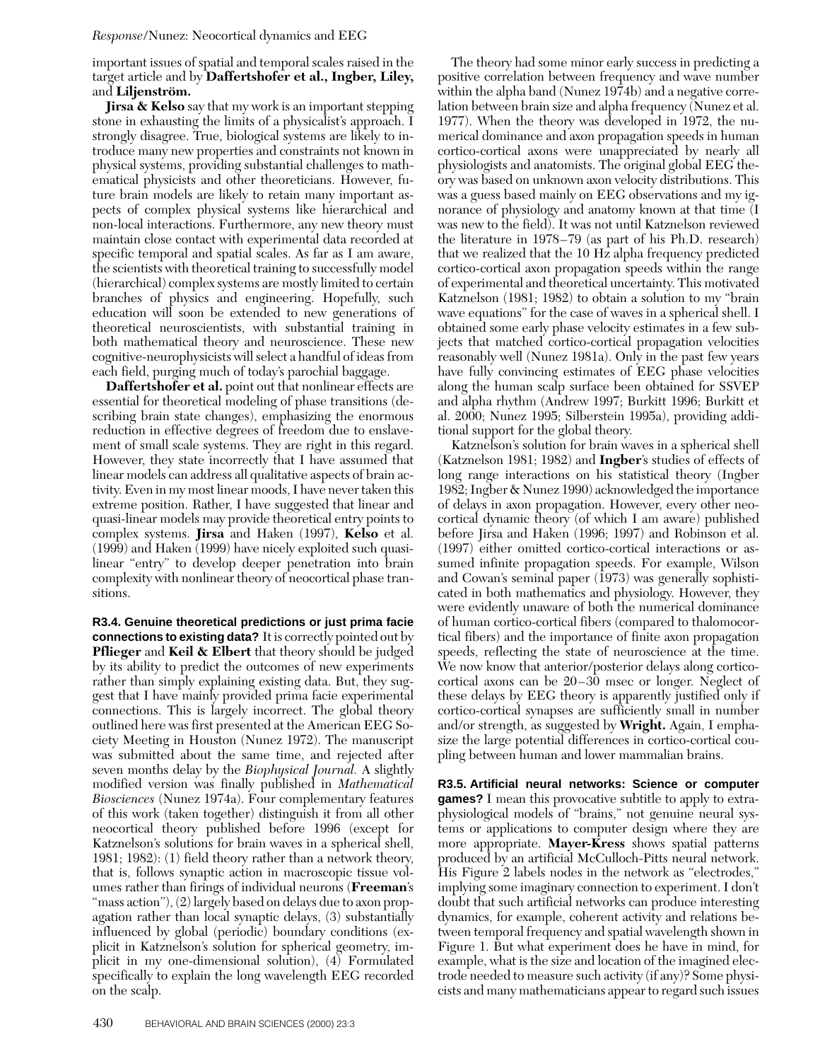important issues of spatial and temporal scales raised in the target article and by **Daffertshofer et al., Ingber, Liley,** and **Liljenström.**

**Jirsa & Kelso** say that my work is an important stepping stone in exhausting the limits of a physicalist's approach. I strongly disagree. True, biological systems are likely to introduce many new properties and constraints not known in physical systems, providing substantial challenges to mathematical physicists and other theoreticians. However, future brain models are likely to retain many important aspects of complex physical systems like hierarchical and non-local interactions. Furthermore, any new theory must maintain close contact with experimental data recorded at specific temporal and spatial scales. As far as I am aware, the scientists with theoretical training to successfully model (hierarchical) complex systems are mostly limited to certain branches of physics and engineering. Hopefully, such education will soon be extended to new generations of theoretical neuroscientists, with substantial training in both mathematical theory and neuroscience. These new cognitive-neurophysicists will select a handful of ideas from each field, purging much of today's parochial baggage.

**Daffertshofer et al.** point out that nonlinear effects are essential for theoretical modeling of phase transitions (describing brain state changes), emphasizing the enormous reduction in effective degrees of freedom due to enslavement of small scale systems. They are right in this regard. However, they state incorrectly that I have assumed that linear models can address all qualitative aspects of brain activity. Even in my most linear moods, I have never taken this extreme position. Rather, I have suggested that linear and quasi-linear models may provide theoretical entry points to complex systems. **Jirsa** and Haken (1997), **Kelso** et al. (1999) and Haken (1999) have nicely exploited such quasilinear "entry" to develop deeper penetration into brain complexity with nonlinear theory of neocortical phase transitions.

**R3.4. Genuine theoretical predictions or just prima facie connections to existing data?** It is correctly pointed out by **Pflieger** and **Keil & Elbert** that theory should be judged by its ability to predict the outcomes of new experiments rather than simply explaining existing data. But, they suggest that I have mainly provided prima facie experimental connections. This is largely incorrect. The global theory outlined here was first presented at the American EEG Society Meeting in Houston (Nunez 1972). The manuscript was submitted about the same time, and rejected after seven months delay by the *Biophysical Journal.* A slightly modified version was finally published in *Mathematical Biosciences* (Nunez 1974a). Four complementary features of this work (taken together) distinguish it from all other neocortical theory published before 1996 (except for Katznelson's solutions for brain waves in a spherical shell, 1981; 1982): (1) field theory rather than a network theory, that is, follows synaptic action in macroscopic tissue volumes rather than firings of individual neurons (**Freeman**'s "mass action"), (2) largely based on delays due to axon propagation rather than local synaptic delays, (3) substantially influenced by global (periodic) boundary conditions (explicit in Katznelson's solution for spherical geometry, implicit in my one-dimensional solution), (4) Formulated specifically to explain the long wavelength EEG recorded on the scalp.

The theory had some minor early success in predicting a positive correlation between frequency and wave number within the alpha band (Nunez 1974b) and a negative correlation between brain size and alpha frequency (Nunez et al. 1977). When the theory was developed in 1972, the numerical dominance and axon propagation speeds in human cortico-cortical axons were unappreciated by nearly all physiologists and anatomists. The original global EEG theory was based on unknown axon velocity distributions. This was a guess based mainly on EEG observations and my ignorance of physiology and anatomy known at that time (I was new to the field). It was not until Katznelson reviewed the literature in 1978–79 (as part of his Ph.D. research) that we realized that the 10 Hz alpha frequency predicted cortico-cortical axon propagation speeds within the range of experimental and theoretical uncertainty. This motivated Katznelson (1981; 1982) to obtain a solution to my "brain wave equations" for the case of waves in a spherical shell. I obtained some early phase velocity estimates in a few subjects that matched cortico-cortical propagation velocities reasonably well (Nunez 1981a). Only in the past few years have fully convincing estimates of EEG phase velocities along the human scalp surface been obtained for SSVEP and alpha rhythm (Andrew 1997; Burkitt 1996; Burkitt et al. 2000; Nunez 1995; Silberstein 1995a), providing additional support for the global theory.

Katznelson's solution for brain waves in a spherical shell (Katznelson 1981; 1982) and **Ingber**'s studies of effects of long range interactions on his statistical theory (Ingber 1982; Ingber & Nunez 1990) acknowledged the importance of delays in axon propagation. However, every other neocortical dynamic theory (of which I am aware) published before Jirsa and Haken (1996; 1997) and Robinson et al. (1997) either omitted cortico-cortical interactions or assumed infinite propagation speeds. For example, Wilson and Cowan's seminal paper (1973) was generally sophisticated in both mathematics and physiology. However, they were evidently unaware of both the numerical dominance of human cortico-cortical fibers (compared to thalomocortical fibers) and the importance of finite axon propagation speeds, reflecting the state of neuroscience at the time. We now know that anterior/posterior delays along cortico-cortical axons can be 20–30 msec or longer. Neglect of these delays by EEG theory is apparently justified only if cortico-cortical synapses are sufficiently small in number and/or strength, as suggested by **Wright.** Again, I emphasize the large potential differences in cortico-cortical coupling between human and lower mammalian brains.

**R3.5. Artificial neural networks: Science or computer games?** I mean this provocative subtitle to apply to extraphysiological models of "brains," not genuine neural systems or applications to computer design where they are more appropriate. **Mayer-Kress** shows spatial patterns produced by an artificial McCulloch-Pitts neural network. His Figure 2 labels nodes in the network as "electrodes," implying some imaginary connection to experiment. I don't doubt that such artificial networks can produce interesting dynamics, for example, coherent activity and relations between temporal frequency and spatial wavelength shown in Figure 1. But what experiment does he have in mind, for example, what is the size and location of the imagined electrode needed to measure such activity (if any)? Some physicists and many mathematicians appear to regard such issues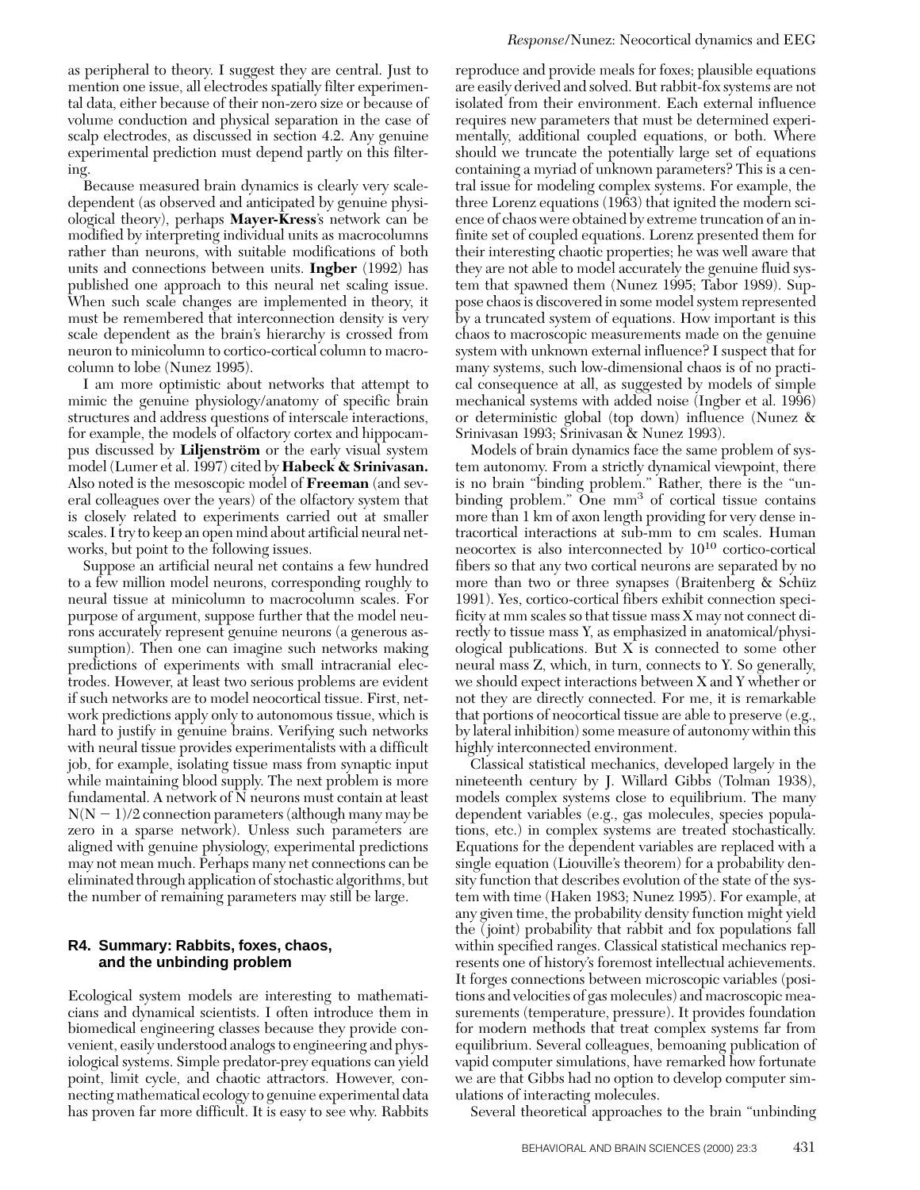as peripheral to theory. I suggest they are central. Just to mention one issue, all electrodes spatially filter experimental data, either because of their non-zero size or because of volume conduction and physical separation in the case of scalp electrodes, as discussed in section 4.2. Any genuine experimental prediction must depend partly on this filtering.

Because measured brain dynamics is clearly very scale-dependent (as observed and anticipated by genuine physiological theory), perhaps **Mayer-Kress**'s network can be modified by interpreting individual units as macrocolumns rather than neurons, with suitable modifications of both units and connections between units. **Ingber** (1992) has published one approach to this neural net scaling issue. When such scale changes are implemented in theory, it must be remembered that interconnection density is very scale dependent as the brain's hierarchy is crossed from neuron to minicolumn to cortico-cortical column to macrocolumn to lobe (Nunez 1995).

I am more optimistic about networks that attempt to mimic the genuine physiology/anatomy of specific brain structures and address questions of interscale interactions, for example, the models of olfactory cortex and hippocampus discussed by **Liljenström** or the early visual system model (Lumer et al. 1997) cited by **Habeck & Srinivasan.** Also noted is the mesoscopic model of **Freeman** (and several colleagues over the years) of the olfactory system that is closely related to experiments carried out at smaller scales. I try to keep an open mind about artificial neural networks, but point to the following issues.

Suppose an artificial neural net contains a few hundred to a few million model neurons, corresponding roughly to neural tissue at minicolumn to macrocolumn scales. For purpose of argument, suppose further that the model neurons accurately represent genuine neurons (a generous assumption). Then one can imagine such networks making predictions of experiments with small intracranial electrodes. However, at least two serious problems are evident if such networks are to model neocortical tissue. First, network predictions apply only to autonomous tissue, which is hard to justify in genuine brains. Verifying such networks with neural tissue provides experimentalists with a difficult job, for example, isolating tissue mass from synaptic input while maintaining blood supply. The next problem is more fundamental. A network of N neurons must contain at least $N(N - 1)/2$ connection parameters (although many may be zero in a sparse network). Unless such parameters are aligned with genuine physiology, experimental predictions may not mean much. Perhaps many net connections can be eliminated through application of stochastic algorithms, but the number of remaining parameters may still be large.

## R4. Summary: Rabbits, foxes, chaos, and the unbinding problem

Ecological system models are interesting to mathematicians and dynamical scientists. I often introduce them in biomedical engineering classes because they provide convenient, easily understood analogs to engineering and physiological systems. Simple predator-prey equations can yield point, limit cycle, and chaotic attractors. However, connecting mathematical ecology to genuine experimental data has proven far more difficult. It is easy to see why. Rabbits reproduce and provide meals for foxes; plausible equations are easily derived and solved. But rabbit-fox systems are not isolated from their environment. Each external influence requires new parameters that must be determined experimentally, additional coupled equations, or both. Where should we truncate the potentially large set of equations containing a myriad of unknown parameters? This is a central issue for modeling complex systems. For example, the three Lorenz equations (1963) that ignited the modern science of chaos were obtained by extreme truncation of an infinite set of coupled equations. Lorenz presented them for their interesting chaotic properties; he was well aware that they are not able to model accurately the genuine fluid system that spawned them (Nunez 1995; Tabor 1989). Suppose chaos is discovered in some model system represented by a truncated system of equations. How important is this chaos to macroscopic measurements made on the genuine system with unknown external influence? I suspect that for many systems, such low-dimensional chaos is of no practical consequence at all, as suggested by models of simple mechanical systems with added noise (Ingber et al. 1996) or deterministic global (top down) influence (Nunez & Srinivasan 1993; Srinivasan & Nunez 1993).

Models of brain dynamics face the same problem of system autonomy. From a strictly dynamical viewpoint, there is no brain "binding problem." Rather, there is the "unbinding problem." One $mm^3$ of cortical tissue contains more than 1 km of axon length providing for very dense intracortical interactions at sub-mm to cm scales. Human neocortex is also interconnected by $10^{10}$ cortico-cortical fibers so that any two cortical neurons are separated by no more than two or three synapses (Braitenberg & Schüz 1991). Yes, cortico-cortical fibers exhibit connection specificity at mm scales so that tissue mass X may not connect directly to tissue mass Y, as emphasized in anatomical/physiological publications. But X is connected to some other neural mass Z, which, in turn, connects to Y. So generally, we should expect interactions between X and Y whether or not they are directly connected. For me, it is remarkable that portions of neocortical tissue are able to preserve (e.g., by lateral inhibition) some measure of autonomy within this highly interconnected environment.

Classical statistical mechanics, developed largely in the nineteenth century by J. Willard Gibbs (Tolman 1938), models complex systems close to equilibrium. The many dependent variables (e.g., gas molecules, species populations, etc.) in complex systems are treated stochastically. Equations for the dependent variables are replaced with a single equation (Liouville's theorem) for a probability density function that describes evolution of the state of the system with time (Haken 1983; Nunez 1995). For example, at any given time, the probability density function might yield the (joint) probability that rabbit and fox populations fall within specified ranges. Classical statistical mechanics represents one of history's foremost intellectual achievements. It forges connections between microscopic variables (positions and velocities of gas molecules) and macroscopic measurements (temperature, pressure). It provides foundation for modern methods that treat complex systems far from equilibrium. Several colleagues, bemoaning publication of vapid computer simulations, have remarked how fortunate we are that Gibbs had no option to develop computer simulations of interacting molecules.

Several theoretical approaches to the brain "unbinding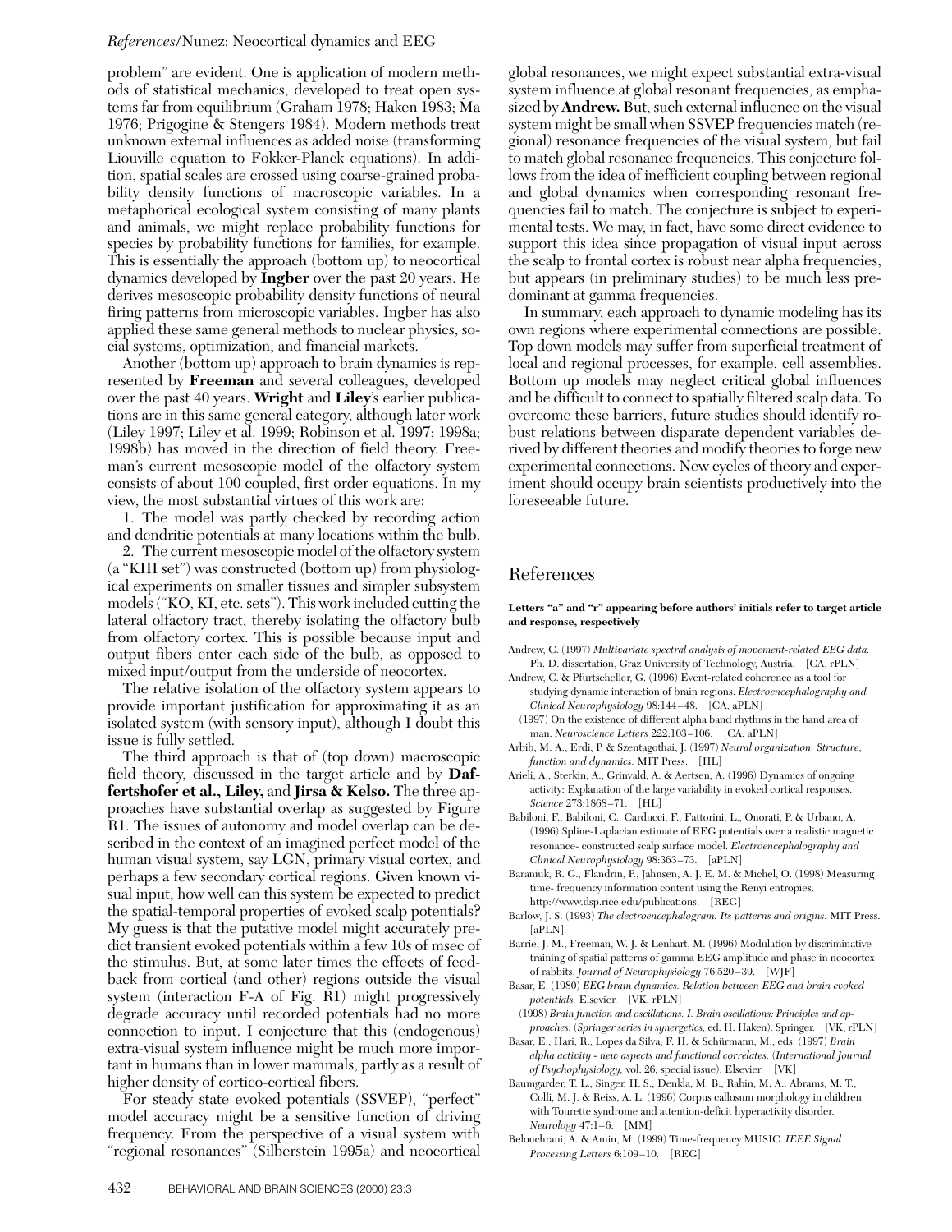problem" are evident. One is application of modern methods of statistical mechanics, developed to treat open systems far from equilibrium (Graham 1978; Haken 1983; Ma 1976; Prigogine & Stengers 1984). Modern methods treat unknown external influences as added noise (transforming Liouville equation to Fokker-Planck equations). In addition, spatial scales are crossed using coarse-grained probability density functions of macroscopic variables. In a metaphorical ecological system consisting of many plants and animals, we might replace probability functions for species by probability functions for families, for example. This is essentially the approach (bottom up) to neocortical dynamics developed by **Ingber** over the past 20 years. He derives mesoscopic probability density functions of neural firing patterns from microscopic variables. Ingber has also applied these same general methods to nuclear physics, social systems, optimization, and financial markets.

Another (bottom up) approach to brain dynamics is represented by **Freeman** and several colleagues, developed over the past 40 years. **Wright** and **Liley**'s earlier publications are in this same general category, although later work (Liley 1997; Liley et al. 1999; Robinson et al. 1997; 1998a; 1998b) has moved in the direction of field theory. Freeman's current mesoscopic model of the olfactory system consists of about 100 coupled, first order equations. In my view, the most substantial virtues of this work are:

1. The model was partly checked by recording action and dendritic potentials at many locations within the bulb.

2. The current mesoscopic model of the olfactory system (a "KIII set") was constructed (bottom up) from physiological experiments on smaller tissues and simpler subsystem models ("KO, KI, etc. sets"). This work included cutting the lateral olfactory tract, thereby isolating the olfactory bulb from olfactory cortex. This is possible because input and output fibers enter each side of the bulb, as opposed to mixed input/output from the underside of neocortex.

The relative isolation of the olfactory system appears to provide important justification for approximating it as an isolated system (with sensory input), although I doubt this issue is fully settled.

The third approach is that of (top down) macroscopic field theory, discussed in the target article and by **Daffertshofer et al., Liley,** and **Jirsa & Kelso.** The three approaches have substantial overlap as suggested by Figure R1. The issues of autonomy and model overlap can be described in the context of an imagined perfect model of the human visual system, say LGN, primary visual cortex, and perhaps a few secondary cortical regions. Given known visual input, how well can this system be expected to predict the spatial-temporal properties of evoked scalp potentials? My guess is that the putative model might accurately predict transient evoked potentials within a few 10s of msec of the stimulus. But, at some later times the effects of feedback from cortical (and other) regions outside the visual system (interaction F-A of Fig. R1) might progressively degrade accuracy until recorded potentials had no more connection to input. I conjecture that this (endogenous) extra-visual system influence might be much more important in humans than in lower mammals, partly as a result of higher density of cortico-cortical fibers.

For steady state evoked potentials (SSVEP), "perfect" model accuracy might be a sensitive function of driving frequency. From the perspective of a visual system with "regional resonances" (Silberstein 1995a) and neocortical global resonances, we might expect substantial extra-visual system influence at global resonant frequencies, as emphasized by **Andrew.** But, such external influence on the visual system might be small when SSVEP frequencies match (regional) resonance frequencies of the visual system, but fail to match global resonance frequencies. This conjecture follows from the idea of inefficient coupling between regional and global dynamics when corresponding resonant frequencies fail to match. The conjecture is subject to experimental tests. We may, in fact, have some direct evidence to support this idea since propagation of visual input across the scalp to frontal cortex is robust near alpha frequencies, but appears (in preliminary studies) to be much less predominant at gamma frequencies.

In summary, each approach to dynamic modeling has its own regions where experimental connections are possible. Top down models may suffer from superficial treatment of local and regional processes, for example, cell assemblies. Bottom up models may neglect critical global influences and be difficult to connect to spatially filtered scalp data. To overcome these barriers, future studies should identify robust relations between disparate dependent variables derived by different theories and modify theories to forge new experimental connections. New cycles of theory and experiment should occupy brain scientists productively into the foreseeable future.

## References

**Letters "a" and "r" appearing before authors' initials refer to target article and response, respectively**

Andrew, C. (1997) *Multivariate spectral analysis of movement-related EEG data.* Ph. D. dissertation, Graz University of Technology, Austria. [CA, rPLN]

Andrew, C. & Pfurtscheller, G. (1996) Event-related coherence as a tool for studying dynamic interaction of brain regions. *Electroencephalography and Clinical Neurophysiology* 98:144–48. [CA, aPLN]

(1997) On the existence of different alpha band rhythms in the hand area of man. *Neuroscience Letters* 222:103–106. [CA, aPLN]

Arbib, M. A., Erdi, P. & Szentagothai, J. (1997) *Neural organization: Structure, function and dynamics.* MIT Press. [HL]

Arieli, A., Sterkin, A., Grinvald, A. & Aertsen, A. (1996) Dynamics of ongoing activity: Explanation of the large variability in evoked cortical responses. *Science* 273:1868–71. [HL]

Babiloni, F., Babiloni, C., Carducci, F., Fattorini, L., Onorati, P. & Urbano, A. (1996) Spline-Laplacian estimate of EEG potentials over a realistic magnetic resonance- constructed scalp surface model. *Electroencephalography and Clinical Neurophysiology* 98:363–73. [aPLN]

Baraniuk, R. G., Flandrin, P., Jahnsen, A. J. E. M. & Michel, O. (1998) Measuring time- frequency information content using the Renyi entropies. http://www.dsp.rice.edu/publications. [REG]

Barlow, J. S. (1993) *The electroencephalogram. Its patterns and origins.* MIT Press. [aPLN]

Barrie, J. M., Freeman, W. J. & Lenhart, M. (1996) Modulation by discriminative training of spatial patterns of gamma EEG amplitude and phase in neocortex of rabbits. *Journal of Neurophysiology* 76:520–39. [WJF]

Basar, E. (1980) *EEG brain dynamics. Relation between EEG and brain evoked potentials.* Elsevier. [VK, rPLN]

(1998) *Brain function and oscillations. I. Brain oscillations: Principles and approaches.* (*Springer series in synergetics,* ed. H. Haken). Springer. [VK, rPLN]

Basar, E., Hari, R., Lopes da Silva, F. H. & Schürmann, M., eds. (1997) *Brain alpha activity - new aspects and functional correlates.* (*International Journal of Psychophysiology,* vol. 26, special issue). Elsevier. [VK]

Baumgarder, T. L., Singer, H. S., Denkla, M. B., Rabin, M. A., Abrams, M. T., Colli, M. J. & Reiss, A. L. (1996) Corpus callosum morphology in children with Tourette syndrome and attention-deficit hyperactivity disorder. *Neurology* 47:1–6. [MM]

Belouchrani, A. & Amin, M. (1999) Time-frequency MUSIC. *IEEE Signal Processing Letters* 6:109–10. [REG]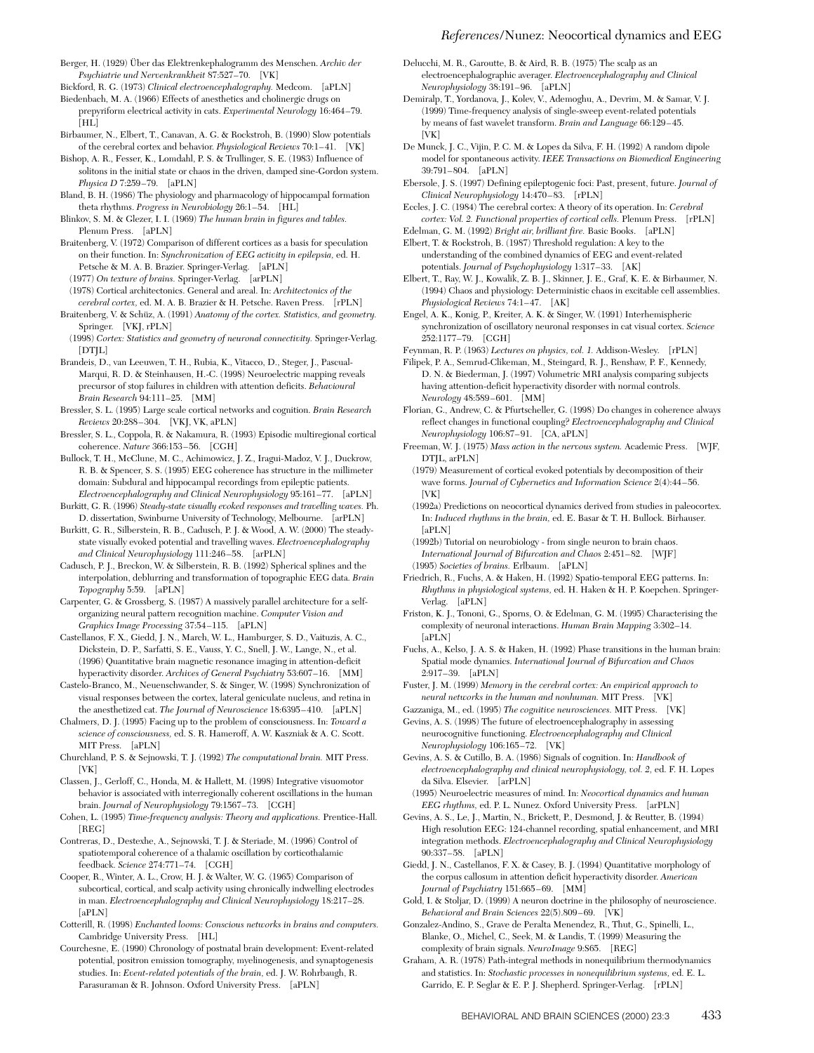Berger, H. (1929) Über das Elektrenkephalogramm des Menschen. *Archiv der Psychiatrie und Nervenkrankheit* 87:527–70. [VK]

Bickford, R. G. (1973) *Clinical electroencephalography.* Medcom. [aPLN]

Biedenbach, M. A. (1966) Effects of anesthetics and cholinergic drugs on prepyriform electrical activity in cats. *Experimental Neurology* 16:464–79. [HL]

Birbaumer, N., Elbert, T., Canavan, A. G. & Rockstroh, B. (1990) Slow potentials of the cerebral cortex and behavior. *Physiological Reviews* 70:1–41. [VK]

Bishop, A. R., Fesser, K., Lomdahl, P. S. & Trullinger, S. E. (1983) Influence of solitons in the initial state or chaos in the driven, damped sine-Gordon system. *Physica D* 7:259–79. [aPLN]

Bland, B. H. (1986) The physiology and pharmacology of hippocampal formation theta rhythms. *Progress in Neurobiology* 26:1–54. [HL]

Blinkov, S. M. & Glezer, I. I. (1969) *The human brain in figures and tables.* Plenum Press. [aPLN]

Braitenberg, V. (1972) Comparison of different cortices as a basis for speculation on their function. In: *Synchronization of EEG activity in epilepsia,* ed. H. Petsche & M. A. B. Brazier. Springer-Verlag. [aPLN]

(1977) *On texture of brains.* Springer-Verlag. [arPLN]

(1978) Cortical architectonics. General and areal. In: *Architectonics of the cerebral cortex,* ed. M. A. B. Brazier & H. Petsche. Raven Press. [rPLN]

Braitenberg, V. & Schüz, A. (1991) *Anatomy of the cortex. Statistics, and geometry.* Springer. [VKJ, rPLN]

(1998) *Cortex: Statistics and geometry of neuronal connectivity.* Springer-Verlag. [DTJL]

Brandeis, D., van Leeuwen, T. H., Rubia, K., Vitacco, D., Steger, J., Pascual-Marqui, R. D. & Steinhausen, H.-C. (1998) Neuroelectric mapping reveals precursor of stop failures in children with attention deficits. *Behavioural Brain Research* 94:111–25. [MM]

Bressler, S. L. (1995) Large scale cortical networks and cognition. *Brain Research Reviews* 20:288–304. [VKJ, VK, aPLN]

Bressler, S. L., Coppola, R. & Nakamura, R. (1993) Episodic multiregional cortical coherence. *Nature* 366:153–56. [CGH]

Bullock, T. H., McClune, M. C., Achimowicz, J. Z., Iragui-Madoz, V. J., Duckrow, R. B. & Spencer, S. S. (1995) EEG coherence has structure in the millimeter domain: Subdural and hippocampal recordings from epileptic patients. *Electroencephalography and Clinical Neurophysiology* 95:161–77. [aPLN]

Burkitt, G. R. (1996) *Steady-state visually evoked responses and travelling waves.* Ph. D. dissertation, Swinburne University of Technology, Melbourne. [arPLN]

Burkitt, G. R., Silberstein, R. B., Cadusch, P. J. & Wood, A. W. (2000) The steady-state visually evoked potential and travelling waves. *Electroencephalography and Clinical Neurophysiology* 111:246–58. [arPLN]

Cadusch, P. J., Breckon, W. & Silberstein, R. B. (1992) Spherical splines and the interpolation, deblurring and transformation of topographic EEG data. *Brain Topography* 5:59. [aPLN]

Carpenter, G. & Grossberg, S. (1987) A massively parallel architecture for a self-organizing neural pattern recognition machine. *Computer Vision and Graphics Image Processing* 37:54–115. [aPLN]

Castellanos, F. X., Giedd, J. N., March, W. L., Hamburger, S. D., Vaituzis, A. C., Dickstein, D. P., Sarfatti, S. E., Vauss, Y. C., Snell, J. W., Lange, N., et al. (1996) Quantitative brain magnetic resonance imaging in attention-deficit hyperactivity disorder. *Archives of General Psychiatry* 53:607–16. [MM]

Castelo-Branco, M., Neuenschwander, S. & Singer, W. (1998) Synchronization of visual responses between the cortex, lateral geniculate nucleus, and retina in the anesthetized cat. *The Journal of Neuroscience* 18:6395–410. [aPLN]

Chalmers, D. J. (1995) Facing up to the problem of consciousness. In: *Toward a science of consciousness,* ed. S. R. Hameroff, A. W. Kaszniak & A. C. Scott. MIT Press. [aPLN]

Churchland, P. S. & Sejnowski, T. J. (1992) *The computational brain.* MIT Press. [VK]

Classen, J., Gerloff, C., Honda, M. & Hallett, M. (1998) Integrative visuomotor behavior is associated with interregionally coherent oscillations in the human brain. *Journal of Neurophysiology* 79:1567–73. [CGH]

Cohen, L. (1995) *Time-frequency analysis: Theory and applications.* Prentice-Hall. [REG]

Contreras, D., Destexhe, A., Sejnowski, T. J. & Steriade, M. (1996) Control of spatiotemporal coherence of a thalamic oscillation by corticothalamic feedback. *Science* 274:771–74. [CGH]

Cooper, R., Winter, A. L., Crow, H. J. & Walter, W. G. (1965) Comparison of subcortical, cortical, and scalp activity using chronically indwelling electrodes in man. *Electroencephalography and Clinical Neurophysiology* 18:217–28. [aPLN]

Cotterill, R. (1998) *Enchanted looms: Conscious networks in brains and computers.* Cambridge University Press. [HL]

Courchesne, E. (1990) Chronology of postnatal brain development: Event-related potential, positron emission tomography, myelinogenesis, and synaptogenesis studies. In: *Event-related potentials of the brain,* ed. J. W. Rohrbaugh, R. Parasuraman & R. Johnson. Oxford University Press. [aPLN]

Delucchi, M. R., Garoutte, B. & Aird, R. B. (1975) The scalp as an electroencephalographic averager. *Electroencephalography and Clinical Neurophysiology* 38:191–96. [aPLN]

Demiralp, T., Yordanova, J., Kolev, V., Ademoglu, A., Devrim, M. & Samar, V. J. (1999) Time-frequency analysis of single-sweep event-related potentials by means of fast wavelet transform. *Brain and Language* 66:129–45. [VK]

De Munck, J. C., Vijin, P. C. M. & Lopes da Silva, F. H. (1992) A random dipole model for spontaneous activity. *IEEE Transactions on Biomedical Engineering* 39:791–804. [aPLN]

Ebersole, J. S. (1997) Defining epileptogenic foci: Past, present, future. *Journal of Clinical Neurophysiology* 14:470–83. [rPLN]

Eccles, J. C. (1984) The cerebral cortex: A theory of its operation. In: *Cerebral cortex: Vol. 2. Functional properties of cortical cells.* Plenum Press. [rPLN]

Edelman, G. M. (1992) *Bright air, brilliant fire.* Basic Books. [aPLN]

Elbert, T. & Rockstroh, B. (1987) Threshold regulation: A key to the understanding of the combined dynamics of EEG and event-related potentials. *Journal of Psychophysiology* 1:317–33. [AK]

Elbert, T., Ray, W. J., Kowalik, Z. B. J., Skinner, J. E., Graf, K. E. & Birbaumer, N. (1994) Chaos and physiology: Deterministic chaos in excitable cell assemblies. *Physiological Reviews* 74:1–47. [AK]

Engel, A. K., Konig, P., Kreiter, A. K. & Singer, W. (1991) Interhemispheric synchronization of oscillatory neuronal responses in cat visual cortex. *Science* 252:1177–79. [CGH]

Feynman, R. P. (1963) *Lectures on physics, vol. 1.* Addison-Wesley. [rPLN]

Filipek, P. A., Semrud-Clikeman, M., Steingard, R. J., Renshaw, P. F., Kennedy, D. N. & Biederman, J. (1997) Volumetric MRI analysis comparing subjects having attention-deficit hyperactivity disorder with normal controls. *Neurology* 48:589–601. [MM]

Florian, G., Andrew, C. & Pfurtscheller, G. (1998) Do changes in coherence always reflect changes in functional coupling? *Electroencephalography and Clinical Neurophysiology* 106:87–91. [CA, aPLN]

Freeman, W. J. (1975) *Mass action in the nervous system.* Academic Press. [WJF, DTJL, arPLN]

(1979) Measurement of cortical evoked potentials by decomposition of their wave forms. *Journal of Cybernetics and Information Science* 2(4):44–56. [VK]

(1992a) Predictions on neocortical dynamics derived from studies in paleocortex. In: *Induced rhythms in the brain,* ed. E. Basar & T. H. Bullock. Birhauser. [aPLN]

(1992b) Tutorial on neurobiology - from single neuron to brain chaos. *International Journal of Bifurcation and Chaos* 2:451–82. [WJF]

(1995) *Societies of brains.* Erlbaum. [aPLN]

Friedrich, R., Fuchs, A. & Haken, H. (1992) Spatio-temporal EEG patterns. In: *Rhythms in physiological systems,* ed. H. Haken & H. P. Koepchen. Springer-Verlag. [aPLN]

Friston, K. J., Tononi, G., Sporns, O. & Edelman, G. M. (1995) Characterising the complexity of neuronal interactions. *Human Brain Mapping* 3:302–14. [aPLN]

Fuchs, A., Kelso, J. A. S. & Haken, H. (1992) Phase transitions in the human brain: Spatial mode dynamics. *International Journal of Bifurcation and Chaos* 2:917–39. [aPLN]

Fuster, J. M. (1999) *Memory in the cerebral cortex: An empirical approach to neural networks in the human and nonhuman.* MIT Press. [VK]

Gazzaniga, M., ed. (1995) *The cognitive neurosciences.* MIT Press. [VK]

Gevins, A. S. (1998) The future of electroencephalography in assessing neurocognitive functioning. *Electroencephalography and Clinical Neurophysiology* 106:165–72. [VK]

Gevins, A. S. & Cutillo, B. A. (1986) Signals of cognition. In: *Handbook of electroencephalography and clinical neurophysiology, vol. 2,* ed. F. H. Lopes da Silva. Elsevier. [arPLN]

(1995) Neuroelectric measures of mind. In: *Neocortical dynamics and human EEG rhythms,* ed. P. L. Nunez. Oxford University Press. [arPLN]

Gevins, A. S., Le, J., Martin, N., Brickett, P., Desmond, J. & Reutter, B. (1994) High resolution EEG: 124-channel recording, spatial enhancement, and MRI integration methods. *Electroencephalography and Clinical Neurophysiology* 90:337–58. [aPLN]

Giedd, J. N., Castellanos, F. X. & Casey, B. J. (1994) Quantitative morphology of the corpus callosum in attention deficit hyperactivity disorder. *American Journal of Psychiatry* 151:665–69. [MM]

Gold, I. & Stoljar, D. (1999) A neuron doctrine in the philosophy of neuroscience. *Behavioral and Brain Sciences* 22(5).809–69. [VK]

Gonzalez-Andino, S., Grave de Peralta Menendez, R., Thut, G., Spinelli, L., Blanke, O., Michel, C., Seek, M. & Landis, T. (1999) Measuring the complexity of brain signals. *NeuroImage* 9:S65. [REG]

Graham, A. R. (1978) Path-integral methods in nonequilibrium thermodynamics and statistics. In: *Stochastic processes in nonequilibrium systems,* ed. E. L. Garrido, E. P. Seglar & E. P. J. Shepherd. Springer-Verlag. [rPLN]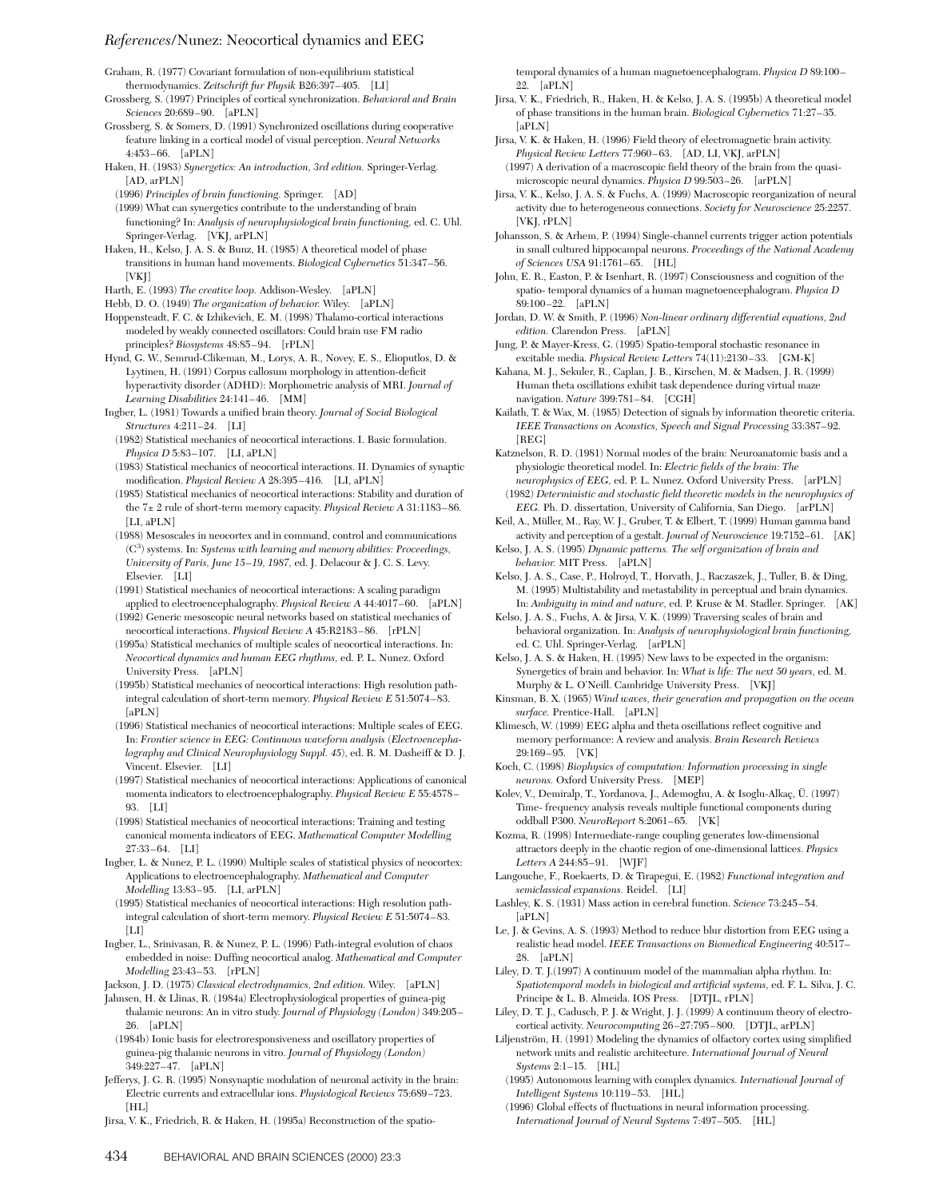Graham, R. (1977) Covariant formulation of non-equilibrium statistical thermodynamics. *Zeitschrift fur Physik* B26:397–405. [LI]

Grossberg, S. (1997) Principles of cortical synchronization. *Behavioral and Brain Sciences* 20:689–90. [aPLN]

Grossberg, S. & Somers, D. (1991) Synchronized oscillations during cooperative feature linking in a cortical model of visual perception. *Neural Networks* 4:453–66. [aPLN]

Haken, H. (1983) *Synergetics: An introduction, 3rd edition.* Springer-Verlag. [AD, arPLN]

(1996) *Principles of brain functioning.* Springer. [AD]

(1999) What can synergetics contribute to the understanding of brain functioning? In: *Analysis of neurophysiological brain functioning,* ed. C. Uhl. Springer-Verlag. [VKJ, arPLN]

Haken, H., Kelso, J. A. S. & Bunz, H. (1985) A theoretical model of phase transitions in human hand movements. *Biological Cybernetics* 51:347–56. [VKJ]

Harth, E. (1993) *The creative loop.* Addison-Wesley. [aPLN]

Hebb, D. O. (1949) *The organization of behavior.* Wiley. [aPLN]

Hoppensteadt, F. C. & Izhikevich, E. M. (1998) Thalamo-cortical interactions modeled by weakly connected oscillators: Could brain use FM radio principles? *Biosystems* 48:85–94. [rPLN]

Hynd, G. W., Semrud-Clikeman, M., Lorys, A. R., Novey, E. S., Eliopulos, D. & Lyytinen, H. (1991) Corpus callosum morphology in attention-deficit hyperactivity disorder (ADHD): Morphometric analysis of MRI. *Journal of Learning Disabilities* 24:141–46. [MM]

Ingber, L. (1981) Towards a unified brain theory. *Journal of Social Biological Structures* 4:211–24. [LI]

(1982) Statistical mechanics of neocortical interactions. I. Basic formulation. *Physica D* 5:83–107. [LI, aPLN]

(1983) Statistical mechanics of neocortical interactions. II. Dynamics of synaptic modification. *Physical Review A* 28:395–416. [LI, aPLN]

(1985) Statistical mechanics of neocortical interactions: Stability and duration of the 7± 2 rule of short-term memory capacity. *Physical Review A* 31:1183–86. [LI, aPLN]

(1988) Mesoscales in neocortex and in command, control and communications ($C^3$) systems. In: *Systems with learning and memory abilities: Proceedings, University of Paris, June 15–19, 1987,* ed. J. Delacour & J. C. S. Levy. Elsevier. [LI]

(1991) Statistical mechanics of neocortical interactions: A scaling paradigm applied to electroencephalography. *Physical Review A* 44:4017–60. [aPLN]

(1992) Generic mesoscopic neural networks based on statistical mechanics of neocortical interactions. *Physical Review A* 45:R2183–86. [rPLN]

(1995a) Statistical mechanics of multiple scales of neocortical interactions. In: *Neocortical dynamics and human EEG rhythms,* ed. P. L. Nunez. Oxford University Press. [aPLN]

(1995b) Statistical mechanics of neocortical interactions: High resolution path-integral calculation of short-term memory. *Physical Review E* 51:5074–83. [aPLN]

(1996) Statistical mechanics of neocortical interactions: Multiple scales of EEG. In: *Frontier science in EEG: Continuous waveform analysis (Electroencephalography and Clinical Neurophysiology Suppl. 45),* ed. R. M. Dasheiff & D. J. Vincent. Elsevier. [LI]

(1997) Statistical mechanics of neocortical interactions: Applications of canonical momenta indicators to electroencephalography. *Physical Review E* 55:4578–93. [LI]

(1998) Statistical mechanics of neocortical interactions: Training and testing canonical momenta indicators of EEG. *Mathematical Computer Modelling* 27:33–64. [LI]

Ingber, L. & Nunez, P. L. (1990) Multiple scales of statistical physics of neocortex: Applications to electroencephalography. *Mathematical and Computer Modelling* 13:83–95. [LI, arPLN]

(1995) Statistical mechanics of neocortical interactions: High resolution path-integral calculation of short-term memory. *Physical Review E* 51:5074–83. [LI]

Ingber, L., Srinivasan, R. & Nunez, P. L. (1996) Path-integral evolution of chaos embedded in noise: Duffing neocortical analog. *Mathematical and Computer Modelling* 23:43–53. [rPLN]

Jackson, J. D. (1975) *Classical electrodynamics, 2nd edition.* Wiley. [aPLN]

Jahnsen, H. & Llinas, R. (1984a) Electrophysiological properties of guinea-pig thalamic neurons: An in vitro study. *Journal of Physiology (London)* 349:205–26. [aPLN]

(1984b) Ionic basis for electroresponsiveness and oscillatory properties of guinea-pig thalamic neurons in vitro. *Journal of Physiology (London)* 349:227–47. [aPLN]

Jefferys, J. G. R. (1995) Nonsynaptic modulation of neuronal activity in the brain: Electric currents and extracellular ions. *Physiological Reviews* 75:689–723. [HL]

Jirsa, V. K., Friedrich, R. & Haken, H. (1995a) Reconstruction of the spatio-temporal dynamics of a human magnetoencephalogram. *Physica D* 89:100–22. [aPLN]

Jirsa, V. K., Friedrich, R., Haken, H. & Kelso, J. A. S. (1995b) A theoretical model of phase transitions in the human brain. *Biological Cybernetics* 71:27–35. [aPLN]

Jirsa, V. K. & Haken, H. (1996) Field theory of electromagnetic brain activity. *Physical Review Letters* 77:960–63. [AD, LI, VKJ, arPLN]

(1997) A derivation of a macroscopic field theory of the brain from the quasi-microscopic neural dynamics. *Physica D* 99:503–26. [arPLN]

Jirsa, V. K., Kelso, J. A. S. & Fuchs, A. (1999) Macroscopic reorganization of neural activity due to heterogeneous connections. *Society for Neuroscience* 25:2257. [VKJ, rPLN]

Johansson, S. & Arhem, P. (1994) Single-channel currents trigger action potentials in small cultured hippocampal neurons. *Proceedings of the National Academy of Sciences USA* 91:1761–65. [HL]

John, E. R., Easton, P. & Isenhart, R. (1997) Consciousness and cognition of the spatio- temporal dynamics of a human magnetoencephalogram. *Physica D* 89:100–22. [aPLN]

Jordan, D. W. & Smith, P. (1996) *Non-linear ordinary differential equations, 2nd edition.* Clarendon Press. [aPLN]

Jung, P. & Mayer-Kress, G. (1995) Spatio-temporal stochastic resonance in excitable media. *Physical Review Letters* 74(11):2130–33. [GM-K]

Kahana, M. J., Sekuler, R., Caplan, J. B., Kirschen, M. & Madsen, J. R. (1999) Human theta oscillations exhibit task dependence during virtual maze navigation. *Nature* 399:781–84. [CGH]

Kailath, T. & Wax, M. (1985) Detection of signals by information theoretic criteria. *IEEE Transactions on Acoustics, Speech and Signal Processing* 33:387–92. [REG]

Katznelson, R. D. (1981) Normal modes of the brain: Neuroanatomic basis and a physiologic theoretical model. In: *Electric fields of the brain: The neurophysics of EEG,* ed. P. L. Nunez. Oxford University Press. [arPLN]

(1982) *Deterministic and stochastic field theoretic models in the neurophysics of EEG.* Ph. D. dissertation, University of California, San Diego. [arPLN]

Keil, A., Müller, M., Ray, W. J., Gruber, T. & Elbert, T. (1999) Human gamma band activity and perception of a gestalt. *Journal of Neuroscience* 19:7152–61. [AK]

Kelso, J. A. S. (1995) *Dynamic patterns. The self organization of brain and behavior.* MIT Press. [aPLN]

Kelso, J. A. S., Case, P., Holroyd, T., Horvath, J., Raczaszek, J., Tuller, B. & Ding, M. (1995) Multistability and metastability in perceptual and brain dynamics. In: *Ambiguity in mind and nature,* ed. P. Kruse & M. Stadler. Springer. [AK]

Kelso, J. A. S., Fuchs, A. & Jirsa, V. K. (1999) Traversing scales of brain and behavioral organization. In: *Analysis of neurophysiological brain functioning,* ed. C. Uhl. Springer-Verlag. [arPLN]

Kelso, J. A. S. & Haken, H. (1995) New laws to be expected in the organism: Synergetics of brain and behavior. In: *What is life: The next 50 years,* ed. M. Murphy & L. O'Neill. Cambridge University Press. [VKJ]

Kinsman, B. X. (1965) *Wind waves, their generation and propagation on the ocean surface.* Prentice-Hall. [aPLN]

Klimesch, W. (1999) EEG alpha and theta oscillations reflect cognitive and memory performance: A review and analysis. *Brain Research Reviews* 29:169–95. [VK]

Koch, C. (1998) *Biophysics of computation: Information processing in single neurons.* Oxford University Press. [MEP]

Kolev, V., Demiralp, T., Yordanova, J., Ademoglu, A. & Isoglu-Alkaç, Ü. (1997) Time- frequency analysis reveals multiple functional components during oddball P300. *NeuroReport* 8:2061–65. [VK]

Kozma, R. (1998) Intermediate-range coupling generates low-dimensional attractors deeply in the chaotic region of one-dimensional lattices. *Physics Letters A* 244:85–91. [WJF]

Langouche, F., Roekaerts, D. & Tirapegui, E. (1982) *Functional integration and semiclassical expansions.* Reidel. [LI]

Lashley, K. S. (1931) Mass action in cerebral function. *Science* 73:245–54. [aPLN]

Le, J. & Gevins, A. S. (1993) Method to reduce blur distortion from EEG using a realistic head model. *IEEE Transactions on Biomedical Engineering* 40:517–28. [aPLN]

Liley, D. T. J.(1997) A continuum model of the mammalian alpha rhythm. In: *Spatiotemporal models in biological and artificial systems,* ed. F. L. Silva, J. C. Principe & L. B. Almeida. IOS Press. [DTJL, rPLN]

Liley, D. T. J., Cadusch, P. J. & Wright, J. J. (1999) A continuum theory of electro-cortical activity. *Neurocomputing* 26–27:795–800. [DTJL, arPLN]

Liljenström, H. (1991) Modeling the dynamics of olfactory cortex using simplified network units and realistic architecture. *International Journal of Neural Systems* 2:1–15. [HL]

(1995) Autonomous learning with complex dynamics. *International Journal of Intelligent Systems* 10:119–53. [HL]

(1996) Global effects of fluctuations in neural information processing. *International Journal of Neural Systems* 7:497–505. [HL]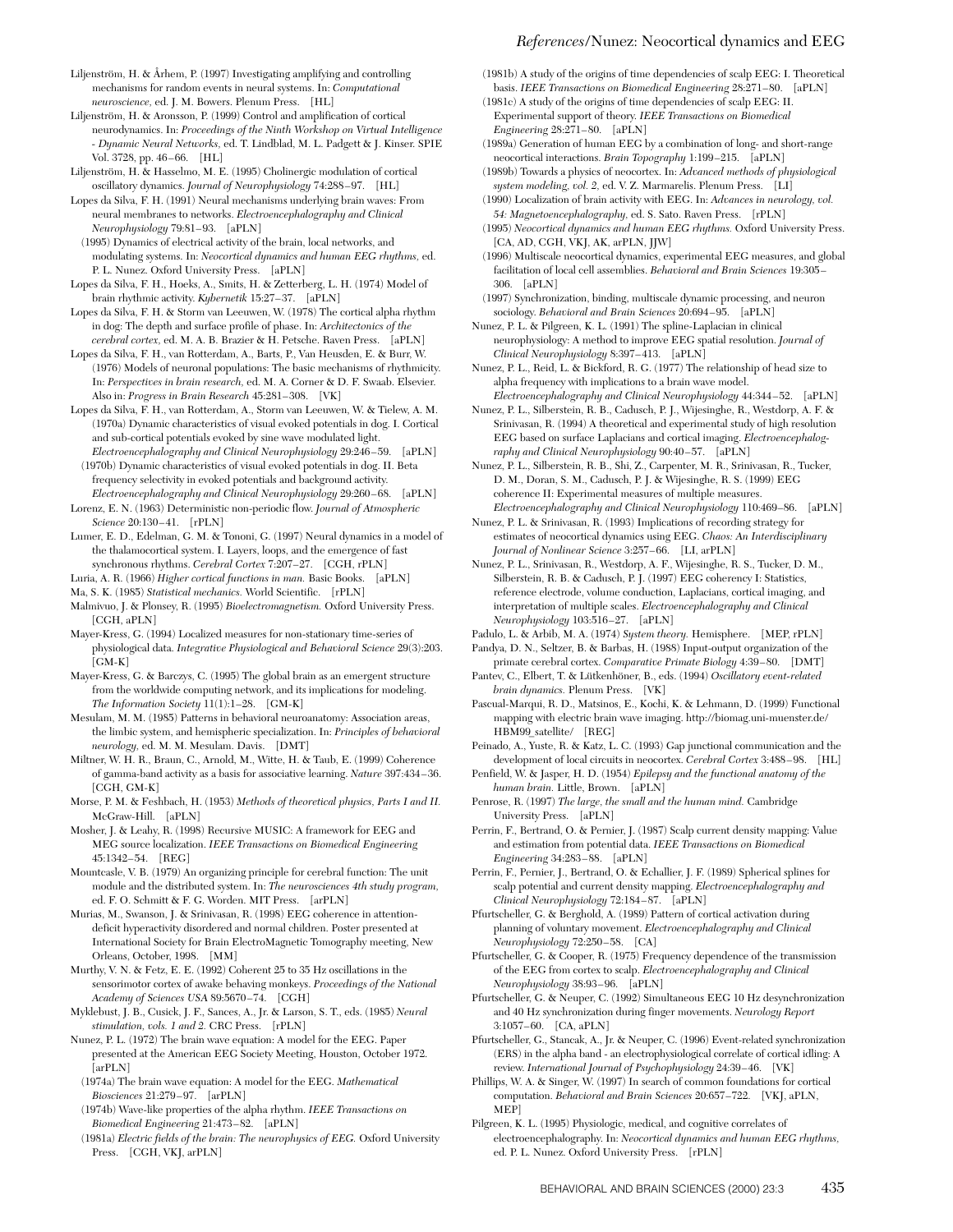Liljenström, H. & Århem, P. (1997) Investigating amplifying and controlling mechanisms for random events in neural systems. In: *Computational neuroscience*, ed. J. M. Bowers. Plenum Press. [HL]

Liljenström, H. & Aronsson, P. (1999) Control and amplification of cortical neurodynamics. In: *Proceedings of the Ninth Workshop on Virtual Intelligence - Dynamic Neural Networks*, ed. T. Lindblad, M. L. Padgett & J. Kinser. SPIE Vol. 3728, pp. 46–66. [HL]

Liljenström, H. & Hasselmo, M. E. (1995) Cholinergic modulation of cortical oscillatory dynamics. *Journal of Neurophysiology* 74:288–97. [HL]

Lopes da Silva, F. H. (1991) Neural mechanisms underlying brain waves: From neural membranes to networks. *Electroencephalography and Clinical Neurophysiology* 79:81–93. [aPLN]

(1995) Dynamics of electrical activity of the brain, local networks, and modulating systems. In: *Neocortical dynamics and human EEG rhythms*, ed. P. L. Nunez. Oxford University Press. [aPLN]

Lopes da Silva, F. H., Hoeks, A., Smits, H. & Zetterberg, L. H. (1974) Model of brain rhythmic activity. *Kybernetik* 15:27–37. [aPLN]

Lopes da Silva, F. H. & Storm van Leeuwen, W. (1978) The cortical alpha rhythm in dog: The depth and surface profile of phase. In: *Architectonics of the cerebral cortex*, ed. M. A. B. Brazier & H. Petsche. Raven Press. [aPLN]

Lopes da Silva, F. H., van Rotterdam, A., Barts, P., van Heusden, E. & Burr, W. (1976) Models of neuronal populations: The basic mechanisms of rhythmicity. In: *Perspectives in brain research*, ed. M. A. Corner & D. F. Swaab. Elsevier. Also in: *Progress in Brain Research* 45:281–308. [VK]

Lopes da Silva, F. H., van Rotterdam, A., Storm van Leeuwen, W. & Tielew, A. M. (1970a) Dynamic characteristics of visual evoked potentials in dog. I. Cortical and sub-cortical potentials evoked by sine wave modulated light. *Electroencephalography and Clinical Neurophysiology* 29:246–59. [aPLN]

(1970b) Dynamic characteristics of visual evoked potentials in dog. II. Beta frequency selectivity in evoked potentials and background activity. *Electroencephalography and Clinical Neurophysiology* 29:260–68. [aPLN]

Lorenz, E. N. (1963) Deterministic non-periodic flow. *Journal of Atmospheric Science* 20:130–41. [rPLN]

Lumer, E. D., Edelman, G. M. & Tononi, G. (1997) Neural dynamics in a model of the thalamocortical system. I. Layers, loops, and the emergence of fast synchronous rhythms. *Cerebral Cortex* 7:207–27. [CGH, rPLN]

Luria, A. R. (1966) *Higher cortical functions in man.* Basic Books. [aPLN]

Ma, S. K. (1985) *Statistical mechanics.* World Scientific. [rPLN]

Malmivuo, J. & Plonsey, R. (1995) *Bioelectromagnetism.* Oxford University Press. [CGH, aPLN]

Mayer-Kress, G. (1994) Localized measures for non-stationary time-series of physiological data. *Integrative Physiological and Behavioral Science* 29(3):203. [GM-K]

Mayer-Kress, G. & Barczys, C. (1995) The global brain as an emergent structure from the worldwide computing network, and its implications for modeling. *The Information Society* 11(1):1–28. [GM-K]

Mesulam, M. M. (1985) Patterns in behavioral neuroanatomy: Association areas, the limbic system, and hemispheric specialization. In: *Principles of behavioral neurology*, ed. M. M. Mesulam. Davis. [DMT]

Miltner, W. H. R., Braun, C., Arnold, M., Witte, H. & Taub, E. (1999) Coherence of gamma-band activity as a basis for associative learning. *Nature* 397:434–36. [CGH, GM-K]

Morse, P. M. & Feshbach, H. (1953) *Methods of theoretical physics, Parts I and II.* McGraw-Hill. [aPLN]

Mosher, J. & Leahy, R. (1998) Recursive MUSIC: A framework for EEG and MEG source localization. *IEEE Transactions on Biomedical Engineering* 45:1342–54. [REG]

Mountcastle, V. B. (1979) An organizing principle for cerebral function: The unit module and the distributed system. In: *The neurosciences 4th study program*, ed. F. O. Schmitt & F. G. Worden. MIT Press. [aPLN]

Murias, M., Swanson, J. & Srinivasan, R. (1998) EEG coherence in attention-deficit hyperactivity disordered and normal children. Poster presented at International Society for Brain ElectroMagnetic Tomography meeting, New Orleans, October, 1998. [MM]

Murthy, V. N. & Fetz, E. E. (1992) Coherent 25 to 35 Hz oscillations in the sensorimotor cortex of awake behaving monkeys. *Proceedings of the National Academy of Sciences USA* 89:5670–74. [CGH]

Myklebust, J. B., Cusick, J. F., Sances, A., Jr. & Larson, S. T., eds. (1985) *Neural stimulation, vols. 1 and 2.* CRC Press. [rPLN]

Nunez, P. L. (1972) The brain wave equation: A model for the EEG. Paper presented at the American EEG Society Meeting, Houston, October 1972. [arPLN]

(1974a) The brain wave equation: A model for the EEG. *Mathematical Biosciences* 21:279–97. [arPLN]

(1974b) Wave-like properties of the alpha rhythm. *IEEE Transactions on Biomedical Engineering* 21:473–82. [aPLN]

(1981a) *Electric fields of the brain: The neurophysics of EEG.* Oxford University Press. [CGH, VKJ, arPLN]

(1981b) A study of the origins of time dependencies of scalp EEG: I. Theoretical basis. *IEEE Transactions on Biomedical Engineering* 28:271–80. [aPLN]

(1981c) A study of the origins of time dependencies of scalp EEG: II. Experimental support of theory. *IEEE Transactions on Biomedical Engineering* 28:271–80. [aPLN]

(1989a) Generation of human EEG by a combination of long- and short-range neocortical interactions. *Brain Topography* 1:199–215. [aPLN]

(1989b) Towards a physics of neocortex. In: *Advanced methods of physiological system modeling, vol. 2*, ed. V. Z. Marmarelis. Plenum Press. [LI]

(1990) Localization of brain activity with EEG. In: *Advances in neurology, vol. 54: Magnetoencephalography*, ed. S. Sato. Raven Press. [rPLN]

(1995) *Neocortical dynamics and human EEG rhythms.* Oxford University Press. [CA, AD, CGH, VKJ, AK, arPLN, JJW]

(1996) Multiscale neocortical dynamics, experimental EEG measures, and global facilitation of local cell assemblies. *Behavioral and Brain Sciences* 19:305–306. [aPLN]

(1997) Synchronization, binding, multiscale dynamic processing, and neuron sociology. *Behavioral and Brain Sciences* 20:694–95. [aPLN]

Nunez, P. L. & Pilgreen, K. L. (1991) The spline-Laplacian in clinical neurophysiology: A method to improve EEG spatial resolution. *Journal of Clinical Neurophysiology* 8:397–413. [aPLN]

Nunez, P. L., Reid, L. & Bickford, R. G. (1977) The relationship of head size to alpha frequency with implications to a brain wave model. *Electroencephalography and Clinical Neurophysiology* 44:344–52. [aPLN]

Nunez, P. L., Silberstein, R. B., Cadusch, P. J., Wijesinghe, R., Westdorp, A. F. & Srinivasan, R. (1994) A theoretical and experimental study of high resolution EEG based on surface Laplacians and cortical imaging. *Electroencephalography and Clinical Neurophysiology* 90:40–57. [aPLN]

Nunez, P. L., Silberstein, R. B., Shi, Z., Carpenter, M. R., Srinivasan, R., Tucker, D. M., Doran, S. M., Cadusch, P. J. & Wijesinghe, R. S. (1999) EEG coherence II: Experimental measures of multiple measures. *Electroencephalography and Clinical Neurophysiology* 110:469–86. [aPLN]

Nunez, P. L. & Srinivasan, R. (1993) Implications of recording strategy for estimates of neocortical dynamics using EEG. *Chaos: An Interdisciplinary Journal of Nonlinear Science* 3:257–66. [LI, arPLN]

Nunez, P. L., Srinivasan, R., Westdorp, A. F., Wijesinghe, R. S., Tucker, D. M., Silberstein, R. B. & Cadusch, P. J. (1997) EEG coherency I: Statistics, reference electrode, volume conduction, Laplacians, cortical imaging, and interpretation of multiple scales. *Electroencephalography and Clinical Neurophysiology* 103:516–27. [aPLN]

Padulo, L. & Arbib, M. A. (1974) *System theory.* Hemisphere. [MEP, rPLN]

Pandya, D. N., Seltzer, B. & Barbas, H. (1988) Input-output organization of the primate cerebral cortex. *Comparative Primate Biology* 4:39–80. [DMT]

Pantev, C., Elbert, T. & Lütkenhöner, B., eds. (1994) *Oscillatory event-related brain dynamics.* Plenum Press. [VK]

Pascual-Marqui, R. D., Matsinos, E., Kochi, K. & Lehmann, D. (1999) Functional mapping with electric brain wave imaging. http://biomag.uni-muenster.de/HBM99_satellite/ [REG]

Peinado, A., Yuste, R. & Katz, L. C. (1993) Gap junctional communication and the development of local circuits in neocortex. *Cerebral Cortex* 3:488–98. [HL]

Penfield, W. & Jasper, H. D. (1954) *Epilepsy and the functional anatomy of the human brain.* Little, Brown. [aPLN]

Penrose, R. (1997) *The large, the small and the human mind.* Cambridge University Press. [aPLN]

Perrin, F., Bertrand, O. & Pernier, J. (1987) Scalp current density mapping: Value and estimation from potential data. *IEEE Transactions on Biomedical Engineering* 34:283–88. [aPLN]

Perrin, F., Pernier, J., Bertrand, O. & Echallier, J. F. (1989) Spherical splines for scalp potential and current density mapping. *Electroencephalography and Clinical Neurophysiology* 72:184–87. [aPLN]

Pfurtscheller, G. & Berghold, A. (1989) Pattern of cortical activation during planning of voluntary movement. *Electroencephalography and Clinical Neurophysiology* 72:250–58. [CA]

Pfurtscheller, G. & Cooper, R. (1975) Frequency dependence of the transmission of the EEG from cortex to scalp. *Electroencephalography and Clinical Neurophysiology* 38:93–96. [aPLN]

Pfurtscheller, G. & Neuper, C. (1992) Simultaneous EEG 10 Hz desynchronization and 40 Hz synchronization during finger movements. *Neurology Report* 3:1057–60. [CA, aPLN]

Pfurtscheller, G., Stancak, A., Jr. & Neuper, C. (1996) Event-related synchronization (ERS) in the alpha band - an electrophysiological correlate of cortical idling: A review. *International Journal of Psychophysiology* 24:39–46. [VK]

Phillips, W. A. & Singer, W. (1997) In search of common foundations for cortical computation. *Behavioral and Brain Sciences* 20:657–722. [VKJ, aPLN, MEP]

Pilgreen, K. L. (1995) Physiologic, medical, and cognitive correlates of electroencephalography. In: *Neocortical dynamics and human EEG rhythms*, ed. P. L. Nunez. Oxford University Press. [rPLN]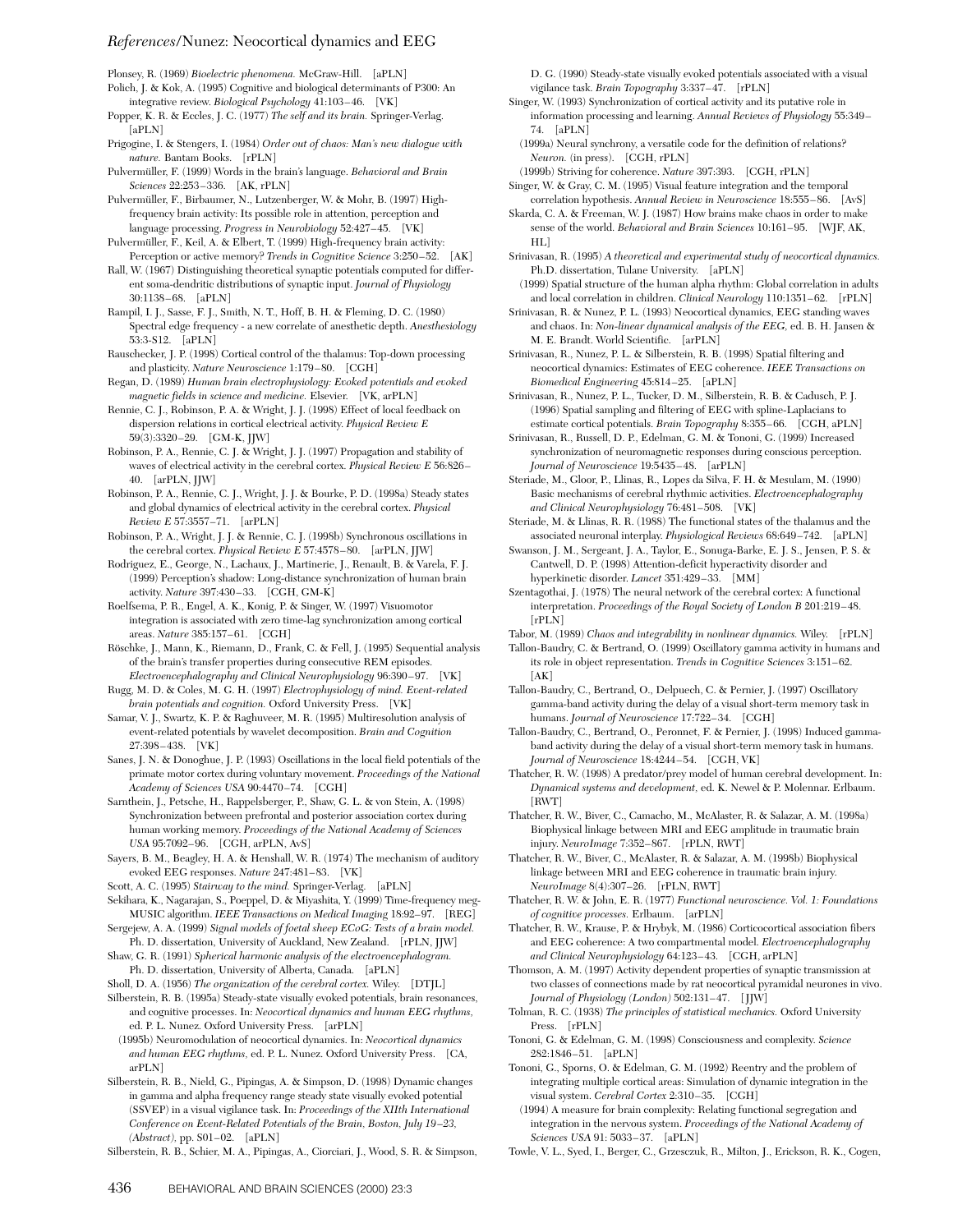Plonsey, R. (1969) *Bioelectric phenomena.* McGraw-Hill. [aPLN]

Polich, J. & Kok, A. (1995) Cognitive and biological determinants of P300: An integrative review. *Biological Psychology* 41:103–46. [VK]

Popper, K. R. & Eccles, J. C. (1977) *The self and its brain.* Springer-Verlag. [aPLN]

Prigogine, I. & Stengers, I. (1984) *Order out of chaos: Man's new dialogue with nature.* Bantam Books. [rPLN]

Pulvermüller, F. (1999) Words in the brain's language. *Behavioral and Brain Sciences* 22:253–336. [AK, rPLN]

Pulvermüller, F., Birbaumer, N., Lutzenberger, W. & Mohr, B. (1997) High-frequency brain activity: Its possible role in attention, perception and language processing. *Progress in Neurobiology* 52:427–45. [VK]

Pulvermüller, F., Keil, A. & Elbert, T. (1999) High-frequency brain activity: Perception or active memory? *Trends in Cognitive Science* 3:250–52. [AK]

Rall, W. (1967) Distinguishing theoretical synaptic potentials computed for different soma-dendritic distributions of synaptic input. *Journal of Physiology* 30:1138–68. [aPLN]

Rampil, I. J., Sasse, F. J., Smith, N. T., Hoff, B. H. & Fleming, D. C. (1980) Spectral edge frequency - a new correlate of anesthetic depth. *Anesthesiology* 53:3-S12. [aPLN]

Rauschecker, J. P. (1998) Cortical control of the thalamus: Top-down processing and plasticity. *Nature Neuroscience* 1:179–80. [CGH]

Regan, D. (1989) *Human brain electrophysiology: Evoked potentials and evoked magnetic fields in science and medicine.* Elsevier. [VK, arPLN]

Rennie, C. J., Robinson, P. A. & Wright, J. J. (1998) Effect of local feedback on dispersion relations in cortical electrical activity. *Physical Review E* 59(3):3320–29. [GM-K, JJW]

Robinson, P. A., Rennie, C. J. & Wright, J. J. (1997) Propagation and stability of waves of electrical activity in the cerebral cortex. *Physical Review E* 56:826–40. [arPLN, JJW]

Robinson, P. A., Rennie, C. J., Wright, J. J. & Bourke, P. D. (1998a) Steady states and global dynamics of electrical activity in the cerebral cortex. *Physical Review E* 57:3557–71. [arPLN]

Robinson, P. A., Wright, J. J. & Rennie, C. J. (1998b) Synchronous oscillations in the cerebral cortex. *Physical Review E* 57:4578–80. [arPLN, JJW]

Rodriguez, E., George, N., Lachaux, J., Martinerie, J., Renault, B. & Varela, F. J. (1999) Perception's shadow: Long-distance synchronization of human brain activity. *Nature* 397:430–33. [CGH, GM-K]

Roelfsema, P. R., Engel, A. K., Konig, P. & Singer, W. (1997) Visuomotor integration is associated with zero time-lag synchronization among cortical areas. *Nature* 385:157–61. [CGH]

Röschke, J., Mann, K., Riemann, D., Frank, C. & Fell, J. (1995) Sequential analysis of the brain's transfer properties during consecutive REM episodes. *Electroencephalography and Clinical Neurophysiology* 96:390–97. [VK]

Rugg, M. D. & Coles, M. G. H. (1997) *Electrophysiology of mind. Event-related brain potentials and cognition.* Oxford University Press. [VK]

Samar, V. J., Swartz, K. P. & Raghuveer, M. R. (1995) Multiresolution analysis of event-related potentials by wavelet decomposition. *Brain and Cognition* 27:398–438. [VK]

Sanes, J. N. & Donoghue, J. P. (1993) Oscillations in the local field potentials of the primate motor cortex during voluntary movement. *Proceedings of the National Academy of Sciences USA* 90:4470–74. [CGH]

Sarnthein, J., Petsche, H., Rappelsberger, P., Shaw, G. L. & von Stein, A. (1998) Synchronization between prefrontal and posterior association cortex during human working memory. *Proceedings of the National Academy of Sciences USA* 95:7092–96. [CGH, arPLN, AvS]

Sayers, B. M., Beagley, H. A. & Henshall, W. R. (1974) The mechanism of auditory evoked EEG responses. *Nature* 247:481–83. [VK]

Scott, A. C. (1995) *Stairway to the mind.* Springer-Verlag. [aPLN]

Sekihara, K., Nagarajan, S., Poeppel, D. & Miyashita, Y. (1999) Time-frequency meg-MUSIC algorithm. *IEEE Transactions on Medical Imaging* 18:92–97. [REG]

Sergejew, A. A. (1999) *Signal models of foetal sheep ECoG: Tests of a brain model.* Ph. D. dissertation, University of Auckland, New Zealand. [rPLN, JJW]

Shaw, G. R. (1991) *Spherical harmonic analysis of the electroencephalogram.* Ph. D. dissertation, University of Alberta, Canada. [aPLN]

Sholl, D. A. (1956) *The organization of the cerebral cortex.* Wiley. [DTJL]

Silberstein, R. B. (1995a) Steady-state visually evoked potentials, brain resonances, and cognitive processes. In: *Neocortical dynamics and human EEG rhythms,* ed. P. L. Nunez. Oxford University Press. [arPLN]

(1995b) Neuromodulation of neocortical dynamics. In: *Neocortical dynamics and human EEG rhythms,* ed. P. L. Nunez. Oxford University Press. [CA, arPLN]

Silberstein, R. B., Nield, G., Pipingas, A. & Simpson, D. (1998) Dynamic changes in gamma and alpha frequency range steady state visually evoked potential (SSVEP) in a visual vigilance task. In: *Proceedings of the XIIth International Conference on Event-Related Potentials of the Brain, Boston, July 19–23, (Abstract),* pp. S01–02. [aPLN]

Silberstein, R. B., Schier, M. A., Pipingas, A., Ciorciari, J., Wood, S. R. & Simpson, D. G. (1990) Steady-state visually evoked potentials associated with a visual vigilance task. *Brain Topography* 3:337–47. [rPLN]

Singer, W. (1993) Synchronization of cortical activity and its putative role in information processing and learning. *Annual Reviews of Physiology* 55:349–74. [aPLN]

(1999a) Neural synchrony, a versatile code for the definition of relations? *Neuron.* (in press). [CGH, rPLN]

(1999b) Striving for coherence. *Nature* 397:393. [CGH, rPLN]

Singer, W. & Gray, C. M. (1995) Visual feature integration and the temporal correlation hypothesis. *Annual Review in Neuroscience* 18:555–86. [AvS]

Skarda, C. A. & Freeman, W. J. (1987) How brains make chaos in order to make sense of the world. *Behavioral and Brain Sciences* 10:161–95. [WJF, AK, HL]

Srinivasan, R. (1995) *A theoretical and experimental study of neocortical dynamics.* Ph.D. dissertation, Tulane University. [aPLN]

(1999) Spatial structure of the human alpha rhythm: Global correlation in adults and local correlation in children. *Clinical Neurology* 110:1351–62. [rPLN]

Srinivasan, R. & Nunez, P. L. (1993) Neocortical dynamics, EEG standing waves and chaos. In: *Non-linear dynamical analysis of the EEG,* ed. B. H. Jansen & M. E. Brandt. World Scientific. [arPLN]

Srinivasan, R., Nunez, P. L. & Silberstein, R. B. (1998) Spatial filtering and neocortical dynamics: Estimates of EEG coherence. *IEEE Transactions on Biomedical Engineering* 45:814–25. [aPLN]

Srinivasan, R., Nunez, P. L., Tucker, D. M., Silberstein, R. B. & Cadusch, P. J. (1996) Spatial sampling and filtering of EEG with spline-Laplacians to estimate cortical potentials. *Brain Topography* 8:355–66. [CGH, aPLN]

Srinivasan, R., Russell, D. P., Edelman, G. M. & Tononi, G. (1999) Increased synchronization of neuromagnetic responses during conscious perception. *Journal of Neuroscience* 19:5435–48. [arPLN]

Steriade, M., Gloor, P., Llinas, R., Lopes da Silva, F. H. & Mesulam, M. (1990) Basic mechanisms of cerebral rhythmic activities. *Electroencephalography and Clinical Neurophysiology* 76:481–508. [VK]

Steriade, M. & Llinas, R. R. (1988) The functional states of the thalamus and the associated neuronal interplay. *Physiological Reviews* 68:649–742. [aPLN]

Swanson, J. M., Sergeant, J. A., Taylor, E., Sonuga-Barke, E. J. S., Jensen, P. S. & Cantwell, D. P. (1998) Attention-deficit hyperactivity disorder and hyperkinetic disorder. *Lancet* 351:429–33. [MM]

Szentagothai, J. (1978) The neural network of the cerebral cortex: A functional interpretation. *Proceedings of the Royal Society of London B* 201:219–48. [rPLN]

Tabor, M. (1989) *Chaos and integrability in nonlinear dynamics.* Wiley. [rPLN]

Tallon-Baudry, C. & Bertrand, O. (1999) Oscillatory gamma activity in humans and its role in object representation. *Trends in Cognitive Sciences* 3:151–62. [AK]

Tallon-Baudry, C., Bertrand, O., Delpuech, C. & Pernier, J. (1997) Oscillatory gamma-band activity during the delay of a visual short-term memory task in humans. *Journal of Neuroscience* 17:722–34. [CGH]

Tallon-Baudry, C., Bertrand, O., Peronnet, F. & Pernier, J. (1998) Induced gamma-band activity during the delay of a visual short-term memory task in humans. *Journal of Neuroscience* 18:4244–54. [CGH, VK]

Thatcher, R. W. (1998) A predator/prey model of human cerebral development. In: *Dynamical systems and development,* ed. K. Newel & P. Molennar. Erlbaum. [RWT]

Thatcher, R. W., Biver, C., Camacho, M., McAlaster, R. & Salazar, A. M. (1998a) Biophysical linkage between MRI and EEG amplitude in traumatic brain injury. *NeuroImage* 7:352–867. [rPLN, RWT]

Thatcher, R. W., Biver, C., McAlaster, R. & Salazar, A. M. (1998b) Biophysical linkage between MRI and EEG coherence in traumatic brain injury. *NeuroImage* 8(4):307–26. [rPLN, RWT]

Thatcher, R. W. & John, E. R. (1977) *Functional neuroscience. Vol. 1: Foundations of cognitive processes.* Erlbaum. [arPLN]

Thatcher, R. W., Krause, P. & Hrybyk, M. (1986) Corticocortical association fibers and EEG coherence: A two compartmental model. *Electroencephalography and Clinical Neurophysiology* 64:123–43. [CGH, arPLN]

Thomson, A. M. (1997) Activity dependent properties of synaptic transmission at two classes of connections made by rat neocortical pyramidal neurones in vivo. *Journal of Physiology (London)* 502:131–47. [JJW]

Tolman, R. C. (1938) *The principles of statistical mechanics.* Oxford University Press. [rPLN]

Tononi, G. & Edelman, G. M. (1998) Consciousness and complexity. *Science* 282:1846–51. [aPLN]

Tononi, G., Sporns, O. & Edelman, G. M. (1992) Reentry and the problem of integrating multiple cortical areas: Simulation of dynamic integration in the visual system. *Cerebral Cortex* 2:310–35. [CGH]

(1994) A measure for brain complexity: Relating functional segregation and integration in the nervous system. *Proceedings of the National Academy of Sciences USA* 91: 5033–37. [aPLN]

Towle, V. L., Syed, I., Berger, C., Grzesczuk, R., Milton, J., Erickson, R. K., Cogen,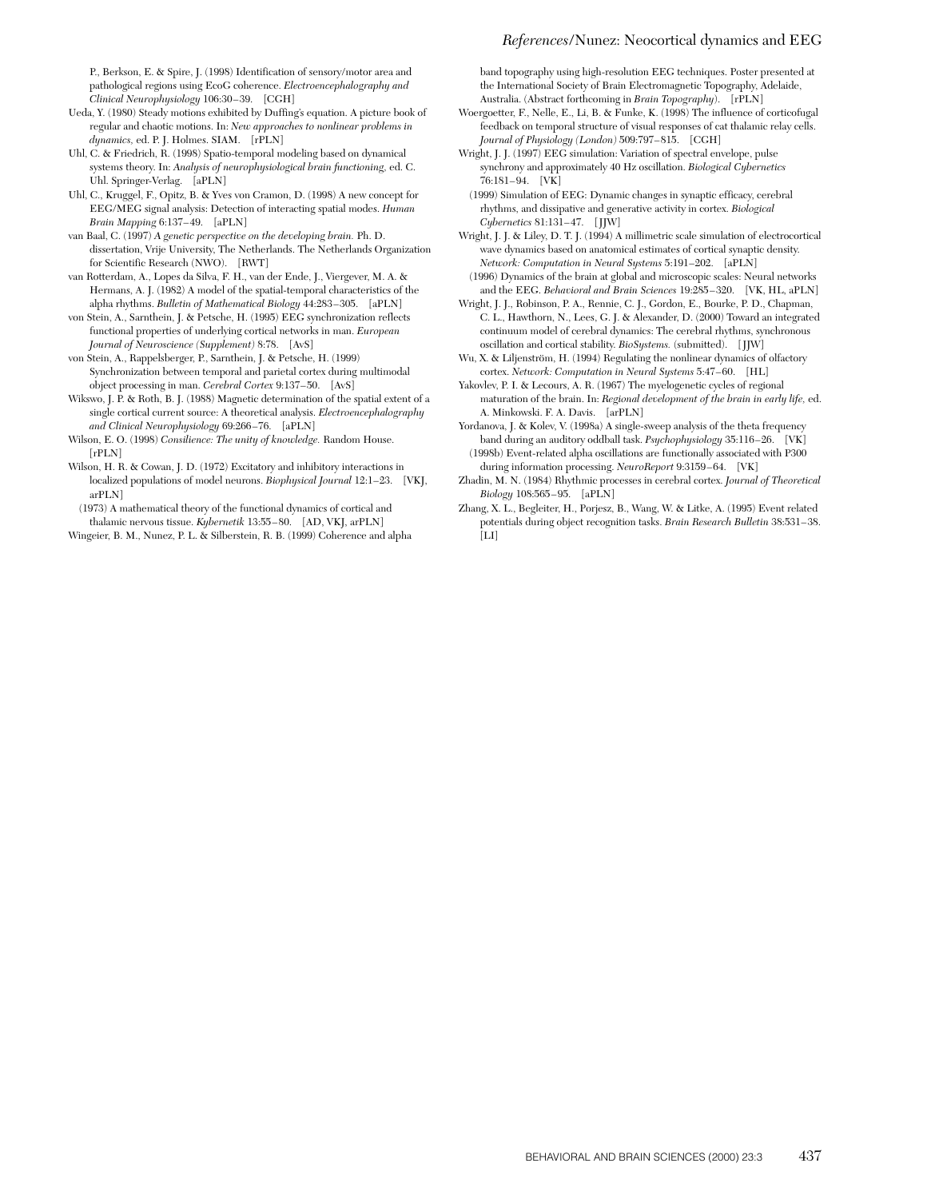P., Berkson, E. & Spire, J. (1998) Identification of sensory/motor area and pathological regions using EcoG coherence. *Electroencephalography and Clinical Neurophysiology* 106:30–39. [CGH]

Ueda, Y. (1980) Steady motions exhibited by Duffing's equation. A picture book of regular and chaotic motions. In: *New approaches to nonlinear problems in dynamics*, ed. P. J. Holmes. SIAM. [rPLN]

Uhl, C. & Friedrich, R. (1998) Spatio-temporal modeling based on dynamical systems theory. In: *Analysis of neurophysiological brain functioning*, ed. C. Uhl. Springer-Verlag. [aPLN]

Uhl, C., Kruggel, F., Opitz, B. & Yves von Cramon, D. (1998) A new concept for EEG/MEG signal analysis: Detection of interacting spatial modes. *Human Brain Mapping* 6:137–49. [aPLN]

van Baal, C. (1997) *A genetic perspective on the developing brain.* Ph. D. dissertation, Vrije University, The Netherlands. The Netherlands Organization for Scientific Research (NWO). [RWT]

van Rotterdam, A., Lopes da Silva, F. H., van der Ende, J., Viergever, M. A. & Hermans, A. J. (1982) A model of the spatial-temporal characteristics of the alpha rhythms. *Bulletin of Mathematical Biology* 44:283–305. [aPLN]

von Stein, A., Sarnthein, J. & Petsche, H. (1995) EEG synchronization reflects functional properties of underlying cortical networks in man. *European Journal of Neuroscience (Supplement)* 8:78. [AvS]

von Stein, A., Rappelsberger, P., Sarnthein, J. & Petsche, H. (1999) Synchronization between temporal and parietal cortex during multimodal object processing in man. *Cerebral Cortex* 9:137–50. [AvS]

Wikswo, J. P. & Roth, B. J. (1988) Magnetic determination of the spatial extent of a single cortical current source: A theoretical analysis. *Electroencephalography and Clinical Neurophysiology* 69:266–76. [aPLN]

Wilson, E. O. (1998) *Consilience: The unity of knowledge.* Random House. [rPLN]

Wilson, H. R. & Cowan, J. D. (1972) Excitatory and inhibitory interactions in localized populations of model neurons. *Biophysical Journal* 12:1–23. [VKJ, arPLN]

(1973) A mathematical theory of the functional dynamics of cortical and thalamic nervous tissue. *Kybernetik* 13:55–80. [AD, VKJ, arPLN]

Wingeier, B. M., Nunez, P. L. & Silberstein, R. B. (1999) Coherence and alpha band topography using high-resolution EEG techniques. Poster presented at the International Society of Brain Electromagnetic Topography, Adelaide, Australia. (Abstract forthcoming in *Brain Topography*). [rPLN]

Woergoetter, F., Nelle, E., Li, B. & Funke, K. (1998) The influence of corticofugal feedback on temporal structure of visual responses of cat thalamic relay cells. *Journal of Physiology (London)* 509:797–815. [CGH]

Wright, J. J. (1997) EEG simulation: Variation of spectral envelope, pulse synchrony and approximately 40 Hz oscillation. *Biological Cybernetics* 76:181–94. [VK]

(1999) Simulation of EEG: Dynamic changes in synaptic efficacy, cerebral rhythms, and dissipative and generative activity in cortex. *Biological Cybernetics* 81:131–47. [JJW]

Wright, J. J. & Liley, D. T. J. (1994) A millimetric scale simulation of electrocortical wave dynamics based on anatomical estimates of cortical synaptic density. *Network: Computation in Neural Systems* 5:191–202. [aPLN]

(1996) Dynamics of the brain at global and microscopic scales: Neural networks and the EEG. *Behavioral and Brain Sciences* 19:285–320. [VK, HL, aPLN]

Wright, J. J., Robinson, P. A., Rennie, C. J., Gordon, E., Bourke, P. D., Chapman, C. L., Hawthorn, N., Lees, G. J. & Alexander, D. (2000) Toward an integrated continuum model of cerebral dynamics: The cerebral rhythms, synchronous oscillation and cortical stability. *BioSystems.* (submitted). [JJW]

Wu, X. & Liljenström, H. (1994) Regulating the nonlinear dynamics of olfactory cortex. *Network: Computation in Neural Systems* 5:47–60. [HL]

Yakovlev, P. I. & Lecours, A. R. (1967) The myelogenetic cycles of regional maturation of the brain. In: *Regional development of the brain in early life*, ed. A. Minkowski. F. A. Davis. [arPLN]

Yordanova, J. & Kolev, V. (1998a) A single-sweep analysis of the theta frequency band during an auditory oddball task. *Psychophysiology* 35:116–26. [VK]

(1998b) Event-related alpha oscillations are functionally associated with P300 during information processing. *NeuroReport* 9:3159–64. [VK]

Zhadin, M. N. (1984) Rhythmic processes in cerebral cortex. *Journal of Theoretical Biology* 108:565–95. [aPLN]

Zhang, X. L., Begleiter, H., Porjesz, B., Wang, W. & Litke, A. (1995) Event related potentials during object recognition tasks. *Brain Research Bulletin* 38:531–38. [LI]